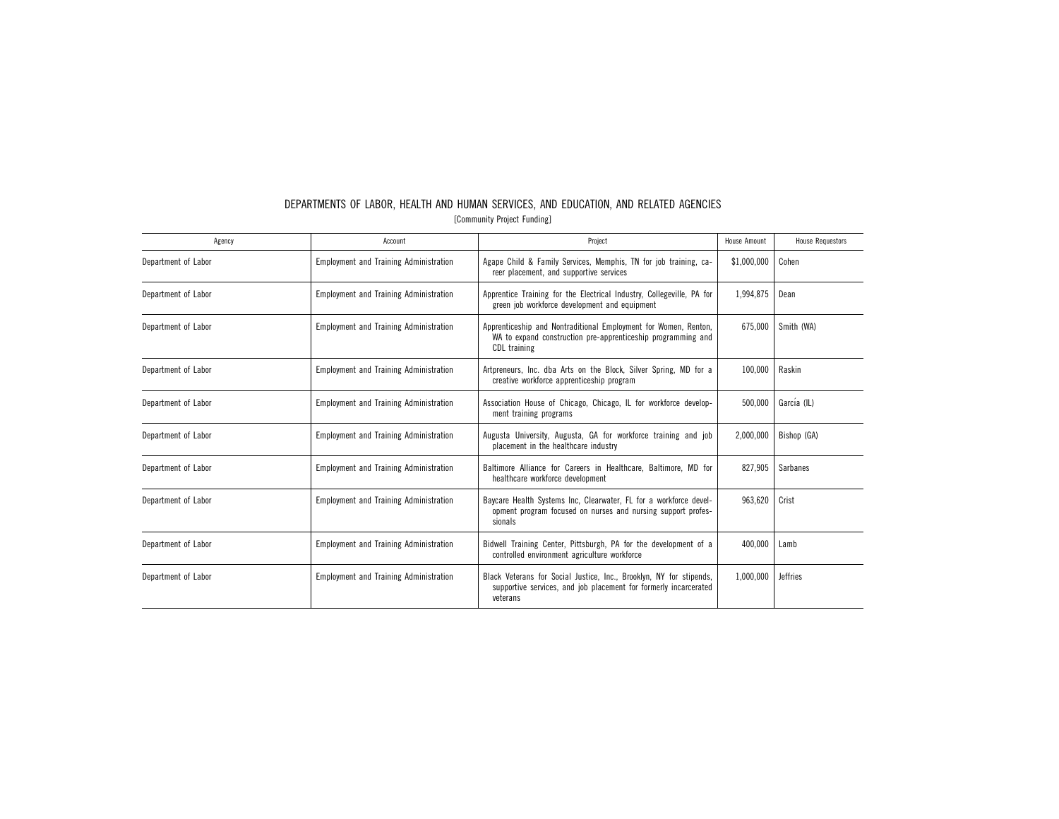# DEPARTMENTS OF LABOR, HEALTH AND HUMAN SERVICES, AND EDUCATION, AND RELATED AGENCIES

[Community Project Funding]

| Agency | Account | Project | House Amount | House Requestors |
|---|---|---|---|---|
| Department of Labor | Employment and Training Administration | Agape Child & Family Services, Memphis, TN for job training, career placement, and supportive services | $1,000,000 | Cohen |
| Department of Labor | Employment and Training Administration | Apprentice Training for the Electrical Industry, Collegeville, PA for green job workforce development and equipment | 1,994,875 | Dean |
| Department of Labor | Employment and Training Administration | Apprenticeship and Nontraditional Employment for Women, Renton, WA to expand construction pre-apprenticeship programming and CDL training | 675,000 | Smith (WA) |
| Department of Labor | Employment and Training Administration | Artpreneurs, Inc. dba Arts on the Block, Silver Spring, MD for a creative workforce apprenticeship program | 100,000 | Raskin |
| Department of Labor | Employment and Training Administration | Association House of Chicago, Chicago, IL for workforce development training programs | 500,000 | García (IL) |
| Department of Labor | Employment and Training Administration | Augusta University, Augusta, GA for workforce training and job placement in the healthcare industry | 2,000,000 | Bishop (GA) |
| Department of Labor | Employment and Training Administration | Baltimore Alliance for Careers in Healthcare, Baltimore, MD for healthcare workforce development | 827,905 | Sarbanes |
| Department of Labor | Employment and Training Administration | Baycare Health Systems Inc, Clearwater, FL for a workforce development program focused on nurses and nursing support professionals | 963,620 | Crist |
| Department of Labor | Employment and Training Administration | Bidwell Training Center, Pittsburgh, PA for the development of a controlled environment agriculture workforce | 400,000 | Lamb |
| Department of Labor | Employment and Training Administration | Black Veterans for Social Justice, Inc., Brooklyn, NY for stipends, supportive services, and job placement for formerly incarcerated veterans | 1,000,000 | Jeffries |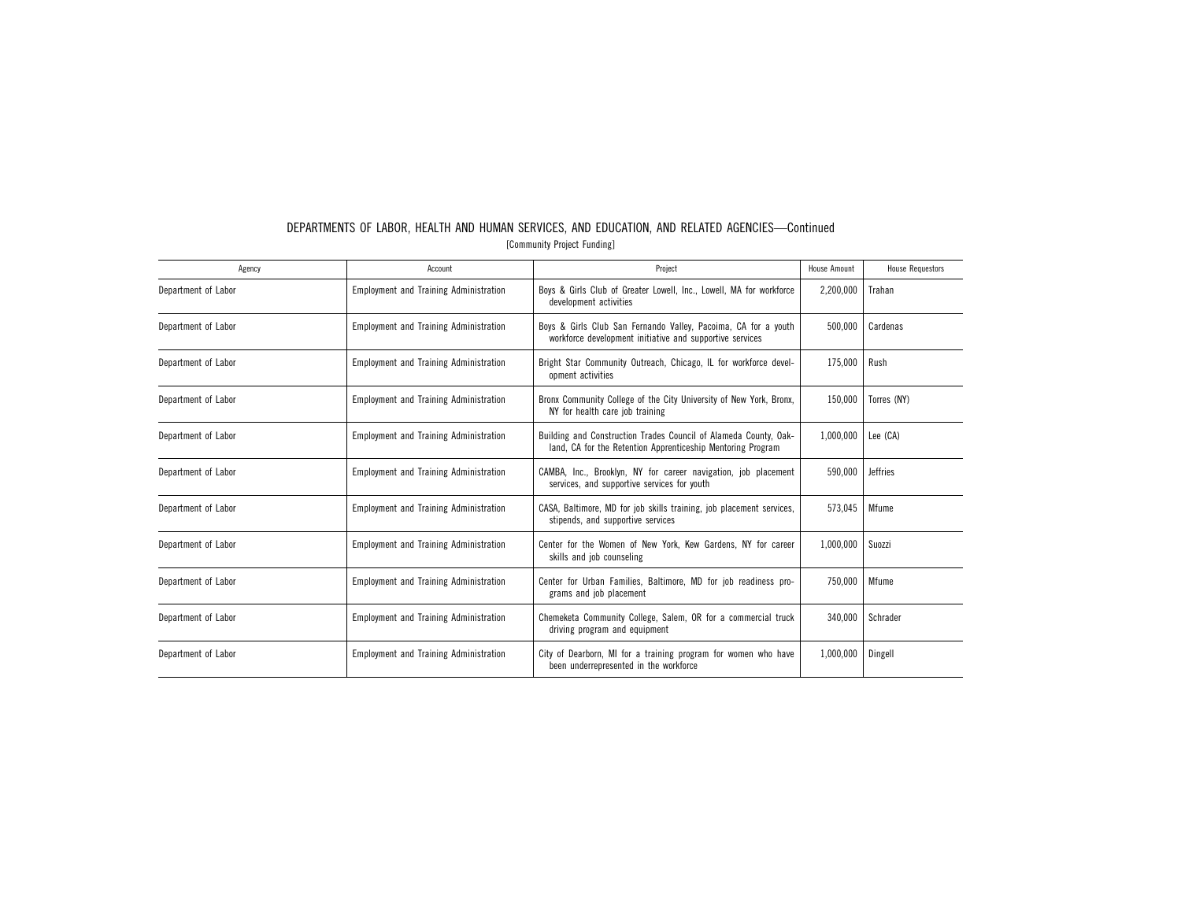## DEPARTMENTS OF LABOR, HEALTH AND HUMAN SERVICES, AND EDUCATION, AND RELATED AGENCIES—Continued

[Community Project Funding]

| Agency | Account | Project | House Amount | House Requestors |
|---|---|---|---|---|
| Department of Labor | Employment and Training Administration | Boys & Girls Club of Greater Lowell, Inc., Lowell, MA for workforce development activities | 2,200,000 | Trahan |
| Department of Labor | Employment and Training Administration | Boys & Girls Club San Fernando Valley, Pacoima, CA for a youth workforce development initiative and supportive services | 500,000 | Cardenas |
| Department of Labor | Employment and Training Administration | Bright Star Community Outreach, Chicago, IL for workforce development activities | 175,000 | Rush |
| Department of Labor | Employment and Training Administration | Bronx Community College of the City University of New York, Bronx, NY for health care job training | 150,000 | Torres (NY) |
| Department of Labor | Employment and Training Administration | Building and Construction Trades Council of Alameda County, Oakland, CA for the Retention Apprenticeship Mentoring Program | 1,000,000 | Lee (CA) |
| Department of Labor | Employment and Training Administration | CAMBA, Inc., Brooklyn, NY for career navigation, job placement services, and supportive services for youth | 590,000 | Jeffries |
| Department of Labor | Employment and Training Administration | CASA, Baltimore, MD for job skills training, job placement services, stipends, and supportive services | 573,045 | Mfume |
| Department of Labor | Employment and Training Administration | Center for the Women of New York, Kew Gardens, NY for career skills and job counseling | 1,000,000 | Suozzi |
| Department of Labor | Employment and Training Administration | Center for Urban Families, Baltimore, MD for job readiness programs and job placement | 750,000 | Mfume |
| Department of Labor | Employment and Training Administration | Chemeketa Community College, Salem, OR for a commercial truck driving program and equipment | 340,000 | Schrader |
| Department of Labor | Employment and Training Administration | City of Dearborn, MI for a training program for women who have been underrepresented in the workforce | 1,000,000 | Dingell |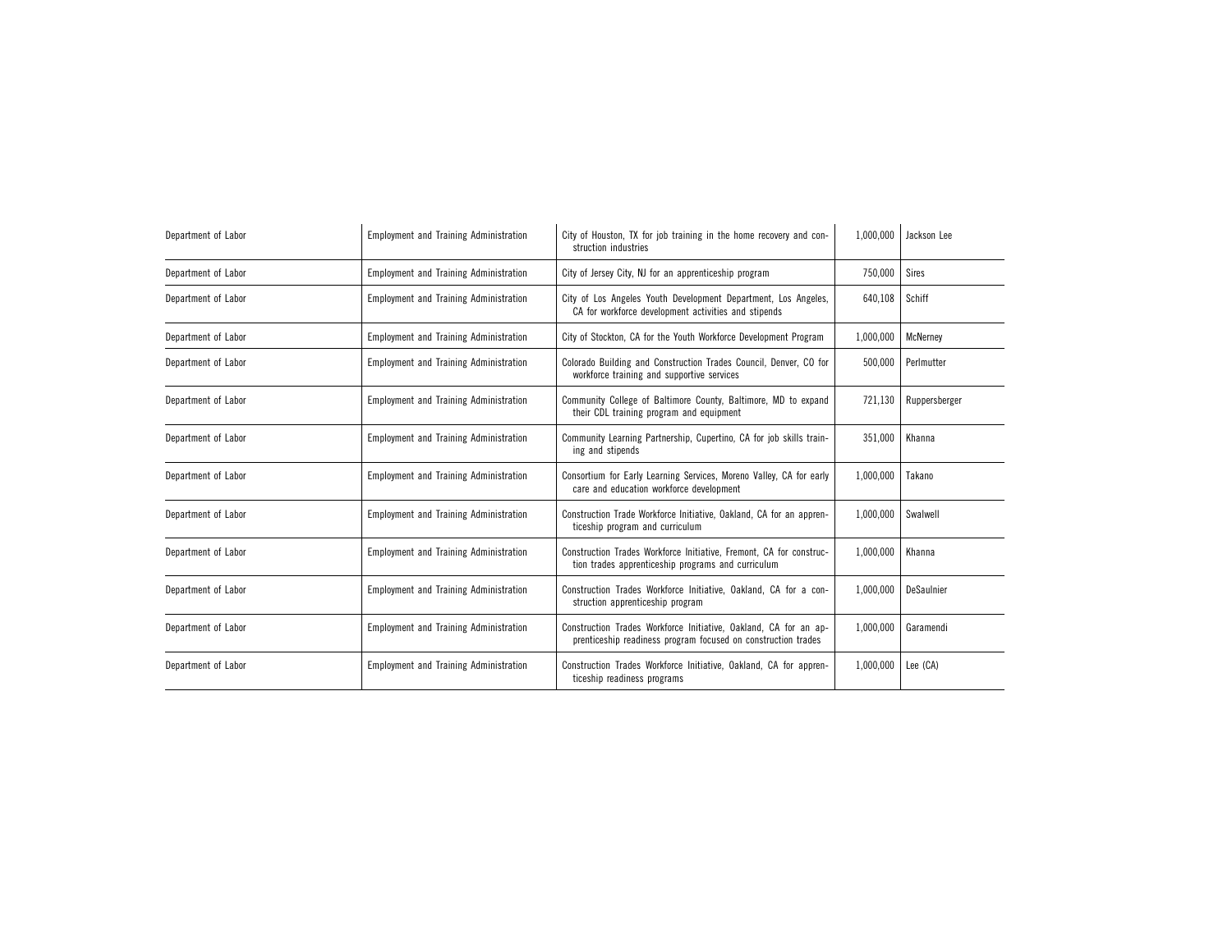| | | | | |
|---|---|---|---|---|
| Department of Labor | Employment and Training Administration | City of Houston, TX for job training in the home recovery and construction industries | 1,000,000 | Jackson Lee |
| Department of Labor | Employment and Training Administration | City of Jersey City, NJ for an apprenticeship program | 750,000 | Sires |
| Department of Labor | Employment and Training Administration | City of Los Angeles Youth Development Department, Los Angeles, CA for workforce development activities and stipends | 640,108 | Schiff |
| Department of Labor | Employment and Training Administration | City of Stockton, CA for the Youth Workforce Development Program | 1,000,000 | McNerney |
| Department of Labor | Employment and Training Administration | Colorado Building and Construction Trades Council, Denver, CO for workforce training and supportive services | 500,000 | Perlmutter |
| Department of Labor | Employment and Training Administration | Community College of Baltimore County, Baltimore, MD to expand their CDL training program and equipment | 721,130 | Ruppersberger |
| Department of Labor | Employment and Training Administration | Community Learning Partnership, Cupertino, CA for job skills training and stipends | 351,000 | Khanna |
| Department of Labor | Employment and Training Administration | Consortium for Early Learning Services, Moreno Valley, CA for early care and education workforce development | 1,000,000 | Takano |
| Department of Labor | Employment and Training Administration | Construction Trade Workforce Initiative, Oakland, CA for an apprenticeship program and curriculum | 1,000,000 | Swalwell |
| Department of Labor | Employment and Training Administration | Construction Trades Workforce Initiative, Fremont, CA for construction trades apprenticeship programs and curriculum | 1,000,000 | Khanna |
| Department of Labor | Employment and Training Administration | Construction Trades Workforce Initiative, Oakland, CA for a construction apprenticeship program | 1,000,000 | DeSaulnier |
| Department of Labor | Employment and Training Administration | Construction Trades Workforce Initiative, Oakland, CA for an apprenticeship readiness program focused on construction trades | 1,000,000 | Garamendi |
| Department of Labor | Employment and Training Administration | Construction Trades Workforce Initiative, Oakland, CA for apprenticeship readiness programs | 1,000,000 | Lee (CA) |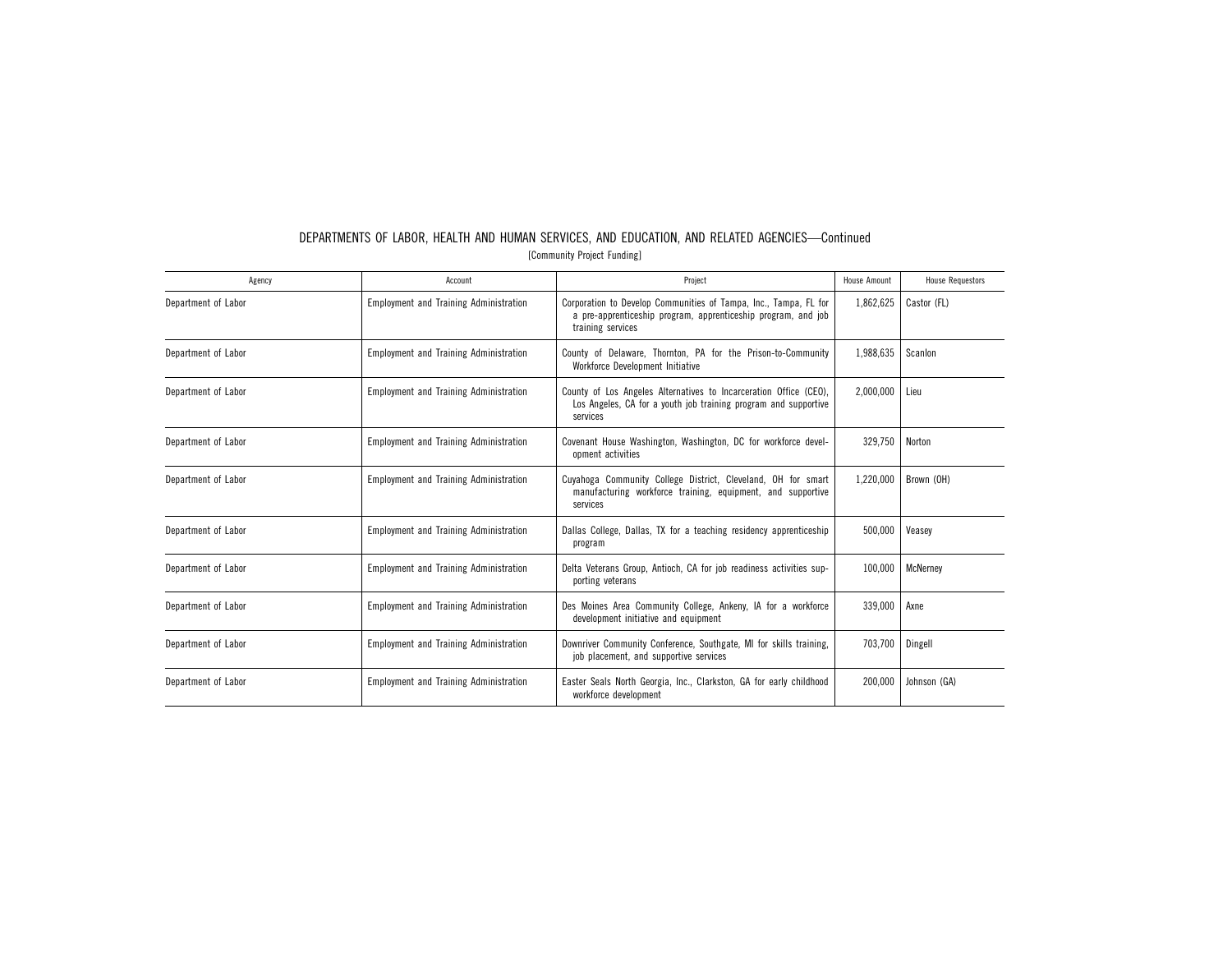DEPARTMENTS OF LABOR, HEALTH AND HUMAN SERVICES, AND EDUCATION, AND RELATED AGENCIES—Continued

[Community Project Funding]

| Agency | Account | Project | House Amount | House Requestors |
|---|---|---|---|---|
| Department of Labor | Employment and Training Administration | Corporation to Develop Communities of Tampa, Inc., Tampa, FL for a pre-apprenticeship program, apprenticeship program, and job training services | 1,862,625 | Castor (FL) |
| Department of Labor | Employment and Training Administration | County of Delaware, Thornton, PA for the Prison-to-Community Workforce Development Initiative | 1,988,635 | Scanlon |
| Department of Labor | Employment and Training Administration | County of Los Angeles Alternatives to Incarceration Office (CEO), Los Angeles, CA for a youth job training program and supportive services | 2,000,000 | Lieu |
| Department of Labor | Employment and Training Administration | Covenant House Washington, Washington, DC for workforce development activities | 329,750 | Norton |
| Department of Labor | Employment and Training Administration | Cuyahoga Community College District, Cleveland, OH for smart manufacturing workforce training, equipment, and supportive services | 1,220,000 | Brown (OH) |
| Department of Labor | Employment and Training Administration | Dallas College, Dallas, TX for a teaching residency apprenticeship program | 500,000 | Veasey |
| Department of Labor | Employment and Training Administration | Delta Veterans Group, Antioch, CA for job readiness activities supporting veterans | 100,000 | McNerney |
| Department of Labor | Employment and Training Administration | Des Moines Area Community College, Ankeny, IA for a workforce development initiative and equipment | 339,000 | Axne |
| Department of Labor | Employment and Training Administration | Downriver Community Conference, Southgate, MI for skills training, job placement, and supportive services | 703,700 | Dingell |
| Department of Labor | Employment and Training Administration | Easter Seals North Georgia, Inc., Clarkston, GA for early childhood workforce development | 200,000 | Johnson (GA) |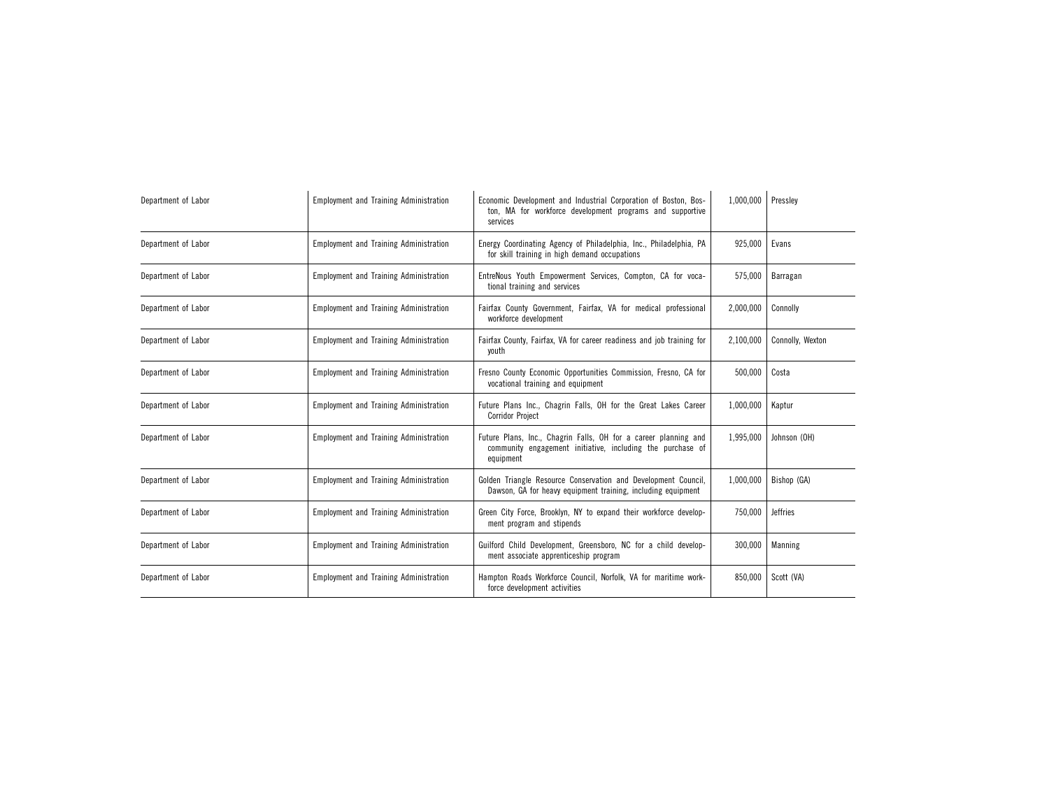| | | | | |
|---|---|---|---|---|
| Department of Labor | Employment and Training Administration | Economic Development and Industrial Corporation of Boston, Boston, MA for workforce development programs and supportive services | 1,000,000 | Pressley |
| Department of Labor | Employment and Training Administration | Energy Coordinating Agency of Philadelphia, Inc., Philadelphia, PA for skill training in high demand occupations | 925,000 | Evans |
| Department of Labor | Employment and Training Administration | EntreNous Youth Empowerment Services, Compton, CA for vocational training and services | 575,000 | Barragan |
| Department of Labor | Employment and Training Administration | Fairfax County Government, Fairfax, VA for medical professional workforce development | 2,000,000 | Connolly |
| Department of Labor | Employment and Training Administration | Fairfax County, Fairfax, VA for career readiness and job training for youth | 2,100,000 | Connolly, Wexton |
| Department of Labor | Employment and Training Administration | Fresno County Economic Opportunities Commission, Fresno, CA for vocational training and equipment | 500,000 | Costa |
| Department of Labor | Employment and Training Administration | Future Plans Inc., Chagrin Falls, OH for the Great Lakes Career Corridor Project | 1,000,000 | Kaptur |
| Department of Labor | Employment and Training Administration | Future Plans, Inc., Chagrin Falls, OH for a career planning and community engagement initiative, including the purchase of equipment | 1,995,000 | Johnson (OH) |
| Department of Labor | Employment and Training Administration | Golden Triangle Resource Conservation and Development Council, Dawson, GA for heavy equipment training, including equipment | 1,000,000 | Bishop (GA) |
| Department of Labor | Employment and Training Administration | Green City Force, Brooklyn, NY to expand their workforce development program and stipends | 750,000 | Jeffries |
| Department of Labor | Employment and Training Administration | Guilford Child Development, Greensboro, NC for a child development associate apprenticeship program | 300,000 | Manning |
| Department of Labor | Employment and Training Administration | Hampton Roads Workforce Council, Norfolk, VA for maritime workforce development activities | 850,000 | Scott (VA) |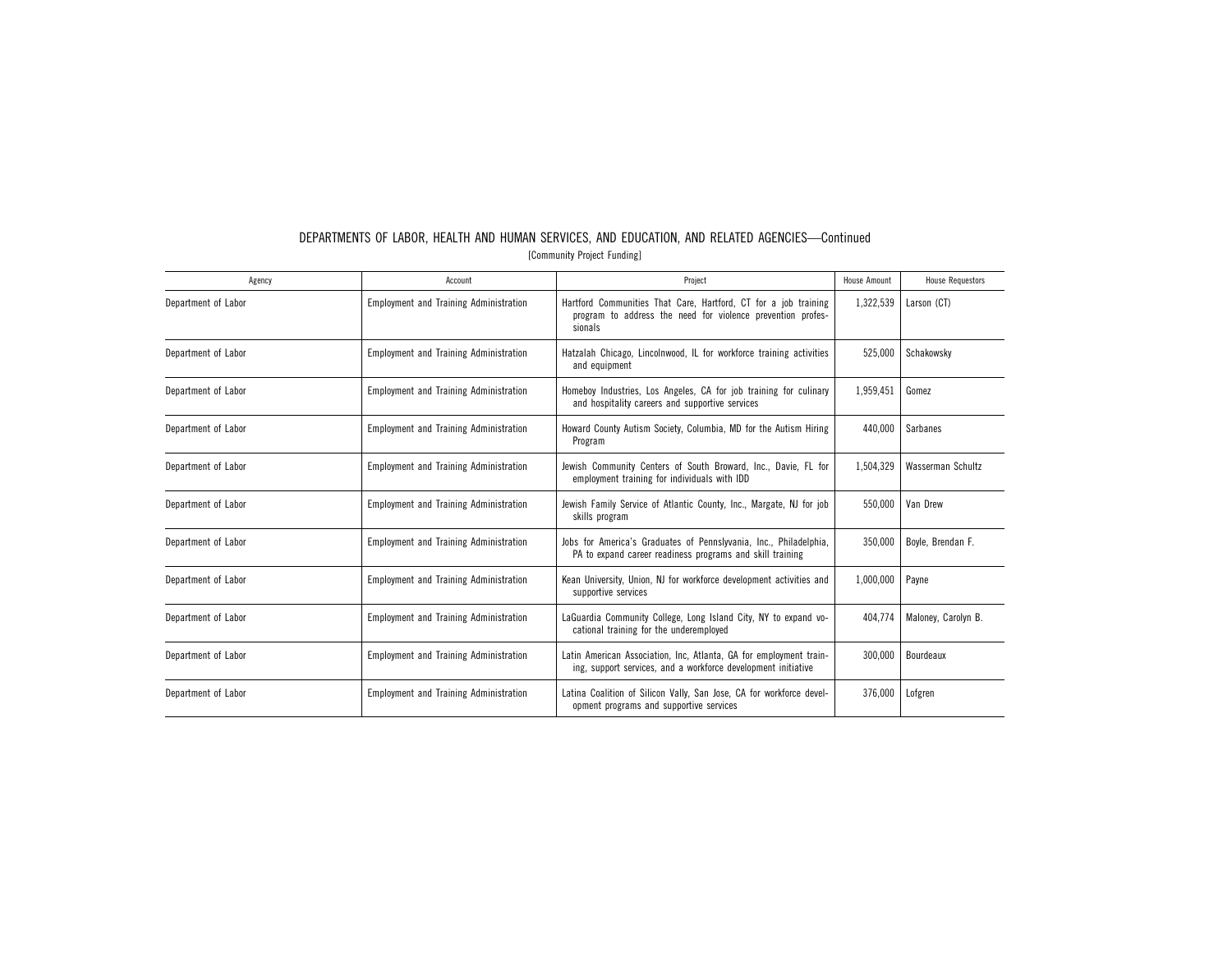## DEPARTMENTS OF LABOR, HEALTH AND HUMAN SERVICES, AND EDUCATION, AND RELATED AGENCIES—Continued

[Community Project Funding]

| Agency | Account | Project | House Amount | House Requestors |
|---|---|---|---|---|
| Department of Labor | Employment and Training Administration | Hartford Communities That Care, Hartford, CT for a job training program to address the need for violence prevention professionals | 1,322,539 | Larson (CT) |
| Department of Labor | Employment and Training Administration | Hatzalah Chicago, Lincolnwood, IL for workforce training activities and equipment | 525,000 | Schakowsky |
| Department of Labor | Employment and Training Administration | Homeboy Industries, Los Angeles, CA for job training for culinary and hospitality careers and supportive services | 1,959,451 | Gomez |
| Department of Labor | Employment and Training Administration | Howard County Autism Society, Columbia, MD for the Autism Hiring Program | 440,000 | Sarbanes |
| Department of Labor | Employment and Training Administration | Jewish Community Centers of South Broward, Inc., Davie, FL for employment training for individuals with IDD | 1,504,329 | Wasserman Schultz |
| Department of Labor | Employment and Training Administration | Jewish Family Service of Atlantic County, Inc., Margate, NJ for job skills program | 550,000 | Van Drew |
| Department of Labor | Employment and Training Administration | Jobs for America's Graduates of Pennslyvania, Inc., Philadelphia, PA to expand career readiness programs and skill training | 350,000 | Boyle, Brendan F. |
| Department of Labor | Employment and Training Administration | Kean University, Union, NJ for workforce development activities and supportive services | 1,000,000 | Payne |
| Department of Labor | Employment and Training Administration | LaGuardia Community College, Long Island City, NY to expand vocational training for the underemployed | 404,774 | Maloney, Carolyn B. |
| Department of Labor | Employment and Training Administration | Latin American Association, Inc, Atlanta, GA for employment training, support services, and a workforce development initiative | 300,000 | Bourdeaux |
| Department of Labor | Employment and Training Administration | Latina Coalition of Silicon Vally, San Jose, CA for workforce development programs and supportive services | 376,000 | Lofgren |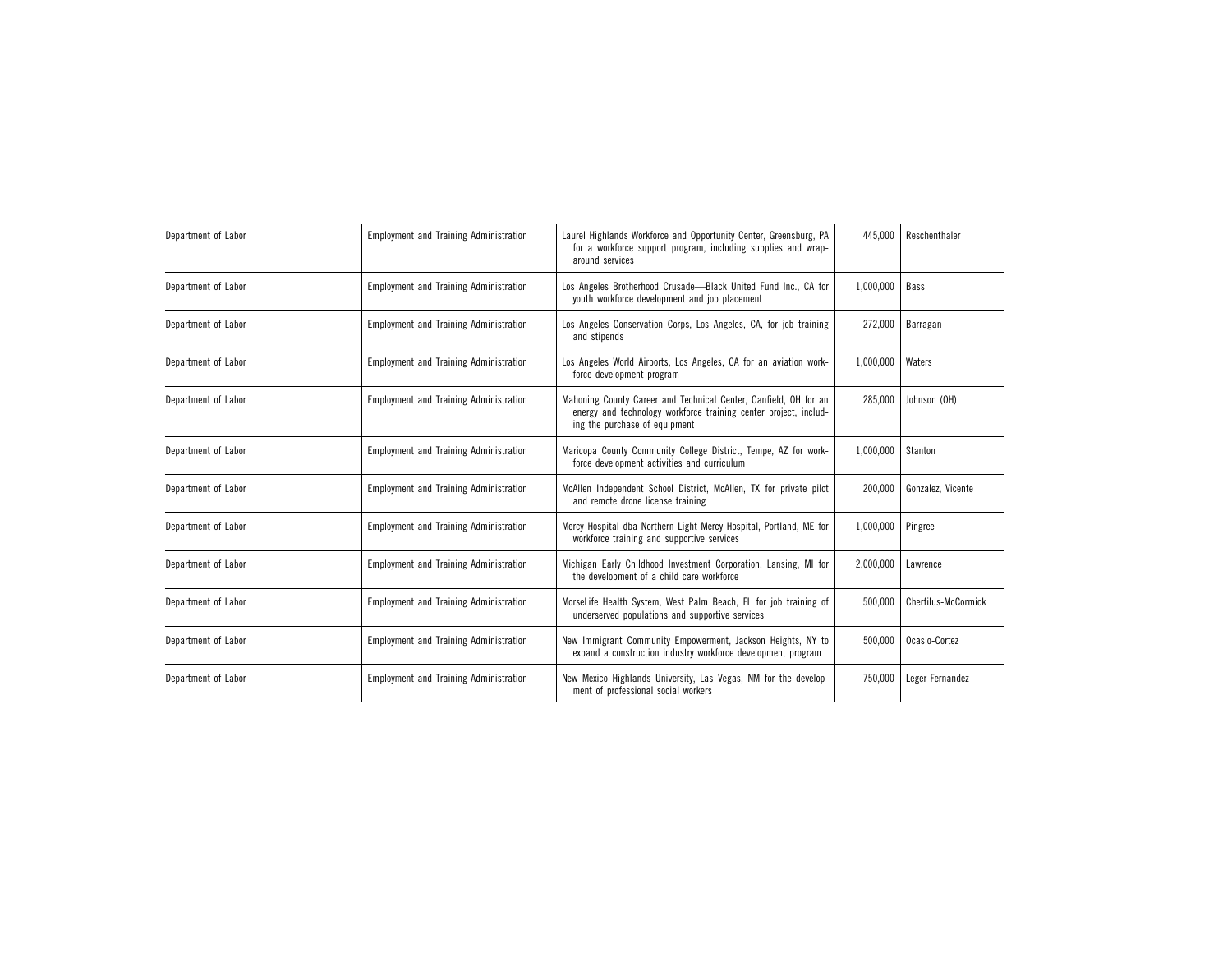| | | | | |
|---|---|---|---|---|
| Department of Labor | Employment and Training Administration | Laurel Highlands Workforce and Opportunity Center, Greensburg, PA for a workforce support program, including supplies and wrap-around services | 445,000 | Reschenthaler |
| Department of Labor | Employment and Training Administration | Los Angeles Brotherhood Crusade—Black United Fund Inc., CA for youth workforce development and job placement | 1,000,000 | Bass |
| Department of Labor | Employment and Training Administration | Los Angeles Conservation Corps, Los Angeles, CA, for job training and stipends | 272,000 | Barragan |
| Department of Labor | Employment and Training Administration | Los Angeles World Airports, Los Angeles, CA for an aviation workforce development program | 1,000,000 | Waters |
| Department of Labor | Employment and Training Administration | Mahoning County Career and Technical Center, Canfield, OH for an energy and technology workforce training center project, including the purchase of equipment | 285,000 | Johnson (OH) |
| Department of Labor | Employment and Training Administration | Maricopa County Community College District, Tempe, AZ for workforce development activities and curriculum | 1,000,000 | Stanton |
| Department of Labor | Employment and Training Administration | McAllen Independent School District, McAllen, TX for private pilot and remote drone license training | 200,000 | Gonzalez, Vicente |
| Department of Labor | Employment and Training Administration | Mercy Hospital dba Northern Light Mercy Hospital, Portland, ME for workforce training and supportive services | 1,000,000 | Pingree |
| Department of Labor | Employment and Training Administration | Michigan Early Childhood Investment Corporation, Lansing, MI for the development of a child care workforce | 2,000,000 | Lawrence |
| Department of Labor | Employment and Training Administration | MorseLife Health System, West Palm Beach, FL for job training of underserved populations and supportive services | 500,000 | Cherfilus-McCormick |
| Department of Labor | Employment and Training Administration | New Immigrant Community Empowerment, Jackson Heights, NY to expand a construction industry workforce development program | 500,000 | Ocasio-Cortez |
| Department of Labor | Employment and Training Administration | New Mexico Highlands University, Las Vegas, NM for the development of professional social workers | 750,000 | Leger Fernandez |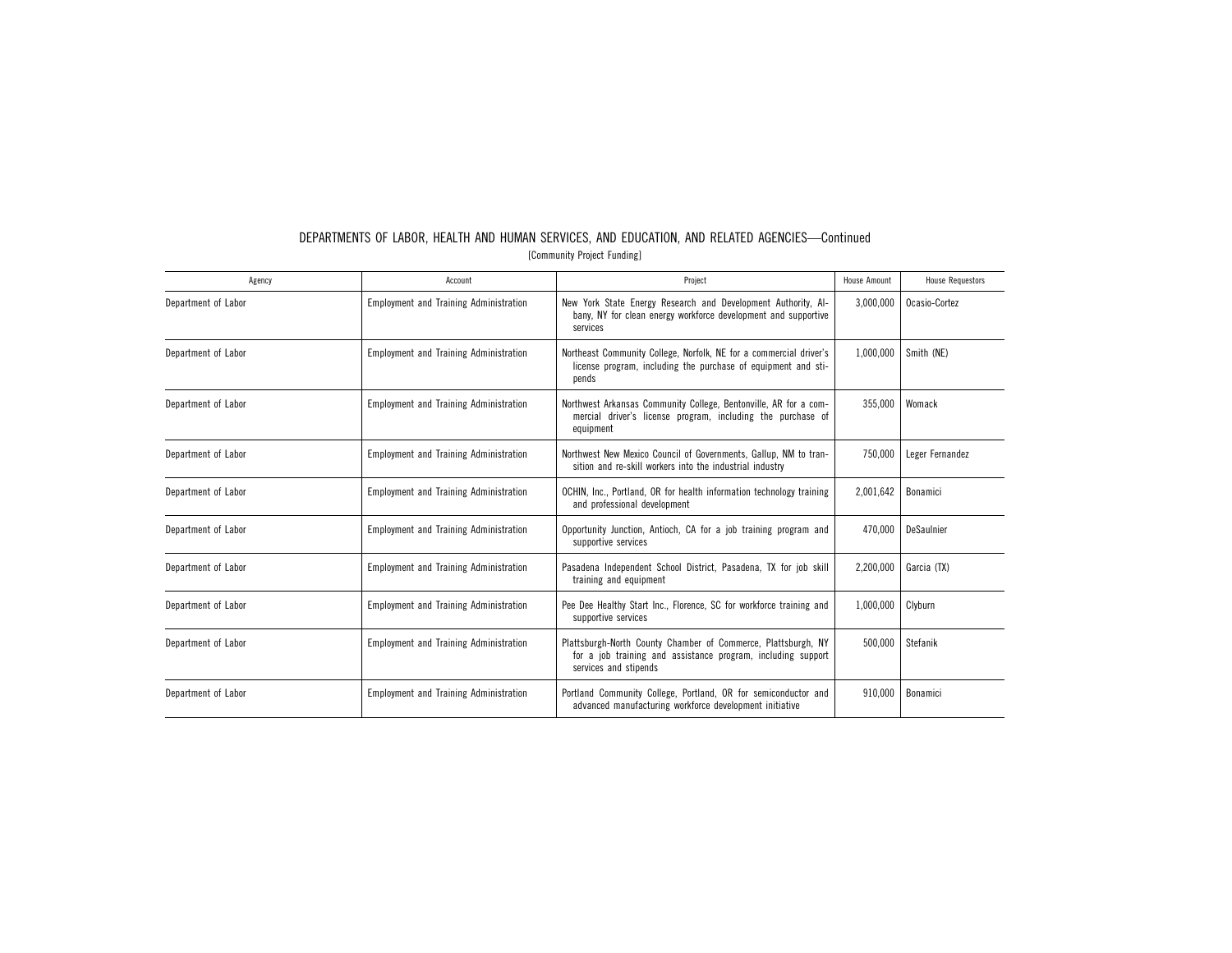## DEPARTMENTS OF LABOR, HEALTH AND HUMAN SERVICES, AND EDUCATION, AND RELATED AGENCIES—Continued

[Community Project Funding]

| Agency | Account | Project | House Amount | House Requestors |
|---|---|---|---|---|
| Department of Labor | Employment and Training Administration | New York State Energy Research and Development Authority, Albany, NY for clean energy workforce development and supportive services | 3,000,000 | Ocasio-Cortez |
| Department of Labor | Employment and Training Administration | Northeast Community College, Norfolk, NE for a commercial driver's license program, including the purchase of equipment and stipends | 1,000,000 | Smith (NE) |
| Department of Labor | Employment and Training Administration | Northwest Arkansas Community College, Bentonville, AR for a commercial driver's license program, including the purchase of equipment | 355,000 | Womack |
| Department of Labor | Employment and Training Administration | Northwest New Mexico Council of Governments, Gallup, NM to transition and re-skill workers into the industrial industry | 750,000 | Leger Fernandez |
| Department of Labor | Employment and Training Administration | OCHIN, Inc., Portland, OR for health information technology training and professional development | 2,001,642 | Bonamici |
| Department of Labor | Employment and Training Administration | Opportunity Junction, Antioch, CA for a job training program and supportive services | 470,000 | DeSaulnier |
| Department of Labor | Employment and Training Administration | Pasadena Independent School District, Pasadena, TX for job skill training and equipment | 2,200,000 | Garcia (TX) |
| Department of Labor | Employment and Training Administration | Pee Dee Healthy Start Inc., Florence, SC for workforce training and supportive services | 1,000,000 | Clyburn |
| Department of Labor | Employment and Training Administration | Plattsburgh-North County Chamber of Commerce, Plattsburgh, NY for a job training and assistance program, including support services and stipends | 500,000 | Stefanik |
| Department of Labor | Employment and Training Administration | Portland Community College, Portland, OR for semiconductor and advanced manufacturing workforce development initiative | 910,000 | Bonamici |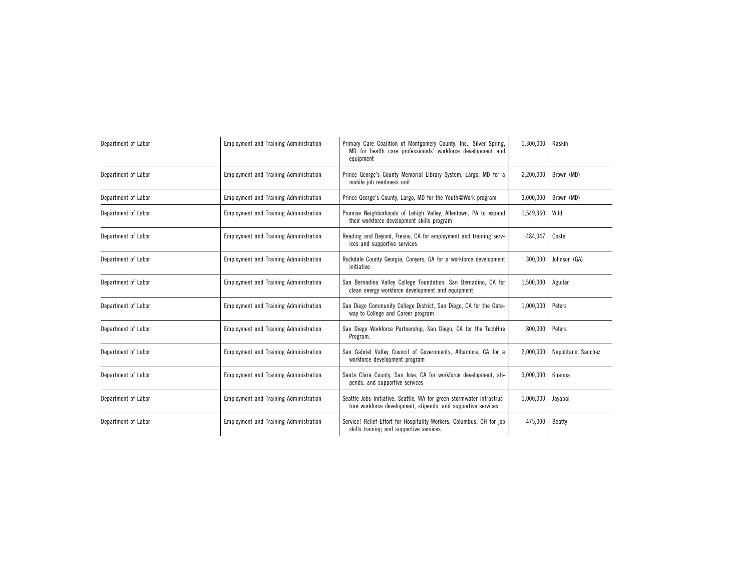| | | | | |
|---|---|---|---|---|
| Department of Labor | Employment and Training Administration | Primary Care Coalition of Montgomery County, Inc., Silver Spring, MD for health care professionals' workforce development and equipment | 1,300,000 | Raskin |
| Department of Labor | Employment and Training Administration | Prince George's County Memorial Library System, Largo, MD for a mobile job readiness unit | 2,200,000 | Brown (MD) |
| Department of Labor | Employment and Training Administration | Prince George's County, Largo, MD for the Youth@Work program | 3,000,000 | Brown (MD) |
| Department of Labor | Employment and Training Administration | Promise Neighborhoods of Lehigh Valley, Allentown, PA to expand their workforce development skills program | 1,549,360 | Wild |
| Department of Labor | Employment and Training Administration | Reading and Beyond, Fresno, CA for employment and training services and supportive services | 484,047 | Costa |
| Department of Labor | Employment and Training Administration | Rockdale County Georgia, Conyers, GA for a workforce development initiative | 300,000 | Johnson (GA) |
| Department of Labor | Employment and Training Administration | San Bernadino Valley College Foundation, San Bernadino, CA for clean energy workforce development and equipment | 1,500,000 | Aguilar |
| Department of Labor | Employment and Training Administration | San Diego Community College District, San Diego, CA for the Gateway to College and Career program | 1,000,000 | Peters |
| Department of Labor | Employment and Training Administration | San Diego Workforce Partnership, San Diego, CA for the TechHire Program. | 800,000 | Peters |
| Department of Labor | Employment and Training Administration | San Gabriel Valley Council of Governments, Alhambra, CA for a workforce development program | 2,000,000 | Napolitano, Sanchez |
| Department of Labor | Employment and Training Administration | Santa Clara County, San Jose, CA for workforce development, stipends, and supportive services | 3,000,000 | Khanna |
| Department of Labor | Employment and Training Administration | Seattle Jobs Initiative, Seattle, WA for green stormwater infrastructure workforce development, stipends, and supportive services | 1,000,000 | Jayapal |
| Department of Labor | Employment and Training Administration | Service! Relief Effort for Hospitality Workers, Columbus, OH for job skills training and supportive services | 475,000 | Beatty |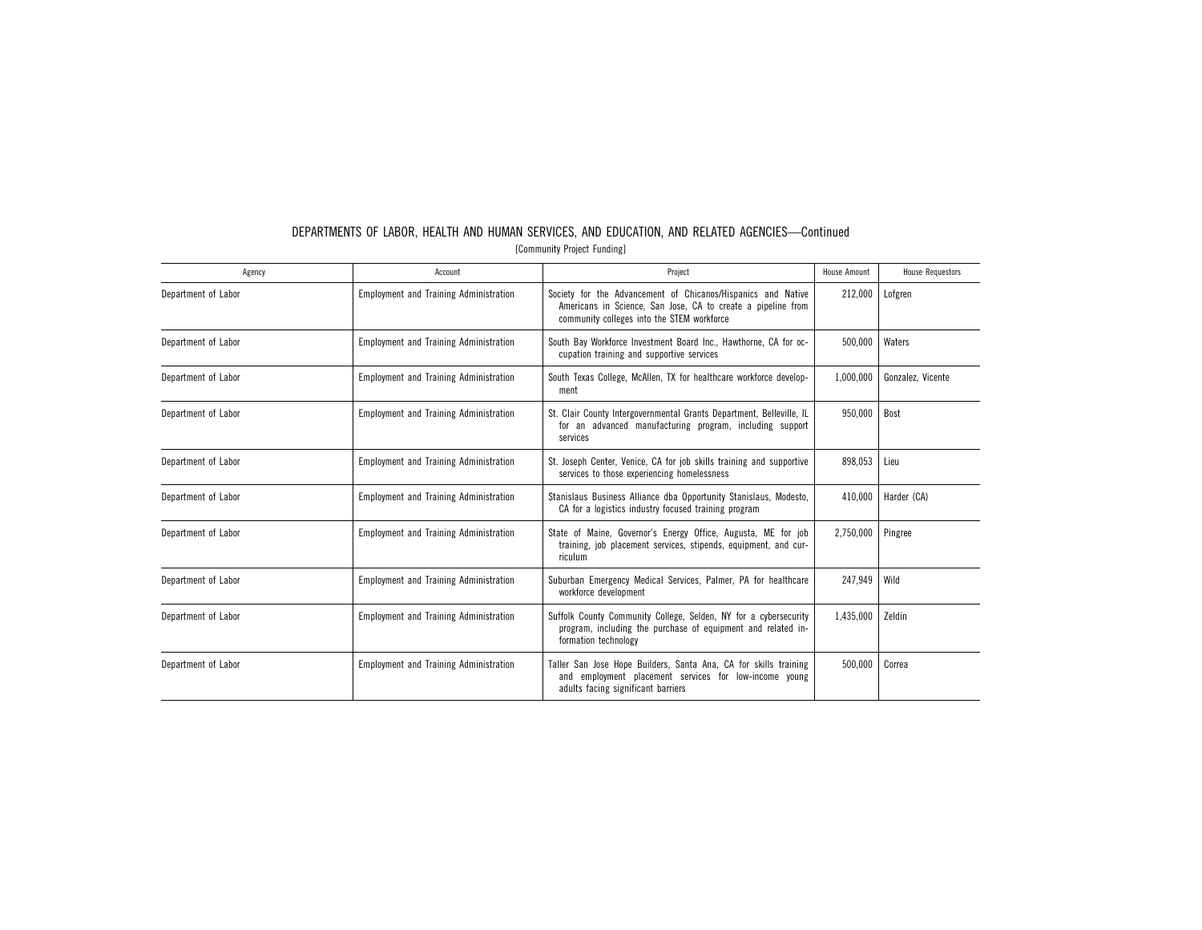# DEPARTMENTS OF LABOR, HEALTH AND HUMAN SERVICES, AND EDUCATION, AND RELATED AGENCIES—Continued

[Community Project Funding]

| Agency | Account | Project | House Amount | House Requestors |
|---|---|---|---|---|
| Department of Labor | Employment and Training Administration | Society for the Advancement of Chicanos/Hispanics and Native Americans in Science, San Jose, CA to create a pipeline from community colleges into the STEM workforce | 212,000 | Lofgren |
| Department of Labor | Employment and Training Administration | South Bay Workforce Investment Board Inc., Hawthorne, CA for occupation training and supportive services | 500,000 | Waters |
| Department of Labor | Employment and Training Administration | South Texas College, McAllen, TX for healthcare workforce development | 1,000,000 | Gonzalez, Vicente |
| Department of Labor | Employment and Training Administration | St. Clair County Intergovernmental Grants Department, Belleville, IL for an advanced manufacturing program, including support services | 950,000 | Bost |
| Department of Labor | Employment and Training Administration | St. Joseph Center, Venice, CA for job skills training and supportive services to those experiencing homelessness | 898,053 | Lieu |
| Department of Labor | Employment and Training Administration | Stanislaus Business Alliance dba Opportunity Stanislaus, Modesto, CA for a logistics industry focused training program | 410,000 | Harder (CA) |
| Department of Labor | Employment and Training Administration | State of Maine, Governor's Energy Office, Augusta, ME for job training, job placement services, stipends, equipment, and curriculum | 2,750,000 | Pingree |
| Department of Labor | Employment and Training Administration | Suburban Emergency Medical Services, Palmer, PA for healthcare workforce development | 247,949 | Wild |
| Department of Labor | Employment and Training Administration | Suffolk County Community College, Selden, NY for a cybersecurity program, including the purchase of equipment and related information technology | 1,435,000 | Zeldin |
| Department of Labor | Employment and Training Administration | Taller San Jose Hope Builders, Santa Ana, CA for skills training and employment placement services for low-income young adults facing significant barriers | 500,000 | Correa |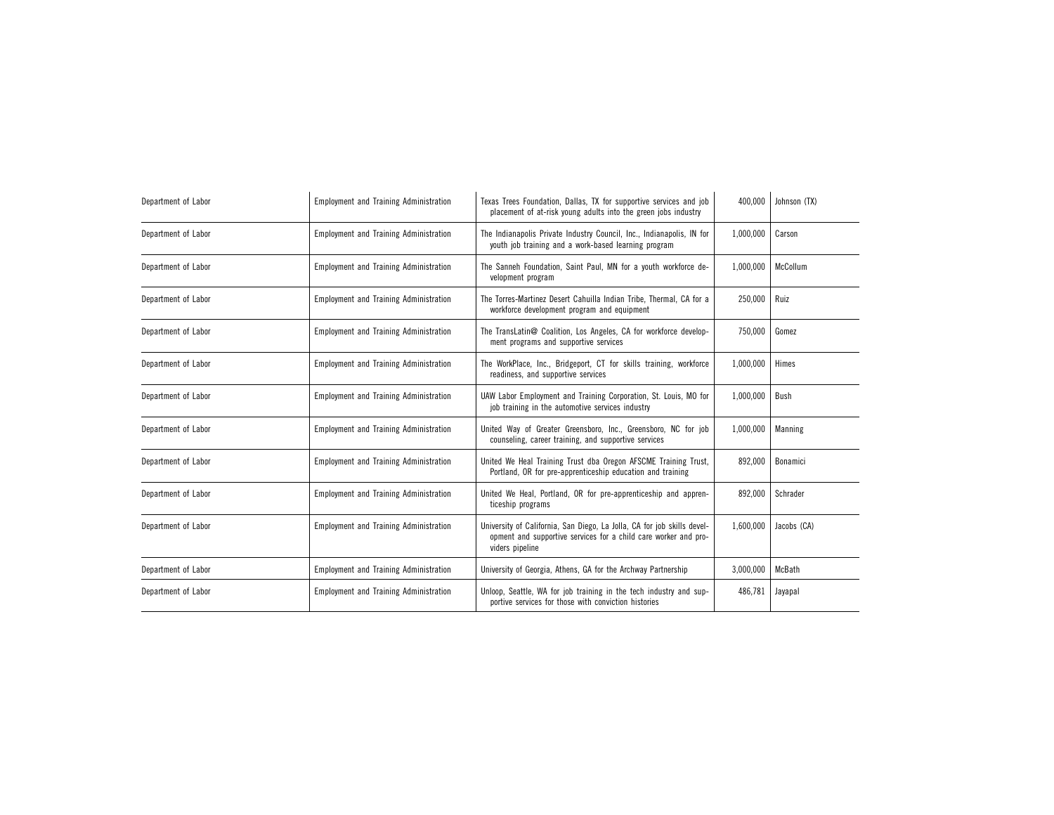| Department of Labor | Employment and Training Administration | Texas Trees Foundation, Dallas, TX for supportive services and job placement of at-risk young adults into the green jobs industry | 400,000 | Johnson (TX) |
|---|---|---|---|---|
| Department of Labor | Employment and Training Administration | The Indianapolis Private Industry Council, Inc., Indianapolis, IN for youth job training and a work-based learning program | 1,000,000 | Carson |
| Department of Labor | Employment and Training Administration | The Sanneh Foundation, Saint Paul, MN for a youth workforce development program | 1,000,000 | McCollum |
| Department of Labor | Employment and Training Administration | The Torres-Martinez Desert Cahuilla Indian Tribe, Thermal, CA for a workforce development program and equipment | 250,000 | Ruiz |
| Department of Labor | Employment and Training Administration | The TransLatin@ Coalition, Los Angeles, CA for workforce development programs and supportive services | 750,000 | Gomez |
| Department of Labor | Employment and Training Administration | The WorkPlace, Inc., Bridgeport, CT for skills training, workforce readiness, and supportive services | 1,000,000 | Himes |
| Department of Labor | Employment and Training Administration | UAW Labor Employment and Training Corporation, St. Louis, MO for job training in the automotive services industry | 1,000,000 | Bush |
| Department of Labor | Employment and Training Administration | United Way of Greater Greensboro, Inc., Greensboro, NC for job counseling, career training, and supportive services | 1,000,000 | Manning |
| Department of Labor | Employment and Training Administration | United We Heal Training Trust dba Oregon AFSCME Training Trust, Portland, OR for pre-apprenticeship education and training | 892,000 | Bonamici |
| Department of Labor | Employment and Training Administration | United We Heal, Portland, OR for pre-apprenticeship and apprenticeship programs | 892,000 | Schrader |
| Department of Labor | Employment and Training Administration | University of California, San Diego, La Jolla, CA for job skills development and supportive services for a child care worker and providers pipeline | 1,600,000 | Jacobs (CA) |
| Department of Labor | Employment and Training Administration | University of Georgia, Athens, GA for the Archway Partnership | 3,000,000 | McBath |
| Department of Labor | Employment and Training Administration | Unloop, Seattle, WA for job training in the tech industry and supportive services for those with conviction histories | 486,781 | Jayapal |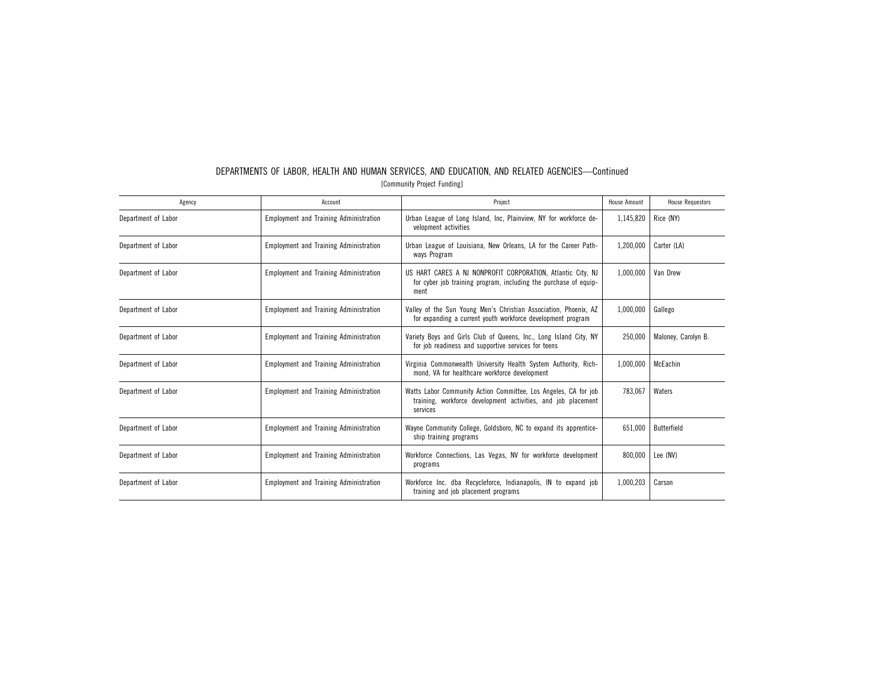## DEPARTMENTS OF LABOR, HEALTH AND HUMAN SERVICES, AND EDUCATION, AND RELATED AGENCIES—Continued

[Community Project Funding]

| Agency | Account | Project | House Amount | House Requestors |
| --- | --- | --- | --- | --- |
| Department of Labor | Employment and Training Administration | Urban League of Long Island, Inc, Plainview, NY for workforce development activities | 1,145,820 | Rice (NY) |
| Department of Labor | Employment and Training Administration | Urban League of Louisiana, New Orleans, LA for the Career Pathways Program | 1,200,000 | Carter (LA) |
| Department of Labor | Employment and Training Administration | US HART CARES A NJ NONPROFIT CORPORATION, Atlantic City, NJ for cyber job training program, including the purchase of equipment | 1,000,000 | Van Drew |
| Department of Labor | Employment and Training Administration | Valley of the Sun Young Men's Christian Association, Phoenix, AZ for expanding a current youth workforce development program | 1,000,000 | Gallego |
| Department of Labor | Employment and Training Administration | Variety Boys and Girls Club of Queens, Inc., Long Island City, NY for job readiness and supportive services for teens | 250,000 | Maloney, Carolyn B. |
| Department of Labor | Employment and Training Administration | Virginia Commonwealth University Health System Authority, Richmond, VA for healthcare workforce development | 1,000,000 | McEachin |
| Department of Labor | Employment and Training Administration | Watts Labor Community Action Committee, Los Angeles, CA for job training, workforce development activities, and job placement services | 783,067 | Waters |
| Department of Labor | Employment and Training Administration | Wayne Community College, Goldsboro, NC to expand its apprenticeship training programs | 651,000 | Butterfield |
| Department of Labor | Employment and Training Administration | Workforce Connections, Las Vegas, NV for workforce development programs | 800,000 | Lee (NV) |
| Department of Labor | Employment and Training Administration | Workforce Inc. dba Recycleforce, Indianapolis, IN to expand job training and job placement programs | 1,000,203 | Carson |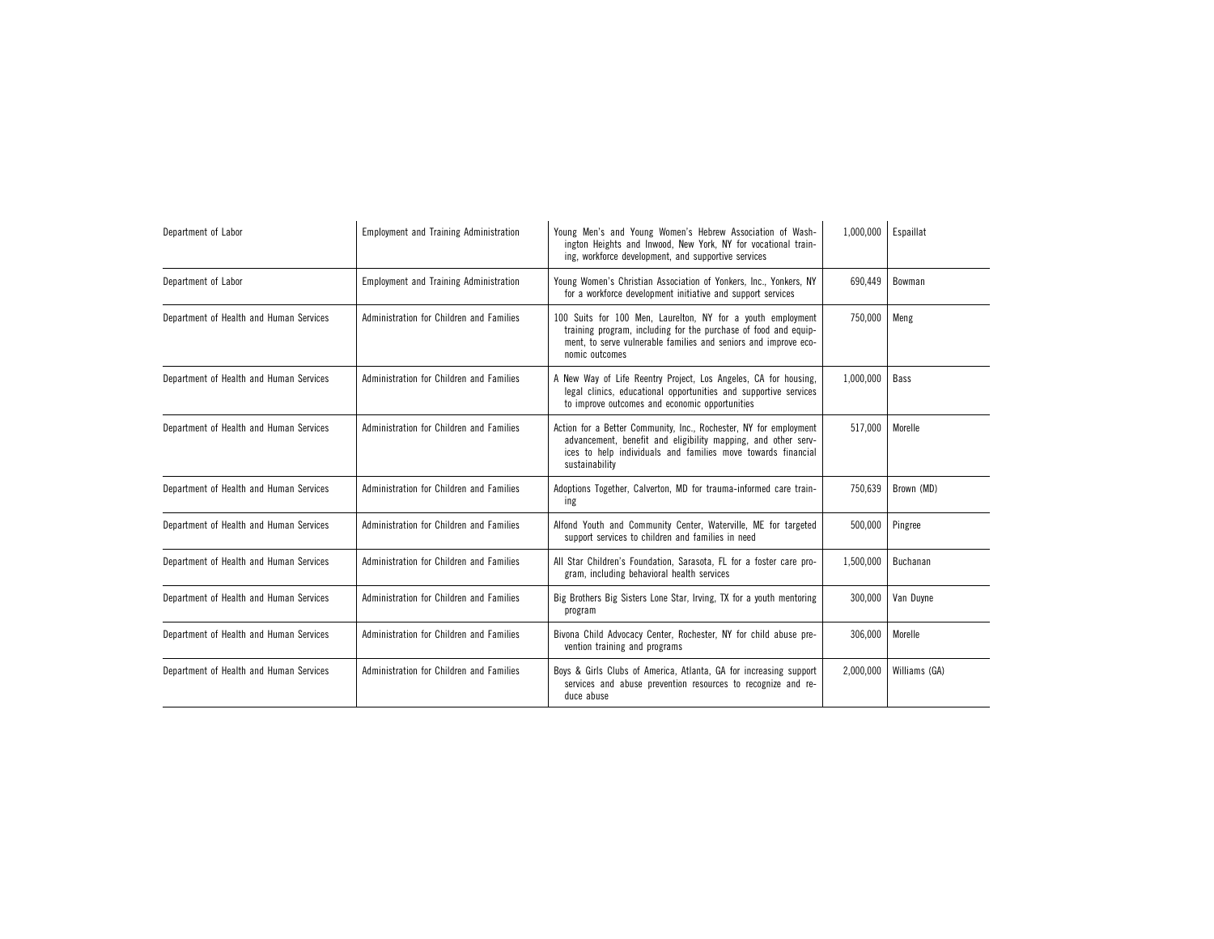| | | | | |
|---|---|---|---|---|
| Department of Labor | Employment and Training Administration | Young Men's and Young Women's Hebrew Association of Washington Heights and Inwood, New York, NY for vocational training, workforce development, and supportive services | 1,000,000 | Espaillat |
| Department of Labor | Employment and Training Administration | Young Women's Christian Association of Yonkers, Inc., Yonkers, NY for a workforce development initiative and support services | 690,449 | Bowman |
| Department of Health and Human Services | Administration for Children and Families | 100 Suits for 100 Men, Laurelton, NY for a youth employment training program, including for the purchase of food and equipment, to serve vulnerable families and seniors and improve economic outcomes | 750,000 | Meng |
| Department of Health and Human Services | Administration for Children and Families | A New Way of Life Reentry Project, Los Angeles, CA for housing, legal clinics, educational opportunities and supportive services to improve outcomes and economic opportunities | 1,000,000 | Bass |
| Department of Health and Human Services | Administration for Children and Families | Action for a Better Community, Inc., Rochester, NY for employment advancement, benefit and eligibility mapping, and other services to help individuals and families move towards financial sustainability | 517,000 | Morelle |
| Department of Health and Human Services | Administration for Children and Families | Adoptions Together, Calverton, MD for trauma-informed care training | 750,639 | Brown (MD) |
| Department of Health and Human Services | Administration for Children and Families | Alfond Youth and Community Center, Waterville, ME for targeted support services to children and families in need | 500,000 | Pingree |
| Department of Health and Human Services | Administration for Children and Families | All Star Children's Foundation, Sarasota, FL for a foster care program, including behavioral health services | 1,500,000 | Buchanan |
| Department of Health and Human Services | Administration for Children and Families | Big Brothers Big Sisters Lone Star, Irving, TX for a youth mentoring program | 300,000 | Van Duyne |
| Department of Health and Human Services | Administration for Children and Families | Bivona Child Advocacy Center, Rochester, NY for child abuse prevention training and programs | 306,000 | Morelle |
| Department of Health and Human Services | Administration for Children and Families | Boys & Girls Clubs of America, Atlanta, GA for increasing support services and abuse prevention resources to recognize and reduce abuse | 2,000,000 | Williams (GA) |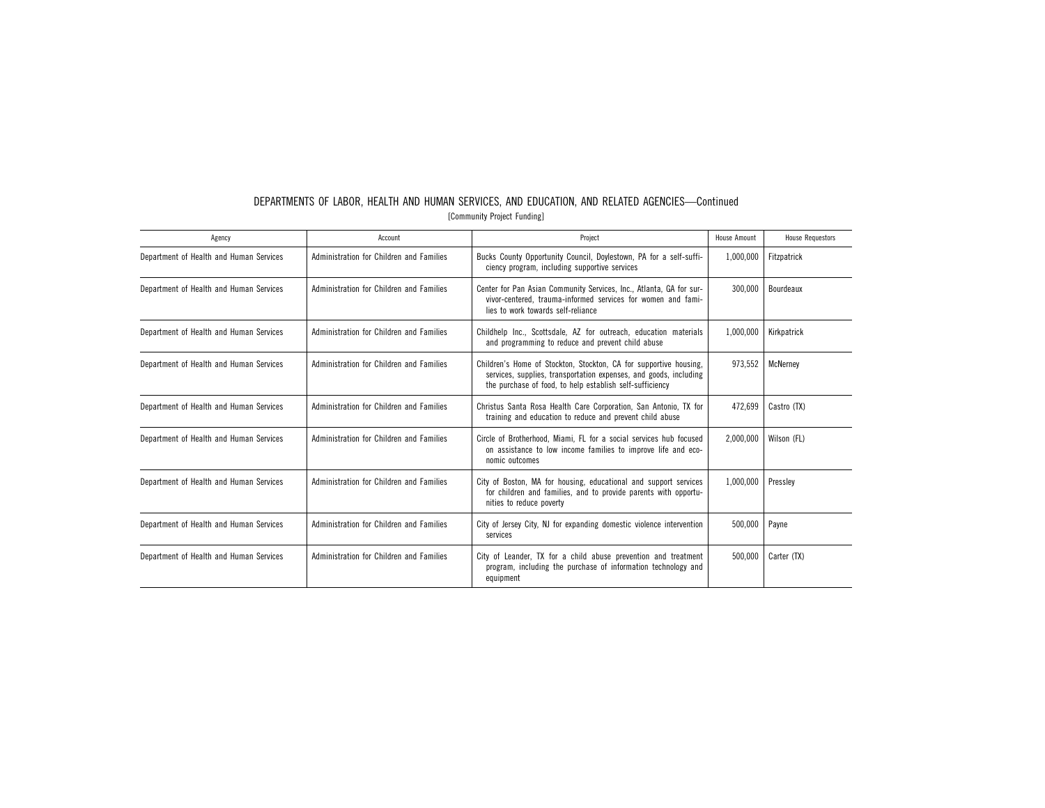DEPARTMENTS OF LABOR, HEALTH AND HUMAN SERVICES, AND EDUCATION, AND RELATED AGENCIES—Continued

[Community Project Funding]

| Agency | Account | Project | House Amount | House Requestors |
|---|---|---|---|---|
| Department of Health and Human Services | Administration for Children and Families | Bucks County Opportunity Council, Doylestown, PA for a self-sufficiency program, including supportive services | 1,000,000 | Fitzpatrick |
| Department of Health and Human Services | Administration for Children and Families | Center for Pan Asian Community Services, Inc., Atlanta, GA for survivor-centered, trauma-informed services for women and families to work towards self-reliance | 300,000 | Bourdeaux |
| Department of Health and Human Services | Administration for Children and Families | Childhelp Inc., Scottsdale, AZ for outreach, education materials and programming to reduce and prevent child abuse | 1,000,000 | Kirkpatrick |
| Department of Health and Human Services | Administration for Children and Families | Children's Home of Stockton, Stockton, CA for supportive housing, services, supplies, transportation expenses, and goods, including the purchase of food, to help establish self-sufficiency | 973,552 | McNerney |
| Department of Health and Human Services | Administration for Children and Families | Christus Santa Rosa Health Care Corporation, San Antonio, TX for training and education to reduce and prevent child abuse | 472,699 | Castro (TX) |
| Department of Health and Human Services | Administration for Children and Families | Circle of Brotherhood, Miami, FL for a social services hub focused on assistance to low income families to improve life and economic outcomes | 2,000,000 | Wilson (FL) |
| Department of Health and Human Services | Administration for Children and Families | City of Boston, MA for housing, educational and support services for children and families, and to provide parents with opportunities to reduce poverty | 1,000,000 | Pressley |
| Department of Health and Human Services | Administration for Children and Families | City of Jersey City, NJ for expanding domestic violence intervention services | 500,000 | Payne |
| Department of Health and Human Services | Administration for Children and Families | City of Leander, TX for a child abuse prevention and treatment program, including the purchase of information technology and equipment | 500,000 | Carter (TX) |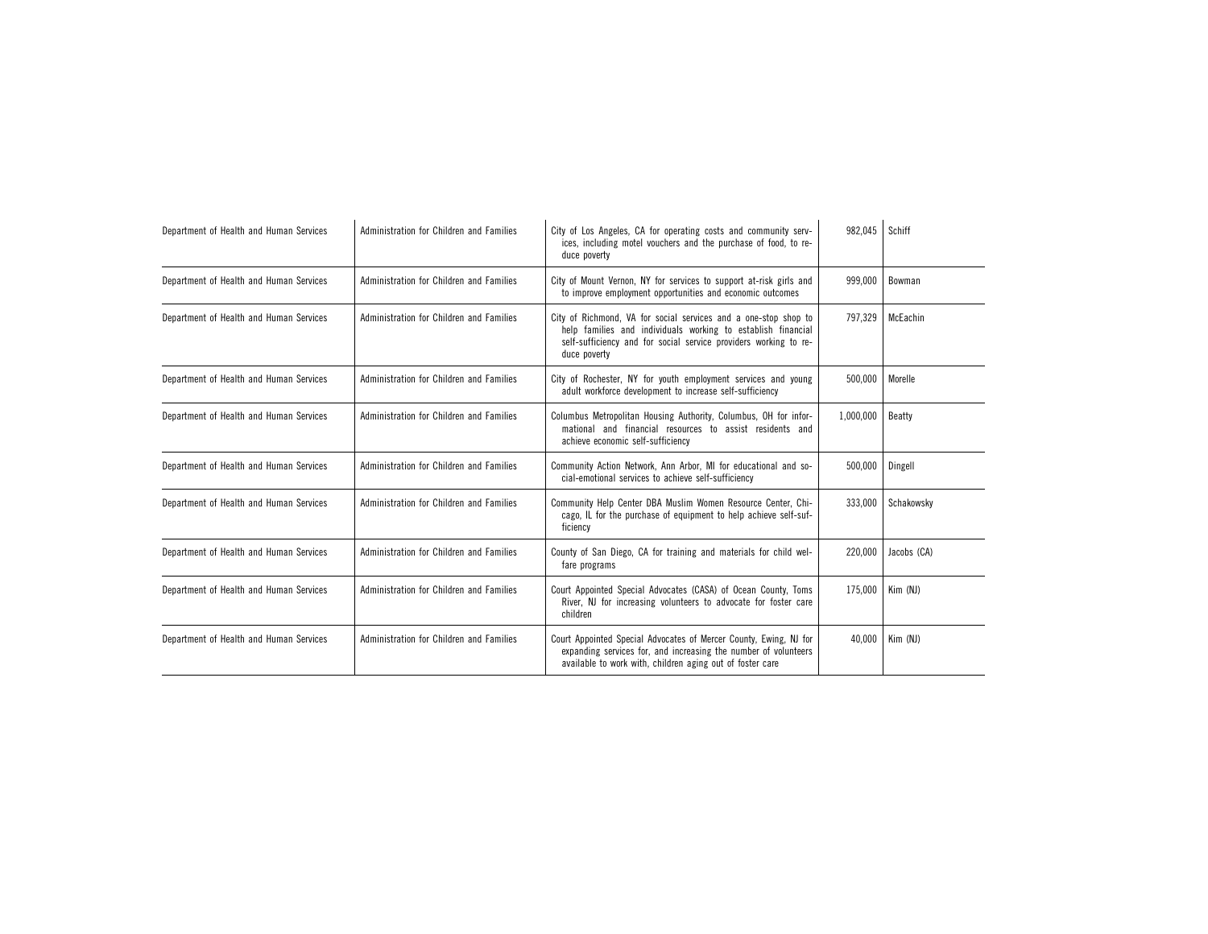| | | | | |
|---|---|---|---|---|
| Department of Health and Human Services | Administration for Children and Families | City of Los Angeles, CA for operating costs and community services, including motel vouchers and the purchase of food, to reduce poverty | 982,045 | Schiff |
| Department of Health and Human Services | Administration for Children and Families | City of Mount Vernon, NY for services to support at-risk girls and to improve employment opportunities and economic outcomes | 999,000 | Bowman |
| Department of Health and Human Services | Administration for Children and Families | City of Richmond, VA for social services and a one-stop shop to help families and individuals working to establish financial self-sufficiency and for social service providers working to reduce poverty | 797,329 | McEachin |
| Department of Health and Human Services | Administration for Children and Families | City of Rochester, NY for youth employment services and young adult workforce development to increase self-sufficiency | 500,000 | Morelle |
| Department of Health and Human Services | Administration for Children and Families | Columbus Metropolitan Housing Authority, Columbus, OH for informational and financial resources to assist residents and achieve economic self-sufficiency | 1,000,000 | Beatty |
| Department of Health and Human Services | Administration for Children and Families | Community Action Network, Ann Arbor, MI for educational and social-emotional services to achieve self-sufficiency | 500,000 | Dingell |
| Department of Health and Human Services | Administration for Children and Families | Community Help Center DBA Muslim Women Resource Center, Chicago, IL for the purchase of equipment to help achieve self-sufficiency | 333,000 | Schakowsky |
| Department of Health and Human Services | Administration for Children and Families | County of San Diego, CA for training and materials for child welfare programs | 220,000 | Jacobs (CA) |
| Department of Health and Human Services | Administration for Children and Families | Court Appointed Special Advocates (CASA) of Ocean County, Toms River, NJ for increasing volunteers to advocate for foster care children | 175,000 | Kim (NJ) |
| Department of Health and Human Services | Administration for Children and Families | Court Appointed Special Advocates of Mercer County, Ewing, NJ for expanding services for, and increasing the number of volunteers available to work with, children aging out of foster care | 40,000 | Kim (NJ) |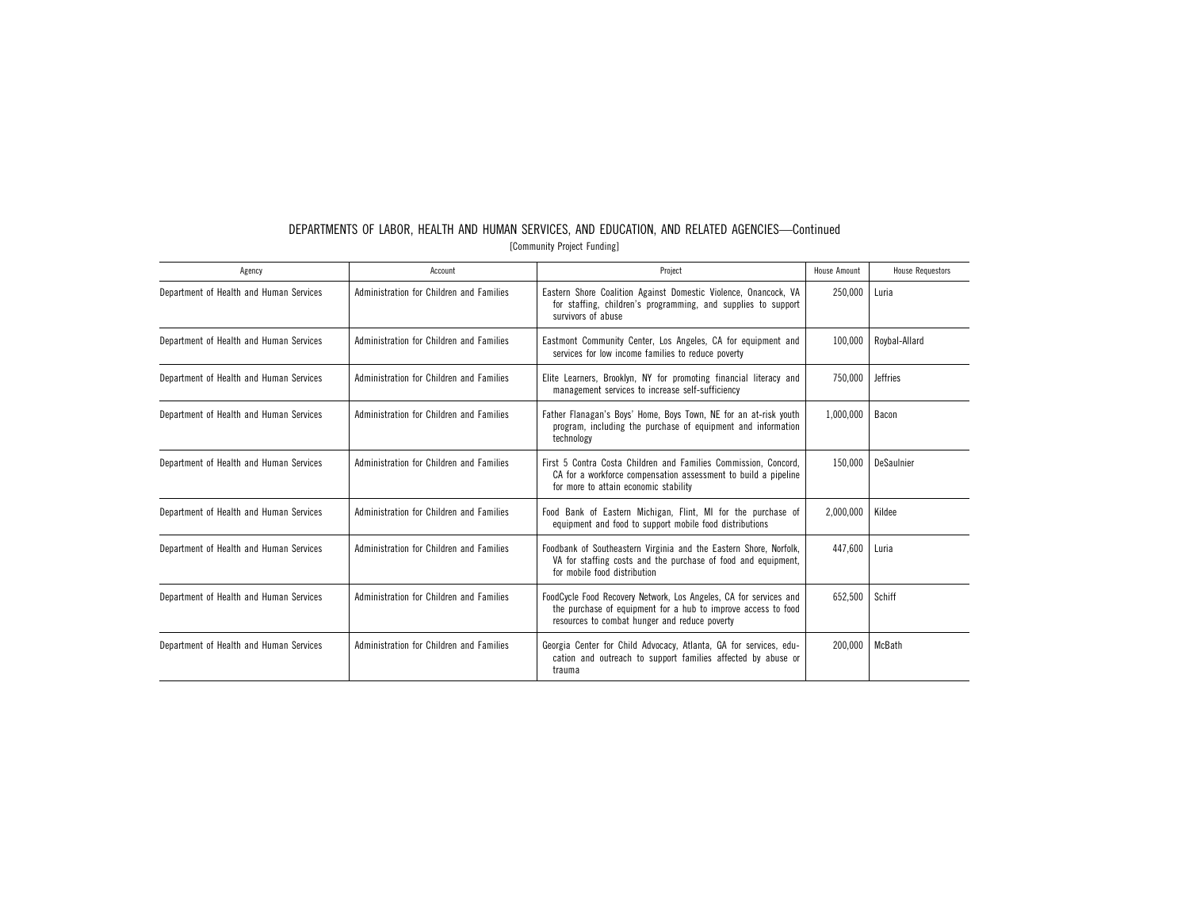## DEPARTMENTS OF LABOR, HEALTH AND HUMAN SERVICES, AND EDUCATION, AND RELATED AGENCIES—Continued

[Community Project Funding]

| Agency | Account | Project | House Amount | House Requestors |
|---|---|---|---|---|
| Department of Health and Human Services | Administration for Children and Families | Eastern Shore Coalition Against Domestic Violence, Onancock, VA for staffing, children's programming, and supplies to support survivors of abuse | 250,000 | Luria |
| Department of Health and Human Services | Administration for Children and Families | Eastmont Community Center, Los Angeles, CA for equipment and services for low income families to reduce poverty | 100,000 | Roybal-Allard |
| Department of Health and Human Services | Administration for Children and Families | Elite Learners, Brooklyn, NY for promoting financial literacy and management services to increase self-sufficiency | 750,000 | Jeffries |
| Department of Health and Human Services | Administration for Children and Families | Father Flanagan's Boys' Home, Boys Town, NE for an at-risk youth program, including the purchase of equipment and information technology | 1,000,000 | Bacon |
| Department of Health and Human Services | Administration for Children and Families | First 5 Contra Costa Children and Families Commission, Concord, CA for a workforce compensation assessment to build a pipeline for more to attain economic stability | 150,000 | DeSaulnier |
| Department of Health and Human Services | Administration for Children and Families | Food Bank of Eastern Michigan, Flint, MI for the purchase of equipment and food to support mobile food distributions | 2,000,000 | Kildee |
| Department of Health and Human Services | Administration for Children and Families | Foodbank of Southeastern Virginia and the Eastern Shore, Norfolk, VA for staffing costs and the purchase of food and equipment, for mobile food distribution | 447,600 | Luria |
| Department of Health and Human Services | Administration for Children and Families | FoodCycle Food Recovery Network, Los Angeles, CA for services and the purchase of equipment for a hub to improve access to food resources to combat hunger and reduce poverty | 652,500 | Schiff |
| Department of Health and Human Services | Administration for Children and Families | Georgia Center for Child Advocacy, Atlanta, GA for services, education and outreach to support families affected by abuse or trauma | 200,000 | McBath |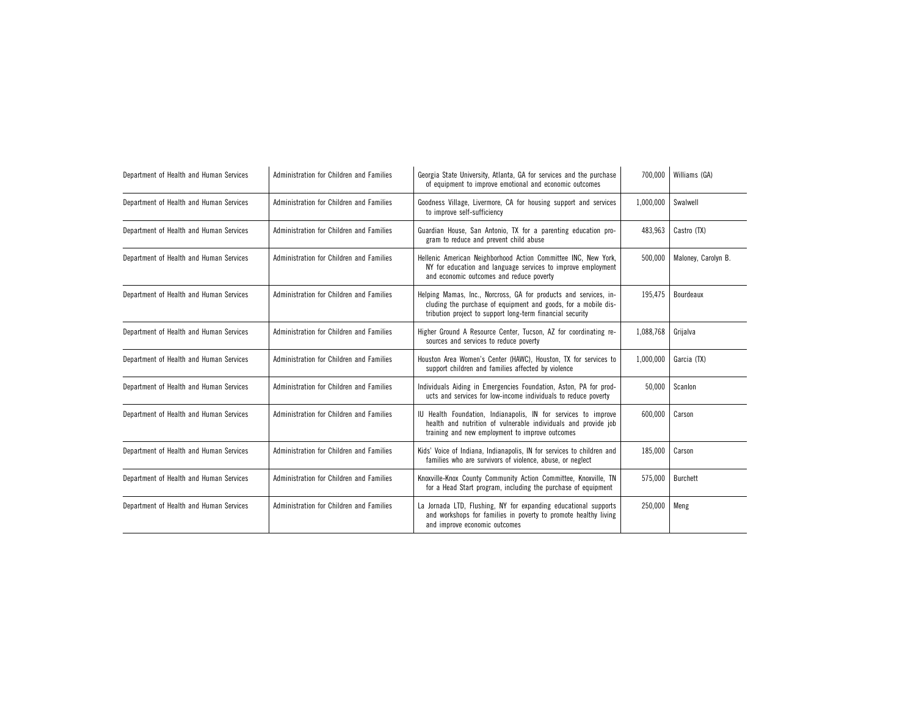| | | | | |
|---|---|---|---|---|
| Department of Health and Human Services | Administration for Children and Families | Georgia State University, Atlanta, GA for services and the purchase of equipment to improve emotional and economic outcomes | 700,000 | Williams (GA) |
| Department of Health and Human Services | Administration for Children and Families | Goodness Village, Livermore, CA for housing support and services to improve self-sufficiency | 1,000,000 | Swalwell |
| Department of Health and Human Services | Administration for Children and Families | Guardian House, San Antonio, TX for a parenting education program to reduce and prevent child abuse | 483,963 | Castro (TX) |
| Department of Health and Human Services | Administration for Children and Families | Hellenic American Neighborhood Action Committee INC, New York, NY for education and language services to improve employment and economic outcomes and reduce poverty | 500,000 | Maloney, Carolyn B. |
| Department of Health and Human Services | Administration for Children and Families | Helping Mamas, Inc., Norcross, GA for products and services, including the purchase of equipment and goods, for a mobile distribution project to support long-term financial security | 195,475 | Bourdeaux |
| Department of Health and Human Services | Administration for Children and Families | Higher Ground A Resource Center, Tucson, AZ for coordinating resources and services to reduce poverty | 1,088,768 | Grijalva |
| Department of Health and Human Services | Administration for Children and Families | Houston Area Women's Center (HAWC), Houston, TX for services to support children and families affected by violence | 1,000,000 | Garcia (TX) |
| Department of Health and Human Services | Administration for Children and Families | Individuals Aiding in Emergencies Foundation, Aston, PA for products and services for low-income individuals to reduce poverty | 50,000 | Scanlon |
| Department of Health and Human Services | Administration for Children and Families | IU Health Foundation, Indianapolis, IN for services to improve health and nutrition of vulnerable individuals and provide job training and new employment to improve outcomes | 600,000 | Carson |
| Department of Health and Human Services | Administration for Children and Families | Kids' Voice of Indiana, Indianapolis, IN for services to children and families who are survivors of violence, abuse, or neglect | 185,000 | Carson |
| Department of Health and Human Services | Administration for Children and Families | Knoxville-Knox County Community Action Committee, Knoxville, TN for a Head Start program, including the purchase of equipment | 575,000 | Burchett |
| Department of Health and Human Services | Administration for Children and Families | La Jornada LTD, Flushing, NY for expanding educational supports and workshops for families in poverty to promote healthy living and improve economic outcomes | 250,000 | Meng |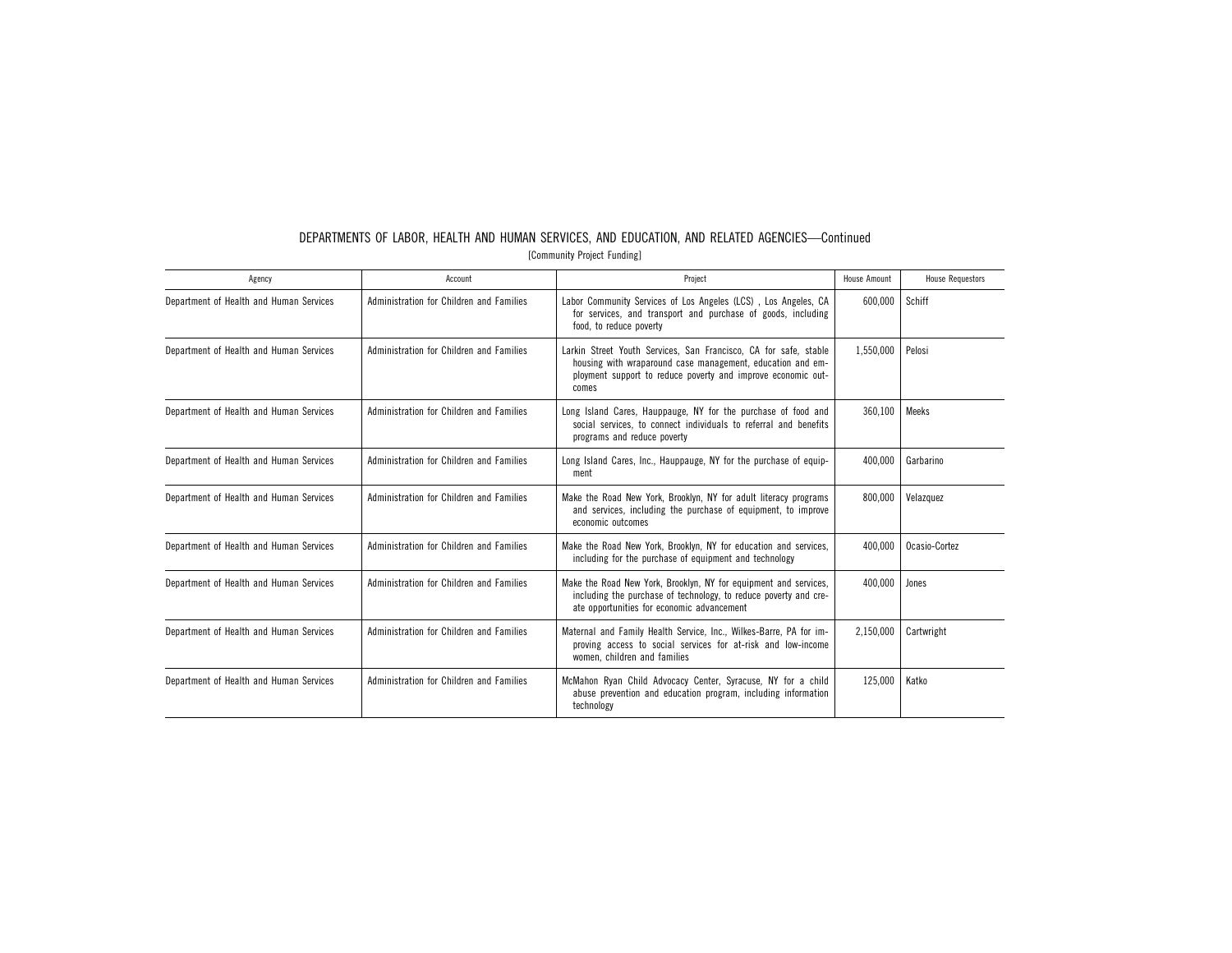# DEPARTMENTS OF LABOR, HEALTH AND HUMAN SERVICES, AND EDUCATION, AND RELATED AGENCIES—Continued

[Community Project Funding]

| Agency | Account | Project | House Amount | House Requestors |
|---|---|---|---|---|
| Department of Health and Human Services | Administration for Children and Families | Labor Community Services of Los Angeles (LCS) , Los Angeles, CA for services, and transport and purchase of goods, including food, to reduce poverty | 600,000 | Schiff |
| Department of Health and Human Services | Administration for Children and Families | Larkin Street Youth Services, San Francisco, CA for safe, stable housing with wraparound case management, education and employment support to reduce poverty and improve economic outcomes | 1,550,000 | Pelosi |
| Department of Health and Human Services | Administration for Children and Families | Long Island Cares, Hauppauge, NY for the purchase of food and social services, to connect individuals to referral and benefits programs and reduce poverty | 360,100 | Meeks |
| Department of Health and Human Services | Administration for Children and Families | Long Island Cares, Inc., Hauppauge, NY for the purchase of equipment | 400,000 | Garbarino |
| Department of Health and Human Services | Administration for Children and Families | Make the Road New York, Brooklyn, NY for adult literacy programs and services, including the purchase of equipment, to improve economic outcomes | 800,000 | Velazquez |
| Department of Health and Human Services | Administration for Children and Families | Make the Road New York, Brooklyn, NY for education and services, including for the purchase of equipment and technology | 400,000 | Ocasio-Cortez |
| Department of Health and Human Services | Administration for Children and Families | Make the Road New York, Brooklyn, NY for equipment and services, including the purchase of technology, to reduce poverty and create opportunities for economic advancement | 400,000 | Jones |
| Department of Health and Human Services | Administration for Children and Families | Maternal and Family Health Service, Inc., Wilkes-Barre, PA for improving access to social services for at-risk and low-income women, children and families | 2,150,000 | Cartwright |
| Department of Health and Human Services | Administration for Children and Families | McMahon Ryan Child Advocacy Center, Syracuse, NY for a child abuse prevention and education program, including information technology | 125,000 | Katko |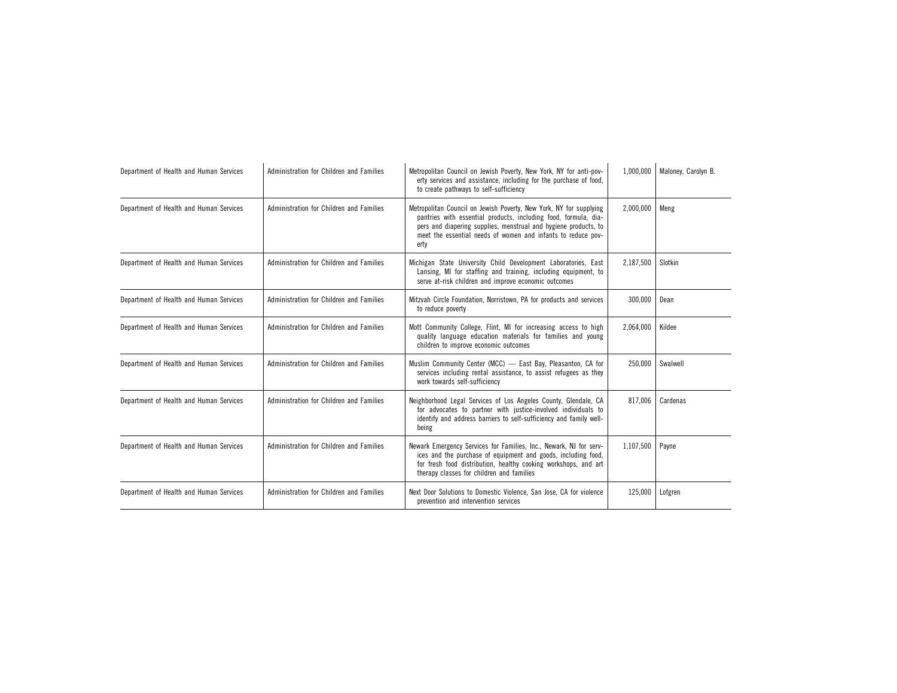| | | | | |
|---|---|---|---|---|
| Department of Health and Human Services | Administration for Children and Families | Metropolitan Council on Jewish Poverty, New York, NY for anti-poverty services and assistance, including for the purchase of food, to create pathways to self-sufficiency | 1,000,000 | Maloney, Carolyn B. |
| Department of Health and Human Services | Administration for Children and Families | Metropolitan Council on Jewish Poverty, New York, NY for supplying pantries with essential products, including food, formula, diapers and diapering supplies, menstrual and hygiene products, to meet the essential needs of women and infants to reduce poverty | 2,000,000 | Meng |
| Department of Health and Human Services | Administration for Children and Families | Michigan State University Child Development Laboratories, East Lansing, MI for staffing and training, including equipment, to serve at-risk children and improve economic outcomes | 2,187,500 | Slotkin |
| Department of Health and Human Services | Administration for Children and Families | Mitzvah Circle Foundation, Norristown, PA for products and services to reduce poverty | 300,000 | Dean |
| Department of Health and Human Services | Administration for Children and Families | Mott Community College, Flint, MI for increasing access to high quality language education materials for families and young children to improve economic outcomes | 2,064,000 | Kildee |
| Department of Health and Human Services | Administration for Children and Families | Muslim Community Center (MCC) — East Bay, Pleasanton, CA for services including rental assistance, to assist refugees as they work towards self-sufficiency | 250,000 | Swalwell |
| Department of Health and Human Services | Administration for Children and Families | Neighborhood Legal Services of Los Angeles County, Glendale, CA for advocates to partner with justice-involved individuals to identify and address barriers to self-sufficiency and family well-being | 817,006 | Cardenas |
| Department of Health and Human Services | Administration for Children and Families | Newark Emergency Services for Families, Inc., Newark, NJ for services and the purchase of equipment and goods, including food, for fresh food distribution, healthy cooking workshops, and art therapy classes for children and families | 1,107,500 | Payne |
| Department of Health and Human Services | Administration for Children and Families | Next Door Solutions to Domestic Violence, San Jose, CA for violence prevention and intervention services | 125,000 | Lofgren |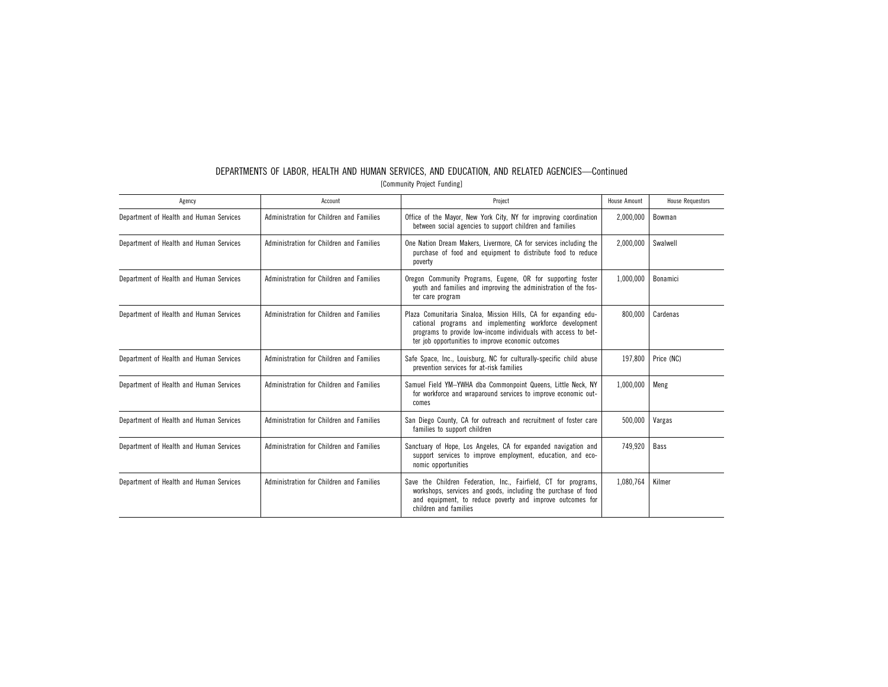DEPARTMENTS OF LABOR, HEALTH AND HUMAN SERVICES, AND EDUCATION, AND RELATED AGENCIES—Continued

[Community Project Funding]

| Agency | Account | Project | House Amount | House Requestors |
|---|---|---|---|---|
| Department of Health and Human Services | Administration for Children and Families | Office of the Mayor, New York City, NY for improving coordination between social agencies to support children and families | 2,000,000 | Bowman |
| Department of Health and Human Services | Administration for Children and Families | One Nation Dream Makers, Livermore, CA for services including the purchase of food and equipment to distribute food to reduce poverty | 2,000,000 | Swalwell |
| Department of Health and Human Services | Administration for Children and Families | Oregon Community Programs, Eugene, OR for supporting foster youth and families and improving the administration of the foster care program | 1,000,000 | Bonamici |
| Department of Health and Human Services | Administration for Children and Families | Plaza Comunitaria Sinaloa, Mission Hills, CA for expanding educational programs and implementing workforce development programs to provide low-income individuals with access to better job opportunities to improve economic outcomes | 800,000 | Cardenas |
| Department of Health and Human Services | Administration for Children and Families | Safe Space, Inc., Louisburg, NC for culturally-specific child abuse prevention services for at-risk families | 197,800 | Price (NC) |
| Department of Health and Human Services | Administration for Children and Families | Samuel Field YM–YWHA dba Commonpoint Queens, Little Neck, NY for workforce and wraparound services to improve economic outcomes | 1,000,000 | Meng |
| Department of Health and Human Services | Administration for Children and Families | San Diego County, CA for outreach and recruitment of foster care families to support children | 500,000 | Vargas |
| Department of Health and Human Services | Administration for Children and Families | Sanctuary of Hope, Los Angeles, CA for expanded navigation and support services to improve employment, education, and economic opportunities | 749,920 | Bass |
| Department of Health and Human Services | Administration for Children and Families | Save the Children Federation, Inc., Fairfield, CT for programs, workshops, services and goods, including the purchase of food and equipment, to reduce poverty and improve outcomes for children and families | 1,080,764 | Kilmer |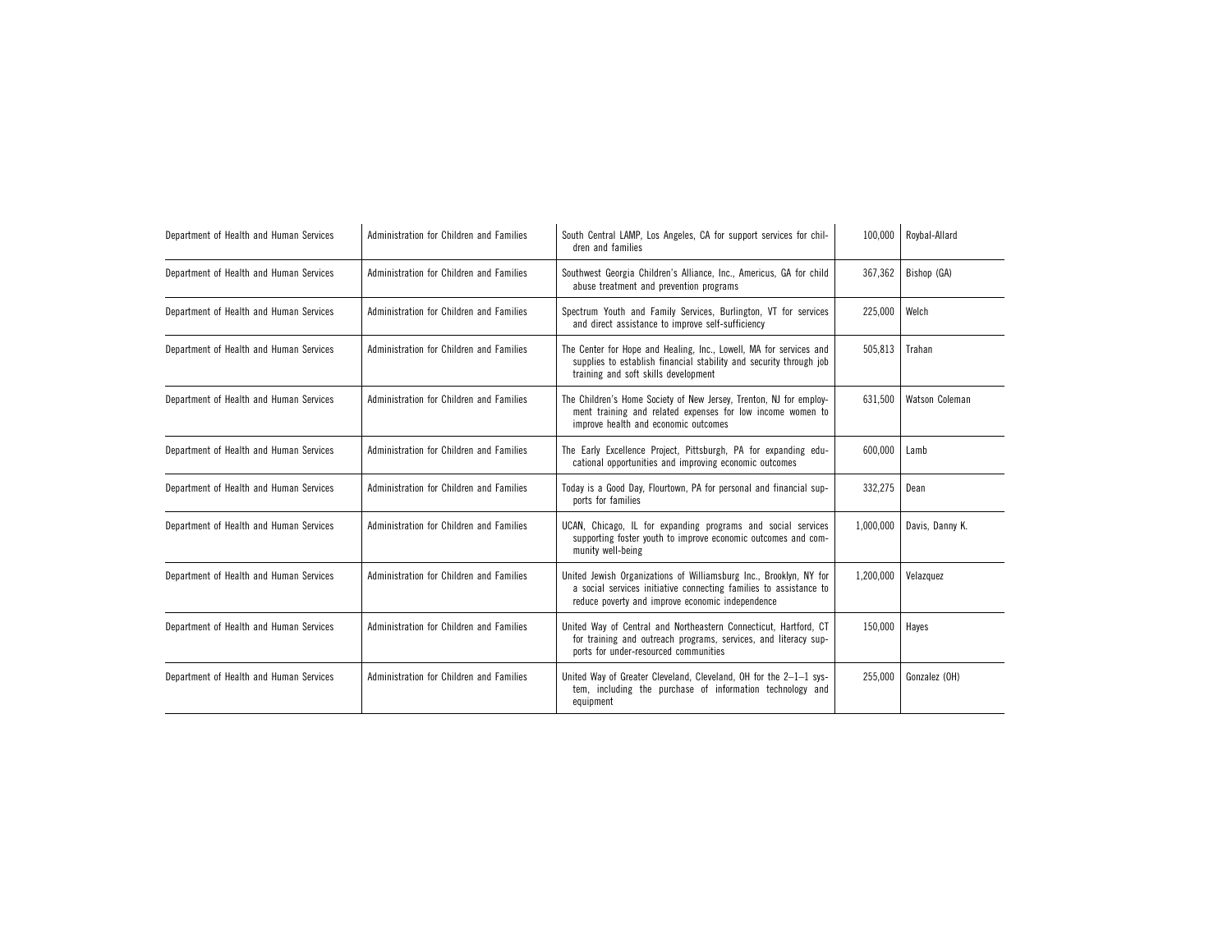| | | | | |
|---|---|---|---|---|
| Department of Health and Human Services | Administration for Children and Families | South Central LAMP, Los Angeles, CA for support services for children and families | 100,000 | Roybal-Allard |
| Department of Health and Human Services | Administration for Children and Families | Southwest Georgia Children's Alliance, Inc., Americus, GA for child abuse treatment and prevention programs | 367,362 | Bishop (GA) |
| Department of Health and Human Services | Administration for Children and Families | Spectrum Youth and Family Services, Burlington, VT for services and direct assistance to improve self-sufficiency | 225,000 | Welch |
| Department of Health and Human Services | Administration for Children and Families | The Center for Hope and Healing, Inc., Lowell, MA for services and supplies to establish financial stability and security through job training and soft skills development | 505,813 | Trahan |
| Department of Health and Human Services | Administration for Children and Families | The Children's Home Society of New Jersey, Trenton, NJ for employment training and related expenses for low income women to improve health and economic outcomes | 631,500 | Watson Coleman |
| Department of Health and Human Services | Administration for Children and Families | The Early Excellence Project, Pittsburgh, PA for expanding educational opportunities and improving economic outcomes | 600,000 | Lamb |
| Department of Health and Human Services | Administration for Children and Families | Today is a Good Day, Flourtown, PA for personal and financial supports for families | 332,275 | Dean |
| Department of Health and Human Services | Administration for Children and Families | UCAN, Chicago, IL for expanding programs and social services supporting foster youth to improve economic outcomes and community well-being | 1,000,000 | Davis, Danny K. |
| Department of Health and Human Services | Administration for Children and Families | United Jewish Organizations of Williamsburg Inc., Brooklyn, NY for a social services initiative connecting families to assistance to reduce poverty and improve economic independence | 1,200,000 | Velazquez |
| Department of Health and Human Services | Administration for Children and Families | United Way of Central and Northeastern Connecticut, Hartford, CT for training and outreach programs, services, and literacy supports for under-resourced communities | 150,000 | Hayes |
| Department of Health and Human Services | Administration for Children and Families | United Way of Greater Cleveland, Cleveland, OH for the 2–1–1 system, including the purchase of information technology and equipment | 255,000 | Gonzalez (OH) |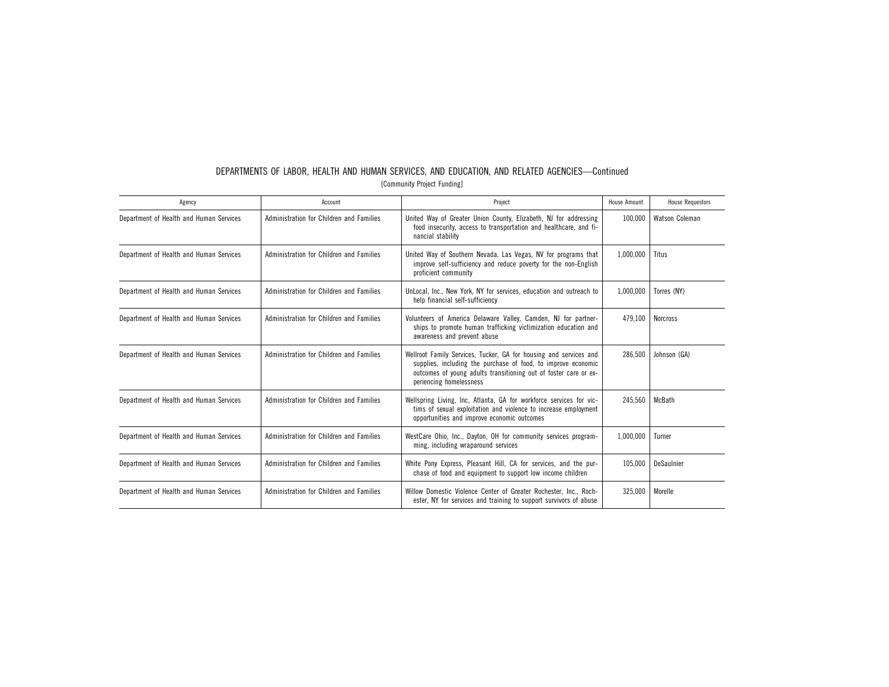## DEPARTMENTS OF LABOR, HEALTH AND HUMAN SERVICES, AND EDUCATION, AND RELATED AGENCIES—Continued

[Community Project Funding]

| Agency | Account | Project | House Amount | House Requestors |
|---|---|---|---|---|
| Department of Health and Human Services | Administration for Children and Families | United Way of Greater Union County, Elizabeth, NJ for addressing food insecurity, access to transportation and healthcare, and financial stability | 100,000 | Watson Coleman |
| Department of Health and Human Services | Administration for Children and Families | United Way of Southern Nevada, Las Vegas, NV for programs that improve self-sufficiency and reduce poverty for the non-English proficient community | 1,000,000 | Titus |
| Department of Health and Human Services | Administration for Children and Families | UnLocal, Inc., New York, NY for services, education and outreach to help financial self-sufficiency | 1,000,000 | Torres (NY) |
| Department of Health and Human Services | Administration for Children and Families | Volunteers of America Delaware Valley, Camden, NJ for partnerships to promote human trafficking victimization education and awareness and prevent abuse | 479,100 | Norcross |
| Department of Health and Human Services | Administration for Children and Families | Wellroot Family Services, Tucker, GA for housing and services and supplies, including the purchase of food, to improve economic outcomes of young adults transitioning out of foster care or experiencing homelessness | 286,500 | Johnson (GA) |
| Department of Health and Human Services | Administration for Children and Families | Wellspring Living, Inc, Atlanta, GA for workforce services for victims of sexual exploitation and violence to increase employment opportunities and improve economic outcomes | 245,560 | McBath |
| Department of Health and Human Services | Administration for Children and Families | WestCare Ohio, Inc., Dayton, OH for community services programming, including wraparound services | 1,000,000 | Turner |
| Department of Health and Human Services | Administration for Children and Families | White Pony Express, Pleasant Hill, CA for services, and the purchase of food and equipment to support low income children | 105,000 | DeSaulnier |
| Department of Health and Human Services | Administration for Children and Families | Willow Domestic Violence Center of Greater Rochester, Inc., Rochester, NY for services and training to support survivors of abuse | 325,000 | Morelle |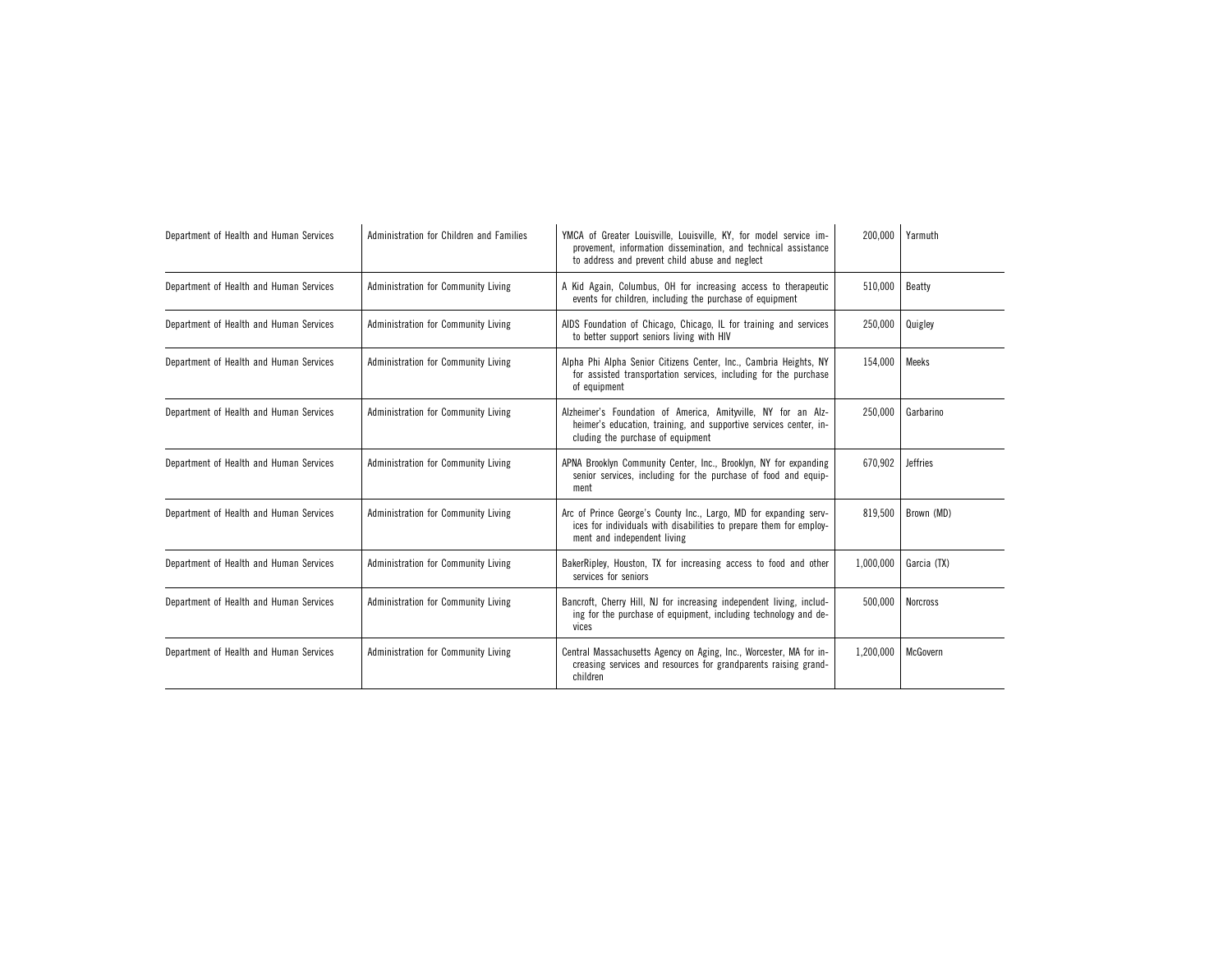| Department of Health and Human Services | Administration for Children and Families | YMCA of Greater Louisville, Louisville, KY, for model service improvement, information dissemination, and technical assistance to address and prevent child abuse and neglect | 200,000 | Yarmuth |
|---|---|---|---|---|
| Department of Health and Human Services | Administration for Community Living | A Kid Again, Columbus, OH for increasing access to therapeutic events for children, including the purchase of equipment | 510,000 | Beatty |
| Department of Health and Human Services | Administration for Community Living | AIDS Foundation of Chicago, Chicago, IL for training and services to better support seniors living with HIV | 250,000 | Quigley |
| Department of Health and Human Services | Administration for Community Living | Alpha Phi Alpha Senior Citizens Center, Inc., Cambria Heights, NY for assisted transportation services, including for the purchase of equipment | 154,000 | Meeks |
| Department of Health and Human Services | Administration for Community Living | Alzheimer's Foundation of America, Amityville, NY for an Alzheimer's education, training, and supportive services center, including the purchase of equipment | 250,000 | Garbarino |
| Department of Health and Human Services | Administration for Community Living | APNA Brooklyn Community Center, Inc., Brooklyn, NY for expanding senior services, including for the purchase of food and equipment | 670,902 | Jeffries |
| Department of Health and Human Services | Administration for Community Living | Arc of Prince George's County Inc., Largo, MD for expanding services for individuals with disabilities to prepare them for employment and independent living | 819,500 | Brown (MD) |
| Department of Health and Human Services | Administration for Community Living | BakerRipley, Houston, TX for increasing access to food and other services for seniors | 1,000,000 | Garcia (TX) |
| Department of Health and Human Services | Administration for Community Living | Bancroft, Cherry Hill, NJ for increasing independent living, including for the purchase of equipment, including technology and devices | 500,000 | Norcross |
| Department of Health and Human Services | Administration for Community Living | Central Massachusetts Agency on Aging, Inc., Worcester, MA for increasing services and resources for grandparents raising grandchildren | 1,200,000 | McGovern |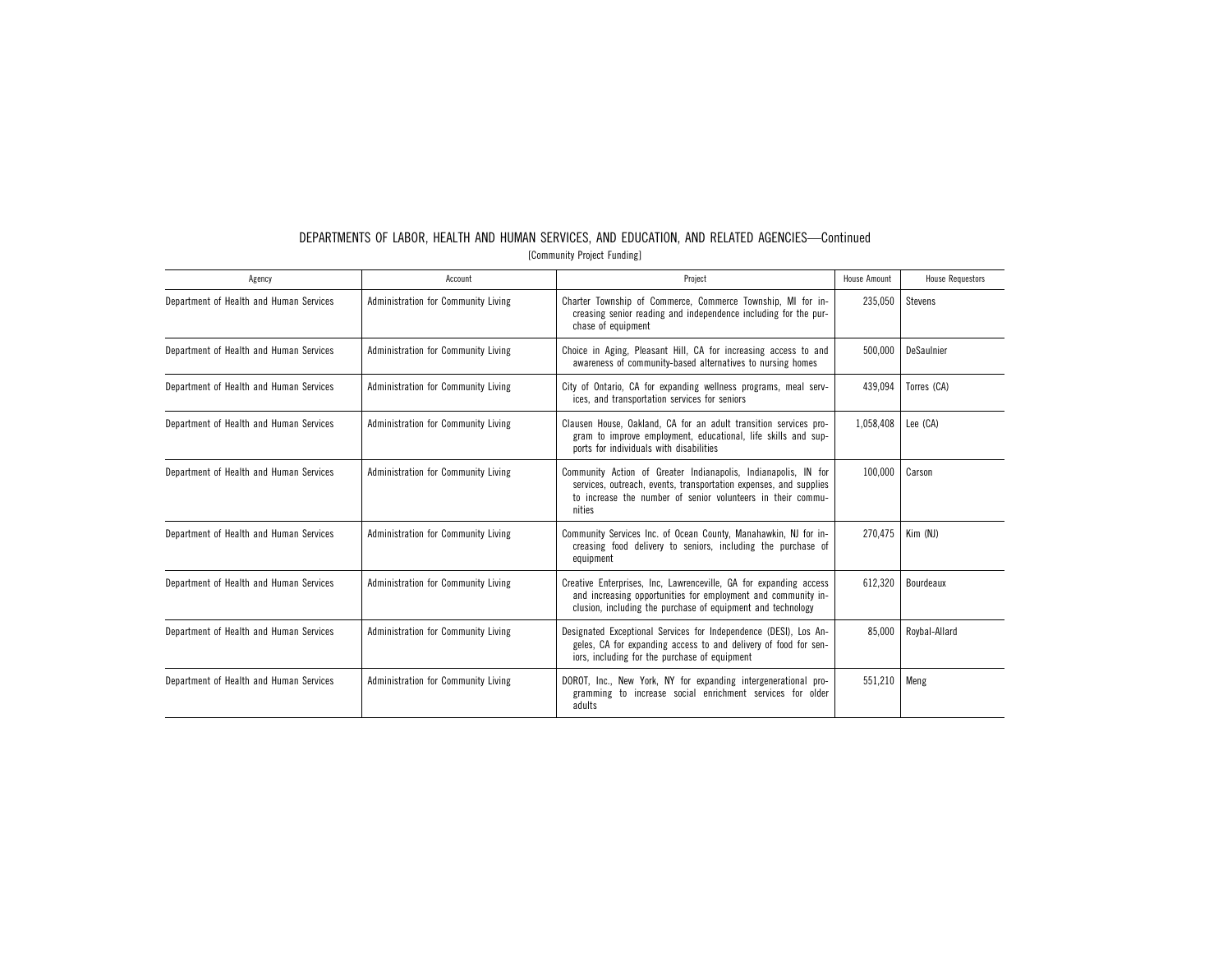# DEPARTMENTS OF LABOR, HEALTH AND HUMAN SERVICES, AND EDUCATION, AND RELATED AGENCIES—Continued

[Community Project Funding]

| Agency | Account | Project | House Amount | House Requestors |
|---|---|---|---|---|
| Department of Health and Human Services | Administration for Community Living | Charter Township of Commerce, Commerce Township, MI for increasing senior reading and independence including for the purchase of equipment | 235,050 | Stevens |
| Department of Health and Human Services | Administration for Community Living | Choice in Aging, Pleasant Hill, CA for increasing access to and awareness of community-based alternatives to nursing homes | 500,000 | DeSaulnier |
| Department of Health and Human Services | Administration for Community Living | City of Ontario, CA for expanding wellness programs, meal services, and transportation services for seniors | 439,094 | Torres (CA) |
| Department of Health and Human Services | Administration for Community Living | Clausen House, Oakland, CA for an adult transition services program to improve employment, educational, life skills and supports for individuals with disabilities | 1,058,408 | Lee (CA) |
| Department of Health and Human Services | Administration for Community Living | Community Action of Greater Indianapolis, Indianapolis, IN for services, outreach, events, transportation expenses, and supplies to increase the number of senior volunteers in their communities | 100,000 | Carson |
| Department of Health and Human Services | Administration for Community Living | Community Services Inc. of Ocean County, Manahawkin, NJ for increasing food delivery to seniors, including the purchase of equipment | 270,475 | Kim (NJ) |
| Department of Health and Human Services | Administration for Community Living | Creative Enterprises, Inc, Lawrenceville, GA for expanding access and increasing opportunities for employment and community inclusion, including the purchase of equipment and technology | 612,320 | Bourdeaux |
| Department of Health and Human Services | Administration for Community Living | Designated Exceptional Services for Independence (DESI), Los Angeles, CA for expanding access to and delivery of food for seniors, including for the purchase of equipment | 85,000 | Roybal-Allard |
| Department of Health and Human Services | Administration for Community Living | DOROT, Inc., New York, NY for expanding intergenerational programming to increase social enrichment services for older adults | 551,210 | Meng |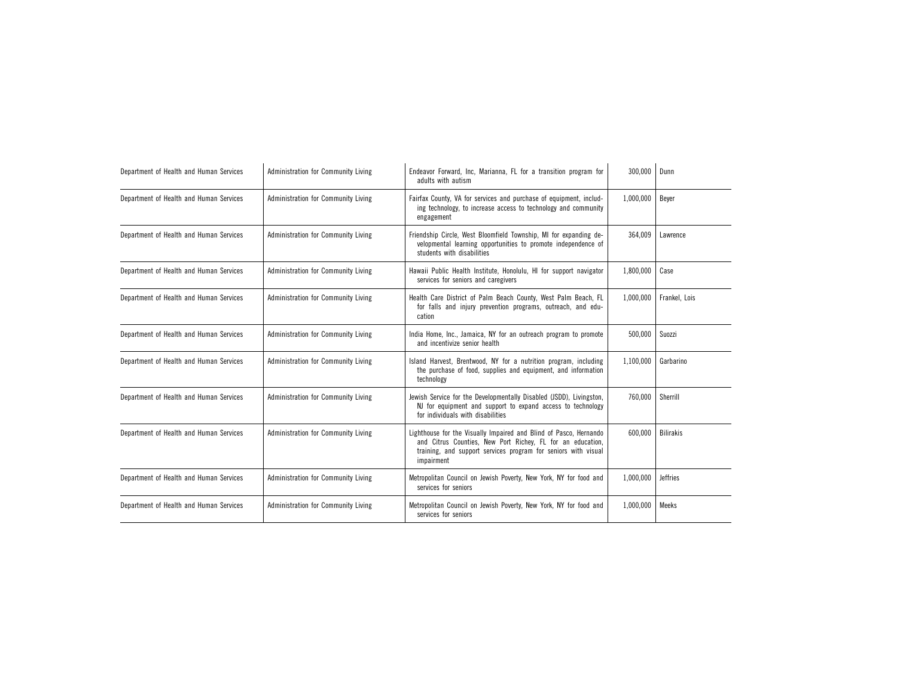| | | | | |
|---|---|---|---|---|
| Department of Health and Human Services | Administration for Community Living | Endeavor Forward, Inc, Marianna, FL for a transition program for adults with autism | 300,000 | Dunn |
| Department of Health and Human Services | Administration for Community Living | Fairfax County, VA for services and purchase of equipment, including technology, to increase access to technology and community engagement | 1,000,000 | Beyer |
| Department of Health and Human Services | Administration for Community Living | Friendship Circle, West Bloomfield Township, MI for expanding developmental learning opportunities to promote independence of students with disabilities | 364,009 | Lawrence |
| Department of Health and Human Services | Administration for Community Living | Hawaii Public Health Institute, Honolulu, HI for support navigator services for seniors and caregivers | 1,800,000 | Case |
| Department of Health and Human Services | Administration for Community Living | Health Care District of Palm Beach County, West Palm Beach, FL for falls and injury prevention programs, outreach, and education | 1,000,000 | Frankel, Lois |
| Department of Health and Human Services | Administration for Community Living | India Home, Inc., Jamaica, NY for an outreach program to promote and incentivize senior health | 500,000 | Suozzi |
| Department of Health and Human Services | Administration for Community Living | Island Harvest, Brentwood, NY for a nutrition program, including the purchase of food, supplies and equipment, and information technology | 1,100,000 | Garbarino |
| Department of Health and Human Services | Administration for Community Living | Jewish Service for the Developmentally Disabled (JSDD), Livingston, NJ for equipment and support to expand access to technology for individuals with disabilities | 760,000 | Sherrill |
| Department of Health and Human Services | Administration for Community Living | Lighthouse for the Visually Impaired and Blind of Pasco, Hernando and Citrus Counties, New Port Richey, FL for an education, training, and support services program for seniors with visual impairment | 600,000 | Bilirakis |
| Department of Health and Human Services | Administration for Community Living | Metropolitan Council on Jewish Poverty, New York, NY for food and services for seniors | 1,000,000 | Jeffries |
| Department of Health and Human Services | Administration for Community Living | Metropolitan Council on Jewish Poverty, New York, NY for food and services for seniors | 1,000,000 | Meeks |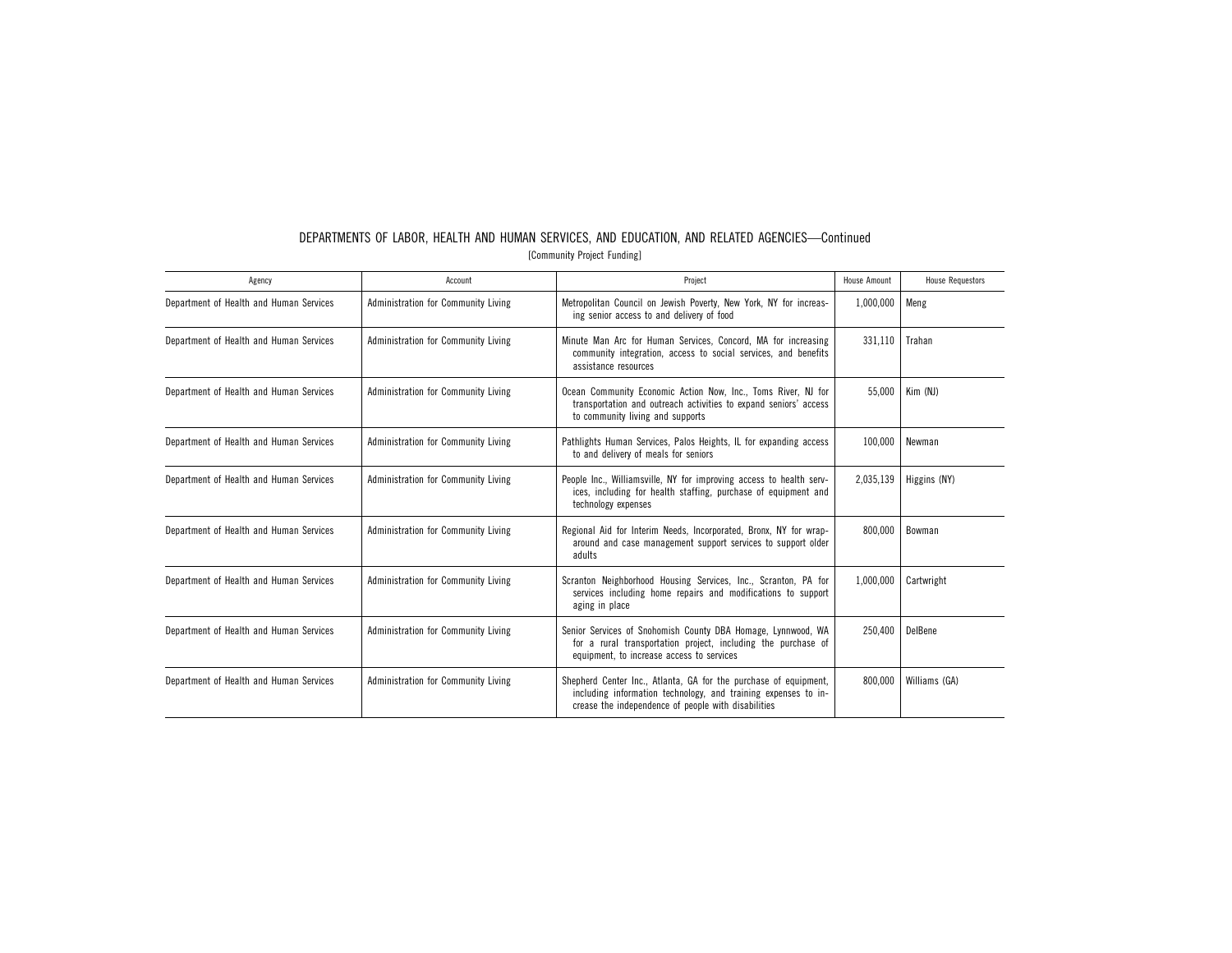## DEPARTMENTS OF LABOR, HEALTH AND HUMAN SERVICES, AND EDUCATION, AND RELATED AGENCIES—Continued

[Community Project Funding]

| Agency | Account | Project | House Amount | House Requestors |
|---|---|---|---|---|
| Department of Health and Human Services | Administration for Community Living | Metropolitan Council on Jewish Poverty, New York, NY for increasing senior access to and delivery of food | 1,000,000 | Meng |
| Department of Health and Human Services | Administration for Community Living | Minute Man Arc for Human Services, Concord, MA for increasing community integration, access to social services, and benefits assistance resources | 331,110 | Trahan |
| Department of Health and Human Services | Administration for Community Living | Ocean Community Economic Action Now, Inc., Toms River, NJ for transportation and outreach activities to expand seniors' access to community living and supports | 55,000 | Kim (NJ) |
| Department of Health and Human Services | Administration for Community Living | Pathlights Human Services, Palos Heights, IL for expanding access to and delivery of meals for seniors | 100,000 | Newman |
| Department of Health and Human Services | Administration for Community Living | People Inc., Williamsville, NY for improving access to health services, including for health staffing, purchase of equipment and technology expenses | 2,035,139 | Higgins (NY) |
| Department of Health and Human Services | Administration for Community Living | Regional Aid for Interim Needs, Incorporated, Bronx, NY for wraparound and case management support services to support older adults | 800,000 | Bowman |
| Department of Health and Human Services | Administration for Community Living | Scranton Neighborhood Housing Services, Inc., Scranton, PA for services including home repairs and modifications to support aging in place | 1,000,000 | Cartwright |
| Department of Health and Human Services | Administration for Community Living | Senior Services of Snohomish County DBA Homage, Lynnwood, WA for a rural transportation project, including the purchase of equipment, to increase access to services | 250,400 | DelBene |
| Department of Health and Human Services | Administration for Community Living | Shepherd Center Inc., Atlanta, GA for the purchase of equipment, including information technology, and training expenses to increase the independence of people with disabilities | 800,000 | Williams (GA) |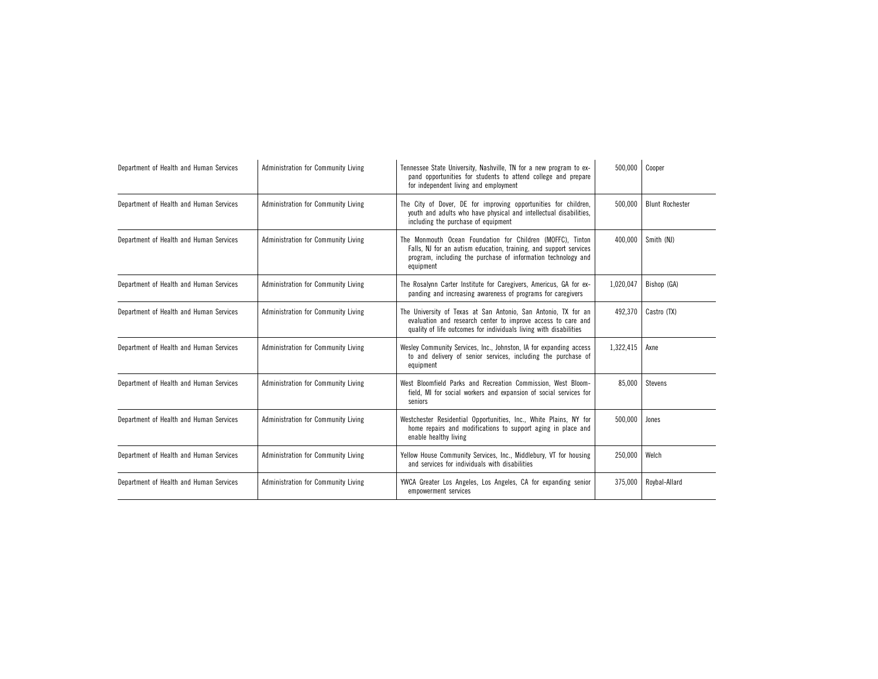| Department of Health and Human Services | Administration for Community Living | Tennessee State University, Nashville, TN for a new program to expand opportunities for students to attend college and prepare for independent living and employment | 500,000 | Cooper |
|---|---|---|---|---|
| Department of Health and Human Services | Administration for Community Living | The City of Dover, DE for improving opportunities for children, youth and adults who have physical and intellectual disabilities, including the purchase of equipment | 500,000 | Blunt Rochester |
| Department of Health and Human Services | Administration for Community Living | The Monmouth Ocean Foundation for Children (MOFFC), Tinton Falls, NJ for an autism education, training, and support services program, including the purchase of information technology and equipment | 400,000 | Smith (NJ) |
| Department of Health and Human Services | Administration for Community Living | The Rosalynn Carter Institute for Caregivers, Americus, GA for expanding and increasing awareness of programs for caregivers | 1,020,047 | Bishop (GA) |
| Department of Health and Human Services | Administration for Community Living | The University of Texas at San Antonio, San Antonio, TX for an evaluation and research center to improve access to care and quality of life outcomes for individuals living with disabilities | 492,370 | Castro (TX) |
| Department of Health and Human Services | Administration for Community Living | Wesley Community Services, Inc., Johnston, IA for expanding access to and delivery of senior services, including the purchase of equipment | 1,322,415 | Axne |
| Department of Health and Human Services | Administration for Community Living | West Bloomfield Parks and Recreation Commission, West Bloomfield, MI for social workers and expansion of social services for seniors | 85,000 | Stevens |
| Department of Health and Human Services | Administration for Community Living | Westchester Residential Opportunities, Inc., White Plains, NY for home repairs and modifications to support aging in place and enable healthy living | 500,000 | Jones |
| Department of Health and Human Services | Administration for Community Living | Yellow House Community Services, Inc., Middlebury, VT for housing and services for individuals with disabilities | 250,000 | Welch |
| Department of Health and Human Services | Administration for Community Living | YWCA Greater Los Angeles, Los Angeles, CA for expanding senior empowerment services | 375,000 | Roybal-Allard |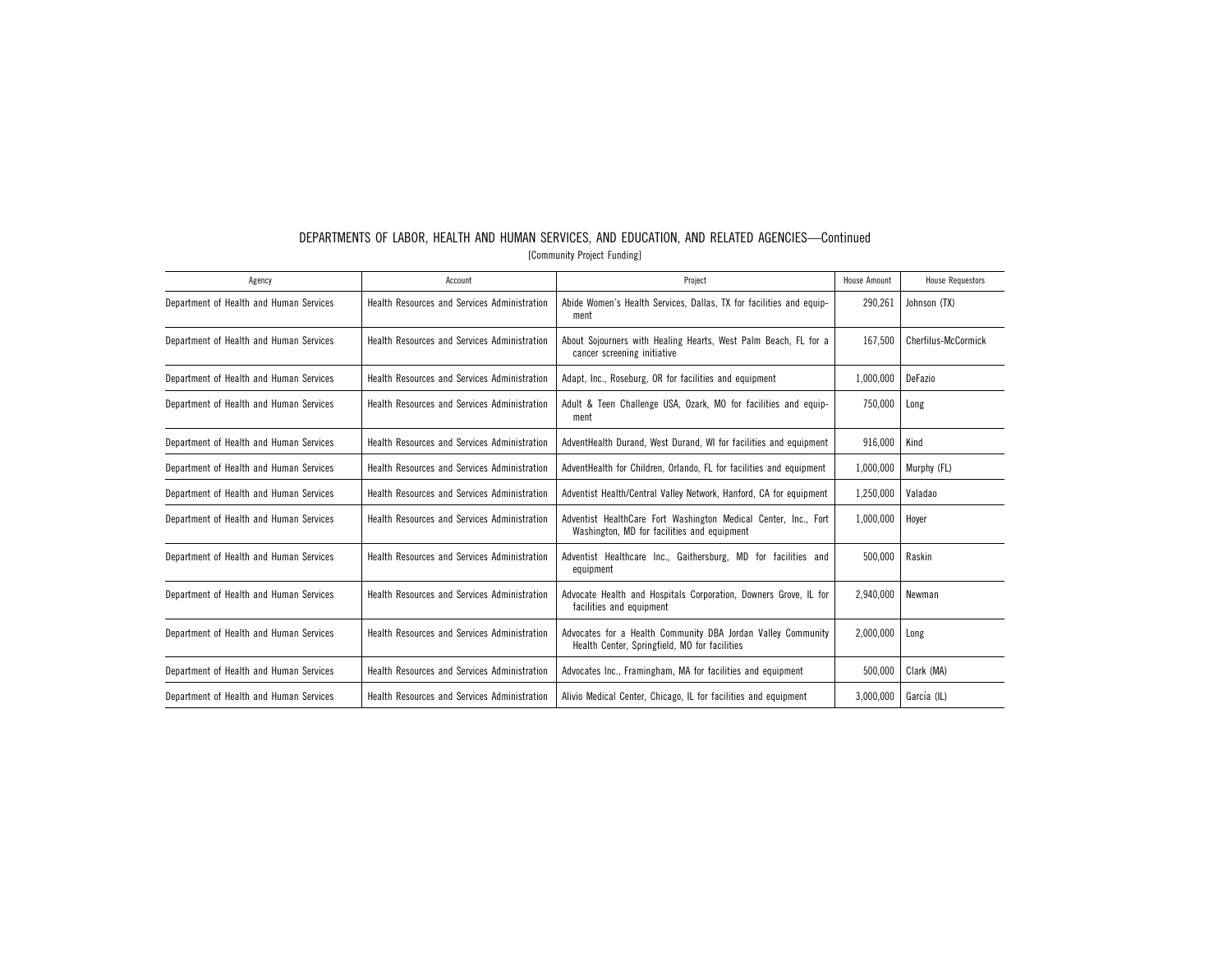DEPARTMENTS OF LABOR, HEALTH AND HUMAN SERVICES, AND EDUCATION, AND RELATED AGENCIES—Continued

[Community Project Funding]

| Agency | Account | Project | House Amount | House Requestors |
|---|---|---|---|---|
| Department of Health and Human Services | Health Resources and Services Administration | Abide Women's Health Services, Dallas, TX for facilities and equipment | 290,261 | Johnson (TX) |
| Department of Health and Human Services | Health Resources and Services Administration | About Sojourners with Healing Hearts, West Palm Beach, FL for a cancer screening initiative | 167,500 | Cherfilus-McCormick |
| Department of Health and Human Services | Health Resources and Services Administration | Adapt, Inc., Roseburg, OR for facilities and equipment | 1,000,000 | DeFazio |
| Department of Health and Human Services | Health Resources and Services Administration | Adult & Teen Challenge USA, Ozark, MO for facilities and equipment | 750,000 | Long |
| Department of Health and Human Services | Health Resources and Services Administration | AdventHealth Durand, West Durand, WI for facilities and equipment | 916,000 | Kind |
| Department of Health and Human Services | Health Resources and Services Administration | AdventHealth for Children, Orlando, FL for facilities and equipment | 1,000,000 | Murphy (FL) |
| Department of Health and Human Services | Health Resources and Services Administration | Adventist Health/Central Valley Network, Hanford, CA for equipment | 1,250,000 | Valadao |
| Department of Health and Human Services | Health Resources and Services Administration | Adventist HealthCare Fort Washington Medical Center, Inc., Fort Washington, MD for facilities and equipment | 1,000,000 | Hoyer |
| Department of Health and Human Services | Health Resources and Services Administration | Adventist Healthcare Inc., Gaithersburg, MD for facilities and equipment | 500,000 | Raskin |
| Department of Health and Human Services | Health Resources and Services Administration | Advocate Health and Hospitals Corporation, Downers Grove, IL for facilities and equipment | 2,940,000 | Newman |
| Department of Health and Human Services | Health Resources and Services Administration | Advocates for a Health Community DBA Jordan Valley Community Health Center, Springfield, MO for facilities | 2,000,000 | Long |
| Department of Health and Human Services | Health Resources and Services Administration | Advocates Inc., Framingham, MA for facilities and equipment | 500,000 | Clark (MA) |
| Department of Health and Human Services | Health Resources and Services Administration | Alivio Medical Center, Chicago, IL for facilities and equipment | 3,000,000 | García (IL) |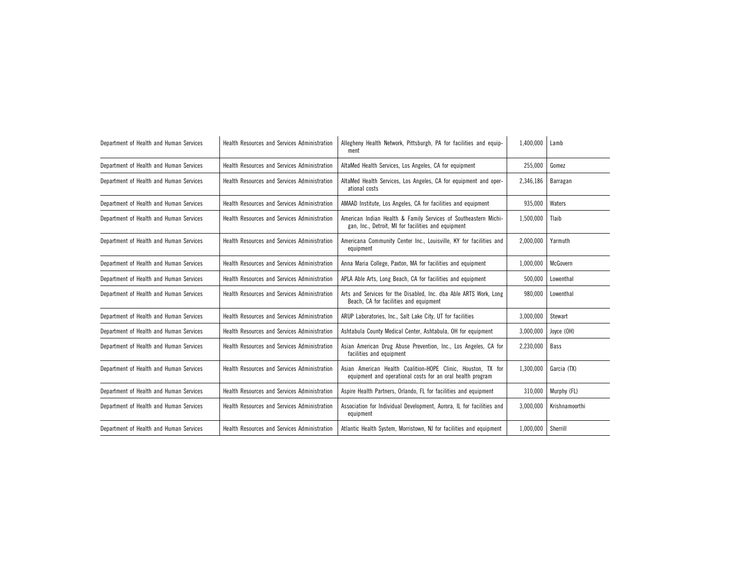| | | | | |
|---|---|---|---|---|
| Department of Health and Human Services | Health Resources and Services Administration | Allegheny Health Network, Pittsburgh, PA for facilities and equipment | 1,400,000 | Lamb |
| Department of Health and Human Services | Health Resources and Services Administration | AltaMed Health Services, Los Angeles, CA for equipment | 255,000 | Gomez |
| Department of Health and Human Services | Health Resources and Services Administration | AltaMed Health Services, Los Angeles, CA for equipment and operational costs | 2,346,186 | Barragan |
| Department of Health and Human Services | Health Resources and Services Administration | AMAAD Institute, Los Angeles, CA for facilities and equipment | 935,000 | Waters |
| Department of Health and Human Services | Health Resources and Services Administration | American Indian Health & Family Services of Southeastern Michigan, Inc., Detroit, MI for facilities and equipment | 1,500,000 | Tlaib |
| Department of Health and Human Services | Health Resources and Services Administration | Americana Community Center Inc., Louisville, KY for facilities and equipment | 2,000,000 | Yarmuth |
| Department of Health and Human Services | Health Resources and Services Administration | Anna Maria College, Paxton, MA for facilities and equipment | 1,000,000 | McGovern |
| Department of Health and Human Services | Health Resources and Services Administration | APLA Able Arts, Long Beach, CA for facilities and equipment | 500,000 | Lowenthal |
| Department of Health and Human Services | Health Resources and Services Administration | Arts and Services for the Disabled, Inc. dba Able ARTS Work, Long Beach, CA for facilities and equipment | 980,000 | Lowenthal |
| Department of Health and Human Services | Health Resources and Services Administration | ARUP Laboratories, Inc., Salt Lake City, UT for facilities | 3,000,000 | Stewart |
| Department of Health and Human Services | Health Resources and Services Administration | Ashtabula County Medical Center, Ashtabula, OH for equipment | 3,000,000 | Joyce (OH) |
| Department of Health and Human Services | Health Resources and Services Administration | Asian American Drug Abuse Prevention, Inc., Los Angeles, CA for facilities and equipment | 2,230,000 | Bass |
| Department of Health and Human Services | Health Resources and Services Administration | Asian American Health Coalition-HOPE Clinic, Houston, TX for equipment and operational costs for an oral health program | 1,300,000 | Garcia (TX) |
| Department of Health and Human Services | Health Resources and Services Administration | Aspire Health Partners, Orlando, FL for facilities and equipment | 310,000 | Murphy (FL) |
| Department of Health and Human Services | Health Resources and Services Administration | Association for Individual Development, Aurora, IL for facilities and equipment | 3,000,000 | Krishnamoorthi |
| Department of Health and Human Services | Health Resources and Services Administration | Atlantic Health System, Morristown, NJ for facilities and equipment | 1,000,000 | Sherrill |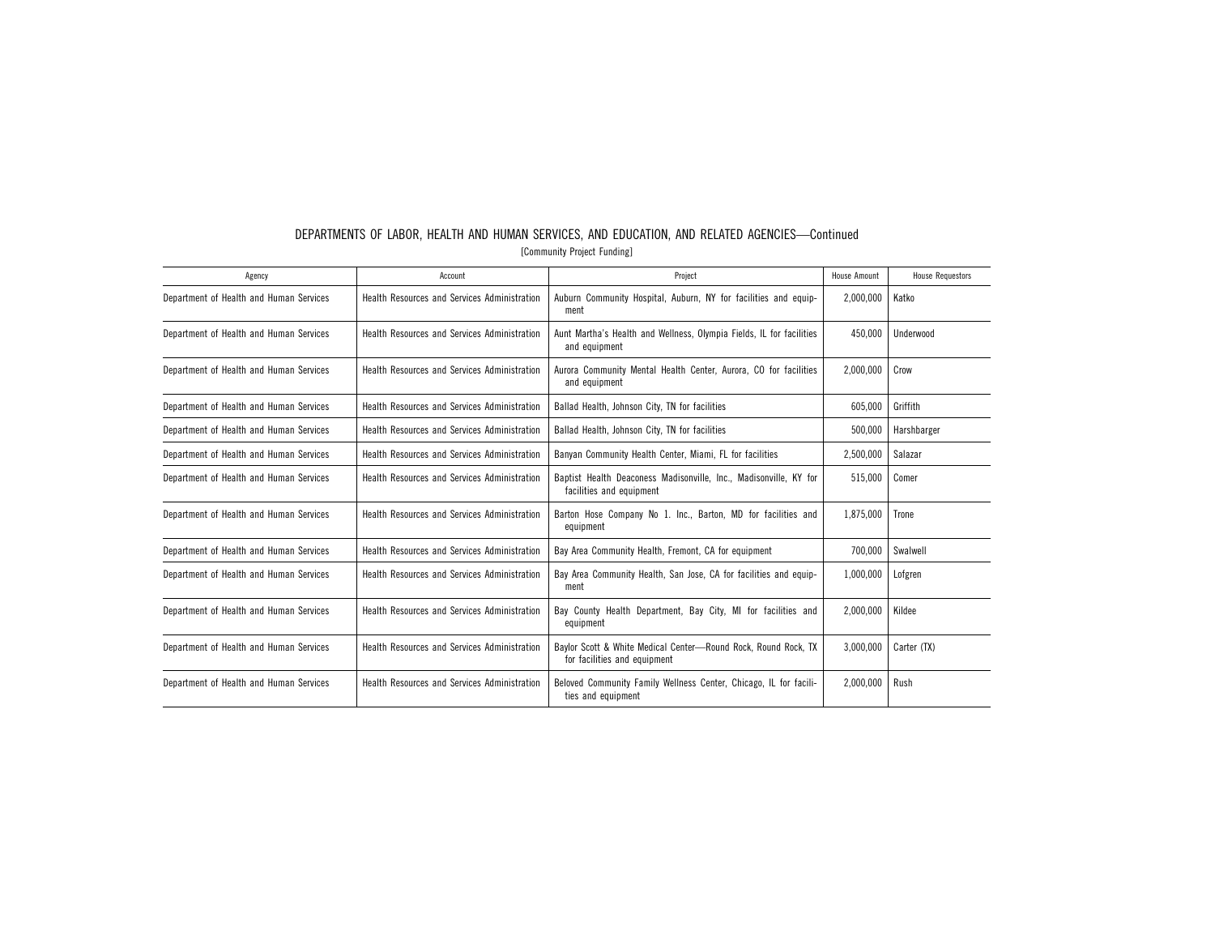## DEPARTMENTS OF LABOR, HEALTH AND HUMAN SERVICES, AND EDUCATION, AND RELATED AGENCIES—Continued

[Community Project Funding]

| Agency | Account | Project | House Amount | House Requestors |
|---|---|---|---|---|
| Department of Health and Human Services | Health Resources and Services Administration | Auburn Community Hospital, Auburn, NY for facilities and equipment | 2,000,000 | Katko |
| Department of Health and Human Services | Health Resources and Services Administration | Aunt Martha's Health and Wellness, Olympia Fields, IL for facilities and equipment | 450,000 | Underwood |
| Department of Health and Human Services | Health Resources and Services Administration | Aurora Community Mental Health Center, Aurora, CO for facilities and equipment | 2,000,000 | Crow |
| Department of Health and Human Services | Health Resources and Services Administration | Ballad Health, Johnson City, TN for facilities | 605,000 | Griffith |
| Department of Health and Human Services | Health Resources and Services Administration | Ballad Health, Johnson City, TN for facilities | 500,000 | Harshbarger |
| Department of Health and Human Services | Health Resources and Services Administration | Banyan Community Health Center, Miami, FL for facilities | 2,500,000 | Salazar |
| Department of Health and Human Services | Health Resources and Services Administration | Baptist Health Deaconess Madisonville, Inc., Madisonville, KY for facilities and equipment | 515,000 | Comer |
| Department of Health and Human Services | Health Resources and Services Administration | Barton Hose Company No 1. Inc., Barton, MD for facilities and equipment | 1,875,000 | Trone |
| Department of Health and Human Services | Health Resources and Services Administration | Bay Area Community Health, Fremont, CA for equipment | 700,000 | Swalwell |
| Department of Health and Human Services | Health Resources and Services Administration | Bay Area Community Health, San Jose, CA for facilities and equipment | 1,000,000 | Lofgren |
| Department of Health and Human Services | Health Resources and Services Administration | Bay County Health Department, Bay City, MI for facilities and equipment | 2,000,000 | Kildee |
| Department of Health and Human Services | Health Resources and Services Administration | Baylor Scott & White Medical Center—Round Rock, Round Rock, TX for facilities and equipment | 3,000,000 | Carter (TX) |
| Department of Health and Human Services | Health Resources and Services Administration | Beloved Community Family Wellness Center, Chicago, IL for facilities and equipment | 2,000,000 | Rush |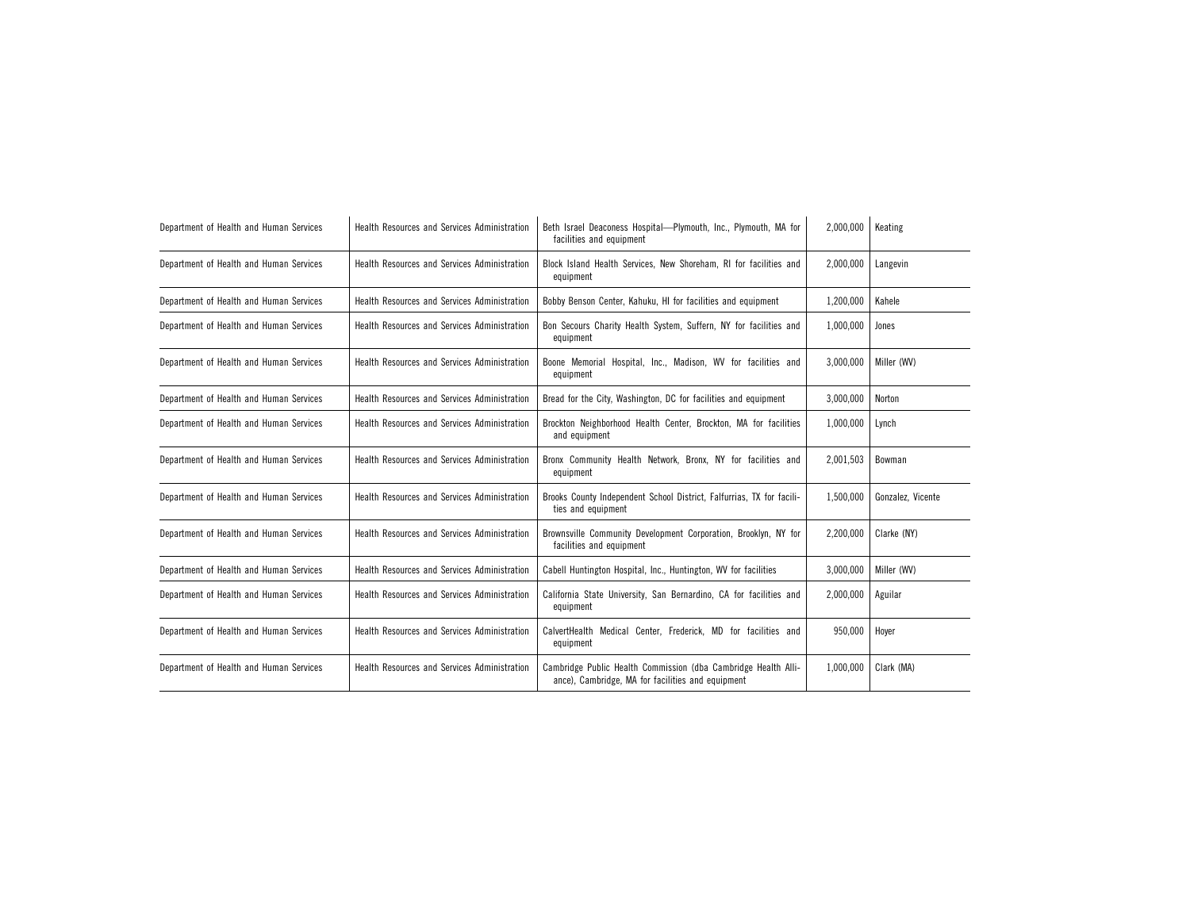| | | | | |
|---|---|---|---|---|
| Department of Health and Human Services | Health Resources and Services Administration | Beth Israel Deaconess Hospital—Plymouth, Inc., Plymouth, MA for facilities and equipment | 2,000,000 | Keating |
| Department of Health and Human Services | Health Resources and Services Administration | Block Island Health Services, New Shoreham, RI for facilities and equipment | 2,000,000 | Langevin |
| Department of Health and Human Services | Health Resources and Services Administration | Bobby Benson Center, Kahuku, HI for facilities and equipment | 1,200,000 | Kahele |
| Department of Health and Human Services | Health Resources and Services Administration | Bon Secours Charity Health System, Suffern, NY for facilities and equipment | 1,000,000 | Jones |
| Department of Health and Human Services | Health Resources and Services Administration | Boone Memorial Hospital, Inc., Madison, WV for facilities and equipment | 3,000,000 | Miller (WV) |
| Department of Health and Human Services | Health Resources and Services Administration | Bread for the City, Washington, DC for facilities and equipment | 3,000,000 | Norton |
| Department of Health and Human Services | Health Resources and Services Administration | Brockton Neighborhood Health Center, Brockton, MA for facilities and equipment | 1,000,000 | Lynch |
| Department of Health and Human Services | Health Resources and Services Administration | Bronx Community Health Network, Bronx, NY for facilities and equipment | 2,001,503 | Bowman |
| Department of Health and Human Services | Health Resources and Services Administration | Brooks County Independent School District, Falfurrias, TX for facilities and equipment | 1,500,000 | Gonzalez, Vicente |
| Department of Health and Human Services | Health Resources and Services Administration | Brownsville Community Development Corporation, Brooklyn, NY for facilities and equipment | 2,200,000 | Clarke (NY) |
| Department of Health and Human Services | Health Resources and Services Administration | Cabell Huntington Hospital, Inc., Huntington, WV for facilities | 3,000,000 | Miller (WV) |
| Department of Health and Human Services | Health Resources and Services Administration | California State University, San Bernardino, CA for facilities and equipment | 2,000,000 | Aguilar |
| Department of Health and Human Services | Health Resources and Services Administration | CalvertHealth Medical Center, Frederick, MD for facilities and equipment | 950,000 | Hoyer |
| Department of Health and Human Services | Health Resources and Services Administration | Cambridge Public Health Commission (dba Cambridge Health Alliance), Cambridge, MA for facilities and equipment | 1,000,000 | Clark (MA) |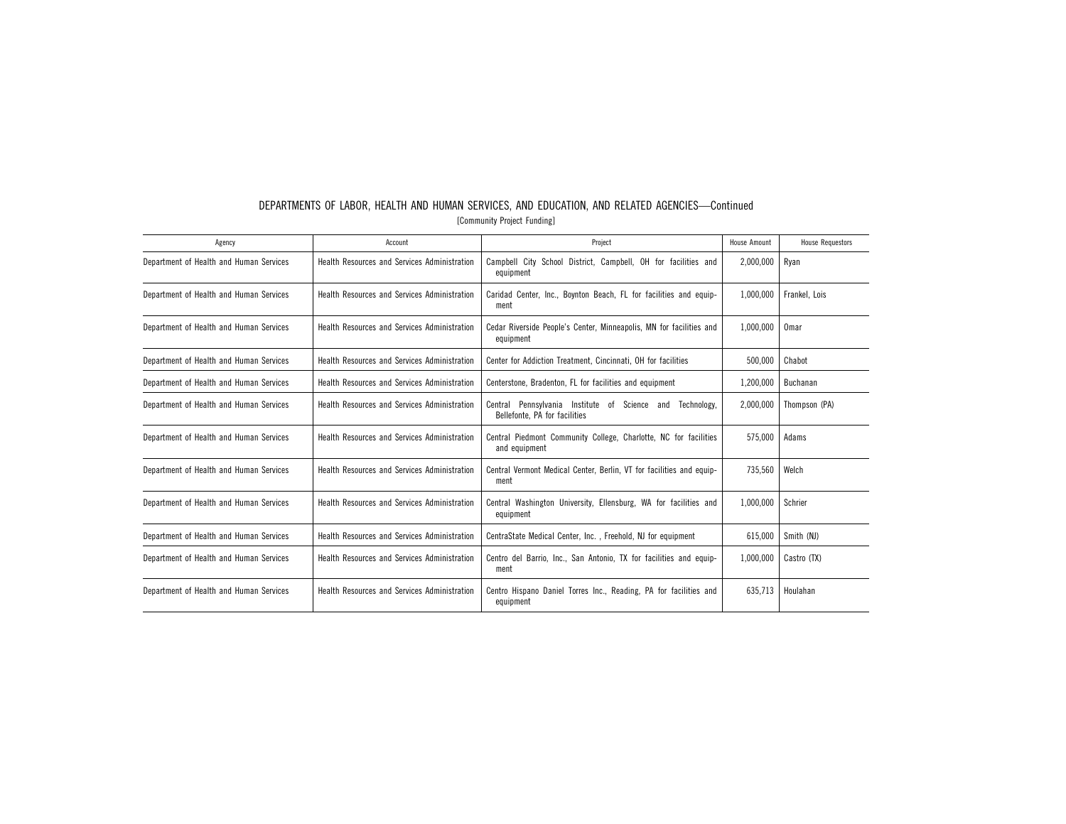# DEPARTMENTS OF LABOR, HEALTH AND HUMAN SERVICES, AND EDUCATION, AND RELATED AGENCIES—Continued

[Community Project Funding]

| Agency | Account | Project | House Amount | House Requestors |
|---|---|---|---|---|
| Department of Health and Human Services | Health Resources and Services Administration | Campbell City School District, Campbell, OH for facilities and equipment | 2,000,000 | Ryan |
| Department of Health and Human Services | Health Resources and Services Administration | Caridad Center, Inc., Boynton Beach, FL for facilities and equipment | 1,000,000 | Frankel, Lois |
| Department of Health and Human Services | Health Resources and Services Administration | Cedar Riverside People's Center, Minneapolis, MN for facilities and equipment | 1,000,000 | Omar |
| Department of Health and Human Services | Health Resources and Services Administration | Center for Addiction Treatment, Cincinnati, OH for facilities | 500,000 | Chabot |
| Department of Health and Human Services | Health Resources and Services Administration | Centerstone, Bradenton, FL for facilities and equipment | 1,200,000 | Buchanan |
| Department of Health and Human Services | Health Resources and Services Administration | Central Pennsylvania Institute of Science and Technology, Bellefonte, PA for facilities | 2,000,000 | Thompson (PA) |
| Department of Health and Human Services | Health Resources and Services Administration | Central Piedmont Community College, Charlotte, NC for facilities and equipment | 575,000 | Adams |
| Department of Health and Human Services | Health Resources and Services Administration | Central Vermont Medical Center, Berlin, VT for facilities and equipment | 735,560 | Welch |
| Department of Health and Human Services | Health Resources and Services Administration | Central Washington University, Ellensburg, WA for facilities and equipment | 1,000,000 | Schrier |
| Department of Health and Human Services | Health Resources and Services Administration | CentraState Medical Center, Inc. , Freehold, NJ for equipment | 615,000 | Smith (NJ) |
| Department of Health and Human Services | Health Resources and Services Administration | Centro del Barrio, Inc., San Antonio, TX for facilities and equipment | 1,000,000 | Castro (TX) |
| Department of Health and Human Services | Health Resources and Services Administration | Centro Hispano Daniel Torres Inc., Reading, PA for facilities and equipment | 635,713 | Houlahan |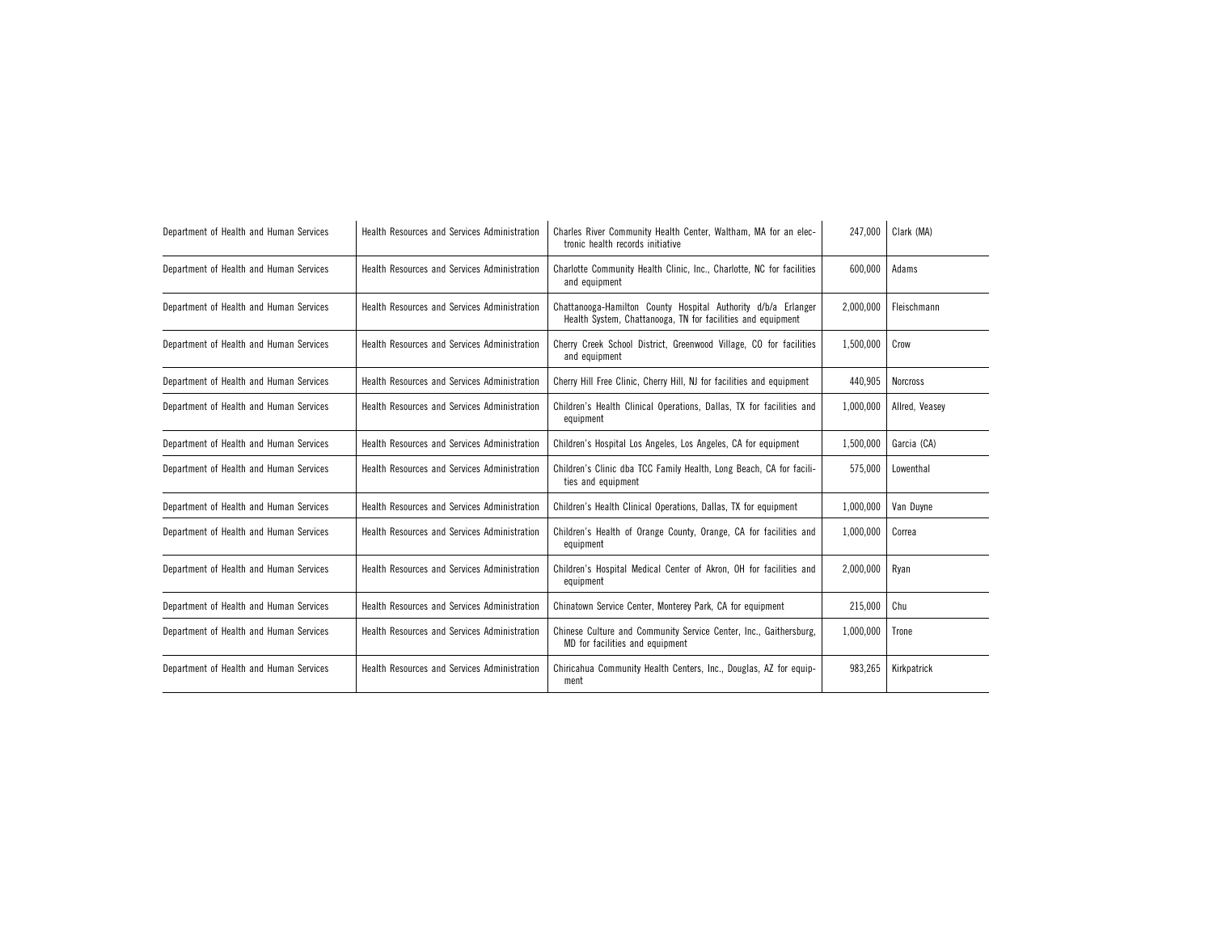| | | | | |
|---|---|---|---|---|
| Department of Health and Human Services | Health Resources and Services Administration | Charles River Community Health Center, Waltham, MA for an electronic health records initiative | 247,000 | Clark (MA) |
| Department of Health and Human Services | Health Resources and Services Administration | Charlotte Community Health Clinic, Inc., Charlotte, NC for facilities and equipment | 600,000 | Adams |
| Department of Health and Human Services | Health Resources and Services Administration | Chattanooga-Hamilton County Hospital Authority d/b/a Erlanger Health System, Chattanooga, TN for facilities and equipment | 2,000,000 | Fleischmann |
| Department of Health and Human Services | Health Resources and Services Administration | Cherry Creek School District, Greenwood Village, CO for facilities and equipment | 1,500,000 | Crow |
| Department of Health and Human Services | Health Resources and Services Administration | Cherry Hill Free Clinic, Cherry Hill, NJ for facilities and equipment | 440,905 | Norcross |
| Department of Health and Human Services | Health Resources and Services Administration | Children's Health Clinical Operations, Dallas, TX for facilities and equipment | 1,000,000 | Allred, Veasey |
| Department of Health and Human Services | Health Resources and Services Administration | Children's Hospital Los Angeles, Los Angeles, CA for equipment | 1,500,000 | Garcia (CA) |
| Department of Health and Human Services | Health Resources and Services Administration | Children's Clinic dba TCC Family Health, Long Beach, CA for facilities and equipment | 575,000 | Lowenthal |
| Department of Health and Human Services | Health Resources and Services Administration | Children's Health Clinical Operations, Dallas, TX for equipment | 1,000,000 | Van Duyne |
| Department of Health and Human Services | Health Resources and Services Administration | Children's Health of Orange County, Orange, CA for facilities and equipment | 1,000,000 | Correa |
| Department of Health and Human Services | Health Resources and Services Administration | Children's Hospital Medical Center of Akron, OH for facilities and equipment | 2,000,000 | Ryan |
| Department of Health and Human Services | Health Resources and Services Administration | Chinatown Service Center, Monterey Park, CA for equipment | 215,000 | Chu |
| Department of Health and Human Services | Health Resources and Services Administration | Chinese Culture and Community Service Center, Inc., Gaithersburg, MD for facilities and equipment | 1,000,000 | Trone |
| Department of Health and Human Services | Health Resources and Services Administration | Chiricahua Community Health Centers, Inc., Douglas, AZ for equipment | 983,265 | Kirkpatrick |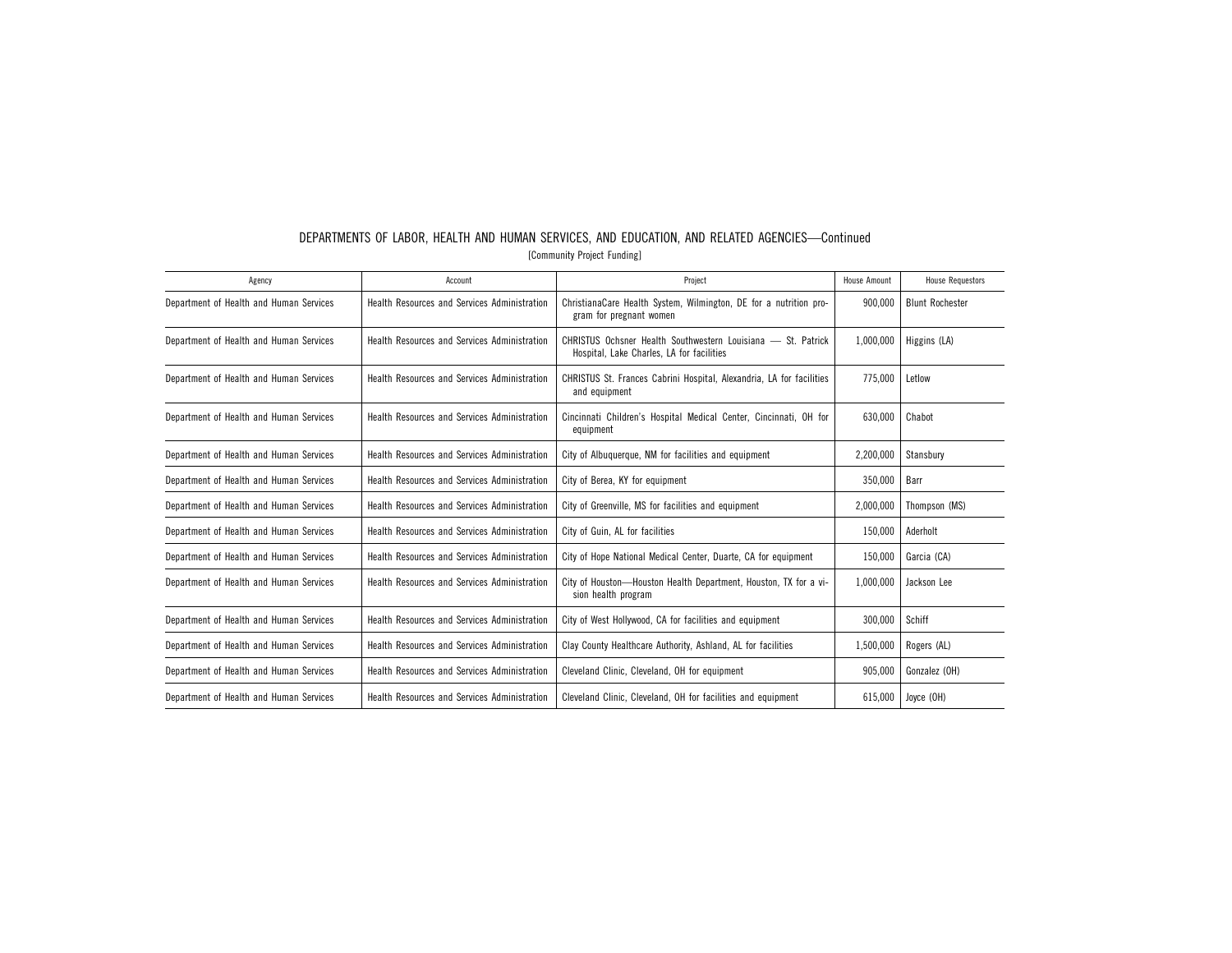DEPARTMENTS OF LABOR, HEALTH AND HUMAN SERVICES, AND EDUCATION, AND RELATED AGENCIES—Continued

[Community Project Funding]

| Agency | Account | Project | House Amount | House Requestors |
|---|---|---|---|---|
| Department of Health and Human Services | Health Resources and Services Administration | ChristianaCare Health System, Wilmington, DE for a nutrition program for pregnant women | 900,000 | Blunt Rochester |
| Department of Health and Human Services | Health Resources and Services Administration | CHRISTUS Ochsner Health Southwestern Louisiana — St. Patrick Hospital, Lake Charles, LA for facilities | 1,000,000 | Higgins (LA) |
| Department of Health and Human Services | Health Resources and Services Administration | CHRISTUS St. Frances Cabrini Hospital, Alexandria, LA for facilities and equipment | 775,000 | Letlow |
| Department of Health and Human Services | Health Resources and Services Administration | Cincinnati Children's Hospital Medical Center, Cincinnati, OH for equipment | 630,000 | Chabot |
| Department of Health and Human Services | Health Resources and Services Administration | City of Albuquerque, NM for facilities and equipment | 2,200,000 | Stansbury |
| Department of Health and Human Services | Health Resources and Services Administration | City of Berea, KY for equipment | 350,000 | Barr |
| Department of Health and Human Services | Health Resources and Services Administration | City of Greenville, MS for facilities and equipment | 2,000,000 | Thompson (MS) |
| Department of Health and Human Services | Health Resources and Services Administration | City of Guin, AL for facilities | 150,000 | Aderholt |
| Department of Health and Human Services | Health Resources and Services Administration | City of Hope National Medical Center, Duarte, CA for equipment | 150,000 | Garcia (CA) |
| Department of Health and Human Services | Health Resources and Services Administration | City of Houston—Houston Health Department, Houston, TX for a vision health program | 1,000,000 | Jackson Lee |
| Department of Health and Human Services | Health Resources and Services Administration | City of West Hollywood, CA for facilities and equipment | 300,000 | Schiff |
| Department of Health and Human Services | Health Resources and Services Administration | Clay County Healthcare Authority, Ashland, AL for facilities | 1,500,000 | Rogers (AL) |
| Department of Health and Human Services | Health Resources and Services Administration | Cleveland Clinic, Cleveland, OH for equipment | 905,000 | Gonzalez (OH) |
| Department of Health and Human Services | Health Resources and Services Administration | Cleveland Clinic, Cleveland, OH for facilities and equipment | 615,000 | Joyce (OH) |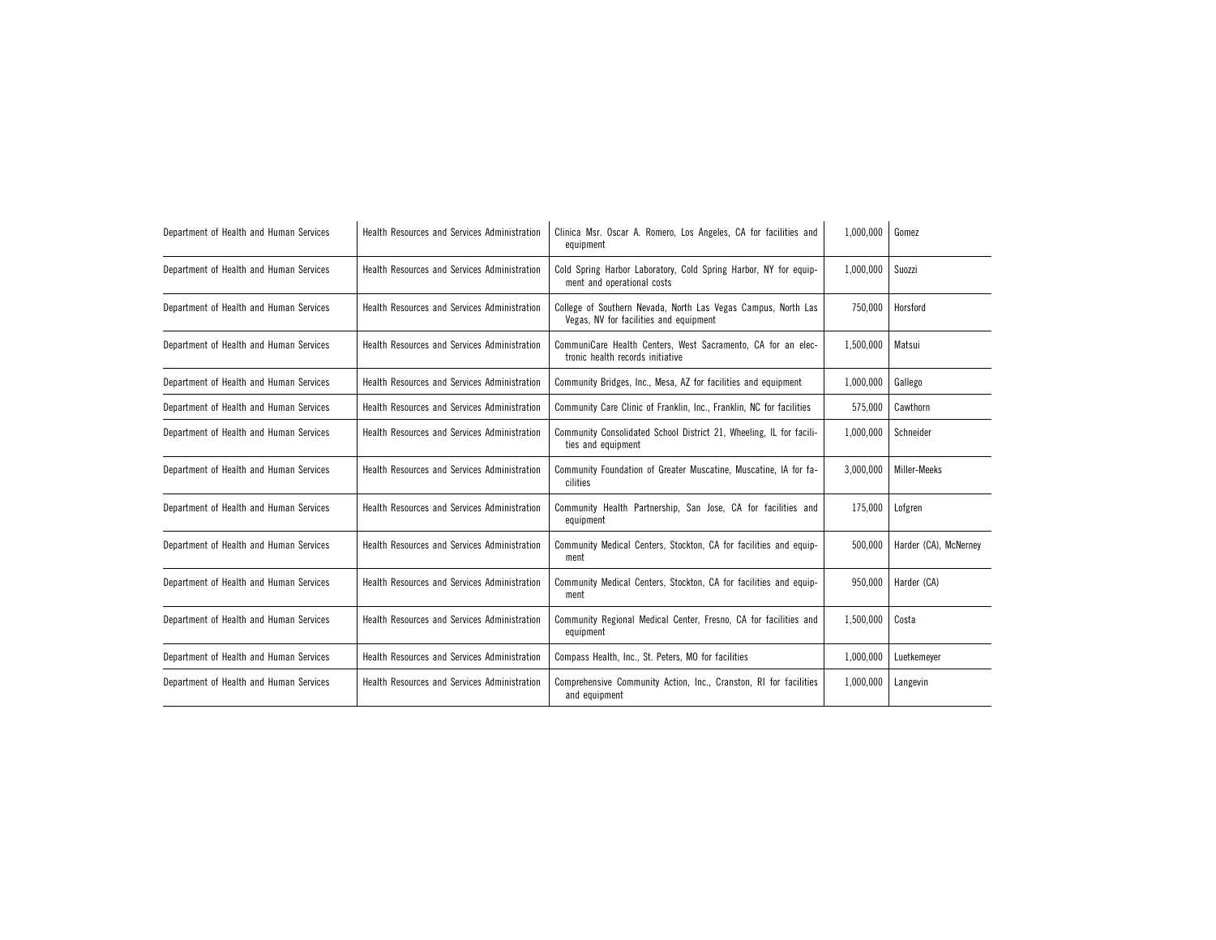| | | | | |
|---|---|---|---|---|
| Department of Health and Human Services | Health Resources and Services Administration | Clinica Msr. Oscar A. Romero, Los Angeles, CA for facilities and equipment | 1,000,000 | Gomez |
| Department of Health and Human Services | Health Resources and Services Administration | Cold Spring Harbor Laboratory, Cold Spring Harbor, NY for equipment and operational costs | 1,000,000 | Suozzi |
| Department of Health and Human Services | Health Resources and Services Administration | College of Southern Nevada, North Las Vegas Campus, North Las Vegas, NV for facilities and equipment | 750,000 | Horsford |
| Department of Health and Human Services | Health Resources and Services Administration | CommuniCare Health Centers, West Sacramento, CA for an electronic health records initiative | 1,500,000 | Matsui |
| Department of Health and Human Services | Health Resources and Services Administration | Community Bridges, Inc., Mesa, AZ for facilities and equipment | 1,000,000 | Gallego |
| Department of Health and Human Services | Health Resources and Services Administration | Community Care Clinic of Franklin, Inc., Franklin, NC for facilities | 575,000 | Cawthorn |
| Department of Health and Human Services | Health Resources and Services Administration | Community Consolidated School District 21, Wheeling, IL for facilities and equipment | 1,000,000 | Schneider |
| Department of Health and Human Services | Health Resources and Services Administration | Community Foundation of Greater Muscatine, Muscatine, IA for facilities | 3,000,000 | Miller-Meeks |
| Department of Health and Human Services | Health Resources and Services Administration | Community Health Partnership, San Jose, CA for facilities and equipment | 175,000 | Lofgren |
| Department of Health and Human Services | Health Resources and Services Administration | Community Medical Centers, Stockton, CA for facilities and equipment | 500,000 | Harder (CA), McNerney |
| Department of Health and Human Services | Health Resources and Services Administration | Community Medical Centers, Stockton, CA for facilities and equipment | 950,000 | Harder (CA) |
| Department of Health and Human Services | Health Resources and Services Administration | Community Regional Medical Center, Fresno, CA for facilities and equipment | 1,500,000 | Costa |
| Department of Health and Human Services | Health Resources and Services Administration | Compass Health, Inc., St. Peters, MO for facilities | 1,000,000 | Luetkemeyer |
| Department of Health and Human Services | Health Resources and Services Administration | Comprehensive Community Action, Inc., Cranston, RI for facilities and equipment | 1,000,000 | Langevin |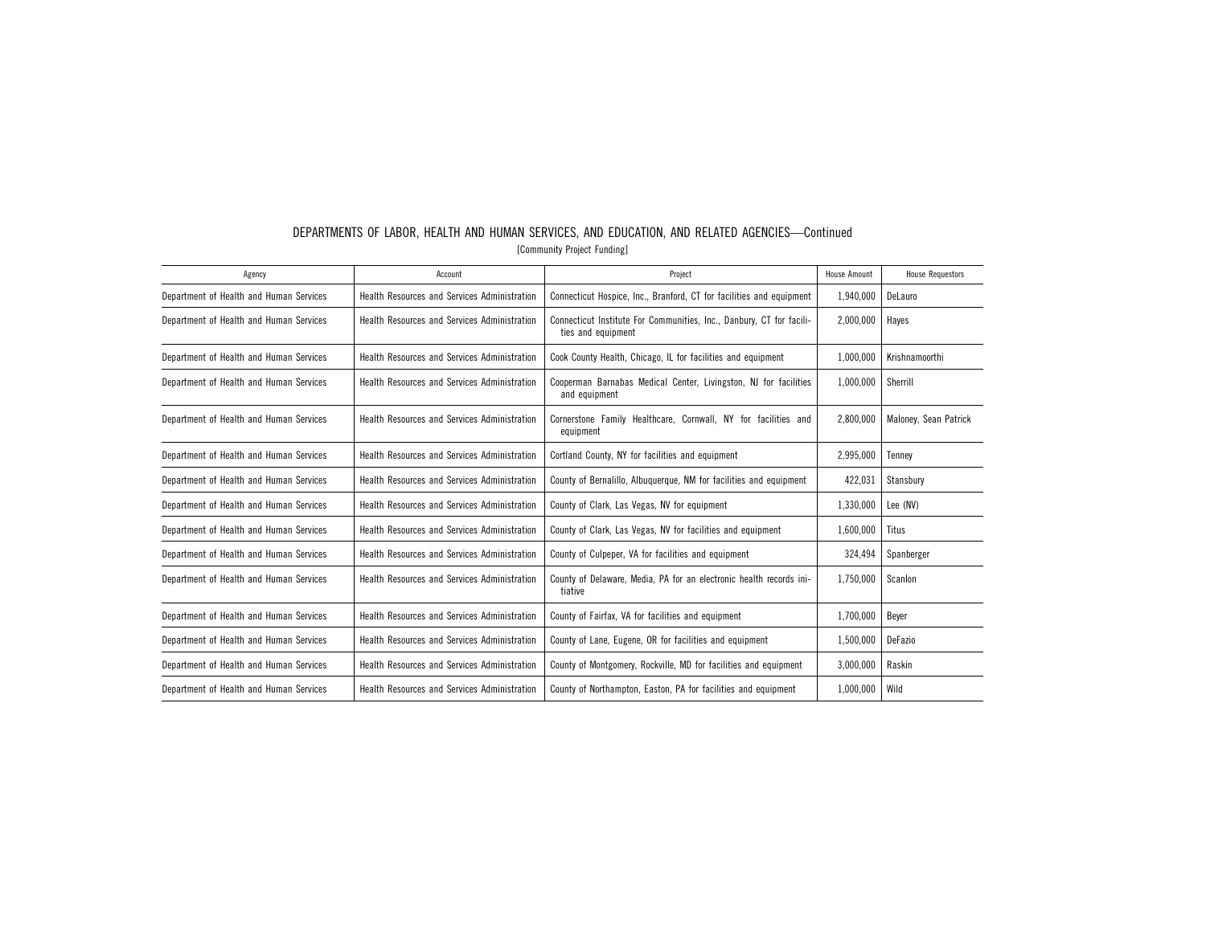## DEPARTMENTS OF LABOR, HEALTH AND HUMAN SERVICES, AND EDUCATION, AND RELATED AGENCIES—Continued

[Community Project Funding]

| Agency | Account | Project | House Amount | House Requestors |
|---|---|---|---|---|
| Department of Health and Human Services | Health Resources and Services Administration | Connecticut Hospice, Inc., Branford, CT for facilities and equipment | 1,940,000 | DeLauro |
| Department of Health and Human Services | Health Resources and Services Administration | Connecticut Institute For Communities, Inc., Danbury, CT for facilities and equipment | 2,000,000 | Hayes |
| Department of Health and Human Services | Health Resources and Services Administration | Cook County Health, Chicago, IL for facilities and equipment | 1,000,000 | Krishnamoorthi |
| Department of Health and Human Services | Health Resources and Services Administration | Cooperman Barnabas Medical Center, Livingston, NJ for facilities and equipment | 1,000,000 | Sherrill |
| Department of Health and Human Services | Health Resources and Services Administration | Cornerstone Family Healthcare, Cornwall, NY for facilities and equipment | 2,800,000 | Maloney, Sean Patrick |
| Department of Health and Human Services | Health Resources and Services Administration | Cortland County, NY for facilities and equipment | 2,995,000 | Tenney |
| Department of Health and Human Services | Health Resources and Services Administration | County of Bernalillo, Albuquerque, NM for facilities and equipment | 422,031 | Stansbury |
| Department of Health and Human Services | Health Resources and Services Administration | County of Clark, Las Vegas, NV for equipment | 1,330,000 | Lee (NV) |
| Department of Health and Human Services | Health Resources and Services Administration | County of Clark, Las Vegas, NV for facilities and equipment | 1,600,000 | Titus |
| Department of Health and Human Services | Health Resources and Services Administration | County of Culpeper, VA for facilities and equipment | 324,494 | Spanberger |
| Department of Health and Human Services | Health Resources and Services Administration | County of Delaware, Media, PA for an electronic health records initiative | 1,750,000 | Scanlon |
| Department of Health and Human Services | Health Resources and Services Administration | County of Fairfax, VA for facilities and equipment | 1,700,000 | Beyer |
| Department of Health and Human Services | Health Resources and Services Administration | County of Lane, Eugene, OR for facilities and equipment | 1,500,000 | DeFazio |
| Department of Health and Human Services | Health Resources and Services Administration | County of Montgomery, Rockville, MD for facilities and equipment | 3,000,000 | Raskin |
| Department of Health and Human Services | Health Resources and Services Administration | County of Northampton, Easton, PA for facilities and equipment | 1,000,000 | Wild |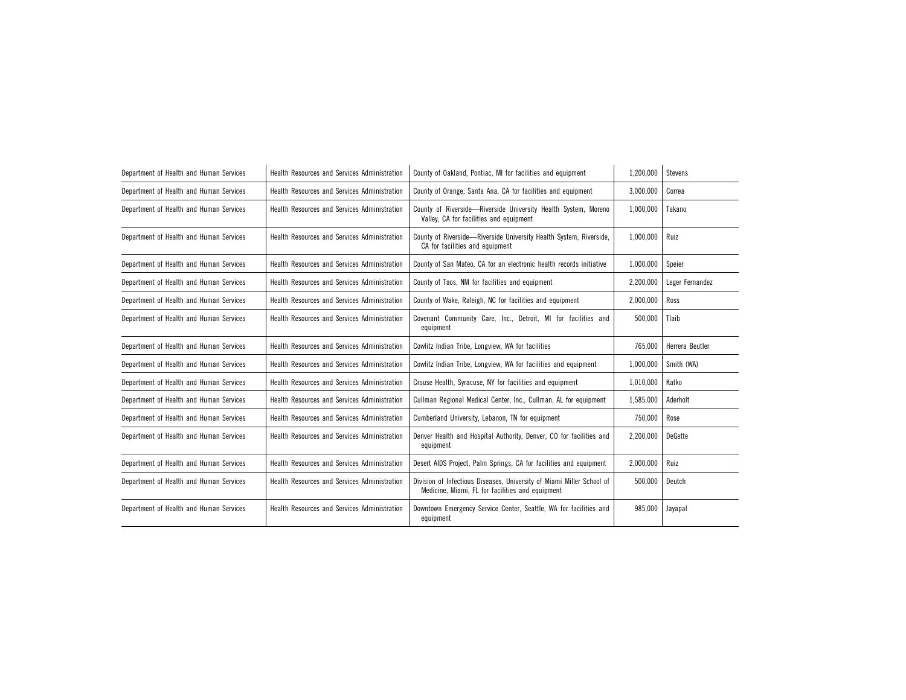| Department of Health and Human Services | Health Resources and Services Administration | County of Oakland, Pontiac, MI for facilities and equipment | 1,200,000 | Stevens |
|---|---|---|---|---|
| Department of Health and Human Services | Health Resources and Services Administration | County of Orange, Santa Ana, CA for facilities and equipment | 3,000,000 | Correa |
| Department of Health and Human Services | Health Resources and Services Administration | County of Riverside—Riverside University Health System, Moreno Valley, CA for facilities and equipment | 1,000,000 | Takano |
| Department of Health and Human Services | Health Resources and Services Administration | County of Riverside—Riverside University Health System, Riverside, CA for facilities and equipment | 1,000,000 | Ruiz |
| Department of Health and Human Services | Health Resources and Services Administration | County of San Mateo, CA for an electronic health records initiative | 1,000,000 | Speier |
| Department of Health and Human Services | Health Resources and Services Administration | County of Taos, NM for facilities and equipment | 2,200,000 | Leger Fernandez |
| Department of Health and Human Services | Health Resources and Services Administration | County of Wake, Raleigh, NC for facilities and equipment | 2,000,000 | Ross |
| Department of Health and Human Services | Health Resources and Services Administration | Covenant Community Care, Inc., Detroit, MI for facilities and equipment | 500,000 | Tlaib |
| Department of Health and Human Services | Health Resources and Services Administration | Cowlitz Indian Tribe, Longview, WA for facilities | 765,000 | Herrera Beutler |
| Department of Health and Human Services | Health Resources and Services Administration | Cowlitz Indian Tribe, Longview, WA for facilities and equipment | 1,000,000 | Smith (WA) |
| Department of Health and Human Services | Health Resources and Services Administration | Crouse Health, Syracuse, NY for facilities and equipment | 1,010,000 | Katko |
| Department of Health and Human Services | Health Resources and Services Administration | Cullman Regional Medical Center, Inc., Cullman, AL for equipment | 1,585,000 | Aderholt |
| Department of Health and Human Services | Health Resources and Services Administration | Cumberland University, Lebanon, TN for equipment | 750,000 | Rose |
| Department of Health and Human Services | Health Resources and Services Administration | Denver Health and Hospital Authority, Denver, CO for facilities and equipment | 2,200,000 | DeGette |
| Department of Health and Human Services | Health Resources and Services Administration | Desert AIDS Project, Palm Springs, CA for facilities and equipment | 2,000,000 | Ruiz |
| Department of Health and Human Services | Health Resources and Services Administration | Division of Infectious Diseases, University of Miami Miller School of Medicine, Miami, FL for facilities and equipment | 500,000 | Deutch |
| Department of Health and Human Services | Health Resources and Services Administration | Downtown Emergency Service Center, Seattle, WA for facilities and equipment | 985,000 | Jayapal |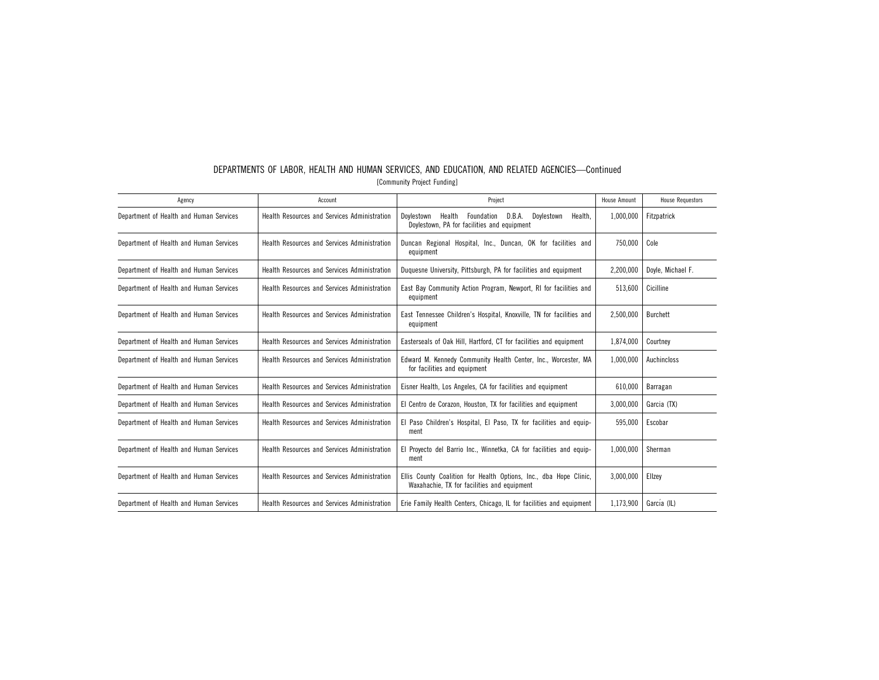DEPARTMENTS OF LABOR, HEALTH AND HUMAN SERVICES, AND EDUCATION, AND RELATED AGENCIES—Continued

[Community Project Funding]

| Agency | Account | Project | House Amount | House Requestors |
|---|---|---|---|---|
| Department of Health and Human Services | Health Resources and Services Administration | Doylestown Health Foundation D.B.A. Doylestown Health, Doylestown, PA for facilities and equipment | 1,000,000 | Fitzpatrick |
| Department of Health and Human Services | Health Resources and Services Administration | Duncan Regional Hospital, Inc., Duncan, OK for facilities and equipment | 750,000 | Cole |
| Department of Health and Human Services | Health Resources and Services Administration | Duquesne University, Pittsburgh, PA for facilities and equipment | 2,200,000 | Doyle, Michael F. |
| Department of Health and Human Services | Health Resources and Services Administration | East Bay Community Action Program, Newport, RI for facilities and equipment | 513,600 | Cicilline |
| Department of Health and Human Services | Health Resources and Services Administration | East Tennessee Children's Hospital, Knoxville, TN for facilities and equipment | 2,500,000 | Burchett |
| Department of Health and Human Services | Health Resources and Services Administration | Easterseals of Oak Hill, Hartford, CT for facilities and equipment | 1,874,000 | Courtney |
| Department of Health and Human Services | Health Resources and Services Administration | Edward M. Kennedy Community Health Center, Inc., Worcester, MA for facilities and equipment | 1,000,000 | Auchincloss |
| Department of Health and Human Services | Health Resources and Services Administration | Eisner Health, Los Angeles, CA for facilities and equipment | 610,000 | Barragan |
| Department of Health and Human Services | Health Resources and Services Administration | El Centro de Corazon, Houston, TX for facilities and equipment | 3,000,000 | Garcia (TX) |
| Department of Health and Human Services | Health Resources and Services Administration | El Paso Children's Hospital, El Paso, TX for facilities and equipment | 595,000 | Escobar |
| Department of Health and Human Services | Health Resources and Services Administration | El Proyecto del Barrio Inc., Winnetka, CA for facilities and equipment | 1,000,000 | Sherman |
| Department of Health and Human Services | Health Resources and Services Administration | Ellis County Coalition for Health Options, Inc., dba Hope Clinic, Waxahachie, TX for facilities and equipment | 3,000,000 | Ellzey |
| Department of Health and Human Services | Health Resources and Services Administration | Erie Family Health Centers, Chicago, IL for facilities and equipment | 1,173,900 | García (IL) |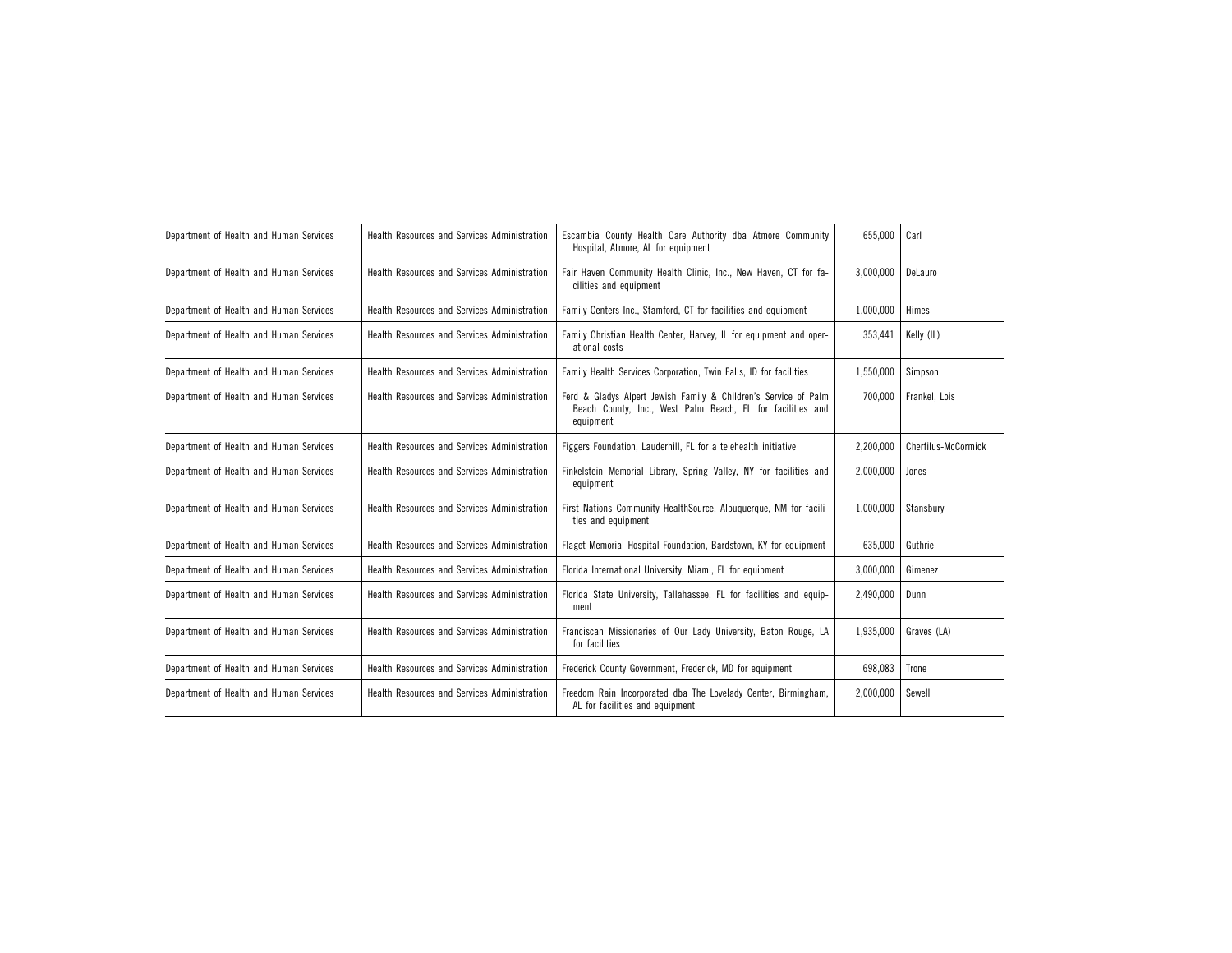| | | | | |
|---|---|---|---|---|
| Department of Health and Human Services | Health Resources and Services Administration | Escambia County Health Care Authority dba Atmore Community Hospital, Atmore, AL for equipment | 655,000 | Carl |
| Department of Health and Human Services | Health Resources and Services Administration | Fair Haven Community Health Clinic, Inc., New Haven, CT for facilities and equipment | 3,000,000 | DeLauro |
| Department of Health and Human Services | Health Resources and Services Administration | Family Centers Inc., Stamford, CT for facilities and equipment | 1,000,000 | Himes |
| Department of Health and Human Services | Health Resources and Services Administration | Family Christian Health Center, Harvey, IL for equipment and operational costs | 353,441 | Kelly (IL) |
| Department of Health and Human Services | Health Resources and Services Administration | Family Health Services Corporation, Twin Falls, ID for facilities | 1,550,000 | Simpson |
| Department of Health and Human Services | Health Resources and Services Administration | Ferd & Gladys Alpert Jewish Family & Children's Service of Palm Beach County, Inc., West Palm Beach, FL for facilities and equipment | 700,000 | Frankel, Lois |
| Department of Health and Human Services | Health Resources and Services Administration | Figgers Foundation, Lauderhill, FL for a telehealth initiative | 2,200,000 | Cherfilus-McCormick |
| Department of Health and Human Services | Health Resources and Services Administration | Finkelstein Memorial Library, Spring Valley, NY for facilities and equipment | 2,000,000 | Jones |
| Department of Health and Human Services | Health Resources and Services Administration | First Nations Community HealthSource, Albuquerque, NM for facilities and equipment | 1,000,000 | Stansbury |
| Department of Health and Human Services | Health Resources and Services Administration | Flaget Memorial Hospital Foundation, Bardstown, KY for equipment | 635,000 | Guthrie |
| Department of Health and Human Services | Health Resources and Services Administration | Florida International University, Miami, FL for equipment | 3,000,000 | Gimenez |
| Department of Health and Human Services | Health Resources and Services Administration | Florida State University, Tallahassee, FL for facilities and equipment | 2,490,000 | Dunn |
| Department of Health and Human Services | Health Resources and Services Administration | Franciscan Missionaries of Our Lady University, Baton Rouge, LA for facilities | 1,935,000 | Graves (LA) |
| Department of Health and Human Services | Health Resources and Services Administration | Frederick County Government, Frederick, MD for equipment | 698,083 | Trone |
| Department of Health and Human Services | Health Resources and Services Administration | Freedom Rain Incorporated dba The Lovelady Center, Birmingham, AL for facilities and equipment | 2,000,000 | Sewell |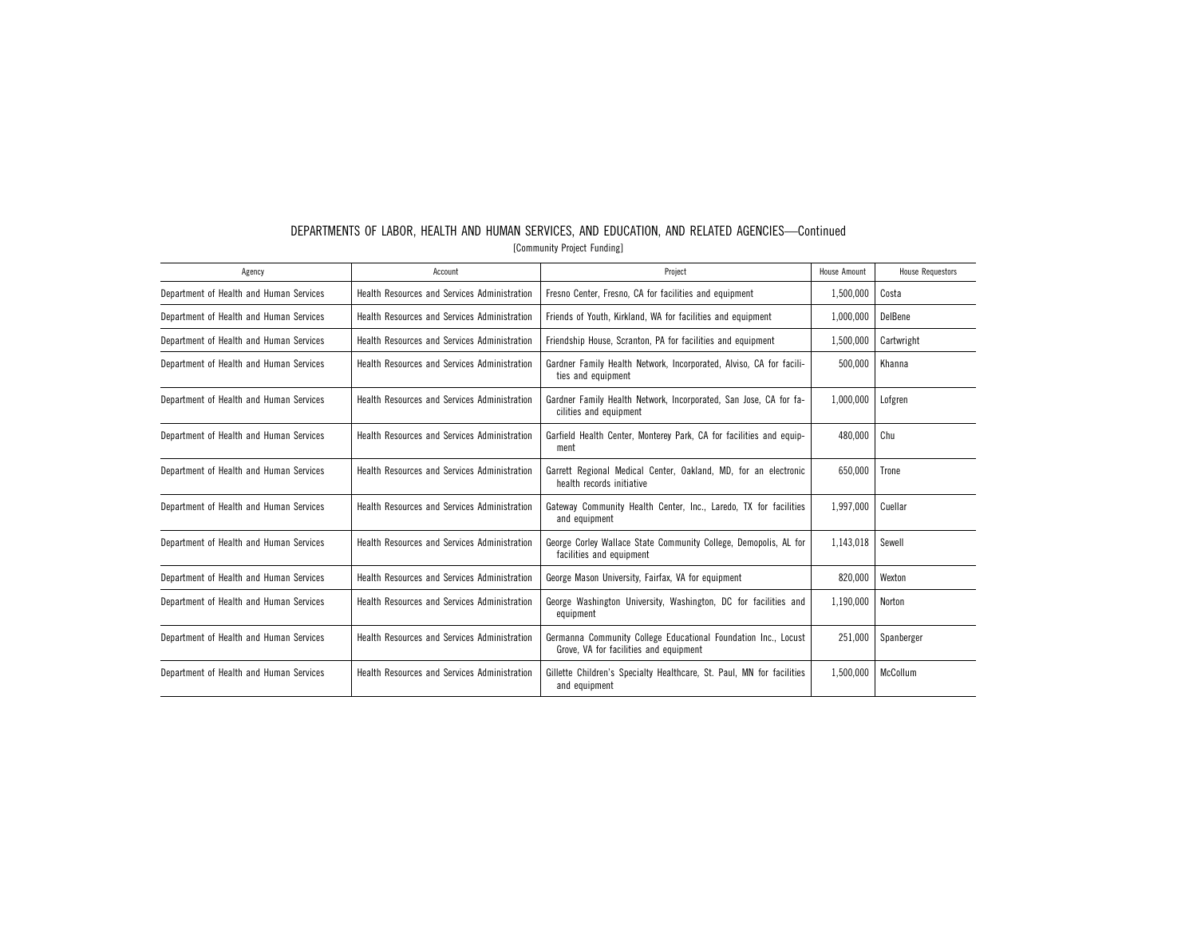DEPARTMENTS OF LABOR, HEALTH AND HUMAN SERVICES, AND EDUCATION, AND RELATED AGENCIES—Continued

[Community Project Funding]

| Agency | Account | Project | House Amount | House Requestors |
|---|---|---|---|---|
| Department of Health and Human Services | Health Resources and Services Administration | Fresno Center, Fresno, CA for facilities and equipment | 1,500,000 | Costa |
| Department of Health and Human Services | Health Resources and Services Administration | Friends of Youth, Kirkland, WA for facilities and equipment | 1,000,000 | DelBene |
| Department of Health and Human Services | Health Resources and Services Administration | Friendship House, Scranton, PA for facilities and equipment | 1,500,000 | Cartwright |
| Department of Health and Human Services | Health Resources and Services Administration | Gardner Family Health Network, Incorporated, Alviso, CA for facilities and equipment | 500,000 | Khanna |
| Department of Health and Human Services | Health Resources and Services Administration | Gardner Family Health Network, Incorporated, San Jose, CA for facilities and equipment | 1,000,000 | Lofgren |
| Department of Health and Human Services | Health Resources and Services Administration | Garfield Health Center, Monterey Park, CA for facilities and equipment | 480,000 | Chu |
| Department of Health and Human Services | Health Resources and Services Administration | Garrett Regional Medical Center, Oakland, MD, for an electronic health records initiative | 650,000 | Trone |
| Department of Health and Human Services | Health Resources and Services Administration | Gateway Community Health Center, Inc., Laredo, TX for facilities and equipment | 1,997,000 | Cuellar |
| Department of Health and Human Services | Health Resources and Services Administration | George Corley Wallace State Community College, Demopolis, AL for facilities and equipment | 1,143,018 | Sewell |
| Department of Health and Human Services | Health Resources and Services Administration | George Mason University, Fairfax, VA for equipment | 820,000 | Wexton |
| Department of Health and Human Services | Health Resources and Services Administration | George Washington University, Washington, DC for facilities and equipment | 1,190,000 | Norton |
| Department of Health and Human Services | Health Resources and Services Administration | Germanna Community College Educational Foundation Inc., Locust Grove, VA for facilities and equipment | 251,000 | Spanberger |
| Department of Health and Human Services | Health Resources and Services Administration | Gillette Children's Specialty Healthcare, St. Paul, MN for facilities and equipment | 1,500,000 | McCollum |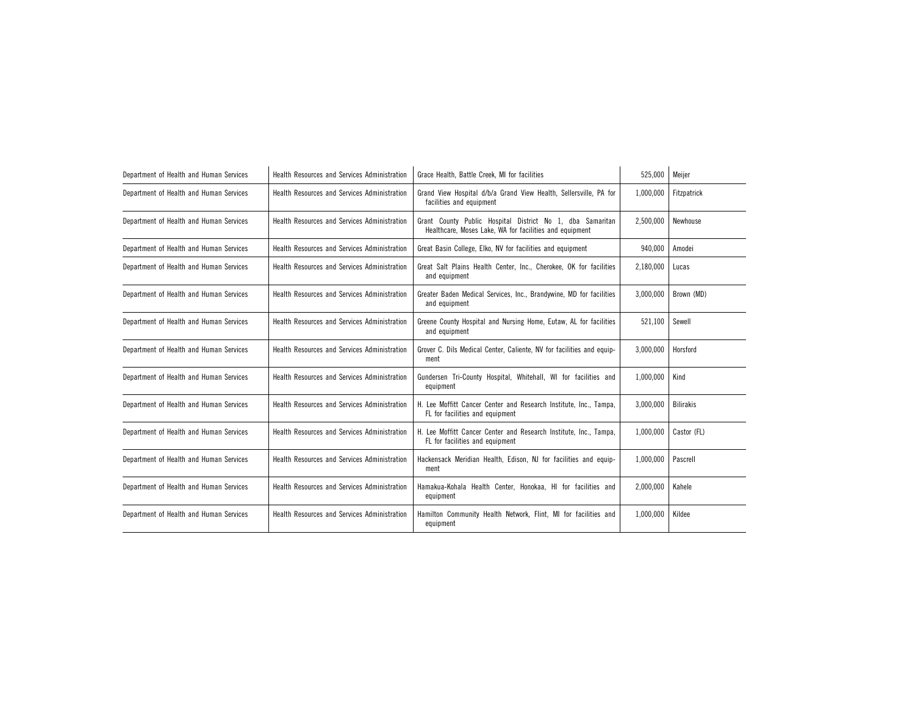| Department of Health and Human Services | Health Resources and Services Administration | Grace Health, Battle Creek, MI for facilities | 525,000 | Meijer |
|---|---|---|---|---|
| Department of Health and Human Services | Health Resources and Services Administration | Grand View Hospital d/b/a Grand View Health, Sellersville, PA for facilities and equipment | 1,000,000 | Fitzpatrick |
| Department of Health and Human Services | Health Resources and Services Administration | Grant County Public Hospital District No 1, dba Samaritan Healthcare, Moses Lake, WA for facilities and equipment | 2,500,000 | Newhouse |
| Department of Health and Human Services | Health Resources and Services Administration | Great Basin College, Elko, NV for facilities and equipment | 940,000 | Amodei |
| Department of Health and Human Services | Health Resources and Services Administration | Great Salt Plains Health Center, Inc., Cherokee, OK for facilities and equipment | 2,180,000 | Lucas |
| Department of Health and Human Services | Health Resources and Services Administration | Greater Baden Medical Services, Inc., Brandywine, MD for facilities and equipment | 3,000,000 | Brown (MD) |
| Department of Health and Human Services | Health Resources and Services Administration | Greene County Hospital and Nursing Home, Eutaw, AL for facilities and equipment | 521,100 | Sewell |
| Department of Health and Human Services | Health Resources and Services Administration | Grover C. Dils Medical Center, Caliente, NV for facilities and equipment | 3,000,000 | Horsford |
| Department of Health and Human Services | Health Resources and Services Administration | Gundersen Tri-County Hospital, Whitehall, WI for facilities and equipment | 1,000,000 | Kind |
| Department of Health and Human Services | Health Resources and Services Administration | H. Lee Moffitt Cancer Center and Research Institute, Inc., Tampa, FL for facilities and equipment | 3,000,000 | Bilirakis |
| Department of Health and Human Services | Health Resources and Services Administration | H. Lee Moffitt Cancer Center and Research Institute, Inc., Tampa, FL for facilities and equipment | 1,000,000 | Castor (FL) |
| Department of Health and Human Services | Health Resources and Services Administration | Hackensack Meridian Health, Edison, NJ for facilities and equipment | 1,000,000 | Pascrell |
| Department of Health and Human Services | Health Resources and Services Administration | Hamakua-Kohala Health Center, Honokaa, HI for facilities and equipment | 2,000,000 | Kahele |
| Department of Health and Human Services | Health Resources and Services Administration | Hamilton Community Health Network, Flint, MI for facilities and equipment | 1,000,000 | Kildee |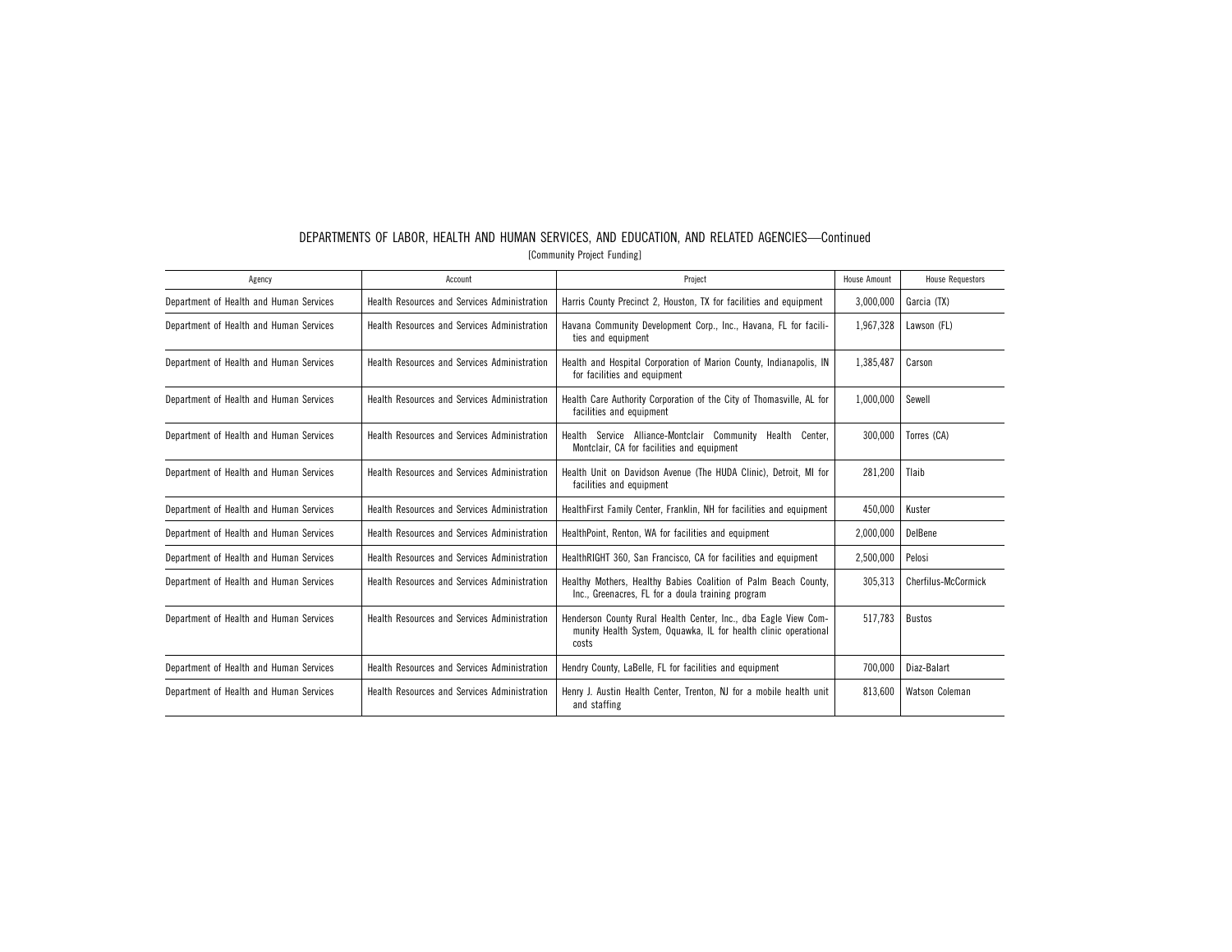## DEPARTMENTS OF LABOR, HEALTH AND HUMAN SERVICES, AND EDUCATION, AND RELATED AGENCIES—Continued

[Community Project Funding]

| Agency | Account | Project | House Amount | House Requestors |
|---|---|---|---|---|
| Department of Health and Human Services | Health Resources and Services Administration | Harris County Precinct 2, Houston, TX for facilities and equipment | 3,000,000 | Garcia (TX) |
| Department of Health and Human Services | Health Resources and Services Administration | Havana Community Development Corp., Inc., Havana, FL for facilities and equipment | 1,967,328 | Lawson (FL) |
| Department of Health and Human Services | Health Resources and Services Administration | Health and Hospital Corporation of Marion County, Indianapolis, IN for facilities and equipment | 1,385,487 | Carson |
| Department of Health and Human Services | Health Resources and Services Administration | Health Care Authority Corporation of the City of Thomasville, AL for facilities and equipment | 1,000,000 | Sewell |
| Department of Health and Human Services | Health Resources and Services Administration | Health Service Alliance-Montclair Community Health Center, Montclair, CA for facilities and equipment | 300,000 | Torres (CA) |
| Department of Health and Human Services | Health Resources and Services Administration | Health Unit on Davidson Avenue (The HUDA Clinic), Detroit, MI for facilities and equipment | 281,200 | Tlaib |
| Department of Health and Human Services | Health Resources and Services Administration | HealthFirst Family Center, Franklin, NH for facilities and equipment | 450,000 | Kuster |
| Department of Health and Human Services | Health Resources and Services Administration | HealthPoint, Renton, WA for facilities and equipment | 2,000,000 | DelBene |
| Department of Health and Human Services | Health Resources and Services Administration | HealthRIGHT 360, San Francisco, CA for facilities and equipment | 2,500,000 | Pelosi |
| Department of Health and Human Services | Health Resources and Services Administration | Healthy Mothers, Healthy Babies Coalition of Palm Beach County, Inc., Greenacres, FL for a doula training program | 305,313 | Cherfilus-McCormick |
| Department of Health and Human Services | Health Resources and Services Administration | Henderson County Rural Health Center, Inc., dba Eagle View Community Health System, Oquawka, IL for health clinic operational costs | 517,783 | Bustos |
| Department of Health and Human Services | Health Resources and Services Administration | Hendry County, LaBelle, FL for facilities and equipment | 700,000 | Diaz-Balart |
| Department of Health and Human Services | Health Resources and Services Administration | Henry J. Austin Health Center, Trenton, NJ for a mobile health unit and staffing | 813,600 | Watson Coleman |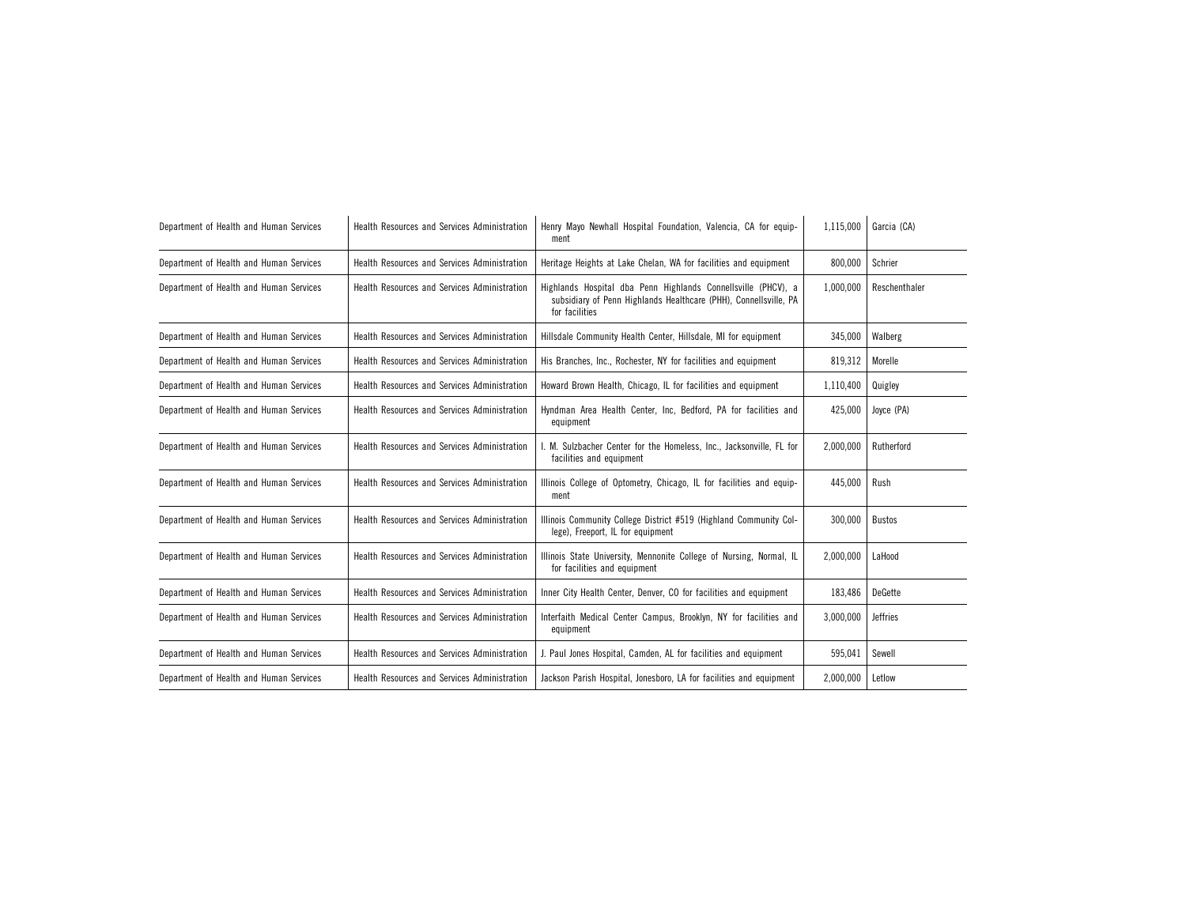| Department of Health and Human Services | Health Resources and Services Administration | Henry Mayo Newhall Hospital Foundation, Valencia, CA for equipment | 1,115,000 | Garcia (CA) |
|---|---|---|---|---|
| Department of Health and Human Services | Health Resources and Services Administration | Heritage Heights at Lake Chelan, WA for facilities and equipment | 800,000 | Schrier |
| Department of Health and Human Services | Health Resources and Services Administration | Highlands Hospital dba Penn Highlands Connellsville (PHCV), a subsidiary of Penn Highlands Healthcare (PHH), Connellsville, PA for facilities | 1,000,000 | Reschenthaler |
| Department of Health and Human Services | Health Resources and Services Administration | Hillsdale Community Health Center, Hillsdale, MI for equipment | 345,000 | Walberg |
| Department of Health and Human Services | Health Resources and Services Administration | His Branches, Inc., Rochester, NY for facilities and equipment | 819,312 | Morelle |
| Department of Health and Human Services | Health Resources and Services Administration | Howard Brown Health, Chicago, IL for facilities and equipment | 1,110,400 | Quigley |
| Department of Health and Human Services | Health Resources and Services Administration | Hyndman Area Health Center, Inc, Bedford, PA for facilities and equipment | 425,000 | Joyce (PA) |
| Department of Health and Human Services | Health Resources and Services Administration | I. M. Sulzbacher Center for the Homeless, Inc., Jacksonville, FL for facilities and equipment | 2,000,000 | Rutherford |
| Department of Health and Human Services | Health Resources and Services Administration | Illinois College of Optometry, Chicago, IL for facilities and equipment | 445,000 | Rush |
| Department of Health and Human Services | Health Resources and Services Administration | Illinois Community College District #519 (Highland Community College), Freeport, IL for equipment | 300,000 | Bustos |
| Department of Health and Human Services | Health Resources and Services Administration | Illinois State University, Mennonite College of Nursing, Normal, IL for facilities and equipment | 2,000,000 | LaHood |
| Department of Health and Human Services | Health Resources and Services Administration | Inner City Health Center, Denver, CO for facilities and equipment | 183,486 | DeGette |
| Department of Health and Human Services | Health Resources and Services Administration | Interfaith Medical Center Campus, Brooklyn, NY for facilities and equipment | 3,000,000 | Jeffries |
| Department of Health and Human Services | Health Resources and Services Administration | J. Paul Jones Hospital, Camden, AL for facilities and equipment | 595,041 | Sewell |
| Department of Health and Human Services | Health Resources and Services Administration | Jackson Parish Hospital, Jonesboro, LA for facilities and equipment | 2,000,000 | Letlow |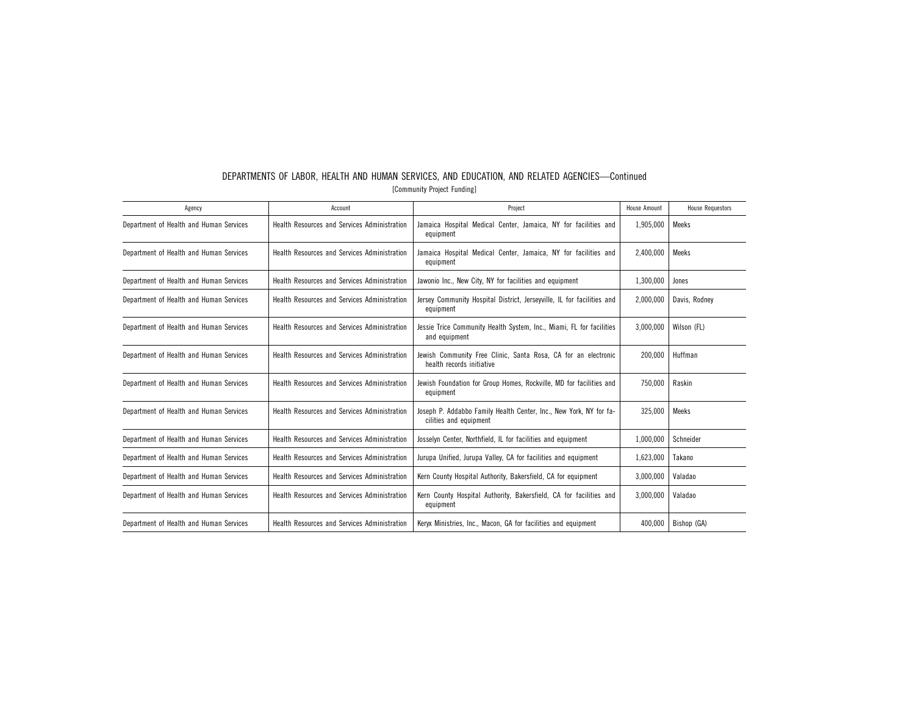# DEPARTMENTS OF LABOR, HEALTH AND HUMAN SERVICES, AND EDUCATION, AND RELATED AGENCIES—Continued

[Community Project Funding]

| Agency | Account | Project | House Amount | House Requestors |
|---|---|---|---|---|
| Department of Health and Human Services | Health Resources and Services Administration | Jamaica Hospital Medical Center, Jamaica, NY for facilities and equipment | 1,905,000 | Meeks |
| Department of Health and Human Services | Health Resources and Services Administration | Jamaica Hospital Medical Center, Jamaica, NY for facilities and equipment | 2,400,000 | Meeks |
| Department of Health and Human Services | Health Resources and Services Administration | Jawonio Inc., New City, NY for facilities and equipment | 1,300,000 | Jones |
| Department of Health and Human Services | Health Resources and Services Administration | Jersey Community Hospital District, Jerseyville, IL for facilities and equipment | 2,000,000 | Davis, Rodney |
| Department of Health and Human Services | Health Resources and Services Administration | Jessie Trice Community Health System, Inc., Miami, FL for facilities and equipment | 3,000,000 | Wilson (FL) |
| Department of Health and Human Services | Health Resources and Services Administration | Jewish Community Free Clinic, Santa Rosa, CA for an electronic health records initiative | 200,000 | Huffman |
| Department of Health and Human Services | Health Resources and Services Administration | Jewish Foundation for Group Homes, Rockville, MD for facilities and equipment | 750,000 | Raskin |
| Department of Health and Human Services | Health Resources and Services Administration | Joseph P. Addabbo Family Health Center, Inc., New York, NY for facilities and equipment | 325,000 | Meeks |
| Department of Health and Human Services | Health Resources and Services Administration | Josselyn Center, Northfield, IL for facilities and equipment | 1,000,000 | Schneider |
| Department of Health and Human Services | Health Resources and Services Administration | Jurupa Unified, Jurupa Valley, CA for facilities and equipment | 1,623,000 | Takano |
| Department of Health and Human Services | Health Resources and Services Administration | Kern County Hospital Authority, Bakersfield, CA for equipment | 3,000,000 | Valadao |
| Department of Health and Human Services | Health Resources and Services Administration | Kern County Hospital Authority, Bakersfield, CA for facilities and equipment | 3,000,000 | Valadao |
| Department of Health and Human Services | Health Resources and Services Administration | Keryx Ministries, Inc., Macon, GA for facilities and equipment | 400,000 | Bishop (GA) |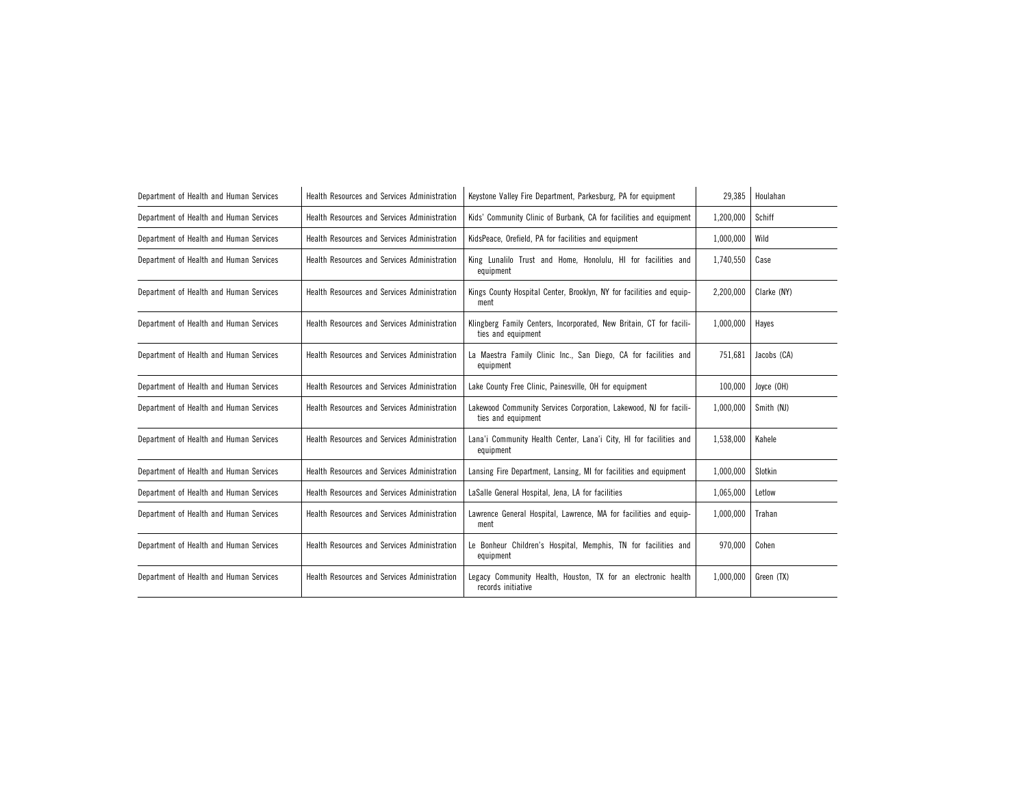| | | | | |
|---|---|---|---|---|
| Department of Health and Human Services | Health Resources and Services Administration | Keystone Valley Fire Department, Parkesburg, PA for equipment | 29,385 | Houlahan |
| Department of Health and Human Services | Health Resources and Services Administration | Kids' Community Clinic of Burbank, CA for facilities and equipment | 1,200,000 | Schiff |
| Department of Health and Human Services | Health Resources and Services Administration | KidsPeace, Orefield, PA for facilities and equipment | 1,000,000 | Wild |
| Department of Health and Human Services | Health Resources and Services Administration | King Lunalilo Trust and Home, Honolulu, HI for facilities and equipment | 1,740,550 | Case |
| Department of Health and Human Services | Health Resources and Services Administration | Kings County Hospital Center, Brooklyn, NY for facilities and equipment | 2,200,000 | Clarke (NY) |
| Department of Health and Human Services | Health Resources and Services Administration | Klingberg Family Centers, Incorporated, New Britain, CT for facilities and equipment | 1,000,000 | Hayes |
| Department of Health and Human Services | Health Resources and Services Administration | La Maestra Family Clinic Inc., San Diego, CA for facilities and equipment | 751,681 | Jacobs (CA) |
| Department of Health and Human Services | Health Resources and Services Administration | Lake County Free Clinic, Painesville, OH for equipment | 100,000 | Joyce (OH) |
| Department of Health and Human Services | Health Resources and Services Administration | Lakewood Community Services Corporation, Lakewood, NJ for facilities and equipment | 1,000,000 | Smith (NJ) |
| Department of Health and Human Services | Health Resources and Services Administration | Lana'i Community Health Center, Lana'i City, HI for facilities and equipment | 1,538,000 | Kahele |
| Department of Health and Human Services | Health Resources and Services Administration | Lansing Fire Department, Lansing, MI for facilities and equipment | 1,000,000 | Slotkin |
| Department of Health and Human Services | Health Resources and Services Administration | LaSalle General Hospital, Jena, LA for facilities | 1,065,000 | Letlow |
| Department of Health and Human Services | Health Resources and Services Administration | Lawrence General Hospital, Lawrence, MA for facilities and equipment | 1,000,000 | Trahan |
| Department of Health and Human Services | Health Resources and Services Administration | Le Bonheur Children's Hospital, Memphis, TN for facilities and equipment | 970,000 | Cohen |
| Department of Health and Human Services | Health Resources and Services Administration | Legacy Community Health, Houston, TX for an electronic health records initiative | 1,000,000 | Green (TX) |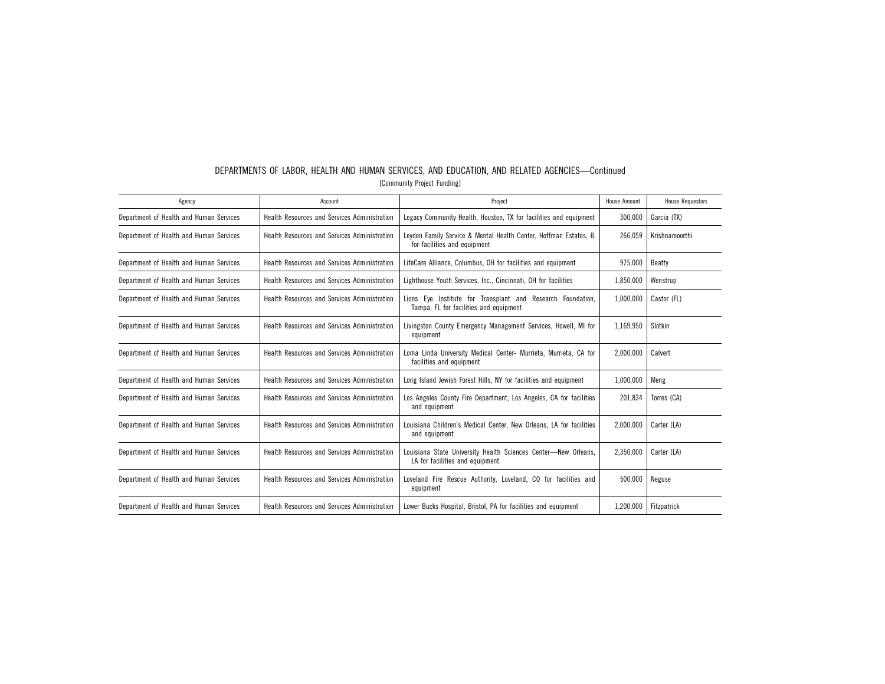## DEPARTMENTS OF LABOR, HEALTH AND HUMAN SERVICES, AND EDUCATION, AND RELATED AGENCIES—Continued

[Community Project Funding]

| Agency | Account | Project | House Amount | House Requestors |
|---|---|---|---|---|
| Department of Health and Human Services | Health Resources and Services Administration | Legacy Community Health, Houston, TX for facilities and equipment | 300,000 | Garcia (TX) |
| Department of Health and Human Services | Health Resources and Services Administration | Leyden Family Service & Mental Health Center, Hoffman Estates, IL for facilities and equipment | 266,059 | Krishnamoorthi |
| Department of Health and Human Services | Health Resources and Services Administration | LifeCare Alliance, Columbus, OH for facilities and equipment | 975,000 | Beatty |
| Department of Health and Human Services | Health Resources and Services Administration | Lighthouse Youth Services, Inc., Cincinnati, OH for facilities | 1,850,000 | Wenstrup |
| Department of Health and Human Services | Health Resources and Services Administration | Lions Eye Institute for Transplant and Research Foundation, Tampa, FL for facilities and equipment | 1,000,000 | Castor (FL) |
| Department of Health and Human Services | Health Resources and Services Administration | Livingston County Emergency Management Services, Howell, MI for equipment | 1,169,950 | Slotkin |
| Department of Health and Human Services | Health Resources and Services Administration | Loma Linda University Medical Center- Murrieta, Murrieta, CA for facilities and equipment | 2,000,000 | Calvert |
| Department of Health and Human Services | Health Resources and Services Administration | Long Island Jewish Forest Hills, NY for facilities and equipment | 1,000,000 | Meng |
| Department of Health and Human Services | Health Resources and Services Administration | Los Angeles County Fire Department, Los Angeles, CA for facilities and equipment | 201,834 | Torres (CA) |
| Department of Health and Human Services | Health Resources and Services Administration | Louisiana Children's Medical Center, New Orleans, LA for facilities and equipment | 2,000,000 | Carter (LA) |
| Department of Health and Human Services | Health Resources and Services Administration | Louisiana State University Health Sciences Center—New Orleans, LA for facilities and equipment | 2,350,000 | Carter (LA) |
| Department of Health and Human Services | Health Resources and Services Administration | Loveland Fire Rescue Authority, Loveland, CO for facilities and equipment | 500,000 | Neguse |
| Department of Health and Human Services | Health Resources and Services Administration | Lower Bucks Hospital, Bristol, PA for facilities and equipment | 1,200,000 | Fitzpatrick |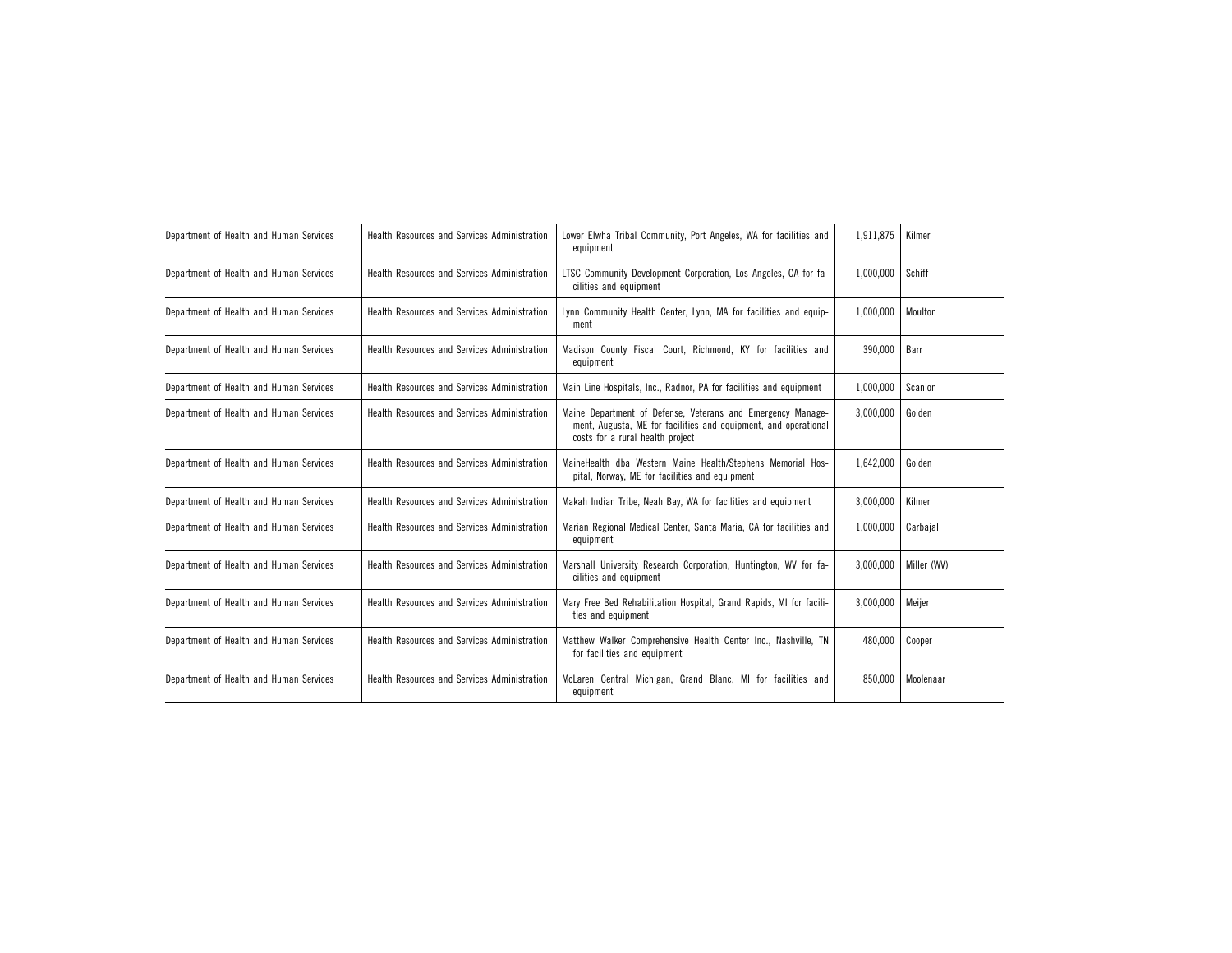| Department of Health and Human Services | Health Resources and Services Administration | Lower Elwha Tribal Community, Port Angeles, WA for facilities and equipment | 1,911,875 | Kilmer |
|---|---|---|---|---|
| Department of Health and Human Services | Health Resources and Services Administration | LTSC Community Development Corporation, Los Angeles, CA for facilities and equipment | 1,000,000 | Schiff |
| Department of Health and Human Services | Health Resources and Services Administration | Lynn Community Health Center, Lynn, MA for facilities and equipment | 1,000,000 | Moulton |
| Department of Health and Human Services | Health Resources and Services Administration | Madison County Fiscal Court, Richmond, KY for facilities and equipment | 390,000 | Barr |
| Department of Health and Human Services | Health Resources and Services Administration | Main Line Hospitals, Inc., Radnor, PA for facilities and equipment | 1,000,000 | Scanlon |
| Department of Health and Human Services | Health Resources and Services Administration | Maine Department of Defense, Veterans and Emergency Management, Augusta, ME for facilities and equipment, and operational costs for a rural health project | 3,000,000 | Golden |
| Department of Health and Human Services | Health Resources and Services Administration | MaineHealth dba Western Maine Health/Stephens Memorial Hospital, Norway, ME for facilities and equipment | 1,642,000 | Golden |
| Department of Health and Human Services | Health Resources and Services Administration | Makah Indian Tribe, Neah Bay, WA for facilities and equipment | 3,000,000 | Kilmer |
| Department of Health and Human Services | Health Resources and Services Administration | Marian Regional Medical Center, Santa Maria, CA for facilities and equipment | 1,000,000 | Carbajal |
| Department of Health and Human Services | Health Resources and Services Administration | Marshall University Research Corporation, Huntington, WV for facilities and equipment | 3,000,000 | Miller (WV) |
| Department of Health and Human Services | Health Resources and Services Administration | Mary Free Bed Rehabilitation Hospital, Grand Rapids, MI for facilities and equipment | 3,000,000 | Meijer |
| Department of Health and Human Services | Health Resources and Services Administration | Matthew Walker Comprehensive Health Center Inc., Nashville, TN for facilities and equipment | 480,000 | Cooper |
| Department of Health and Human Services | Health Resources and Services Administration | McLaren Central Michigan, Grand Blanc, MI for facilities and equipment | 850,000 | Moolenaar |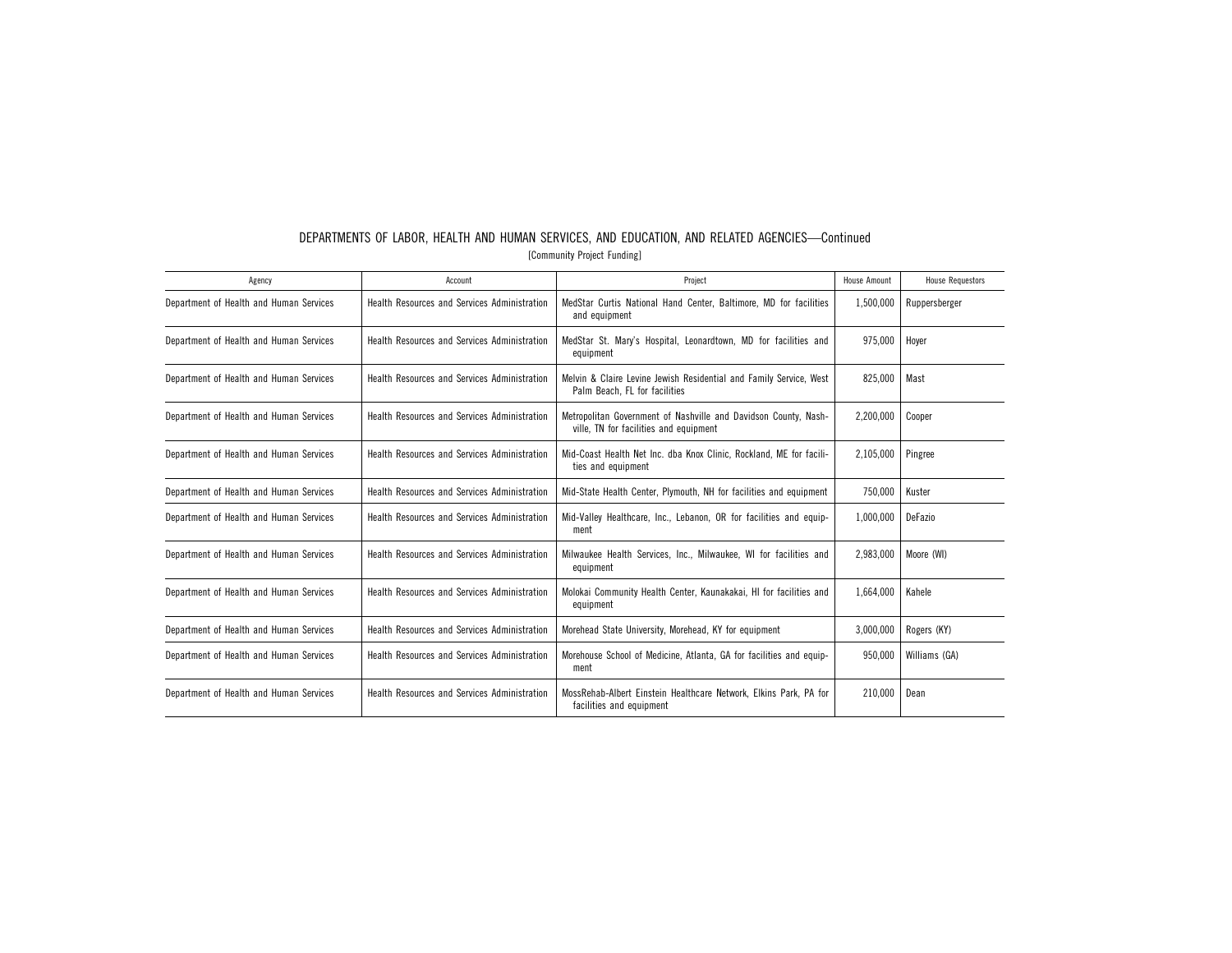DEPARTMENTS OF LABOR, HEALTH AND HUMAN SERVICES, AND EDUCATION, AND RELATED AGENCIES—Continued

[Community Project Funding]

| Agency | Account | Project | House Amount | House Requestors |
| --- | --- | --- | --- | --- |
| Department of Health and Human Services | Health Resources and Services Administration | MedStar Curtis National Hand Center, Baltimore, MD for facilities and equipment | 1,500,000 | Ruppersberger |
| Department of Health and Human Services | Health Resources and Services Administration | MedStar St. Mary's Hospital, Leonardtown, MD for facilities and equipment | 975,000 | Hoyer |
| Department of Health and Human Services | Health Resources and Services Administration | Melvin & Claire Levine Jewish Residential and Family Service, West Palm Beach, FL for facilities | 825,000 | Mast |
| Department of Health and Human Services | Health Resources and Services Administration | Metropolitan Government of Nashville and Davidson County, Nashville, TN for facilities and equipment | 2,200,000 | Cooper |
| Department of Health and Human Services | Health Resources and Services Administration | Mid-Coast Health Net Inc. dba Knox Clinic, Rockland, ME for facilities and equipment | 2,105,000 | Pingree |
| Department of Health and Human Services | Health Resources and Services Administration | Mid-State Health Center, Plymouth, NH for facilities and equipment | 750,000 | Kuster |
| Department of Health and Human Services | Health Resources and Services Administration | Mid-Valley Healthcare, Inc., Lebanon, OR for facilities and equipment | 1,000,000 | DeFazio |
| Department of Health and Human Services | Health Resources and Services Administration | Milwaukee Health Services, Inc., Milwaukee, WI for facilities and equipment | 2,983,000 | Moore (WI) |
| Department of Health and Human Services | Health Resources and Services Administration | Molokai Community Health Center, Kaunakakai, HI for facilities and equipment | 1,664,000 | Kahele |
| Department of Health and Human Services | Health Resources and Services Administration | Morehead State University, Morehead, KY for equipment | 3,000,000 | Rogers (KY) |
| Department of Health and Human Services | Health Resources and Services Administration | Morehouse School of Medicine, Atlanta, GA for facilities and equipment | 950,000 | Williams (GA) |
| Department of Health and Human Services | Health Resources and Services Administration | MossRehab-Albert Einstein Healthcare Network, Elkins Park, PA for facilities and equipment | 210,000 | Dean |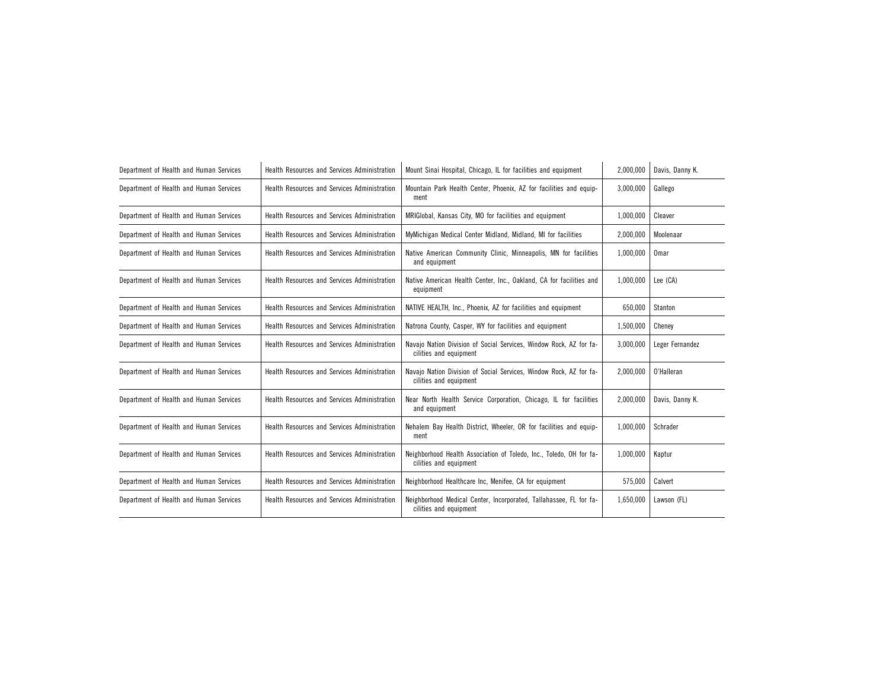| | | | | |
|---|---|---|---|---|
| Department of Health and Human Services | Health Resources and Services Administration | Mount Sinai Hospital, Chicago, IL for facilities and equipment | 2,000,000 | Davis, Danny K. |
| Department of Health and Human Services | Health Resources and Services Administration | Mountain Park Health Center, Phoenix, AZ for facilities and equipment | 3,000,000 | Gallego |
| Department of Health and Human Services | Health Resources and Services Administration | MRIGlobal, Kansas City, MO for facilities and equipment | 1,000,000 | Cleaver |
| Department of Health and Human Services | Health Resources and Services Administration | MyMichigan Medical Center Midland, Midland, MI for facilities | 2,000,000 | Moolenaar |
| Department of Health and Human Services | Health Resources and Services Administration | Native American Community Clinic, Minneapolis, MN for facilities and equipment | 1,000,000 | Omar |
| Department of Health and Human Services | Health Resources and Services Administration | Native American Health Center, Inc., Oakland, CA for facilities and equipment | 1,000,000 | Lee (CA) |
| Department of Health and Human Services | Health Resources and Services Administration | NATIVE HEALTH, Inc., Phoenix, AZ for facilities and equipment | 650,000 | Stanton |
| Department of Health and Human Services | Health Resources and Services Administration | Natrona County, Casper, WY for facilities and equipment | 1,500,000 | Cheney |
| Department of Health and Human Services | Health Resources and Services Administration | Navajo Nation Division of Social Services, Window Rock, AZ for facilities and equipment | 3,000,000 | Leger Fernandez |
| Department of Health and Human Services | Health Resources and Services Administration | Navajo Nation Division of Social Services, Window Rock, AZ for facilities and equipment | 2,000,000 | O'Halleran |
| Department of Health and Human Services | Health Resources and Services Administration | Near North Health Service Corporation, Chicago, IL for facilities and equipment | 2,000,000 | Davis, Danny K. |
| Department of Health and Human Services | Health Resources and Services Administration | Nehalem Bay Health District, Wheeler, OR for facilities and equipment | 1,000,000 | Schrader |
| Department of Health and Human Services | Health Resources and Services Administration | Neighborhood Health Association of Toledo, Inc., Toledo, OH for facilities and equipment | 1,000,000 | Kaptur |
| Department of Health and Human Services | Health Resources and Services Administration | Neighborhood Healthcare Inc, Menifee, CA for equipment | 575,000 | Calvert |
| Department of Health and Human Services | Health Resources and Services Administration | Neighborhood Medical Center, Incorporated, Tallahassee, FL for facilities and equipment | 1,650,000 | Lawson (FL) |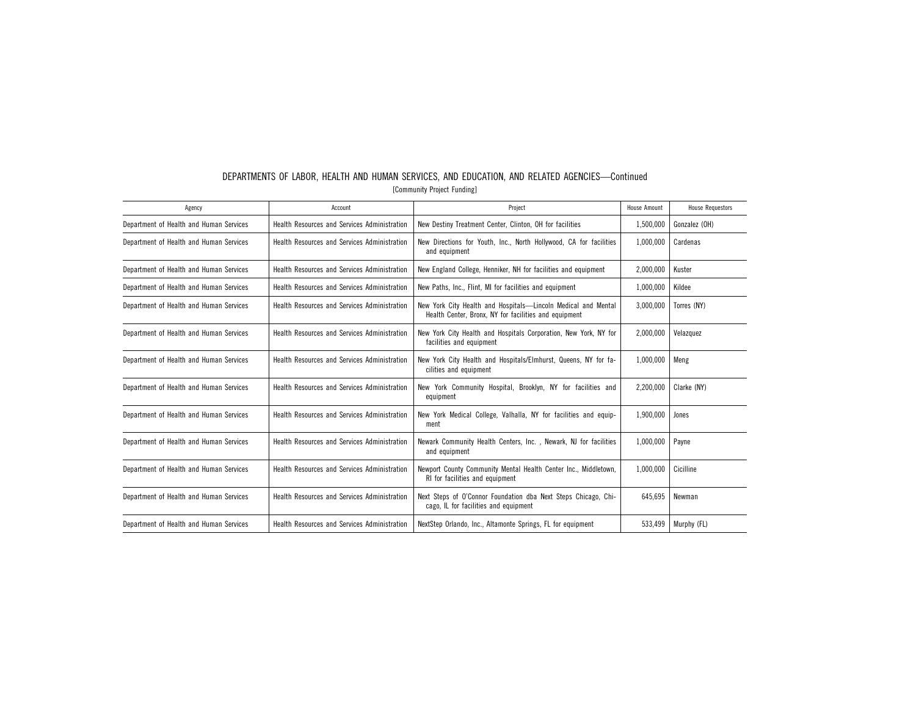# DEPARTMENTS OF LABOR, HEALTH AND HUMAN SERVICES, AND EDUCATION, AND RELATED AGENCIES—Continued

[Community Project Funding]

| Agency | Account | Project | House Amount | House Requestors |
|---|---|---|---|---|
| Department of Health and Human Services | Health Resources and Services Administration | New Destiny Treatment Center, Clinton, OH for facilities | 1,500,000 | Gonzalez (OH) |
| Department of Health and Human Services | Health Resources and Services Administration | New Directions for Youth, Inc., North Hollywood, CA for facilities and equipment | 1,000,000 | Cardenas |
| Department of Health and Human Services | Health Resources and Services Administration | New England College, Henniker, NH for facilities and equipment | 2,000,000 | Kuster |
| Department of Health and Human Services | Health Resources and Services Administration | New Paths, Inc., Flint, MI for facilities and equipment | 1,000,000 | Kildee |
| Department of Health and Human Services | Health Resources and Services Administration | New York City Health and Hospitals—Lincoln Medical and Mental Health Center, Bronx, NY for facilities and equipment | 3,000,000 | Torres (NY) |
| Department of Health and Human Services | Health Resources and Services Administration | New York City Health and Hospitals Corporation, New York, NY for facilities and equipment | 2,000,000 | Velazquez |
| Department of Health and Human Services | Health Resources and Services Administration | New York City Health and Hospitals/Elmhurst, Queens, NY for facilities and equipment | 1,000,000 | Meng |
| Department of Health and Human Services | Health Resources and Services Administration | New York Community Hospital, Brooklyn, NY for facilities and equipment | 2,200,000 | Clarke (NY) |
| Department of Health and Human Services | Health Resources and Services Administration | New York Medical College, Valhalla, NY for facilities and equipment | 1,900,000 | Jones |
| Department of Health and Human Services | Health Resources and Services Administration | Newark Community Health Centers, Inc. , Newark, NJ for facilities and equipment | 1,000,000 | Payne |
| Department of Health and Human Services | Health Resources and Services Administration | Newport County Community Mental Health Center Inc., Middletown, RI for facilities and equipment | 1,000,000 | Cicilline |
| Department of Health and Human Services | Health Resources and Services Administration | Next Steps of O'Connor Foundation dba Next Steps Chicago, Chicago, IL for facilities and equipment | 645,695 | Newman |
| Department of Health and Human Services | Health Resources and Services Administration | NextStep Orlando, Inc., Altamonte Springs, FL for equipment | 533,499 | Murphy (FL) |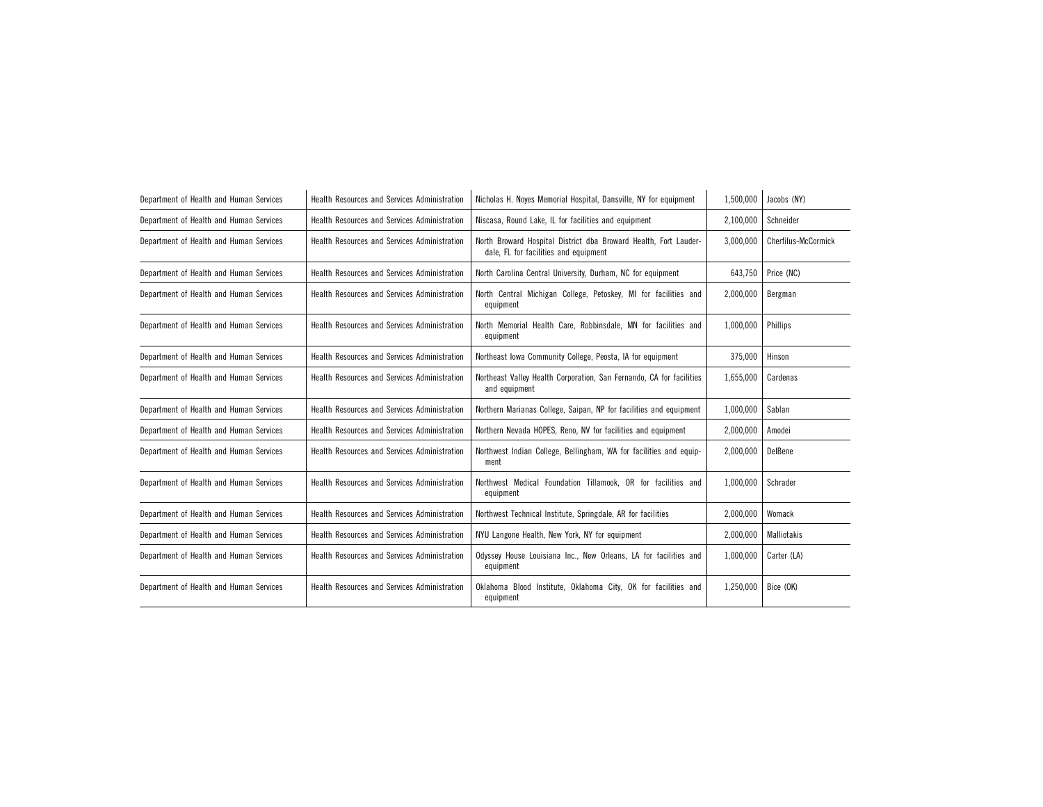| Department of Health and Human Services | Health Resources and Services Administration | Nicholas H. Noyes Memorial Hospital, Dansville, NY for equipment | 1,500,000 | Jacobs (NY) |
|---|---|---|---|---|
| Department of Health and Human Services | Health Resources and Services Administration | Niscasa, Round Lake, IL for facilities and equipment | 2,100,000 | Schneider |
| Department of Health and Human Services | Health Resources and Services Administration | North Broward Hospital District dba Broward Health, Fort Lauderdale, FL for facilities and equipment | 3,000,000 | Cherfilus-McCormick |
| Department of Health and Human Services | Health Resources and Services Administration | North Carolina Central University, Durham, NC for equipment | 643,750 | Price (NC) |
| Department of Health and Human Services | Health Resources and Services Administration | North Central Michigan College, Petoskey, MI for facilities and equipment | 2,000,000 | Bergman |
| Department of Health and Human Services | Health Resources and Services Administration | North Memorial Health Care, Robbinsdale, MN for facilities and equipment | 1,000,000 | Phillips |
| Department of Health and Human Services | Health Resources and Services Administration | Northeast Iowa Community College, Peosta, IA for equipment | 375,000 | Hinson |
| Department of Health and Human Services | Health Resources and Services Administration | Northeast Valley Health Corporation, San Fernando, CA for facilities and equipment | 1,655,000 | Cardenas |
| Department of Health and Human Services | Health Resources and Services Administration | Northern Marianas College, Saipan, NP for facilities and equipment | 1,000,000 | Sablan |
| Department of Health and Human Services | Health Resources and Services Administration | Northern Nevada HOPES, Reno, NV for facilities and equipment | 2,000,000 | Amodei |
| Department of Health and Human Services | Health Resources and Services Administration | Northwest Indian College, Bellingham, WA for facilities and equipment | 2,000,000 | DelBene |
| Department of Health and Human Services | Health Resources and Services Administration | Northwest Medical Foundation Tillamook, OR for facilities and equipment | 1,000,000 | Schrader |
| Department of Health and Human Services | Health Resources and Services Administration | Northwest Technical Institute, Springdale, AR for facilities | 2,000,000 | Womack |
| Department of Health and Human Services | Health Resources and Services Administration | NYU Langone Health, New York, NY for equipment | 2,000,000 | Malliotakis |
| Department of Health and Human Services | Health Resources and Services Administration | Odyssey House Louisiana Inc., New Orleans, LA for facilities and equipment | 1,000,000 | Carter (LA) |
| Department of Health and Human Services | Health Resources and Services Administration | Oklahoma Blood Institute, Oklahoma City, OK for facilities and equipment | 1,250,000 | Bice (OK) |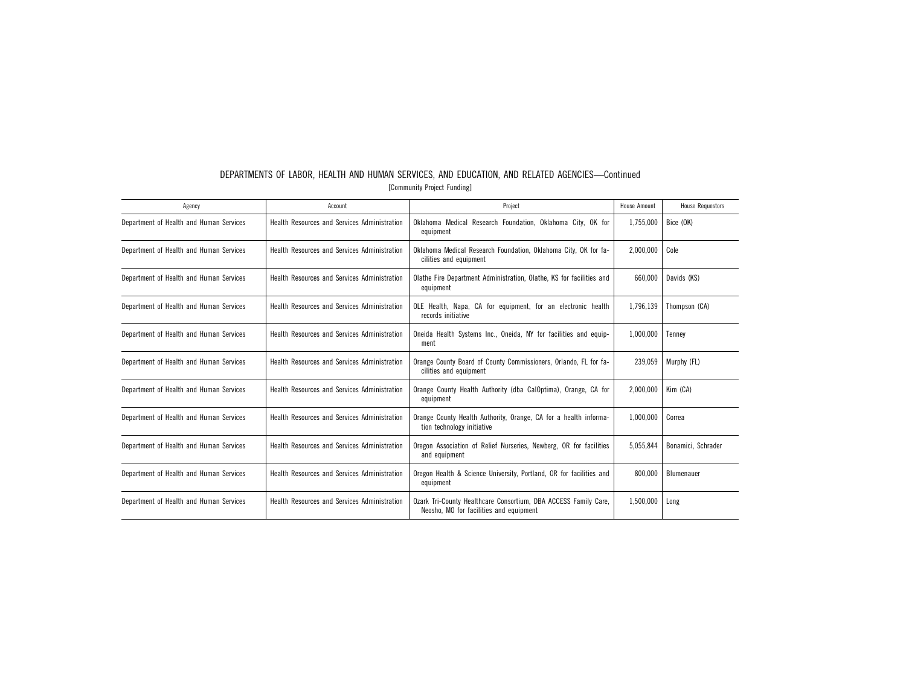DEPARTMENTS OF LABOR, HEALTH AND HUMAN SERVICES, AND EDUCATION, AND RELATED AGENCIES—Continued

[Community Project Funding]

| Agency | Account | Project | House Amount | House Requestors |
|---|---|---|---|---|
| Department of Health and Human Services | Health Resources and Services Administration | Oklahoma Medical Research Foundation, Oklahoma City, OK for equipment | 1,755,000 | Bice (OK) |
| Department of Health and Human Services | Health Resources and Services Administration | Oklahoma Medical Research Foundation, Oklahoma City, OK for facilities and equipment | 2,000,000 | Cole |
| Department of Health and Human Services | Health Resources and Services Administration | Olathe Fire Department Administration, Olathe, KS for facilities and equipment | 660,000 | Davids (KS) |
| Department of Health and Human Services | Health Resources and Services Administration | OLE Health, Napa, CA for equipment, for an electronic health records initiative | 1,796,139 | Thompson (CA) |
| Department of Health and Human Services | Health Resources and Services Administration | Oneida Health Systems Inc., Oneida, NY for facilities and equipment | 1,000,000 | Tenney |
| Department of Health and Human Services | Health Resources and Services Administration | Orange County Board of County Commissioners, Orlando, FL for facilities and equipment | 239,059 | Murphy (FL) |
| Department of Health and Human Services | Health Resources and Services Administration | Orange County Health Authority (dba CalOptima), Orange, CA for equipment | 2,000,000 | Kim (CA) |
| Department of Health and Human Services | Health Resources and Services Administration | Orange County Health Authority, Orange, CA for a health information technology initiative | 1,000,000 | Correa |
| Department of Health and Human Services | Health Resources and Services Administration | Oregon Association of Relief Nurseries, Newberg, OR for facilities and equipment | 5,055,844 | Bonamici, Schrader |
| Department of Health and Human Services | Health Resources and Services Administration | Oregon Health & Science University, Portland, OR for facilities and equipment | 800,000 | Blumenauer |
| Department of Health and Human Services | Health Resources and Services Administration | Ozark Tri-County Healthcare Consortium, DBA ACCESS Family Care, Neosho, MO for facilities and equipment | 1,500,000 | Long |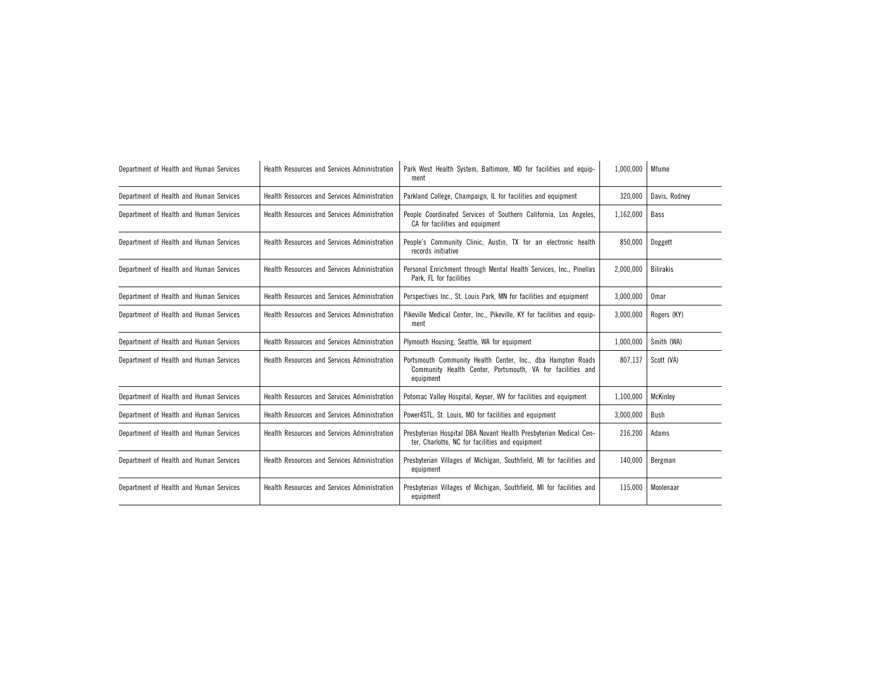| | | | | |
|---|---|---|---|---|
| Department of Health and Human Services | Health Resources and Services Administration | Park West Health System, Baltimore, MD for facilities and equipment | 1,000,000 | Mfume |
| Department of Health and Human Services | Health Resources and Services Administration | Parkland College, Champaign, IL for facilities and equipment | 320,000 | Davis, Rodney |
| Department of Health and Human Services | Health Resources and Services Administration | People Coordinated Services of Southern California, Los Angeles, CA for facilities and equipment | 1,162,000 | Bass |
| Department of Health and Human Services | Health Resources and Services Administration | People's Community Clinic, Austin, TX for an electronic health records initiative | 850,000 | Doggett |
| Department of Health and Human Services | Health Resources and Services Administration | Personal Enrichment through Mental Health Services, Inc., Pinellas Park, FL for facilities | 2,000,000 | Bilirakis |
| Department of Health and Human Services | Health Resources and Services Administration | Perspectives Inc., St. Louis Park, MN for facilities and equipment | 3,000,000 | Omar |
| Department of Health and Human Services | Health Resources and Services Administration | Pikeville Medical Center, Inc., Pikeville, KY for facilities and equipment | 3,000,000 | Rogers (KY) |
| Department of Health and Human Services | Health Resources and Services Administration | Plymouth Housing, Seattle, WA for equipment | 1,000,000 | Smith (WA) |
| Department of Health and Human Services | Health Resources and Services Administration | Portsmouth Community Health Center, Inc., dba Hampton Roads Community Health Center, Portsmouth, VA for facilities and equipment | 807,137 | Scott (VA) |
| Department of Health and Human Services | Health Resources and Services Administration | Potomac Valley Hospital, Keyser, WV for facilities and equipment | 1,100,000 | McKinley |
| Department of Health and Human Services | Health Resources and Services Administration | Power4STL, St. Louis, MO for facilities and equipment | 3,000,000 | Bush |
| Department of Health and Human Services | Health Resources and Services Administration | Presbyterian Hospital DBA Novant Health Presbyterian Medical Center, Charlotte, NC for facilities and equipment | 216,200 | Adams |
| Department of Health and Human Services | Health Resources and Services Administration | Presbyterian Villages of Michigan, Southfield, MI for facilities and equipment | 140,000 | Bergman |
| Department of Health and Human Services | Health Resources and Services Administration | Presbyterian Villages of Michigan, Southfield, MI for facilities and equipment | 115,000 | Moolenaar |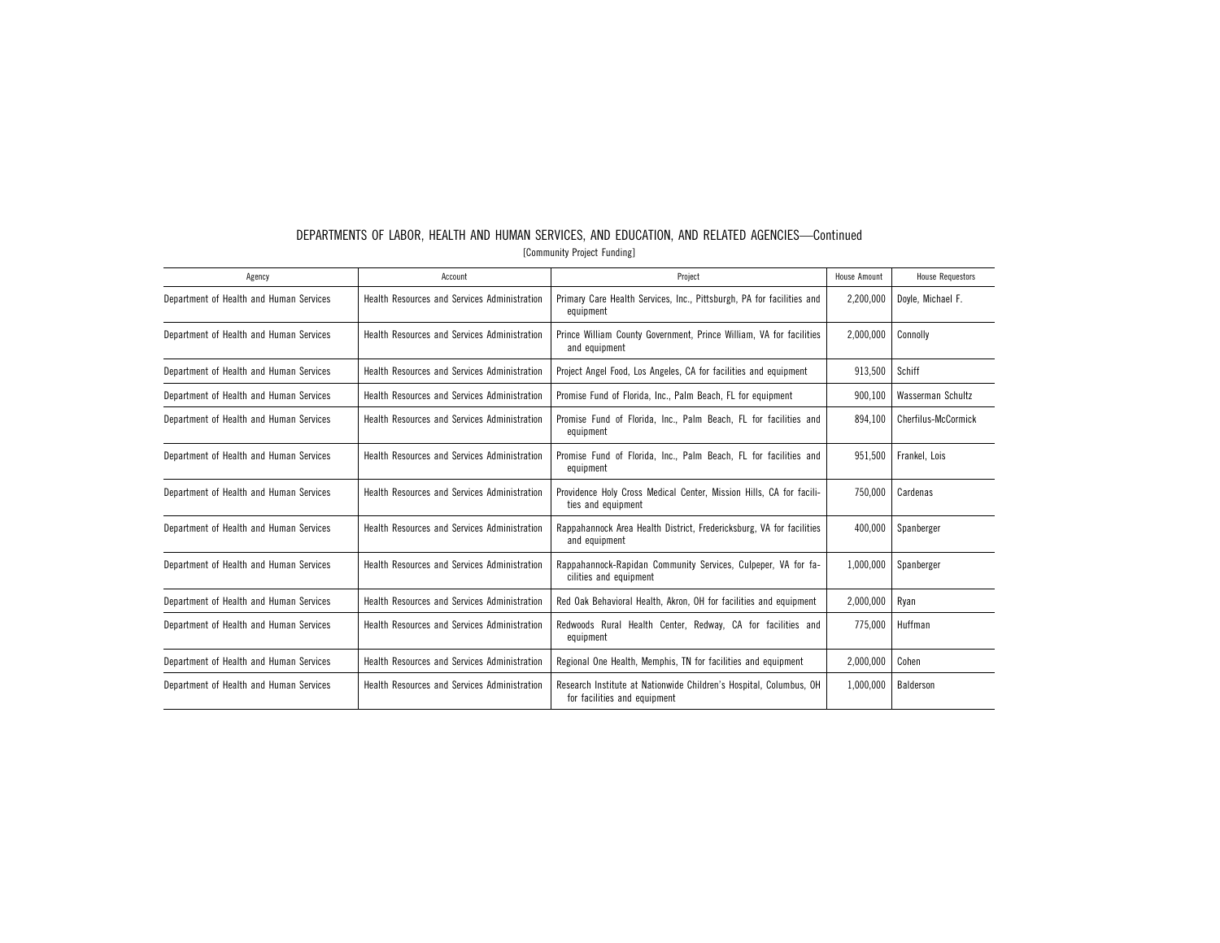DEPARTMENTS OF LABOR, HEALTH AND HUMAN SERVICES, AND EDUCATION, AND RELATED AGENCIES—Continued

[Community Project Funding]

| Agency | Account | Project | House Amount | House Requestors |
|---|---|---|---|---|
| Department of Health and Human Services | Health Resources and Services Administration | Primary Care Health Services, Inc., Pittsburgh, PA for facilities and equipment | 2,200,000 | Doyle, Michael F. |
| Department of Health and Human Services | Health Resources and Services Administration | Prince William County Government, Prince William, VA for facilities and equipment | 2,000,000 | Connolly |
| Department of Health and Human Services | Health Resources and Services Administration | Project Angel Food, Los Angeles, CA for facilities and equipment | 913,500 | Schiff |
| Department of Health and Human Services | Health Resources and Services Administration | Promise Fund of Florida, Inc., Palm Beach, FL for equipment | 900,100 | Wasserman Schultz |
| Department of Health and Human Services | Health Resources and Services Administration | Promise Fund of Florida, Inc., Palm Beach, FL for facilities and equipment | 894,100 | Cherfilus-McCormick |
| Department of Health and Human Services | Health Resources and Services Administration | Promise Fund of Florida, Inc., Palm Beach, FL for facilities and equipment | 951,500 | Frankel, Lois |
| Department of Health and Human Services | Health Resources and Services Administration | Providence Holy Cross Medical Center, Mission Hills, CA for facilities and equipment | 750,000 | Cardenas |
| Department of Health and Human Services | Health Resources and Services Administration | Rappahannock Area Health District, Fredericksburg, VA for facilities and equipment | 400,000 | Spanberger |
| Department of Health and Human Services | Health Resources and Services Administration | Rappahannock-Rapidan Community Services, Culpeper, VA for facilities and equipment | 1,000,000 | Spanberger |
| Department of Health and Human Services | Health Resources and Services Administration | Red Oak Behavioral Health, Akron, OH for facilities and equipment | 2,000,000 | Ryan |
| Department of Health and Human Services | Health Resources and Services Administration | Redwoods Rural Health Center, Redway, CA for facilities and equipment | 775,000 | Huffman |
| Department of Health and Human Services | Health Resources and Services Administration | Regional One Health, Memphis, TN for facilities and equipment | 2,000,000 | Cohen |
| Department of Health and Human Services | Health Resources and Services Administration | Research Institute at Nationwide Children's Hospital, Columbus, OH for facilities and equipment | 1,000,000 | Balderson |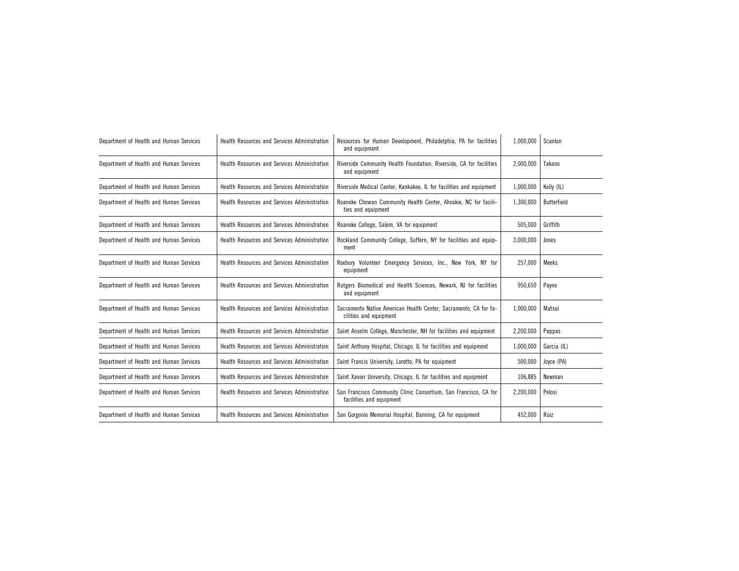| | | | | |
|---|---|---|---|---|
| Department of Health and Human Services | Health Resources and Services Administration | Resources for Human Development, Philadelphia, PA for facilities and equipment | 1,000,000 | Scanlon |
| Department of Health and Human Services | Health Resources and Services Administration | Riverside Community Health Foundation, Riverside, CA for facilities and equipment | 2,000,000 | Takano |
| Department of Health and Human Services | Health Resources and Services Administration | Riverside Medical Center, Kankakee, IL for facilities and equipment | 1,000,000 | Kelly (IL) |
| Department of Health and Human Services | Health Resources and Services Administration | Roanoke Chowan Community Health Center, Ahoskie, NC for facilities and equipment | 1,300,000 | Butterfield |
| Department of Health and Human Services | Health Resources and Services Administration | Roanoke College, Salem, VA for equipment | 505,000 | Griffith |
| Department of Health and Human Services | Health Resources and Services Administration | Rockland Community College, Suffern, NY for facilities and equipment | 3,000,000 | Jones |
| Department of Health and Human Services | Health Resources and Services Administration | Roxbury Volunteer Emergency Services, Inc., New York, NY for equipment | 257,000 | Meeks |
| Department of Health and Human Services | Health Resources and Services Administration | Rutgers Biomedical and Health Sciences, Newark, NJ for facilities and equipment | 950,650 | Payne |
| Department of Health and Human Services | Health Resources and Services Administration | Sacramento Native American Health Center, Sacramento, CA for facilities and equipment | 1,000,000 | Matsui |
| Department of Health and Human Services | Health Resources and Services Administration | Saint Anselm College, Manchester, NH for facilities and equipment | 2,200,000 | Pappas |
| Department of Health and Human Services | Health Resources and Services Administration | Saint Anthony Hospital, Chicago, IL for facilities and equipment | 1,000,000 | García (IL) |
| Department of Health and Human Services | Health Resources and Services Administration | Saint Francis University, Loretto, PA for equipment | 500,000 | Joyce (PA) |
| Department of Health and Human Services | Health Resources and Services Administration | Saint Xavier University, Chicago, IL for facilities and equipment | 106,885 | Newman |
| Department of Health and Human Services | Health Resources and Services Administration | San Francisco Community Clinic Consortium, San Francisco, CA for facilities and equipment | 2,200,000 | Pelosi |
| Department of Health and Human Services | Health Resources and Services Administration | San Gorgonio Memorial Hospital, Banning, CA for equipment | 452,000 | Ruiz |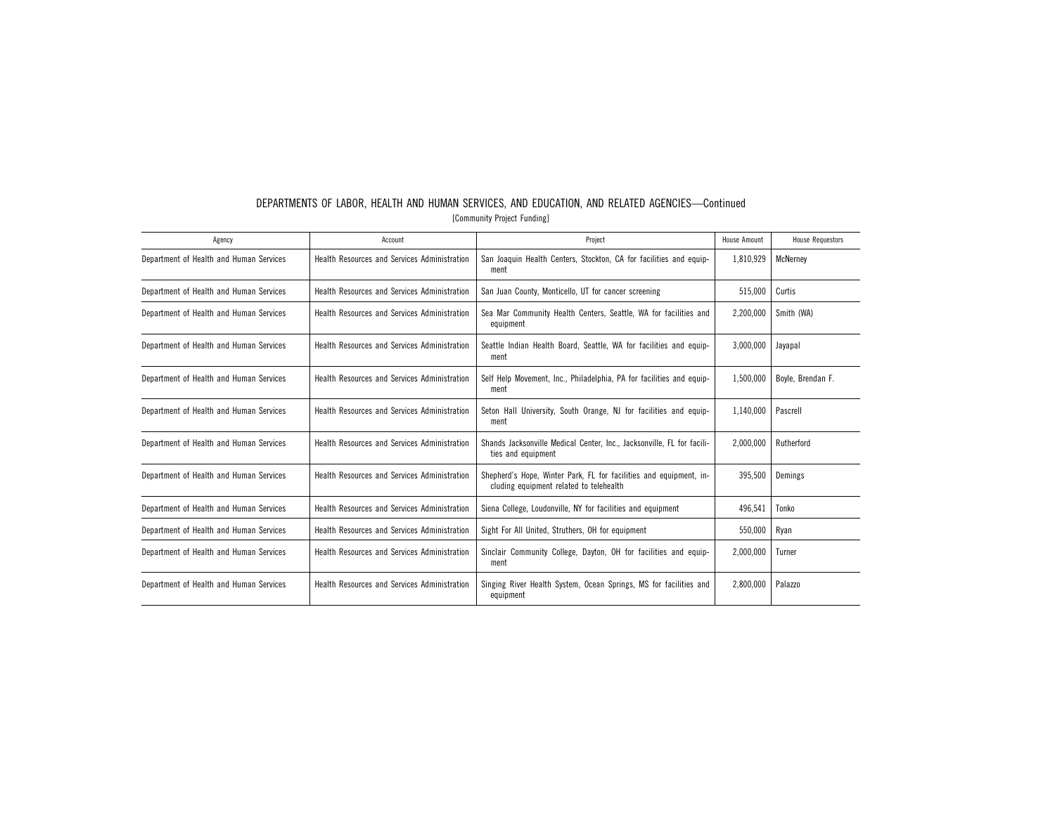## DEPARTMENTS OF LABOR, HEALTH AND HUMAN SERVICES, AND EDUCATION, AND RELATED AGENCIES—Continued

[Community Project Funding]

| Agency | Account | Project | House Amount | House Requestors |
|---|---|---|---|---|
| Department of Health and Human Services | Health Resources and Services Administration | San Joaquin Health Centers, Stockton, CA for facilities and equipment | 1,810,929 | McNerney |
| Department of Health and Human Services | Health Resources and Services Administration | San Juan County, Monticello, UT for cancer screening | 515,000 | Curtis |
| Department of Health and Human Services | Health Resources and Services Administration | Sea Mar Community Health Centers, Seattle, WA for facilities and equipment | 2,200,000 | Smith (WA) |
| Department of Health and Human Services | Health Resources and Services Administration | Seattle Indian Health Board, Seattle, WA for facilities and equipment | 3,000,000 | Jayapal |
| Department of Health and Human Services | Health Resources and Services Administration | Self Help Movement, Inc., Philadelphia, PA for facilities and equipment | 1,500,000 | Boyle, Brendan F. |
| Department of Health and Human Services | Health Resources and Services Administration | Seton Hall University, South Orange, NJ for facilities and equipment | 1,140,000 | Pascrell |
| Department of Health and Human Services | Health Resources and Services Administration | Shands Jacksonville Medical Center, Inc., Jacksonville, FL for facilities and equipment | 2,000,000 | Rutherford |
| Department of Health and Human Services | Health Resources and Services Administration | Shepherd's Hope, Winter Park, FL for facilities and equipment, including equipment related to telehealth | 395,500 | Demings |
| Department of Health and Human Services | Health Resources and Services Administration | Siena College, Loudonville, NY for facilities and equipment | 496,541 | Tonko |
| Department of Health and Human Services | Health Resources and Services Administration | Sight For All United, Struthers, OH for equipment | 550,000 | Ryan |
| Department of Health and Human Services | Health Resources and Services Administration | Sinclair Community College, Dayton, OH for facilities and equipment | 2,000,000 | Turner |
| Department of Health and Human Services | Health Resources and Services Administration | Singing River Health System, Ocean Springs, MS for facilities and equipment | 2,800,000 | Palazzo |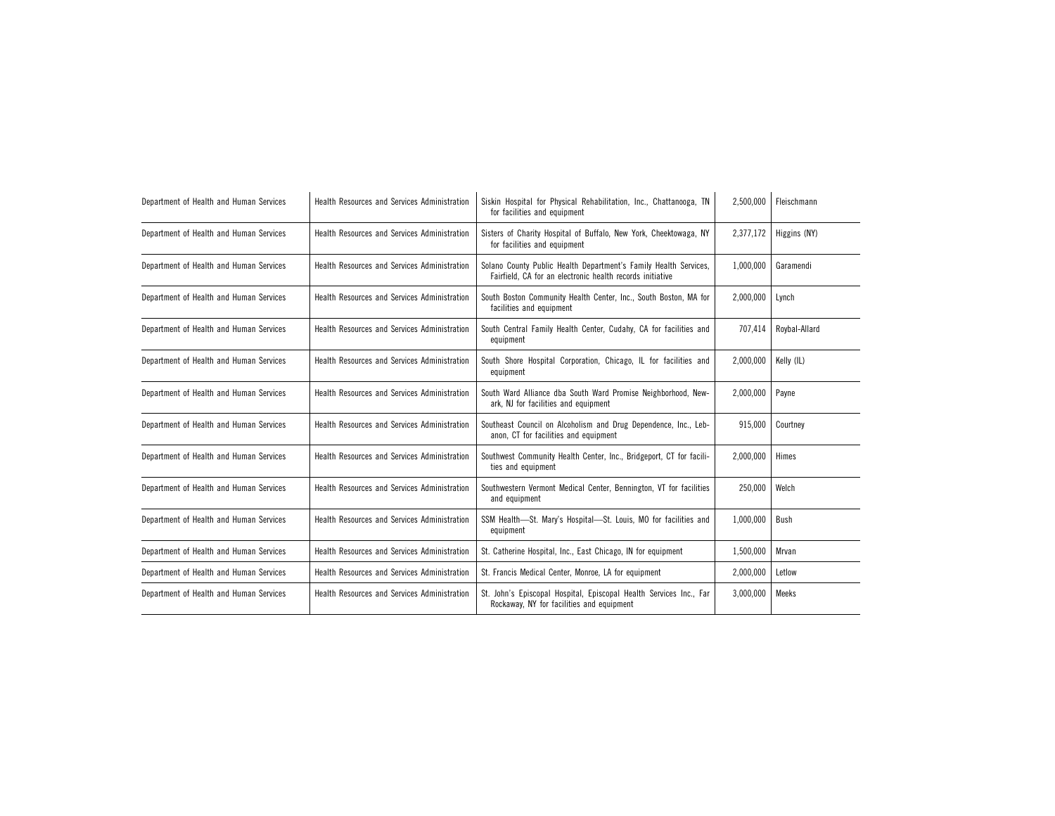| Department of Health and Human Services | Health Resources and Services Administration | Siskin Hospital for Physical Rehabilitation, Inc., Chattanooga, TN for facilities and equipment | 2,500,000 | Fleischmann |
|---|---|---|---|---|
| Department of Health and Human Services | Health Resources and Services Administration | Sisters of Charity Hospital of Buffalo, New York, Cheektowaga, NY for facilities and equipment | 2,377,172 | Higgins (NY) |
| Department of Health and Human Services | Health Resources and Services Administration | Solano County Public Health Department's Family Health Services, Fairfield, CA for an electronic health records initiative | 1,000,000 | Garamendi |
| Department of Health and Human Services | Health Resources and Services Administration | South Boston Community Health Center, Inc., South Boston, MA for facilities and equipment | 2,000,000 | Lynch |
| Department of Health and Human Services | Health Resources and Services Administration | South Central Family Health Center, Cudahy, CA for facilities and equipment | 707,414 | Roybal-Allard |
| Department of Health and Human Services | Health Resources and Services Administration | South Shore Hospital Corporation, Chicago, IL for facilities and equipment | 2,000,000 | Kelly (IL) |
| Department of Health and Human Services | Health Resources and Services Administration | South Ward Alliance dba South Ward Promise Neighborhood, Newark, NJ for facilities and equipment | 2,000,000 | Payne |
| Department of Health and Human Services | Health Resources and Services Administration | Southeast Council on Alcoholism and Drug Dependence, Inc., Lebanon, CT for facilities and equipment | 915,000 | Courtney |
| Department of Health and Human Services | Health Resources and Services Administration | Southwest Community Health Center, Inc., Bridgeport, CT for facilities and equipment | 2,000,000 | Himes |
| Department of Health and Human Services | Health Resources and Services Administration | Southwestern Vermont Medical Center, Bennington, VT for facilities and equipment | 250,000 | Welch |
| Department of Health and Human Services | Health Resources and Services Administration | SSM Health—St. Mary's Hospital—St. Louis, MO for facilities and equipment | 1,000,000 | Bush |
| Department of Health and Human Services | Health Resources and Services Administration | St. Catherine Hospital, Inc., East Chicago, IN for equipment | 1,500,000 | Mrvan |
| Department of Health and Human Services | Health Resources and Services Administration | St. Francis Medical Center, Monroe, LA for equipment | 2,000,000 | Letlow |
| Department of Health and Human Services | Health Resources and Services Administration | St. John's Episcopal Hospital, Episcopal Health Services Inc., Far Rockaway, NY for facilities and equipment | 3,000,000 | Meeks |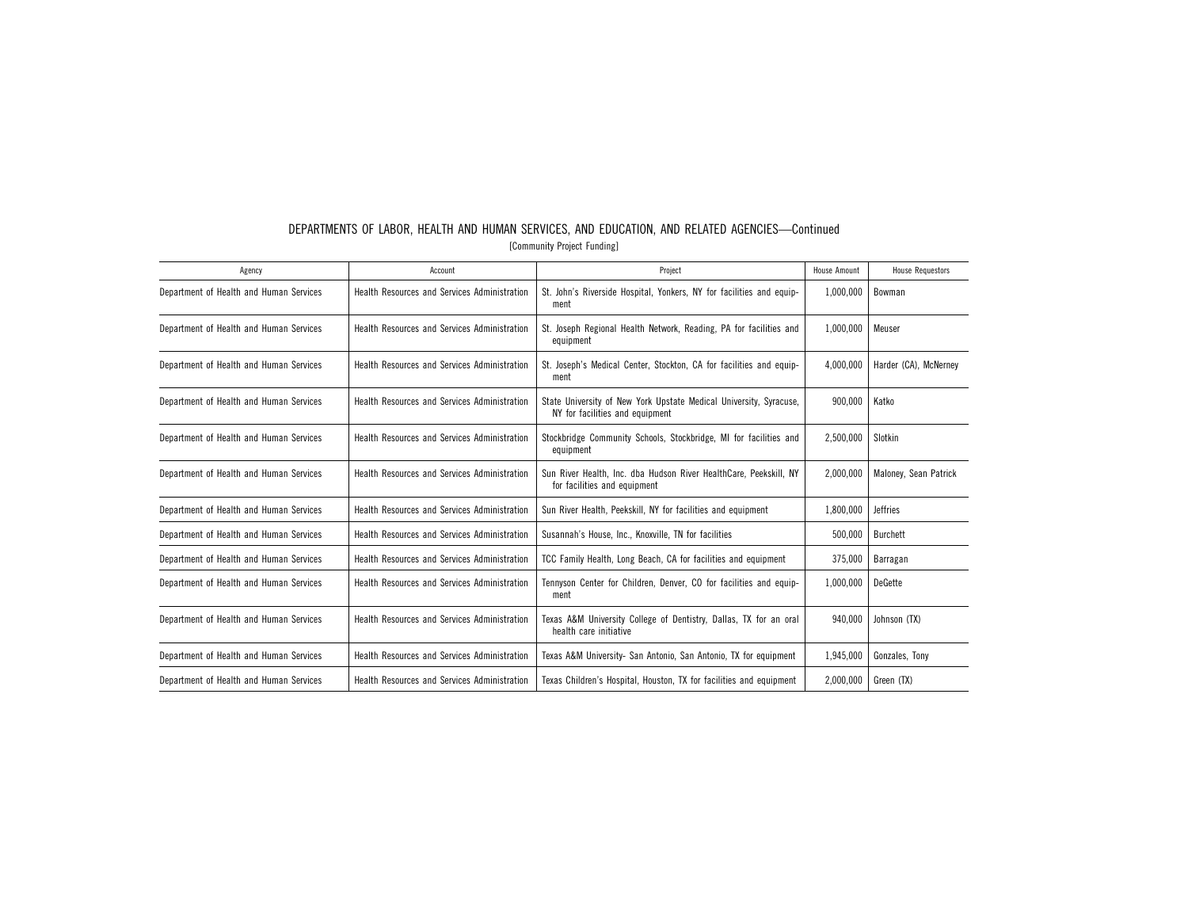DEPARTMENTS OF LABOR, HEALTH AND HUMAN SERVICES, AND EDUCATION, AND RELATED AGENCIES—Continued

[Community Project Funding]

| Agency | Account | Project | House Amount | House Requestors |
|---|---|---|---|---|
| Department of Health and Human Services | Health Resources and Services Administration | St. John's Riverside Hospital, Yonkers, NY for facilities and equipment | 1,000,000 | Bowman |
| Department of Health and Human Services | Health Resources and Services Administration | St. Joseph Regional Health Network, Reading, PA for facilities and equipment | 1,000,000 | Meuser |
| Department of Health and Human Services | Health Resources and Services Administration | St. Joseph's Medical Center, Stockton, CA for facilities and equipment | 4,000,000 | Harder (CA), McNerney |
| Department of Health and Human Services | Health Resources and Services Administration | State University of New York Upstate Medical University, Syracuse, NY for facilities and equipment | 900,000 | Katko |
| Department of Health and Human Services | Health Resources and Services Administration | Stockbridge Community Schools, Stockbridge, MI for facilities and equipment | 2,500,000 | Slotkin |
| Department of Health and Human Services | Health Resources and Services Administration | Sun River Health, Inc. dba Hudson River HealthCare, Peekskill, NY for facilities and equipment | 2,000,000 | Maloney, Sean Patrick |
| Department of Health and Human Services | Health Resources and Services Administration | Sun River Health, Peekskill, NY for facilities and equipment | 1,800,000 | Jeffries |
| Department of Health and Human Services | Health Resources and Services Administration | Susannah's House, Inc., Knoxville, TN for facilities | 500,000 | Burchett |
| Department of Health and Human Services | Health Resources and Services Administration | TCC Family Health, Long Beach, CA for facilities and equipment | 375,000 | Barragan |
| Department of Health and Human Services | Health Resources and Services Administration | Tennyson Center for Children, Denver, CO for facilities and equipment | 1,000,000 | DeGette |
| Department of Health and Human Services | Health Resources and Services Administration | Texas A&M University College of Dentistry, Dallas, TX for an oral health care initiative | 940,000 | Johnson (TX) |
| Department of Health and Human Services | Health Resources and Services Administration | Texas A&M University- San Antonio, San Antonio, TX for equipment | 1,945,000 | Gonzales, Tony |
| Department of Health and Human Services | Health Resources and Services Administration | Texas Children's Hospital, Houston, TX for facilities and equipment | 2,000,000 | Green (TX) |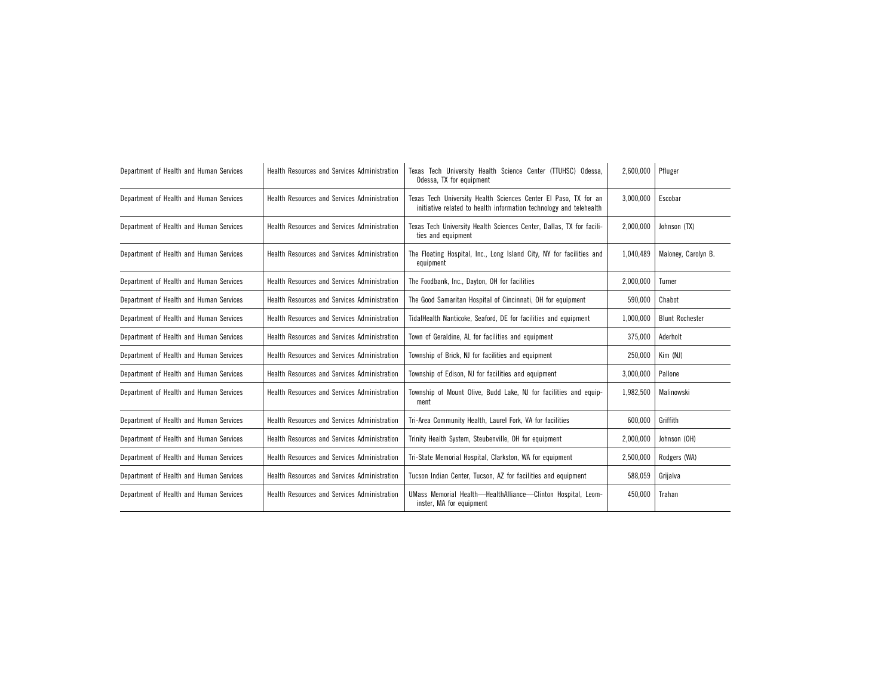| | | | | |
|---|---|---|---|---|
| Department of Health and Human Services | Health Resources and Services Administration | Texas Tech University Health Science Center (TTUHSC) Odessa, Odessa, TX for equipment | 2,600,000 | Pfluger |
| Department of Health and Human Services | Health Resources and Services Administration | Texas Tech University Health Sciences Center El Paso, TX for an initiative related to health information technology and telehealth | 3,000,000 | Escobar |
| Department of Health and Human Services | Health Resources and Services Administration | Texas Tech University Health Sciences Center, Dallas, TX for facilities and equipment | 2,000,000 | Johnson (TX) |
| Department of Health and Human Services | Health Resources and Services Administration | The Floating Hospital, Inc., Long Island City, NY for facilities and equipment | 1,040,489 | Maloney, Carolyn B. |
| Department of Health and Human Services | Health Resources and Services Administration | The Foodbank, Inc., Dayton, OH for facilities | 2,000,000 | Turner |
| Department of Health and Human Services | Health Resources and Services Administration | The Good Samaritan Hospital of Cincinnati, OH for equipment | 590,000 | Chabot |
| Department of Health and Human Services | Health Resources and Services Administration | TidalHealth Nanticoke, Seaford, DE for facilities and equipment | 1,000,000 | Blunt Rochester |
| Department of Health and Human Services | Health Resources and Services Administration | Town of Geraldine, AL for facilities and equipment | 375,000 | Aderholt |
| Department of Health and Human Services | Health Resources and Services Administration | Township of Brick, NJ for facilities and equipment | 250,000 | Kim (NJ) |
| Department of Health and Human Services | Health Resources and Services Administration | Township of Edison, NJ for facilities and equipment | 3,000,000 | Pallone |
| Department of Health and Human Services | Health Resources and Services Administration | Township of Mount Olive, Budd Lake, NJ for facilities and equipment | 1,982,500 | Malinowski |
| Department of Health and Human Services | Health Resources and Services Administration | Tri-Area Community Health, Laurel Fork, VA for facilities | 600,000 | Griffith |
| Department of Health and Human Services | Health Resources and Services Administration | Trinity Health System, Steubenville, OH for equipment | 2,000,000 | Johnson (OH) |
| Department of Health and Human Services | Health Resources and Services Administration | Tri-State Memorial Hospital, Clarkston, WA for equipment | 2,500,000 | Rodgers (WA) |
| Department of Health and Human Services | Health Resources and Services Administration | Tucson Indian Center, Tucson, AZ for facilities and equipment | 588,059 | Grijalva |
| Department of Health and Human Services | Health Resources and Services Administration | UMass Memorial Health—HealthAlliance—Clinton Hospital, Leominster, MA for equipment | 450,000 | Trahan |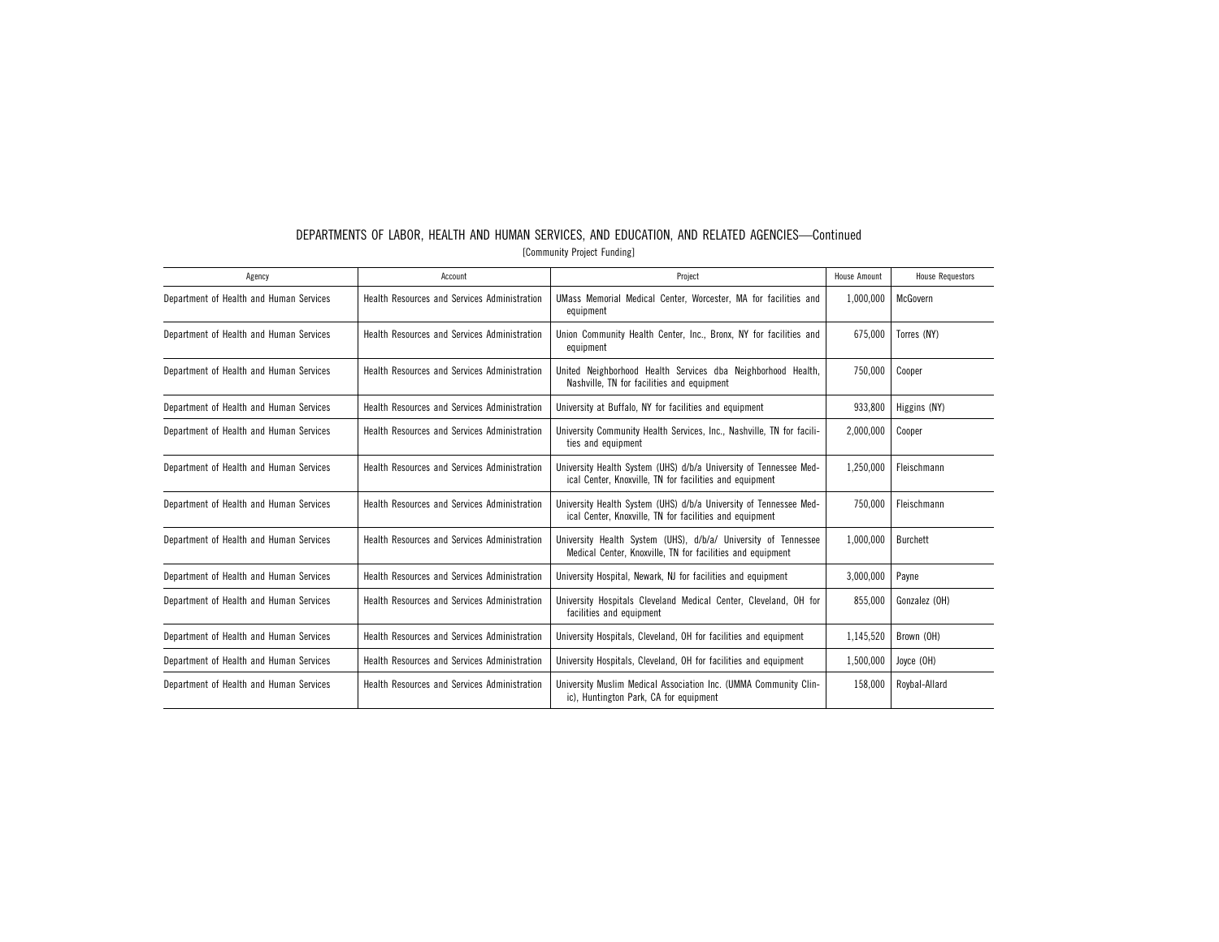## DEPARTMENTS OF LABOR, HEALTH AND HUMAN SERVICES, AND EDUCATION, AND RELATED AGENCIES—Continued

[Community Project Funding]

| Agency | Account | Project | House Amount | House Requestors |
|---|---|---|---|---|
| Department of Health and Human Services | Health Resources and Services Administration | UMass Memorial Medical Center, Worcester, MA for facilities and equipment | 1,000,000 | McGovern |
| Department of Health and Human Services | Health Resources and Services Administration | Union Community Health Center, Inc., Bronx, NY for facilities and equipment | 675,000 | Torres (NY) |
| Department of Health and Human Services | Health Resources and Services Administration | United Neighborhood Health Services dba Neighborhood Health, Nashville, TN for facilities and equipment | 750,000 | Cooper |
| Department of Health and Human Services | Health Resources and Services Administration | University at Buffalo, NY for facilities and equipment | 933,800 | Higgins (NY) |
| Department of Health and Human Services | Health Resources and Services Administration | University Community Health Services, Inc., Nashville, TN for facilities and equipment | 2,000,000 | Cooper |
| Department of Health and Human Services | Health Resources and Services Administration | University Health System (UHS) d/b/a University of Tennessee Medical Center, Knoxville, TN for facilities and equipment | 1,250,000 | Fleischmann |
| Department of Health and Human Services | Health Resources and Services Administration | University Health System (UHS) d/b/a University of Tennessee Medical Center, Knoxville, TN for facilities and equipment | 750,000 | Fleischmann |
| Department of Health and Human Services | Health Resources and Services Administration | University Health System (UHS), d/b/a/ University of Tennessee Medical Center, Knoxville, TN for facilities and equipment | 1,000,000 | Burchett |
| Department of Health and Human Services | Health Resources and Services Administration | University Hospital, Newark, NJ for facilities and equipment | 3,000,000 | Payne |
| Department of Health and Human Services | Health Resources and Services Administration | University Hospitals Cleveland Medical Center, Cleveland, OH for facilities and equipment | 855,000 | Gonzalez (OH) |
| Department of Health and Human Services | Health Resources and Services Administration | University Hospitals, Cleveland, OH for facilities and equipment | 1,145,520 | Brown (OH) |
| Department of Health and Human Services | Health Resources and Services Administration | University Hospitals, Cleveland, OH for facilities and equipment | 1,500,000 | Joyce (OH) |
| Department of Health and Human Services | Health Resources and Services Administration | University Muslim Medical Association Inc. (UMMA Community Clinic), Huntington Park, CA for equipment | 158,000 | Roybal-Allard |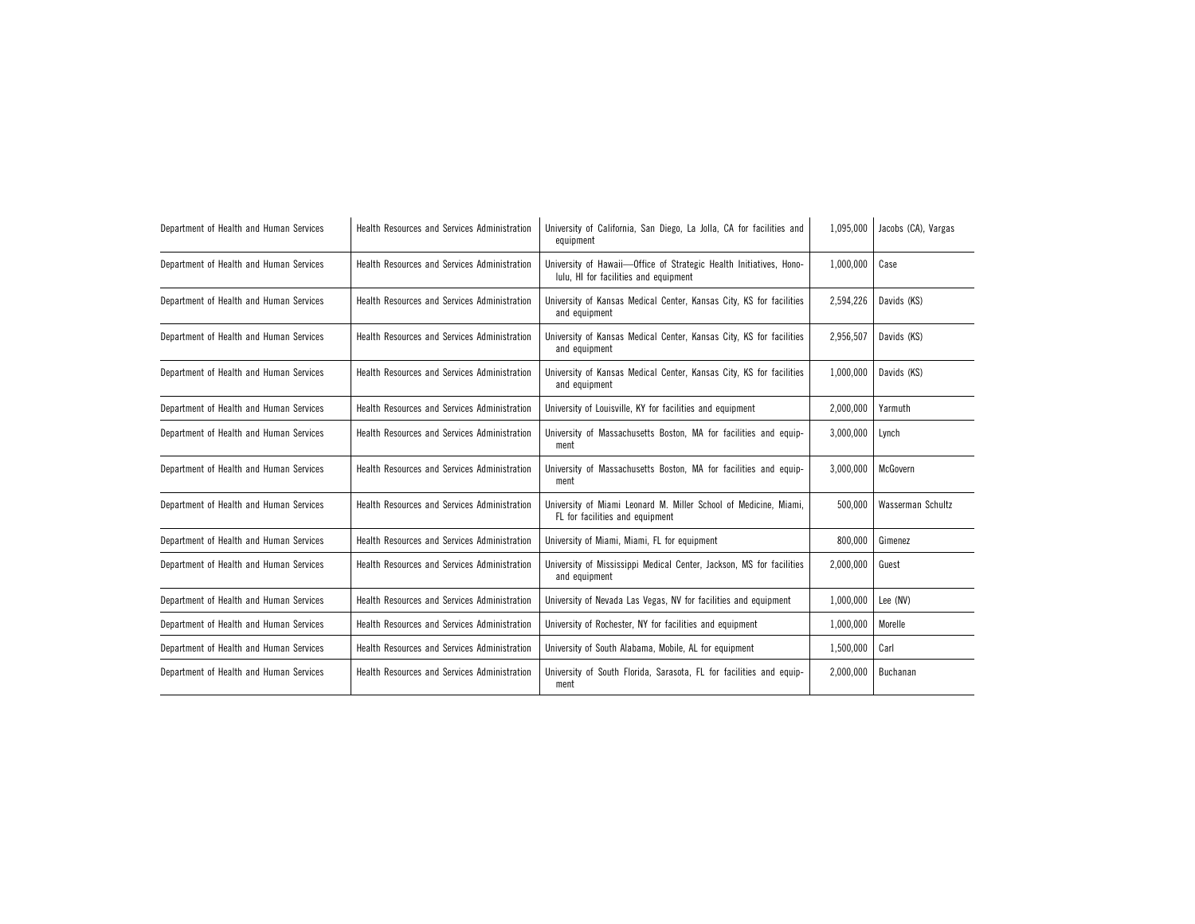| | | | | |
|---|---|---|---|---|
| Department of Health and Human Services | Health Resources and Services Administration | University of California, San Diego, La Jolla, CA for facilities and equipment | 1,095,000 | Jacobs (CA), Vargas |
| Department of Health and Human Services | Health Resources and Services Administration | University of Hawaii—Office of Strategic Health Initiatives, Honolulu, HI for facilities and equipment | 1,000,000 | Case |
| Department of Health and Human Services | Health Resources and Services Administration | University of Kansas Medical Center, Kansas City, KS for facilities and equipment | 2,594,226 | Davids (KS) |
| Department of Health and Human Services | Health Resources and Services Administration | University of Kansas Medical Center, Kansas City, KS for facilities and equipment | 2,956,507 | Davids (KS) |
| Department of Health and Human Services | Health Resources and Services Administration | University of Kansas Medical Center, Kansas City, KS for facilities and equipment | 1,000,000 | Davids (KS) |
| Department of Health and Human Services | Health Resources and Services Administration | University of Louisville, KY for facilities and equipment | 2,000,000 | Yarmuth |
| Department of Health and Human Services | Health Resources and Services Administration | University of Massachusetts Boston, MA for facilities and equipment | 3,000,000 | Lynch |
| Department of Health and Human Services | Health Resources and Services Administration | University of Massachusetts Boston, MA for facilities and equipment | 3,000,000 | McGovern |
| Department of Health and Human Services | Health Resources and Services Administration | University of Miami Leonard M. Miller School of Medicine, Miami, FL for facilities and equipment | 500,000 | Wasserman Schultz |
| Department of Health and Human Services | Health Resources and Services Administration | University of Miami, Miami, FL for equipment | 800,000 | Gimenez |
| Department of Health and Human Services | Health Resources and Services Administration | University of Mississippi Medical Center, Jackson, MS for facilities and equipment | 2,000,000 | Guest |
| Department of Health and Human Services | Health Resources and Services Administration | University of Nevada Las Vegas, NV for facilities and equipment | 1,000,000 | Lee (NV) |
| Department of Health and Human Services | Health Resources and Services Administration | University of Rochester, NY for facilities and equipment | 1,000,000 | Morelle |
| Department of Health and Human Services | Health Resources and Services Administration | University of South Alabama, Mobile, AL for equipment | 1,500,000 | Carl |
| Department of Health and Human Services | Health Resources and Services Administration | University of South Florida, Sarasota, FL for facilities and equipment | 2,000,000 | Buchanan |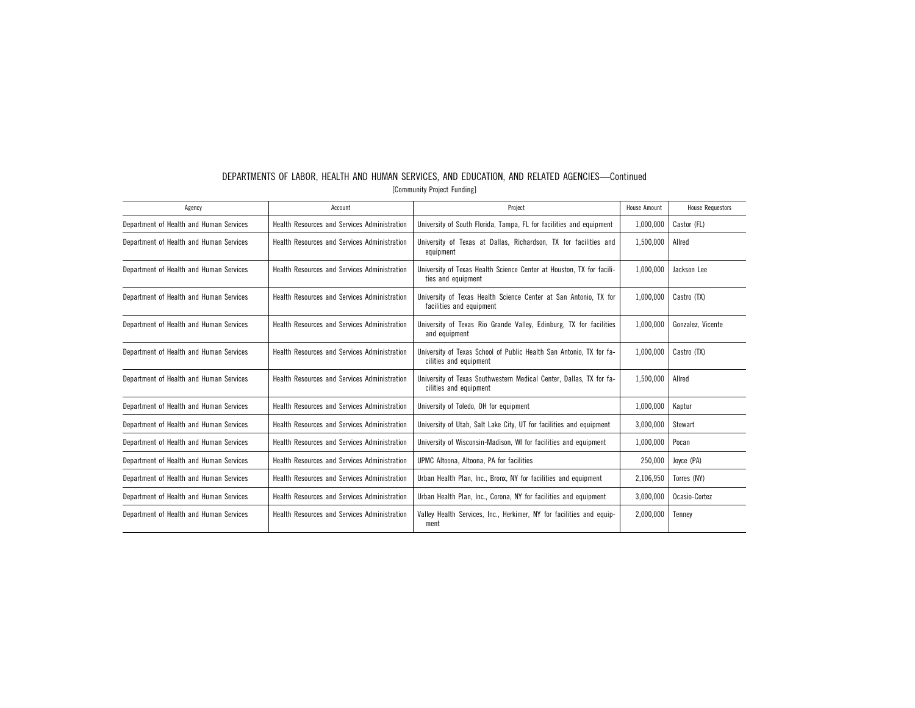# DEPARTMENTS OF LABOR, HEALTH AND HUMAN SERVICES, AND EDUCATION, AND RELATED AGENCIES—Continued

[Community Project Funding]

| Agency | Account | Project | House Amount | House Requestors |
|---|---|---|---|---|
| Department of Health and Human Services | Health Resources and Services Administration | University of South Florida, Tampa, FL for facilities and equipment | 1,000,000 | Castor (FL) |
| Department of Health and Human Services | Health Resources and Services Administration | University of Texas at Dallas, Richardson, TX for facilities and equipment | 1,500,000 | Allred |
| Department of Health and Human Services | Health Resources and Services Administration | University of Texas Health Science Center at Houston, TX for facilities and equipment | 1,000,000 | Jackson Lee |
| Department of Health and Human Services | Health Resources and Services Administration | University of Texas Health Science Center at San Antonio, TX for facilities and equipment | 1,000,000 | Castro (TX) |
| Department of Health and Human Services | Health Resources and Services Administration | University of Texas Rio Grande Valley, Edinburg, TX for facilities and equipment | 1,000,000 | Gonzalez, Vicente |
| Department of Health and Human Services | Health Resources and Services Administration | University of Texas School of Public Health San Antonio, TX for facilities and equipment | 1,000,000 | Castro (TX) |
| Department of Health and Human Services | Health Resources and Services Administration | University of Texas Southwestern Medical Center, Dallas, TX for facilities and equipment | 1,500,000 | Allred |
| Department of Health and Human Services | Health Resources and Services Administration | University of Toledo, OH for equipment | 1,000,000 | Kaptur |
| Department of Health and Human Services | Health Resources and Services Administration | University of Utah, Salt Lake City, UT for facilities and equipment | 3,000,000 | Stewart |
| Department of Health and Human Services | Health Resources and Services Administration | University of Wisconsin-Madison, WI for facilities and equipment | 1,000,000 | Pocan |
| Department of Health and Human Services | Health Resources and Services Administration | UPMC Altoona, Altoona, PA for facilities | 250,000 | Joyce (PA) |
| Department of Health and Human Services | Health Resources and Services Administration | Urban Health Plan, Inc., Bronx, NY for facilities and equipment | 2,106,950 | Torres (NY) |
| Department of Health and Human Services | Health Resources and Services Administration | Urban Health Plan, Inc., Corona, NY for facilities and equipment | 3,000,000 | Ocasio-Cortez |
| Department of Health and Human Services | Health Resources and Services Administration | Valley Health Services, Inc., Herkimer, NY for facilities and equipment | 2,000,000 | Tenney |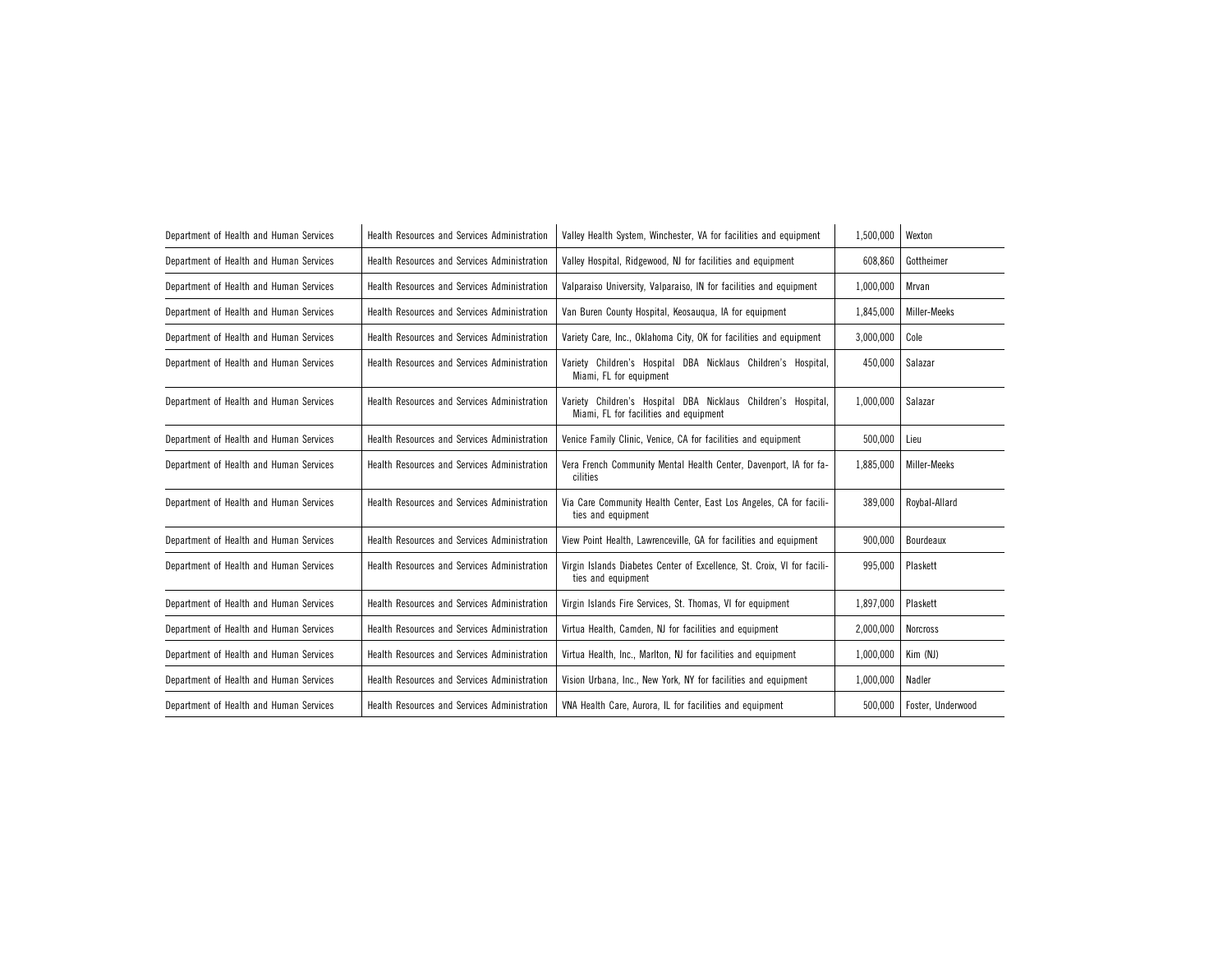| | | | | |
|---|---|---|---|---|
| Department of Health and Human Services | Health Resources and Services Administration | Valley Health System, Winchester, VA for facilities and equipment | 1,500,000 | Wexton |
| Department of Health and Human Services | Health Resources and Services Administration | Valley Hospital, Ridgewood, NJ for facilities and equipment | 608,860 | Gottheimer |
| Department of Health and Human Services | Health Resources and Services Administration | Valparaiso University, Valparaiso, IN for facilities and equipment | 1,000,000 | Mrvan |
| Department of Health and Human Services | Health Resources and Services Administration | Van Buren County Hospital, Keosauqua, IA for equipment | 1,845,000 | Miller-Meeks |
| Department of Health and Human Services | Health Resources and Services Administration | Variety Care, Inc., Oklahoma City, OK for facilities and equipment | 3,000,000 | Cole |
| Department of Health and Human Services | Health Resources and Services Administration | Variety Children's Hospital DBA Nicklaus Children's Hospital, Miami, FL for equipment | 450,000 | Salazar |
| Department of Health and Human Services | Health Resources and Services Administration | Variety Children's Hospital DBA Nicklaus Children's Hospital, Miami, FL for facilities and equipment | 1,000,000 | Salazar |
| Department of Health and Human Services | Health Resources and Services Administration | Venice Family Clinic, Venice, CA for facilities and equipment | 500,000 | Lieu |
| Department of Health and Human Services | Health Resources and Services Administration | Vera French Community Mental Health Center, Davenport, IA for facilities | 1,885,000 | Miller-Meeks |
| Department of Health and Human Services | Health Resources and Services Administration | Via Care Community Health Center, East Los Angeles, CA for facilities and equipment | 389,000 | Roybal-Allard |
| Department of Health and Human Services | Health Resources and Services Administration | View Point Health, Lawrenceville, GA for facilities and equipment | 900,000 | Bourdeaux |
| Department of Health and Human Services | Health Resources and Services Administration | Virgin Islands Diabetes Center of Excellence, St. Croix, VI for facilities and equipment | 995,000 | Plaskett |
| Department of Health and Human Services | Health Resources and Services Administration | Virgin Islands Fire Services, St. Thomas, VI for equipment | 1,897,000 | Plaskett |
| Department of Health and Human Services | Health Resources and Services Administration | Virtua Health, Camden, NJ for facilities and equipment | 2,000,000 | Norcross |
| Department of Health and Human Services | Health Resources and Services Administration | Virtua Health, Inc., Marlton, NJ for facilities and equipment | 1,000,000 | Kim (NJ) |
| Department of Health and Human Services | Health Resources and Services Administration | Vision Urbana, Inc., New York, NY for facilities and equipment | 1,000,000 | Nadler |
| Department of Health and Human Services | Health Resources and Services Administration | VNA Health Care, Aurora, IL for facilities and equipment | 500,000 | Foster, Underwood |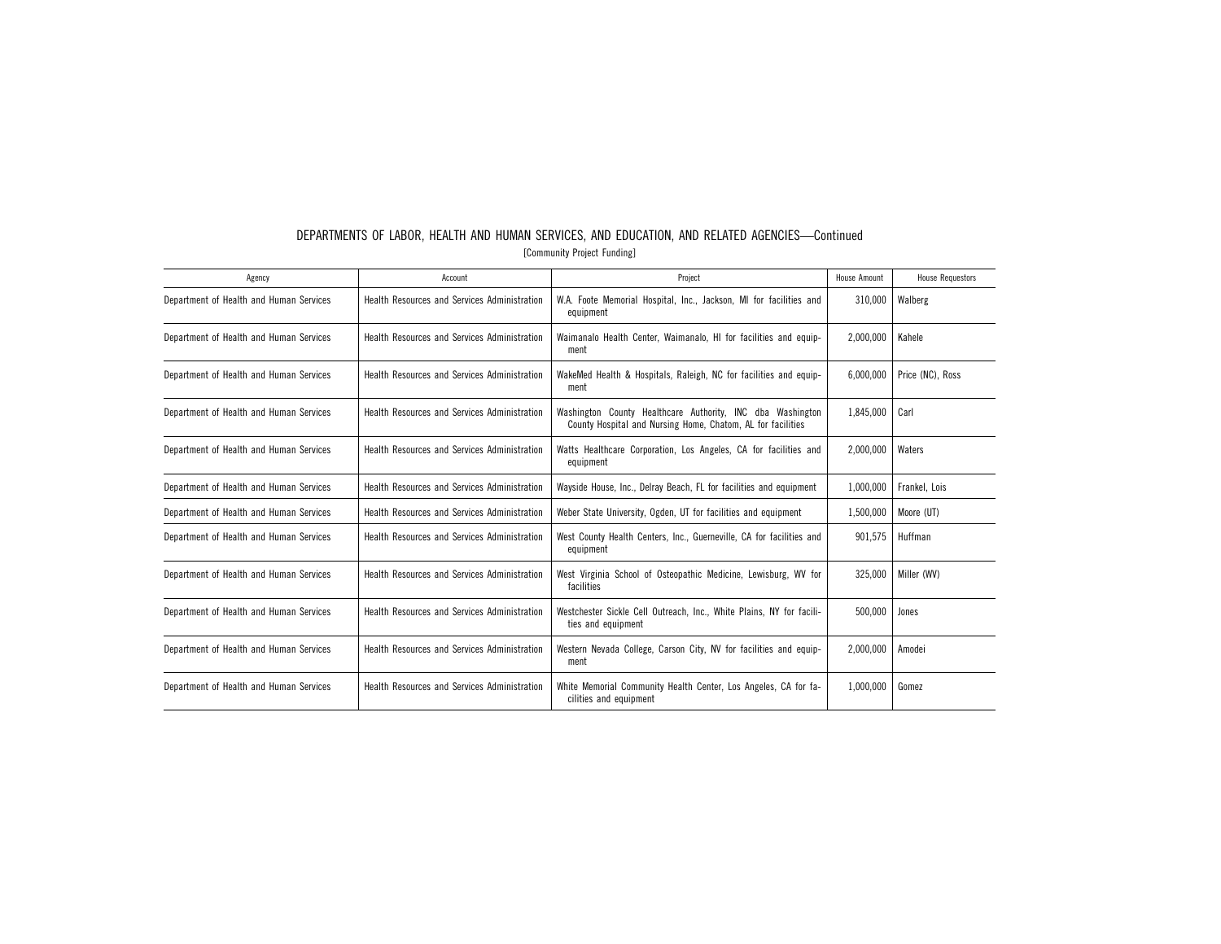## DEPARTMENTS OF LABOR, HEALTH AND HUMAN SERVICES, AND EDUCATION, AND RELATED AGENCIES—Continued

[Community Project Funding]

| Agency | Account | Project | House Amount | House Requestors |
|---|---|---|---|---|
| Department of Health and Human Services | Health Resources and Services Administration | W.A. Foote Memorial Hospital, Inc., Jackson, MI for facilities and equipment | 310,000 | Walberg |
| Department of Health and Human Services | Health Resources and Services Administration | Waimanalo Health Center, Waimanalo, HI for facilities and equipment | 2,000,000 | Kahele |
| Department of Health and Human Services | Health Resources and Services Administration | WakeMed Health & Hospitals, Raleigh, NC for facilities and equipment | 6,000,000 | Price (NC), Ross |
| Department of Health and Human Services | Health Resources and Services Administration | Washington County Healthcare Authority, INC dba Washington County Hospital and Nursing Home, Chatom, AL for facilities | 1,845,000 | Carl |
| Department of Health and Human Services | Health Resources and Services Administration | Watts Healthcare Corporation, Los Angeles, CA for facilities and equipment | 2,000,000 | Waters |
| Department of Health and Human Services | Health Resources and Services Administration | Wayside House, Inc., Delray Beach, FL for facilities and equipment | 1,000,000 | Frankel, Lois |
| Department of Health and Human Services | Health Resources and Services Administration | Weber State University, Ogden, UT for facilities and equipment | 1,500,000 | Moore (UT) |
| Department of Health and Human Services | Health Resources and Services Administration | West County Health Centers, Inc., Guerneville, CA for facilities and equipment | 901,575 | Huffman |
| Department of Health and Human Services | Health Resources and Services Administration | West Virginia School of Osteopathic Medicine, Lewisburg, WV for facilities | 325,000 | Miller (WV) |
| Department of Health and Human Services | Health Resources and Services Administration | Westchester Sickle Cell Outreach, Inc., White Plains, NY for facilities and equipment | 500,000 | Jones |
| Department of Health and Human Services | Health Resources and Services Administration | Western Nevada College, Carson City, NV for facilities and equipment | 2,000,000 | Amodei |
| Department of Health and Human Services | Health Resources and Services Administration | White Memorial Community Health Center, Los Angeles, CA for facilities and equipment | 1,000,000 | Gomez |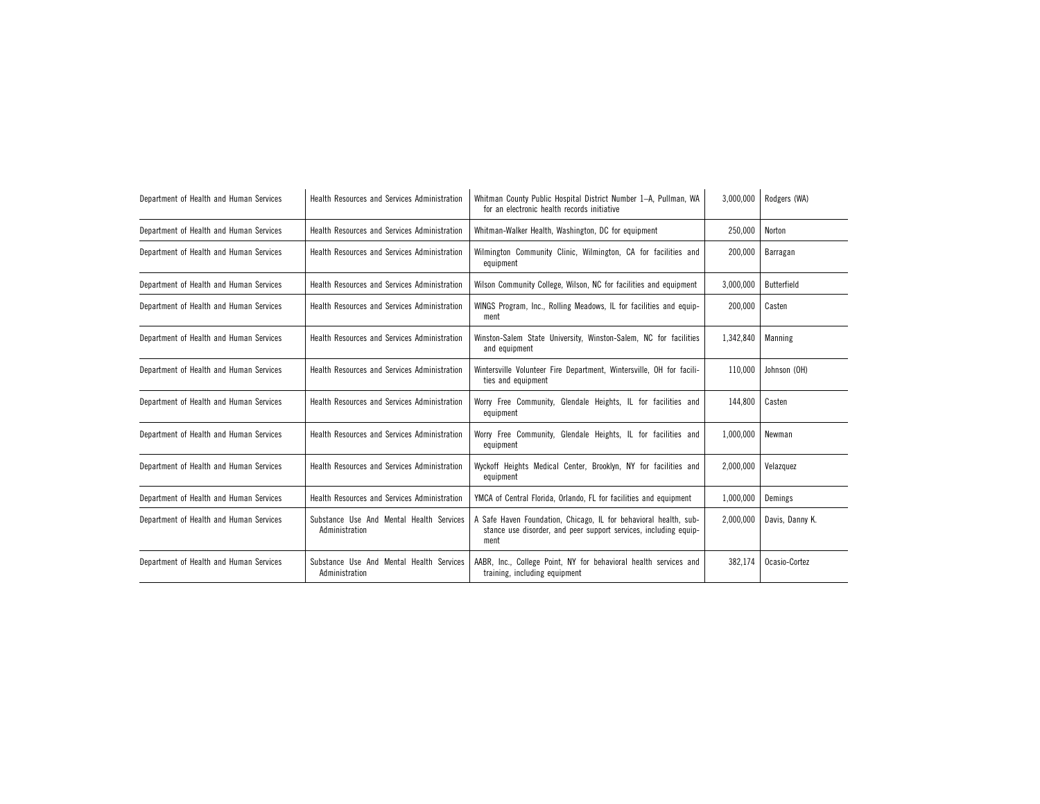| | | | | |
|---|---|---|---|---|
| Department of Health and Human Services | Health Resources and Services Administration | Whitman County Public Hospital District Number 1–A, Pullman, WA for an electronic health records initiative | 3,000,000 | Rodgers (WA) |
| Department of Health and Human Services | Health Resources and Services Administration | Whitman-Walker Health, Washington, DC for equipment | 250,000 | Norton |
| Department of Health and Human Services | Health Resources and Services Administration | Wilmington Community Clinic, Wilmington, CA for facilities and equipment | 200,000 | Barragan |
| Department of Health and Human Services | Health Resources and Services Administration | Wilson Community College, Wilson, NC for facilities and equipment | 3,000,000 | Butterfield |
| Department of Health and Human Services | Health Resources and Services Administration | WINGS Program, Inc., Rolling Meadows, IL for facilities and equipment | 200,000 | Casten |
| Department of Health and Human Services | Health Resources and Services Administration | Winston-Salem State University, Winston-Salem, NC for facilities and equipment | 1,342,840 | Manning |
| Department of Health and Human Services | Health Resources and Services Administration | Wintersville Volunteer Fire Department, Wintersville, OH for facilities and equipment | 110,000 | Johnson (OH) |
| Department of Health and Human Services | Health Resources and Services Administration | Worry Free Community, Glendale Heights, IL for facilities and equipment | 144,800 | Casten |
| Department of Health and Human Services | Health Resources and Services Administration | Worry Free Community, Glendale Heights, IL for facilities and equipment | 1,000,000 | Newman |
| Department of Health and Human Services | Health Resources and Services Administration | Wyckoff Heights Medical Center, Brooklyn, NY for facilities and equipment | 2,000,000 | Velazquez |
| Department of Health and Human Services | Health Resources and Services Administration | YMCA of Central Florida, Orlando, FL for facilities and equipment | 1,000,000 | Demings |
| Department of Health and Human Services | Substance Use And Mental Health Services Administration | A Safe Haven Foundation, Chicago, IL for behavioral health, substance use disorder, and peer support services, including equipment | 2,000,000 | Davis, Danny K. |
| Department of Health and Human Services | Substance Use And Mental Health Services Administration | AABR, Inc., College Point, NY for behavioral health services and training, including equipment | 382,174 | Ocasio-Cortez |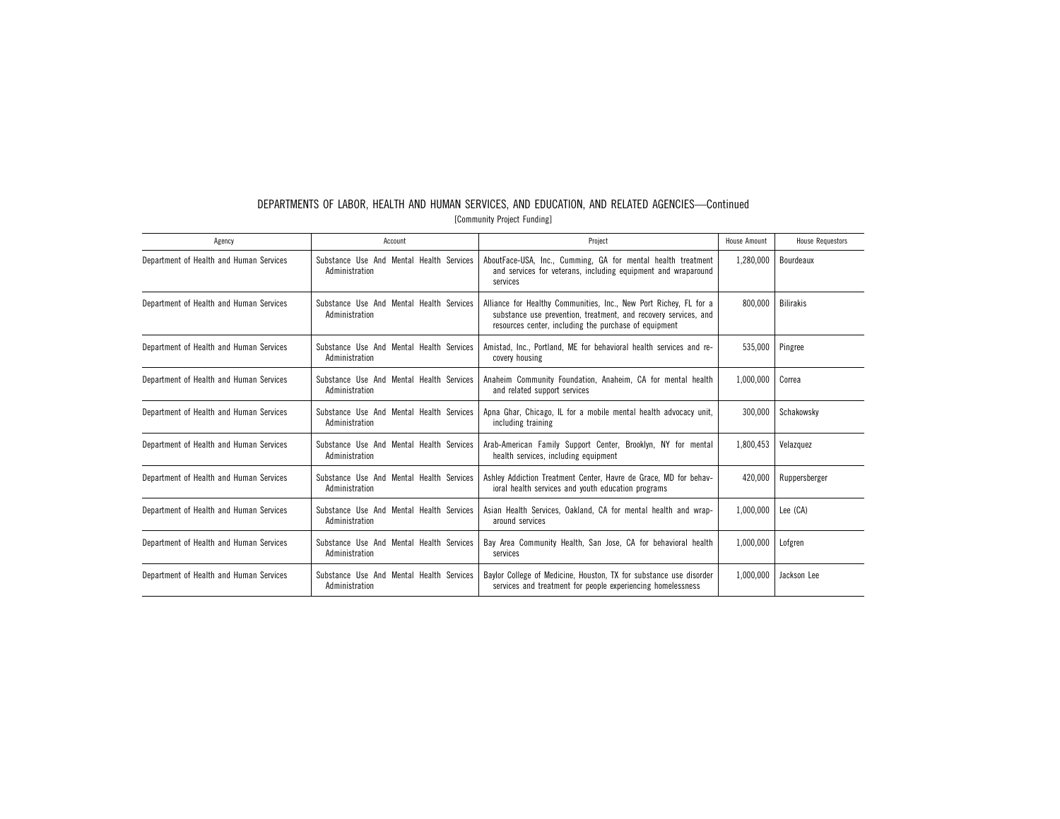DEPARTMENTS OF LABOR, HEALTH AND HUMAN SERVICES, AND EDUCATION, AND RELATED AGENCIES—Continued

[Community Project Funding]

| Agency | Account | Project | House Amount | House Requestors |
|---|---|---|---|---|
| Department of Health and Human Services | Substance Use And Mental Health Services Administration | AboutFace-USA, Inc., Cumming, GA for mental health treatment and services for veterans, including equipment and wraparound services | 1,280,000 | Bourdeaux |
| Department of Health and Human Services | Substance Use And Mental Health Services Administration | Alliance for Healthy Communities, Inc., New Port Richey, FL for a substance use prevention, treatment, and recovery services, and resources center, including the purchase of equipment | 800,000 | Bilirakis |
| Department of Health and Human Services | Substance Use And Mental Health Services Administration | Amistad, Inc., Portland, ME for behavioral health services and recovery housing | 535,000 | Pingree |
| Department of Health and Human Services | Substance Use And Mental Health Services Administration | Anaheim Community Foundation, Anaheim, CA for mental health and related support services | 1,000,000 | Correa |
| Department of Health and Human Services | Substance Use And Mental Health Services Administration | Apna Ghar, Chicago, IL for a mobile mental health advocacy unit, including training | 300,000 | Schakowsky |
| Department of Health and Human Services | Substance Use And Mental Health Services Administration | Arab-American Family Support Center, Brooklyn, NY for mental health services, including equipment | 1,800,453 | Velazquez |
| Department of Health and Human Services | Substance Use And Mental Health Services Administration | Ashley Addiction Treatment Center, Havre de Grace, MD for behavioral health services and youth education programs | 420,000 | Ruppersberger |
| Department of Health and Human Services | Substance Use And Mental Health Services Administration | Asian Health Services, Oakland, CA for mental health and wraparound services | 1,000,000 | Lee (CA) |
| Department of Health and Human Services | Substance Use And Mental Health Services Administration | Bay Area Community Health, San Jose, CA for behavioral health services | 1,000,000 | Lofgren |
| Department of Health and Human Services | Substance Use And Mental Health Services Administration | Baylor College of Medicine, Houston, TX for substance use disorder services and treatment for people experiencing homelessness | 1,000,000 | Jackson Lee |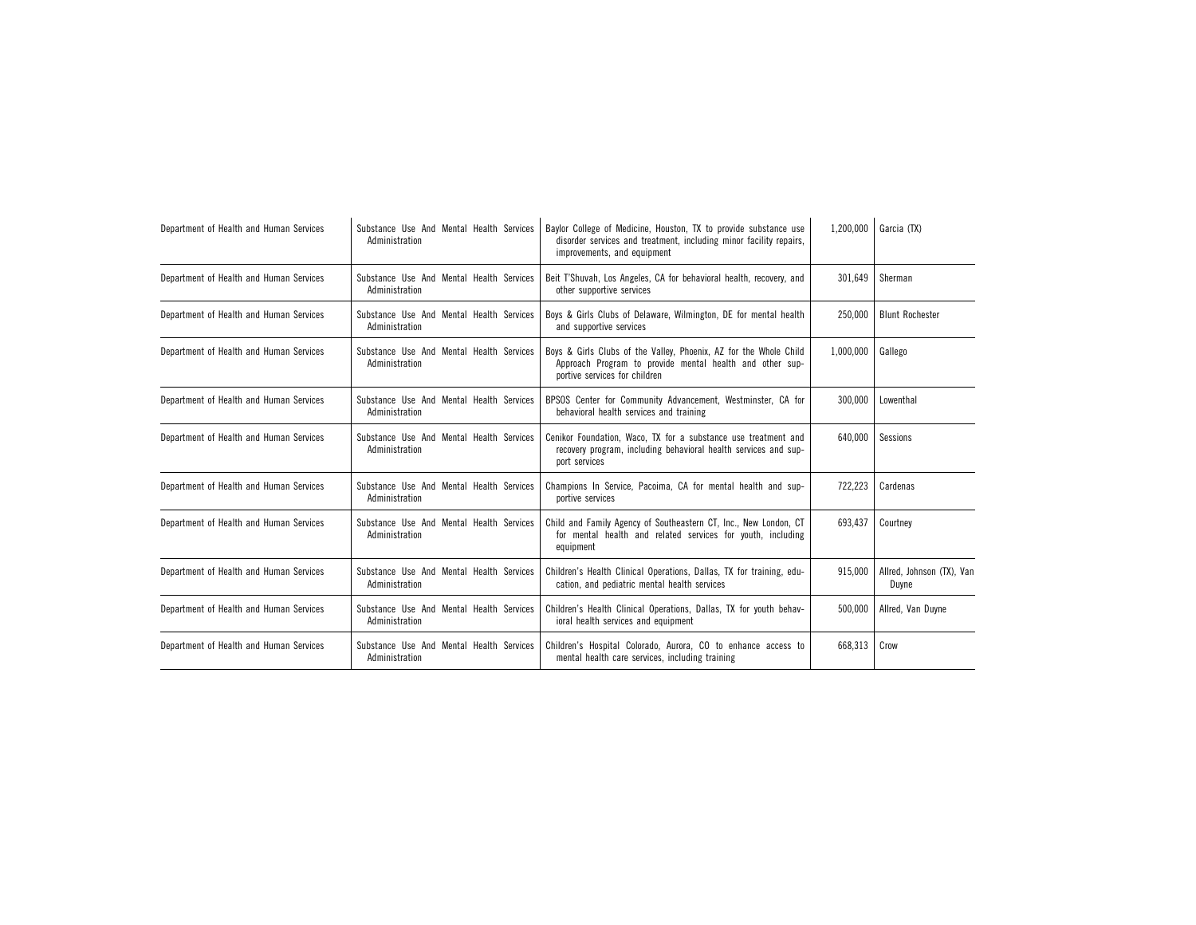| | | | | |
|---|---|---|---|---|
| Department of Health and Human Services | Substance Use And Mental Health Services Administration | Baylor College of Medicine, Houston, TX to provide substance use disorder services and treatment, including minor facility repairs, improvements, and equipment | 1,200,000 | Garcia (TX) |
| Department of Health and Human Services | Substance Use And Mental Health Services Administration | Beit T'Shuvah, Los Angeles, CA for behavioral health, recovery, and other supportive services | 301,649 | Sherman |
| Department of Health and Human Services | Substance Use And Mental Health Services Administration | Boys & Girls Clubs of Delaware, Wilmington, DE for mental health and supportive services | 250,000 | Blunt Rochester |
| Department of Health and Human Services | Substance Use And Mental Health Services Administration | Boys & Girls Clubs of the Valley, Phoenix, AZ for the Whole Child Approach Program to provide mental health and other supportive services for children | 1,000,000 | Gallego |
| Department of Health and Human Services | Substance Use And Mental Health Services Administration | BPSOS Center for Community Advancement, Westminster, CA for behavioral health services and training | 300,000 | Lowenthal |
| Department of Health and Human Services | Substance Use And Mental Health Services Administration | Cenikor Foundation, Waco, TX for a substance use treatment and recovery program, including behavioral health services and support services | 640,000 | Sessions |
| Department of Health and Human Services | Substance Use And Mental Health Services Administration | Champions In Service, Pacoima, CA for mental health and supportive services | 722,223 | Cardenas |
| Department of Health and Human Services | Substance Use And Mental Health Services Administration | Child and Family Agency of Southeastern CT, Inc., New London, CT for mental health and related services for youth, including equipment | 693,437 | Courtney |
| Department of Health and Human Services | Substance Use And Mental Health Services Administration | Children's Health Clinical Operations, Dallas, TX for training, education, and pediatric mental health services | 915,000 | Allred, Johnson (TX), Van Duyne |
| Department of Health and Human Services | Substance Use And Mental Health Services Administration | Children's Health Clinical Operations, Dallas, TX for youth behavioral health services and equipment | 500,000 | Allred, Van Duyne |
| Department of Health and Human Services | Substance Use And Mental Health Services Administration | Children's Hospital Colorado, Aurora, CO to enhance access to mental health care services, including training | 668,313 | Crow |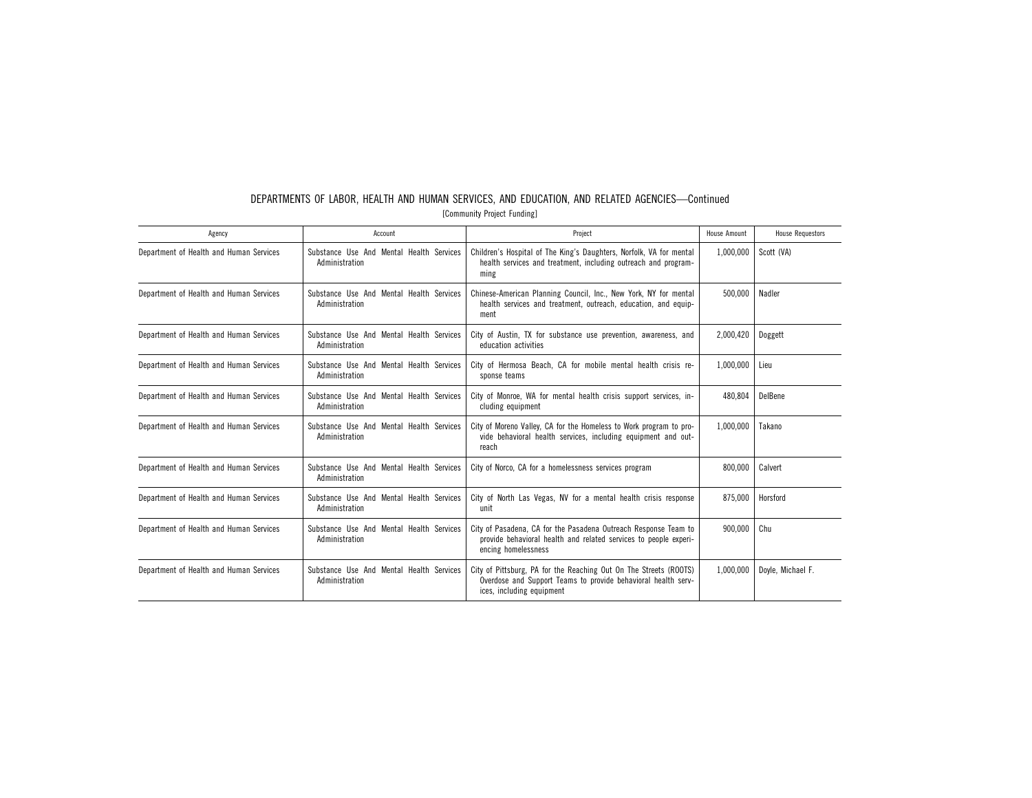## DEPARTMENTS OF LABOR, HEALTH AND HUMAN SERVICES, AND EDUCATION, AND RELATED AGENCIES—Continued

[Community Project Funding]

| Agency | Account | Project | House Amount | House Requestors |
|---|---|---|---|---|
| Department of Health and Human Services | Substance Use And Mental Health Services Administration | Children's Hospital of The King's Daughters, Norfolk, VA for mental health services and treatment, including outreach and programming | 1,000,000 | Scott (VA) |
| Department of Health and Human Services | Substance Use And Mental Health Services Administration | Chinese-American Planning Council, Inc., New York, NY for mental health services and treatment, outreach, education, and equipment | 500,000 | Nadler |
| Department of Health and Human Services | Substance Use And Mental Health Services Administration | City of Austin, TX for substance use prevention, awareness, and education activities | 2,000,420 | Doggett |
| Department of Health and Human Services | Substance Use And Mental Health Services Administration | City of Hermosa Beach, CA for mobile mental health crisis response teams | 1,000,000 | Lieu |
| Department of Health and Human Services | Substance Use And Mental Health Services Administration | City of Monroe, WA for mental health crisis support services, including equipment | 480,804 | DelBene |
| Department of Health and Human Services | Substance Use And Mental Health Services Administration | City of Moreno Valley, CA for the Homeless to Work program to provide behavioral health services, including equipment and outreach | 1,000,000 | Takano |
| Department of Health and Human Services | Substance Use And Mental Health Services Administration | City of Norco, CA for a homelessness services program | 800,000 | Calvert |
| Department of Health and Human Services | Substance Use And Mental Health Services Administration | City of North Las Vegas, NV for a mental health crisis response unit | 875,000 | Horsford |
| Department of Health and Human Services | Substance Use And Mental Health Services Administration | City of Pasadena, CA for the Pasadena Outreach Response Team to provide behavioral health and related services to people experiencing homelessness | 900,000 | Chu |
| Department of Health and Human Services | Substance Use And Mental Health Services Administration | City of Pittsburg, PA for the Reaching Out On The Streets (ROOTS) Overdose and Support Teams to provide behavioral health services, including equipment | 1,000,000 | Doyle, Michael F. |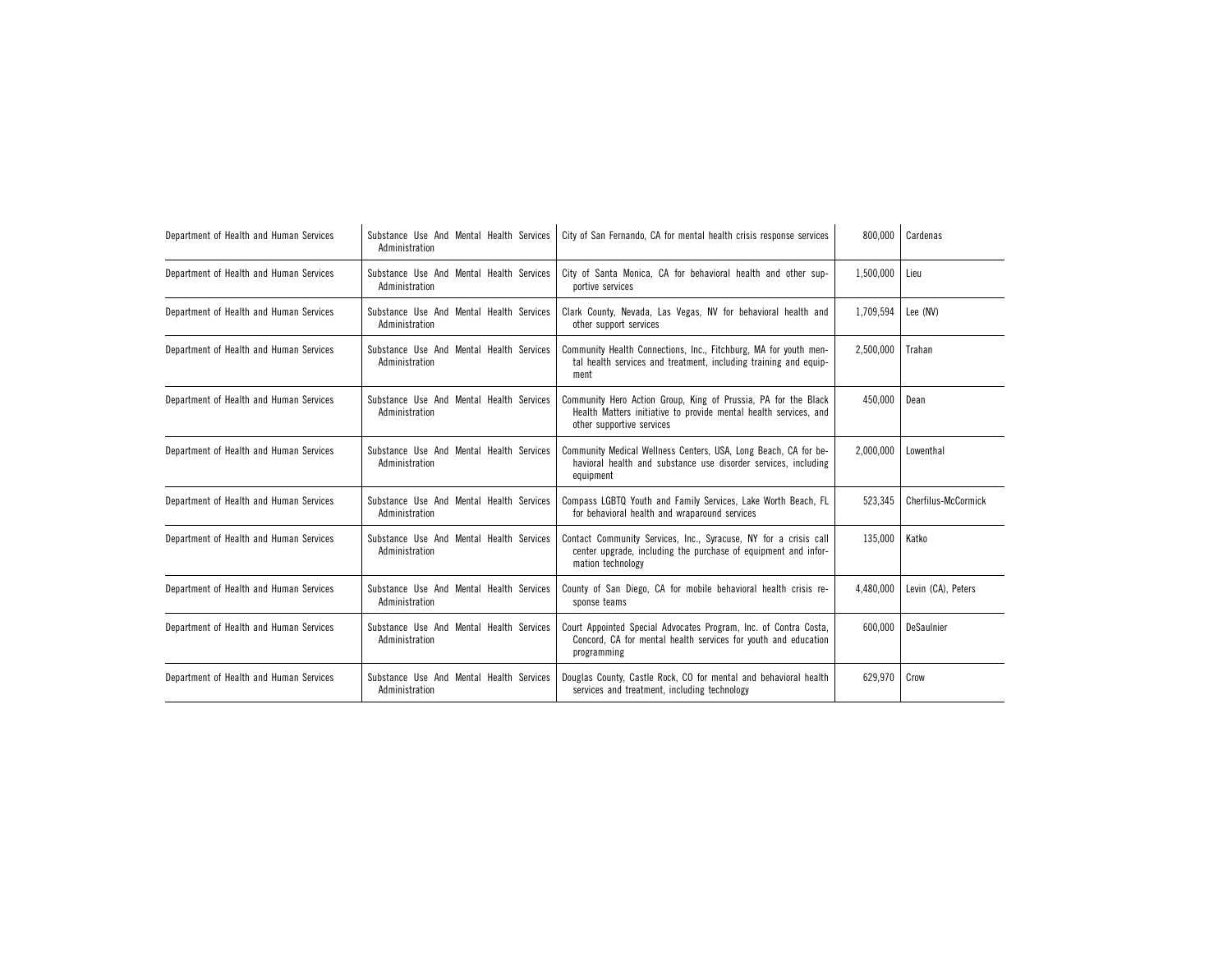| Department of Health and Human Services | Substance Use And Mental Health Services Administration | City of San Fernando, CA for mental health crisis response services | 800,000 | Cardenas |
|---|---|---|---|---|
| Department of Health and Human Services | Substance Use And Mental Health Services Administration | City of Santa Monica, CA for behavioral health and other supportive services | 1,500,000 | Lieu |
| Department of Health and Human Services | Substance Use And Mental Health Services Administration | Clark County, Nevada, Las Vegas, NV for behavioral health and other support services | 1,709,594 | Lee (NV) |
| Department of Health and Human Services | Substance Use And Mental Health Services Administration | Community Health Connections, Inc., Fitchburg, MA for youth mental health services and treatment, including training and equipment | 2,500,000 | Trahan |
| Department of Health and Human Services | Substance Use And Mental Health Services Administration | Community Hero Action Group, King of Prussia, PA for the Black Health Matters initiative to provide mental health services, and other supportive services | 450,000 | Dean |
| Department of Health and Human Services | Substance Use And Mental Health Services Administration | Community Medical Wellness Centers, USA, Long Beach, CA for behavioral health and substance use disorder services, including equipment | 2,000,000 | Lowenthal |
| Department of Health and Human Services | Substance Use And Mental Health Services Administration | Compass LGBTQ Youth and Family Services, Lake Worth Beach, FL for behavioral health and wraparound services | 523,345 | Cherfilus-McCormick |
| Department of Health and Human Services | Substance Use And Mental Health Services Administration | Contact Community Services, Inc., Syracuse, NY for a crisis call center upgrade, including the purchase of equipment and information technology | 135,000 | Katko |
| Department of Health and Human Services | Substance Use And Mental Health Services Administration | County of San Diego, CA for mobile behavioral health crisis response teams | 4,480,000 | Levin (CA), Peters |
| Department of Health and Human Services | Substance Use And Mental Health Services Administration | Court Appointed Special Advocates Program, Inc. of Contra Costa, Concord, CA for mental health services for youth and education programming | 600,000 | DeSaulnier |
| Department of Health and Human Services | Substance Use And Mental Health Services Administration | Douglas County, Castle Rock, CO for mental and behavioral health services and treatment, including technology | 629,970 | Crow |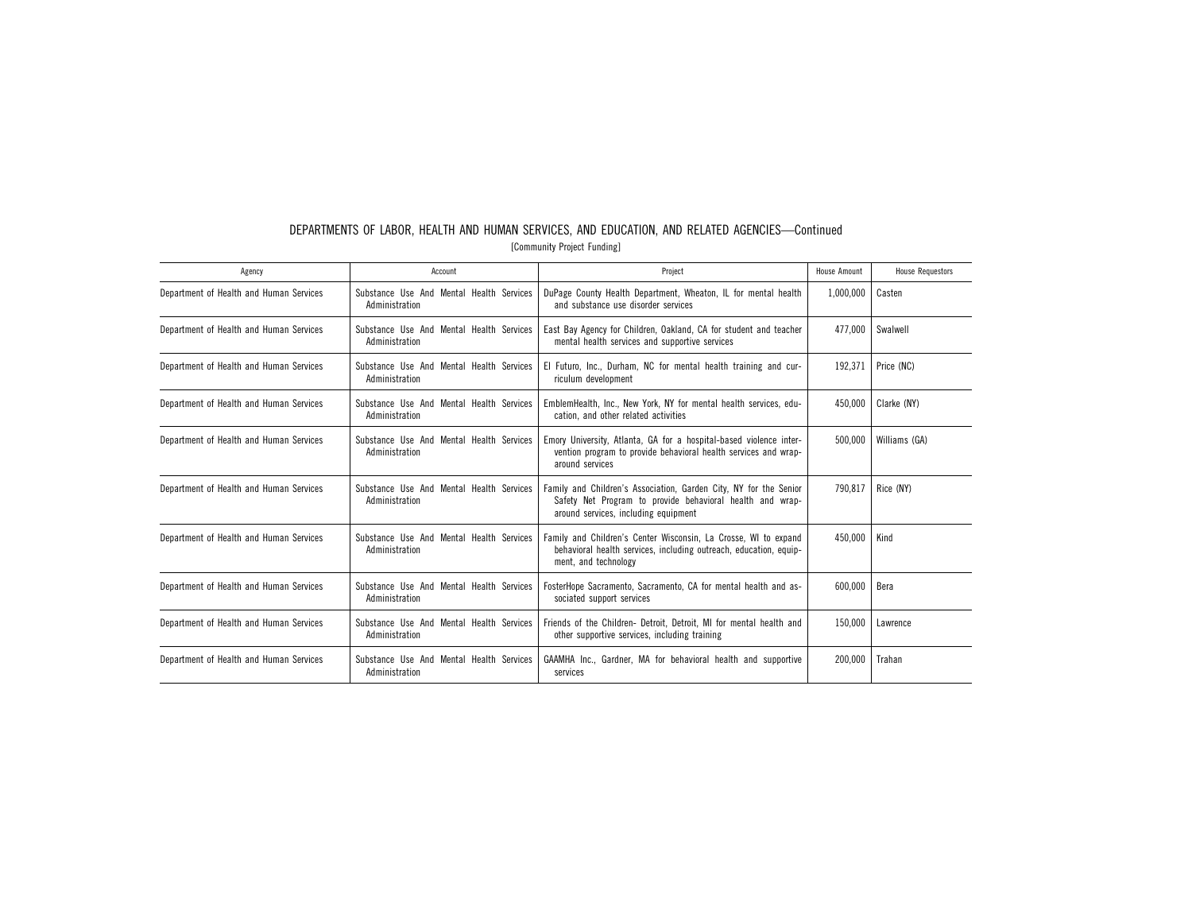DEPARTMENTS OF LABOR, HEALTH AND HUMAN SERVICES, AND EDUCATION, AND RELATED AGENCIES—Continued

[Community Project Funding]

| Agency | Account | Project | House Amount | House Requestors |
|---|---|---|---|---|
| Department of Health and Human Services | Substance Use And Mental Health Services Administration | DuPage County Health Department, Wheaton, IL for mental health and substance use disorder services | 1,000,000 | Casten |
| Department of Health and Human Services | Substance Use And Mental Health Services Administration | East Bay Agency for Children, Oakland, CA for student and teacher mental health services and supportive services | 477,000 | Swalwell |
| Department of Health and Human Services | Substance Use And Mental Health Services Administration | El Futuro, Inc., Durham, NC for mental health training and curriculum development | 192,371 | Price (NC) |
| Department of Health and Human Services | Substance Use And Mental Health Services Administration | EmblemHealth, Inc., New York, NY for mental health services, education, and other related activities | 450,000 | Clarke (NY) |
| Department of Health and Human Services | Substance Use And Mental Health Services Administration | Emory University, Atlanta, GA for a hospital-based violence intervention program to provide behavioral health services and wraparound services | 500,000 | Williams (GA) |
| Department of Health and Human Services | Substance Use And Mental Health Services Administration | Family and Children's Association, Garden City, NY for the Senior Safety Net Program to provide behavioral health and wraparound services, including equipment | 790,817 | Rice (NY) |
| Department of Health and Human Services | Substance Use And Mental Health Services Administration | Family and Children's Center Wisconsin, La Crosse, WI to expand behavioral health services, including outreach, education, equipment, and technology | 450,000 | Kind |
| Department of Health and Human Services | Substance Use And Mental Health Services Administration | FosterHope Sacramento, Sacramento, CA for mental health and associated support services | 600,000 | Bera |
| Department of Health and Human Services | Substance Use And Mental Health Services Administration | Friends of the Children- Detroit, Detroit, MI for mental health and other supportive services, including training | 150,000 | Lawrence |
| Department of Health and Human Services | Substance Use And Mental Health Services Administration | GAAMHA Inc., Gardner, MA for behavioral health and supportive services | 200,000 | Trahan |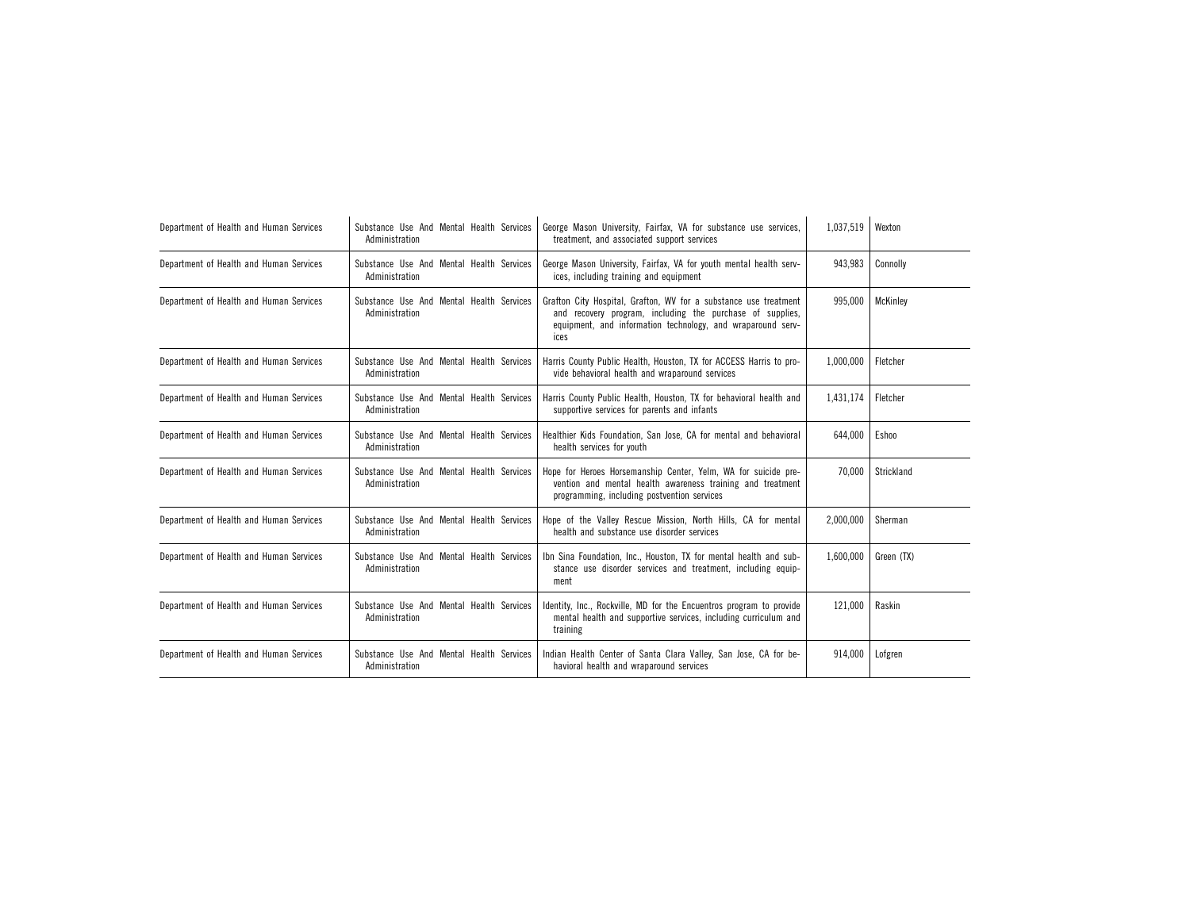| | | | | |
|---|---|---|---|---|
| Department of Health and Human Services | Substance Use And Mental Health Services Administration | George Mason University, Fairfax, VA for substance use services, treatment, and associated support services | 1,037,519 | Wexton |
| Department of Health and Human Services | Substance Use And Mental Health Services Administration | George Mason University, Fairfax, VA for youth mental health services, including training and equipment | 943,983 | Connolly |
| Department of Health and Human Services | Substance Use And Mental Health Services Administration | Grafton City Hospital, Grafton, WV for a substance use treatment and recovery program, including the purchase of supplies, equipment, and information technology, and wraparound services | 995,000 | McKinley |
| Department of Health and Human Services | Substance Use And Mental Health Services Administration | Harris County Public Health, Houston, TX for ACCESS Harris to provide behavioral health and wraparound services | 1,000,000 | Fletcher |
| Department of Health and Human Services | Substance Use And Mental Health Services Administration | Harris County Public Health, Houston, TX for behavioral health and supportive services for parents and infants | 1,431,174 | Fletcher |
| Department of Health and Human Services | Substance Use And Mental Health Services Administration | Healthier Kids Foundation, San Jose, CA for mental and behavioral health services for youth | 644,000 | Eshoo |
| Department of Health and Human Services | Substance Use And Mental Health Services Administration | Hope for Heroes Horsemanship Center, Yelm, WA for suicide prevention and mental health awareness training and treatment programming, including postvention services | 70,000 | Strickland |
| Department of Health and Human Services | Substance Use And Mental Health Services Administration | Hope of the Valley Rescue Mission, North Hills, CA for mental health and substance use disorder services | 2,000,000 | Sherman |
| Department of Health and Human Services | Substance Use And Mental Health Services Administration | Ibn Sina Foundation, Inc., Houston, TX for mental health and substance use disorder services and treatment, including equipment | 1,600,000 | Green (TX) |
| Department of Health and Human Services | Substance Use And Mental Health Services Administration | Identity, Inc., Rockville, MD for the Encuentros program to provide mental health and supportive services, including curriculum and training | 121,000 | Raskin |
| Department of Health and Human Services | Substance Use And Mental Health Services Administration | Indian Health Center of Santa Clara Valley, San Jose, CA for behavioral health and wraparound services | 914,000 | Lofgren |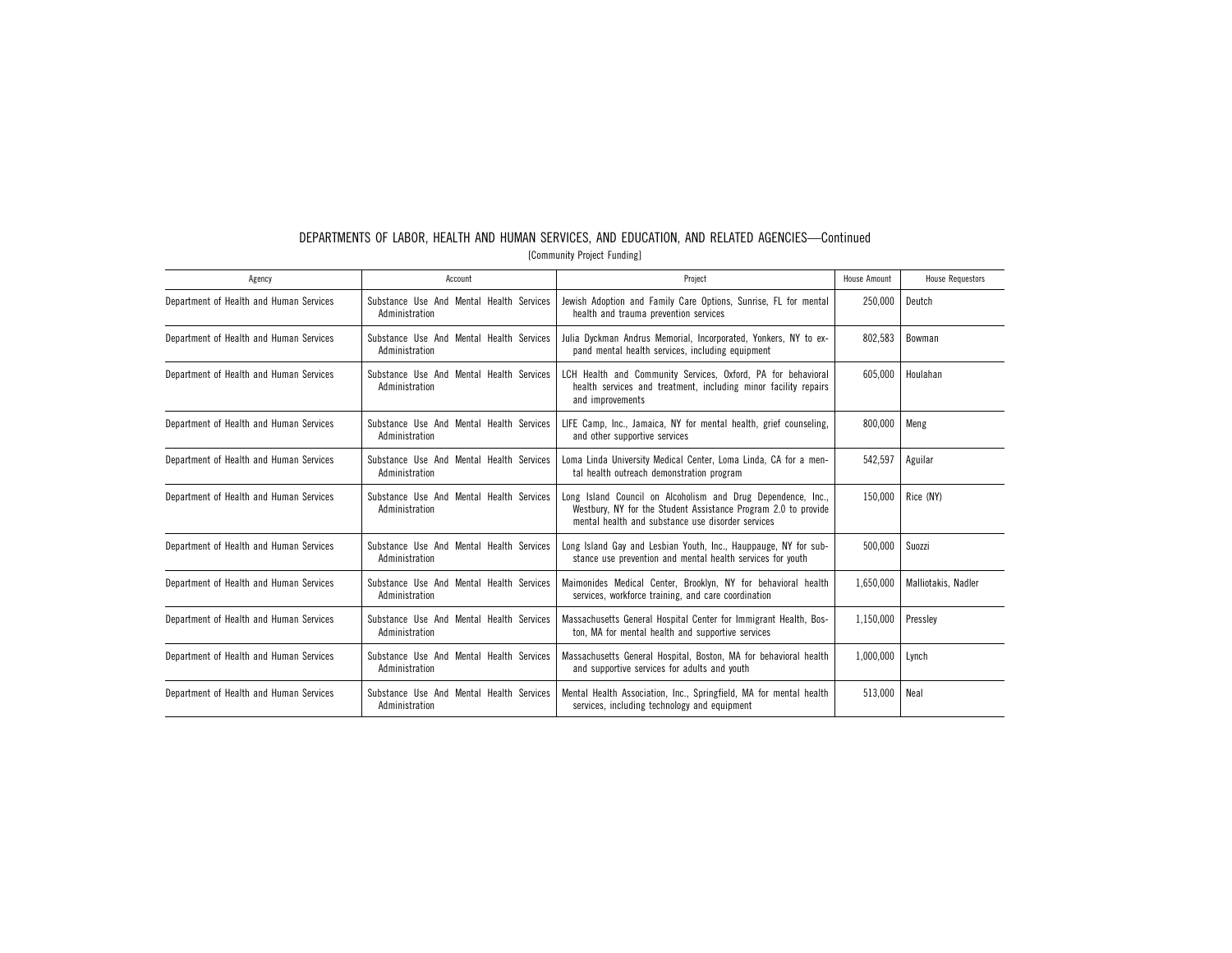DEPARTMENTS OF LABOR, HEALTH AND HUMAN SERVICES, AND EDUCATION, AND RELATED AGENCIES—Continued

[Community Project Funding]

| Agency | Account | Project | House Amount | House Requestors |
|---|---|---|---|---|
| Department of Health and Human Services | Substance Use And Mental Health Services Administration | Jewish Adoption and Family Care Options, Sunrise, FL for mental health and trauma prevention services | 250,000 | Deutch |
| Department of Health and Human Services | Substance Use And Mental Health Services Administration | Julia Dyckman Andrus Memorial, Incorporated, Yonkers, NY to expand mental health services, including equipment | 802,583 | Bowman |
| Department of Health and Human Services | Substance Use And Mental Health Services Administration | LCH Health and Community Services, Oxford, PA for behavioral health services and treatment, including minor facility repairs and improvements | 605,000 | Houlahan |
| Department of Health and Human Services | Substance Use And Mental Health Services Administration | LIFE Camp, Inc., Jamaica, NY for mental health, grief counseling, and other supportive services | 800,000 | Meng |
| Department of Health and Human Services | Substance Use And Mental Health Services Administration | Loma Linda University Medical Center, Loma Linda, CA for a mental health outreach demonstration program | 542,597 | Aguilar |
| Department of Health and Human Services | Substance Use And Mental Health Services Administration | Long Island Council on Alcoholism and Drug Dependence, Inc., Westbury, NY for the Student Assistance Program 2.0 to provide mental health and substance use disorder services | 150,000 | Rice (NY) |
| Department of Health and Human Services | Substance Use And Mental Health Services Administration | Long Island Gay and Lesbian Youth, Inc., Hauppauge, NY for substance use prevention and mental health services for youth | 500,000 | Suozzi |
| Department of Health and Human Services | Substance Use And Mental Health Services Administration | Maimonides Medical Center, Brooklyn, NY for behavioral health services, workforce training, and care coordination | 1,650,000 | Malliotakis, Nadler |
| Department of Health and Human Services | Substance Use And Mental Health Services Administration | Massachusetts General Hospital Center for Immigrant Health, Boston, MA for mental health and supportive services | 1,150,000 | Pressley |
| Department of Health and Human Services | Substance Use And Mental Health Services Administration | Massachusetts General Hospital, Boston, MA for behavioral health and supportive services for adults and youth | 1,000,000 | Lynch |
| Department of Health and Human Services | Substance Use And Mental Health Services Administration | Mental Health Association, Inc., Springfield, MA for mental health services, including technology and equipment | 513,000 | Neal |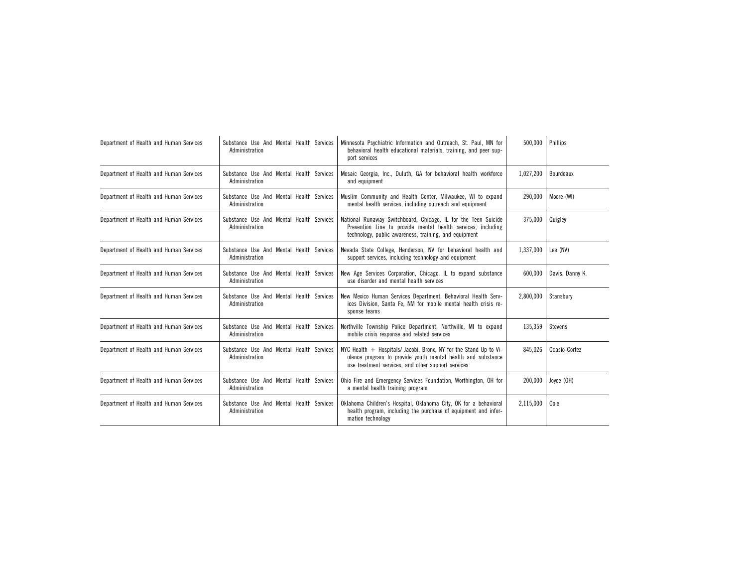| | | | | |
|---|---|---|---|---|
| Department of Health and Human Services | Substance Use And Mental Health Services Administration | Minnesota Psychiatric Information and Outreach, St. Paul, MN for behavioral health educational materials, training, and peer support services | 500,000 | Phillips |
| Department of Health and Human Services | Substance Use And Mental Health Services Administration | Mosaic Georgia, Inc., Duluth, GA for behavioral health workforce and equipment | 1,027,200 | Bourdeaux |
| Department of Health and Human Services | Substance Use And Mental Health Services Administration | Muslim Community and Health Center, Milwaukee, WI to expand mental health services, including outreach and equipment | 290,000 | Moore (WI) |
| Department of Health and Human Services | Substance Use And Mental Health Services Administration | National Runaway Switchboard, Chicago, IL for the Teen Suicide Prevention Line to provide mental health services, including technology, public awareness, training, and equipment | 375,000 | Quigley |
| Department of Health and Human Services | Substance Use And Mental Health Services Administration | Nevada State College, Henderson, NV for behavioral health and support services, including technology and equipment | 1,337,000 | Lee (NV) |
| Department of Health and Human Services | Substance Use And Mental Health Services Administration | New Age Services Corporation, Chicago, IL to expand substance use disorder and mental health services | 600,000 | Davis, Danny K. |
| Department of Health and Human Services | Substance Use And Mental Health Services Administration | New Mexico Human Services Department, Behavioral Health Services Division, Santa Fe, NM for mobile mental health crisis response teams | 2,800,000 | Stansbury |
| Department of Health and Human Services | Substance Use And Mental Health Services Administration | Northville Township Police Department, Northville, MI to expand mobile crisis response and related services | 135,359 | Stevens |
| Department of Health and Human Services | Substance Use And Mental Health Services Administration | NYC Health + Hospitals/ Jacobi, Bronx, NY for the Stand Up to Violence program to provide youth mental health and substance use treatment services, and other support services | 845,026 | Ocasio-Cortez |
| Department of Health and Human Services | Substance Use And Mental Health Services Administration | Ohio Fire and Emergency Services Foundation, Worthington, OH for a mental health training program | 200,000 | Joyce (OH) |
| Department of Health and Human Services | Substance Use And Mental Health Services Administration | Oklahoma Children's Hospital, Oklahoma City, OK for a behavioral health program, including the purchase of equipment and information technology | 2,115,000 | Cole |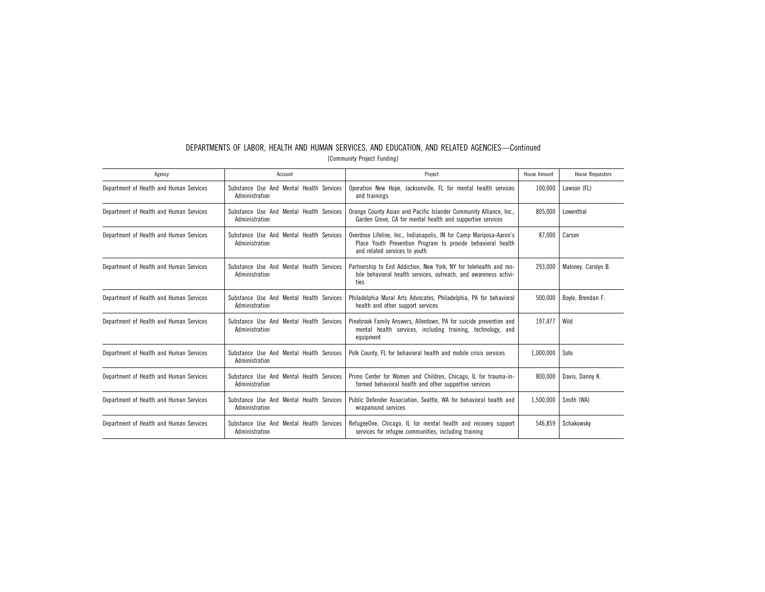## DEPARTMENTS OF LABOR, HEALTH AND HUMAN SERVICES, AND EDUCATION, AND RELATED AGENCIES—Continued

[Community Project Funding]

| Agency | Account | Project | House Amount | House Requestors |
|---|---|---|---|---|
| Department of Health and Human Services | Substance Use And Mental Health Services Administration | Operation New Hope, Jacksonville, FL for mental health services and trainings | 100,000 | Lawson (FL) |
| Department of Health and Human Services | Substance Use And Mental Health Services Administration | Orange County Asian and Pacific Islander Community Alliance, Inc., Garden Grove, CA for mental health and supportive services | 805,000 | Lowenthal |
| Department of Health and Human Services | Substance Use And Mental Health Services Administration | Overdose Lifeline, Inc., Indianapolis, IN for Camp Mariposa-Aaron's Place Youth Prevention Program to provide behavioral health and related services to youth | 87,000 | Carson |
| Department of Health and Human Services | Substance Use And Mental Health Services Administration | Partnership to End Addiction, New York, NY for telehealth and mobile behavioral health services, outreach, and awareness activities | 293,000 | Maloney, Carolyn B. |
| Department of Health and Human Services | Substance Use And Mental Health Services Administration | Philadelphia Mural Arts Advocates, Philadelphia, PA for behavioral health and other support services | 500,000 | Boyle, Brendan F. |
| Department of Health and Human Services | Substance Use And Mental Health Services Administration | Pinebrook Family Answers, Allentown, PA for suicide prevention and mental health services, including training, technology, and equipment | 197,477 | Wild |
| Department of Health and Human Services | Substance Use And Mental Health Services Administration | Polk County, FL for behavioral health and mobile crisis services | 1,000,000 | Soto |
| Department of Health and Human Services | Substance Use And Mental Health Services Administration | Primo Center for Women and Children, Chicago, IL for trauma-informed behavioral health and other supportive services | 800,000 | Davis, Danny K. |
| Department of Health and Human Services | Substance Use And Mental Health Services Administration | Public Defender Association, Seattle, WA for behavioral health and wraparound services | 1,500,000 | Smith (WA) |
| Department of Health and Human Services | Substance Use And Mental Health Services Administration | RefugeeOne, Chicago, IL for mental health and recovery support services for refugee communities, including training | 546,859 | Schakowsky |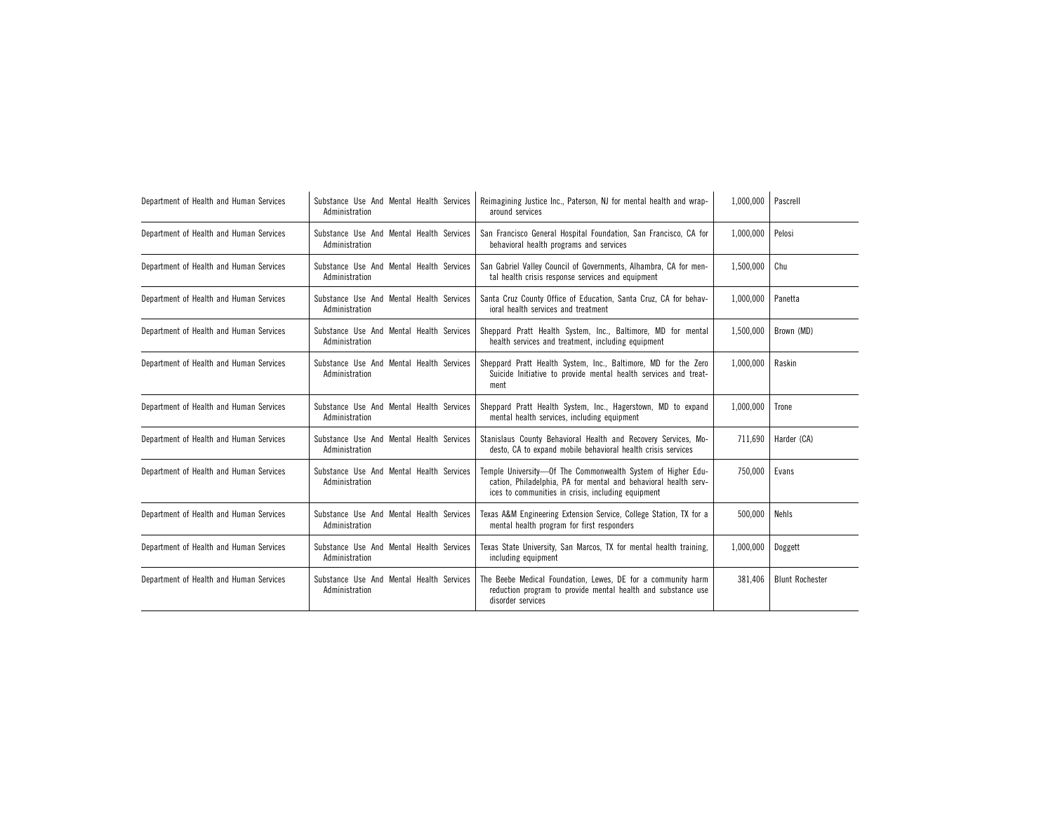| | | | | |
|---|---|---|---|---|
| Department of Health and Human Services | Substance Use And Mental Health Services Administration | Reimagining Justice Inc., Paterson, NJ for mental health and wrap-around services | 1,000,000 | Pascrell |
| Department of Health and Human Services | Substance Use And Mental Health Services Administration | San Francisco General Hospital Foundation, San Francisco, CA for behavioral health programs and services | 1,000,000 | Pelosi |
| Department of Health and Human Services | Substance Use And Mental Health Services Administration | San Gabriel Valley Council of Governments, Alhambra, CA for mental health crisis response services and equipment | 1,500,000 | Chu |
| Department of Health and Human Services | Substance Use And Mental Health Services Administration | Santa Cruz County Office of Education, Santa Cruz, CA for behavioral health services and treatment | 1,000,000 | Panetta |
| Department of Health and Human Services | Substance Use And Mental Health Services Administration | Sheppard Pratt Health System, Inc., Baltimore, MD for mental health services and treatment, including equipment | 1,500,000 | Brown (MD) |
| Department of Health and Human Services | Substance Use And Mental Health Services Administration | Sheppard Pratt Health System, Inc., Baltimore, MD for the Zero Suicide Initiative to provide mental health services and treatment | 1,000,000 | Raskin |
| Department of Health and Human Services | Substance Use And Mental Health Services Administration | Sheppard Pratt Health System, Inc., Hagerstown, MD to expand mental health services, including equipment | 1,000,000 | Trone |
| Department of Health and Human Services | Substance Use And Mental Health Services Administration | Stanislaus County Behavioral Health and Recovery Services, Modesto, CA to expand mobile behavioral health crisis services | 711,690 | Harder (CA) |
| Department of Health and Human Services | Substance Use And Mental Health Services Administration | Temple University—Of The Commonwealth System of Higher Education, Philadelphia, PA for mental and behavioral health services to communities in crisis, including equipment | 750,000 | Evans |
| Department of Health and Human Services | Substance Use And Mental Health Services Administration | Texas A&M Engineering Extension Service, College Station, TX for a mental health program for first responders | 500,000 | Nehls |
| Department of Health and Human Services | Substance Use And Mental Health Services Administration | Texas State University, San Marcos, TX for mental health training, including equipment | 1,000,000 | Doggett |
| Department of Health and Human Services | Substance Use And Mental Health Services Administration | The Beebe Medical Foundation, Lewes, DE for a community harm reduction program to provide mental health and substance use disorder services | 381,406 | Blunt Rochester |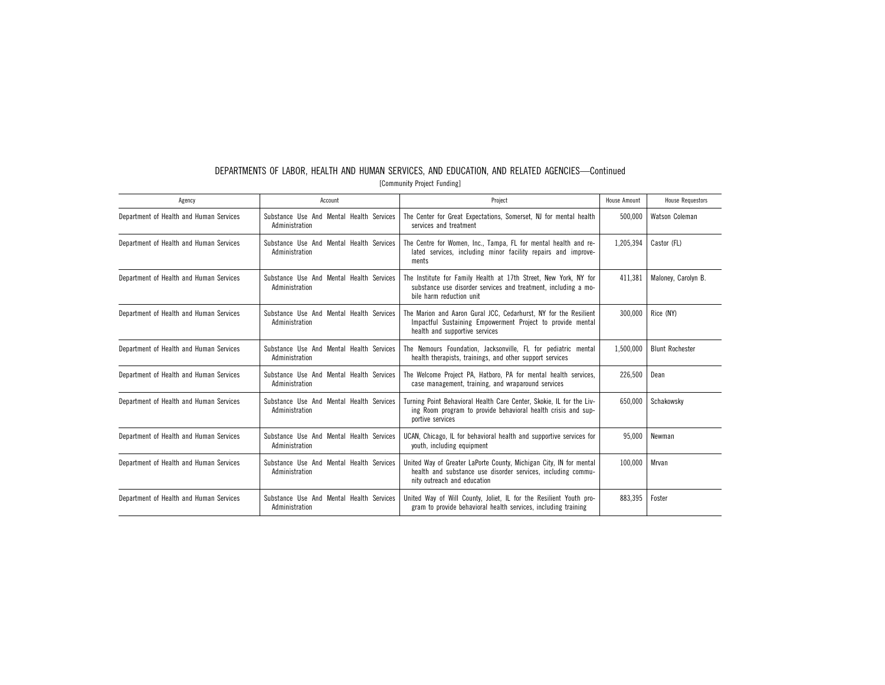DEPARTMENTS OF LABOR, HEALTH AND HUMAN SERVICES, AND EDUCATION, AND RELATED AGENCIES—Continued

[Community Project Funding]

| Agency | Account | Project | House Amount | House Requestors |
|---|---|---|---|---|
| Department of Health and Human Services | Substance Use And Mental Health Services Administration | The Center for Great Expectations, Somerset, NJ for mental health services and treatment | 500,000 | Watson Coleman |
| Department of Health and Human Services | Substance Use And Mental Health Services Administration | The Centre for Women, Inc., Tampa, FL for mental health and related services, including minor facility repairs and improvements | 1,205,394 | Castor (FL) |
| Department of Health and Human Services | Substance Use And Mental Health Services Administration | The Institute for Family Health at 17th Street, New York, NY for substance use disorder services and treatment, including a mobile harm reduction unit | 411,381 | Maloney, Carolyn B. |
| Department of Health and Human Services | Substance Use And Mental Health Services Administration | The Marion and Aaron Gural JCC, Cedarhurst, NY for the Resilient Impactful Sustaining Empowerment Project to provide mental health and supportive services | 300,000 | Rice (NY) |
| Department of Health and Human Services | Substance Use And Mental Health Services Administration | The Nemours Foundation, Jacksonville, FL for pediatric mental health therapists, trainings, and other support services | 1,500,000 | Blunt Rochester |
| Department of Health and Human Services | Substance Use And Mental Health Services Administration | The Welcome Project PA, Hatboro, PA for mental health services, case management, training, and wraparound services | 226,500 | Dean |
| Department of Health and Human Services | Substance Use And Mental Health Services Administration | Turning Point Behavioral Health Care Center, Skokie, IL for the Living Room program to provide behavioral health crisis and supportive services | 650,000 | Schakowsky |
| Department of Health and Human Services | Substance Use And Mental Health Services Administration | UCAN, Chicago, IL for behavioral health and supportive services for youth, including equipment | 95,000 | Newman |
| Department of Health and Human Services | Substance Use And Mental Health Services Administration | United Way of Greater LaPorte County, Michigan City, IN for mental health and substance use disorder services, including community outreach and education | 100,000 | Mrvan |
| Department of Health and Human Services | Substance Use And Mental Health Services Administration | United Way of Will County, Joliet, IL for the Resilient Youth program to provide behavioral health services, including training | 883,395 | Foster |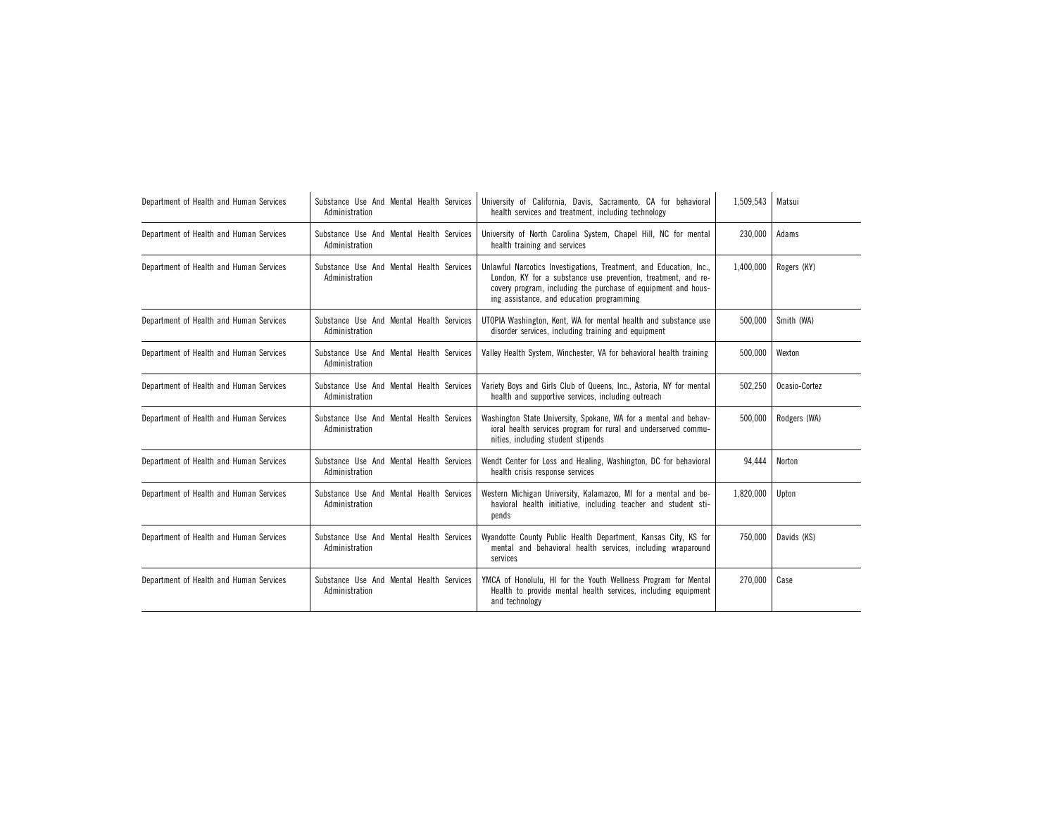| | | | | |
|---|---|---|---|---|
| Department of Health and Human Services | Substance Use And Mental Health Services Administration | University of California, Davis, Sacramento, CA for behavioral health services and treatment, including technology | 1,509,543 | Matsui |
| Department of Health and Human Services | Substance Use And Mental Health Services Administration | University of North Carolina System, Chapel Hill, NC for mental health training and services | 230,000 | Adams |
| Department of Health and Human Services | Substance Use And Mental Health Services Administration | Unlawful Narcotics Investigations, Treatment, and Education, Inc., London, KY for a substance use prevention, treatment, and recovery program, including the purchase of equipment and housing assistance, and education programming | 1,400,000 | Rogers (KY) |
| Department of Health and Human Services | Substance Use And Mental Health Services Administration | UTOPIA Washington, Kent, WA for mental health and substance use disorder services, including training and equipment | 500,000 | Smith (WA) |
| Department of Health and Human Services | Substance Use And Mental Health Services Administration | Valley Health System, Winchester, VA for behavioral health training | 500,000 | Wexton |
| Department of Health and Human Services | Substance Use And Mental Health Services Administration | Variety Boys and Girls Club of Queens, Inc., Astoria, NY for mental health and supportive services, including outreach | 502,250 | Ocasio-Cortez |
| Department of Health and Human Services | Substance Use And Mental Health Services Administration | Washington State University, Spokane, WA for a mental and behavioral health services program for rural and underserved communities, including student stipends | 500,000 | Rodgers (WA) |
| Department of Health and Human Services | Substance Use And Mental Health Services Administration | Wendt Center for Loss and Healing, Washington, DC for behavioral health crisis response services | 94,444 | Norton |
| Department of Health and Human Services | Substance Use And Mental Health Services Administration | Western Michigan University, Kalamazoo, MI for a mental and behavioral health initiative, including teacher and student stipends | 1,820,000 | Upton |
| Department of Health and Human Services | Substance Use And Mental Health Services Administration | Wyandotte County Public Health Department, Kansas City, KS for mental and behavioral health services, including wraparound services | 750,000 | Davids (KS) |
| Department of Health and Human Services | Substance Use And Mental Health Services Administration | YMCA of Honolulu, HI for the Youth Wellness Program for Mental Health to provide mental health services, including equipment and technology | 270,000 | Case |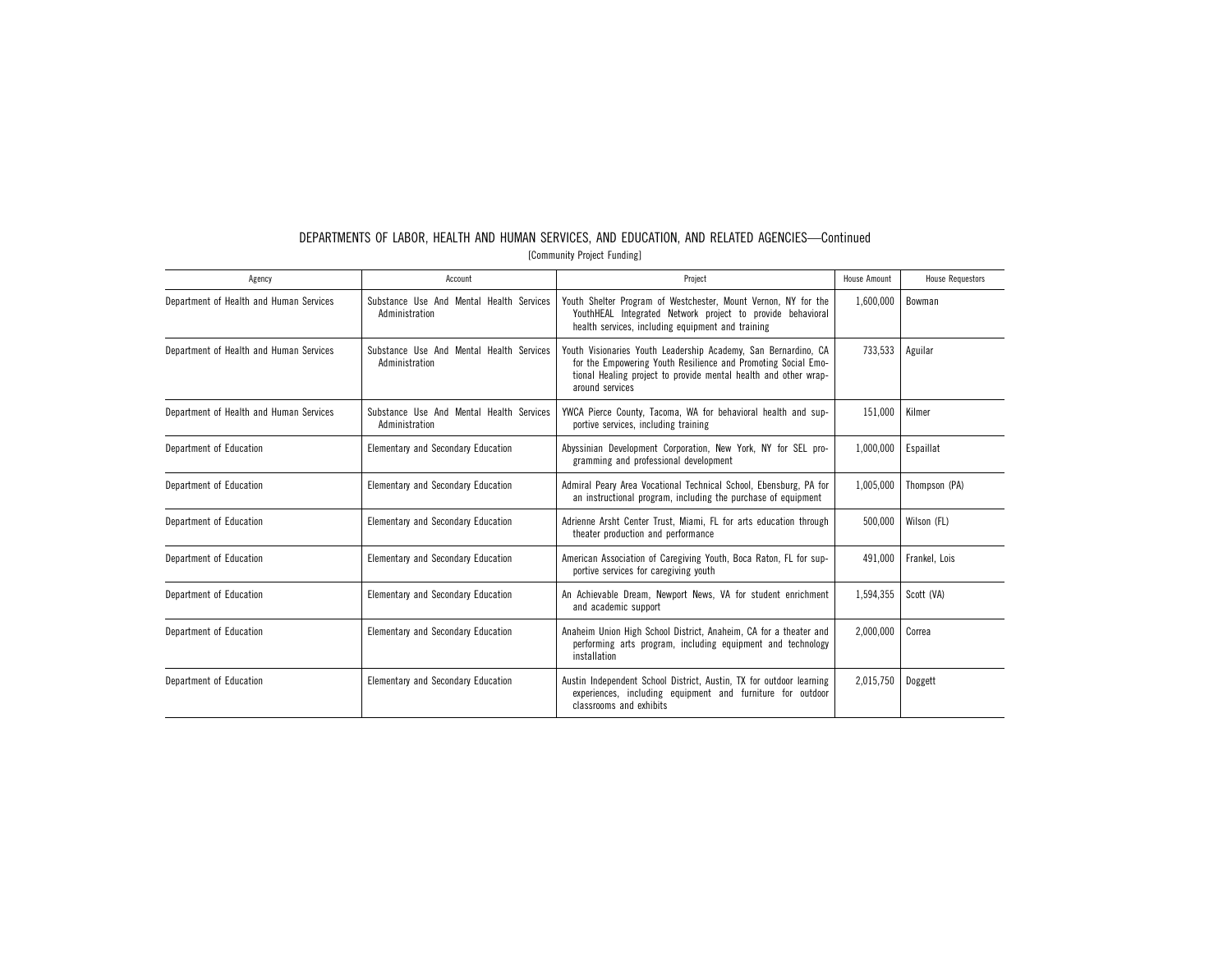## DEPARTMENTS OF LABOR, HEALTH AND HUMAN SERVICES, AND EDUCATION, AND RELATED AGENCIES—Continued

[Community Project Funding]

| Agency | Account | Project | House Amount | House Requestors |
|---|---|---|---|---|
| Department of Health and Human Services | Substance Use And Mental Health Services Administration | Youth Shelter Program of Westchester, Mount Vernon, NY for the YouthHEAL Integrated Network project to provide behavioral health services, including equipment and training | 1,600,000 | Bowman |
| Department of Health and Human Services | Substance Use And Mental Health Services Administration | Youth Visionaries Youth Leadership Academy, San Bernardino, CA for the Empowering Youth Resilience and Promoting Social Emotional Healing project to provide mental health and other wraparound services | 733,533 | Aguilar |
| Department of Health and Human Services | Substance Use And Mental Health Services Administration | YWCA Pierce County, Tacoma, WA for behavioral health and supportive services, including training | 151,000 | Kilmer |
| Department of Education | Elementary and Secondary Education | Abyssinian Development Corporation, New York, NY for SEL programming and professional development | 1,000,000 | Espaillat |
| Department of Education | Elementary and Secondary Education | Admiral Peary Area Vocational Technical School, Ebensburg, PA for an instructional program, including the purchase of equipment | 1,005,000 | Thompson (PA) |
| Department of Education | Elementary and Secondary Education | Adrienne Arsht Center Trust, Miami, FL for arts education through theater production and performance | 500,000 | Wilson (FL) |
| Department of Education | Elementary and Secondary Education | American Association of Caregiving Youth, Boca Raton, FL for supportive services for caregiving youth | 491,000 | Frankel, Lois |
| Department of Education | Elementary and Secondary Education | An Achievable Dream, Newport News, VA for student enrichment and academic support | 1,594,355 | Scott (VA) |
| Department of Education | Elementary and Secondary Education | Anaheim Union High School District, Anaheim, CA for a theater and performing arts program, including equipment and technology installation | 2,000,000 | Correa |
| Department of Education | Elementary and Secondary Education | Austin Independent School District, Austin, TX for outdoor learning experiences, including equipment and furniture for outdoor classrooms and exhibits | 2,015,750 | Doggett |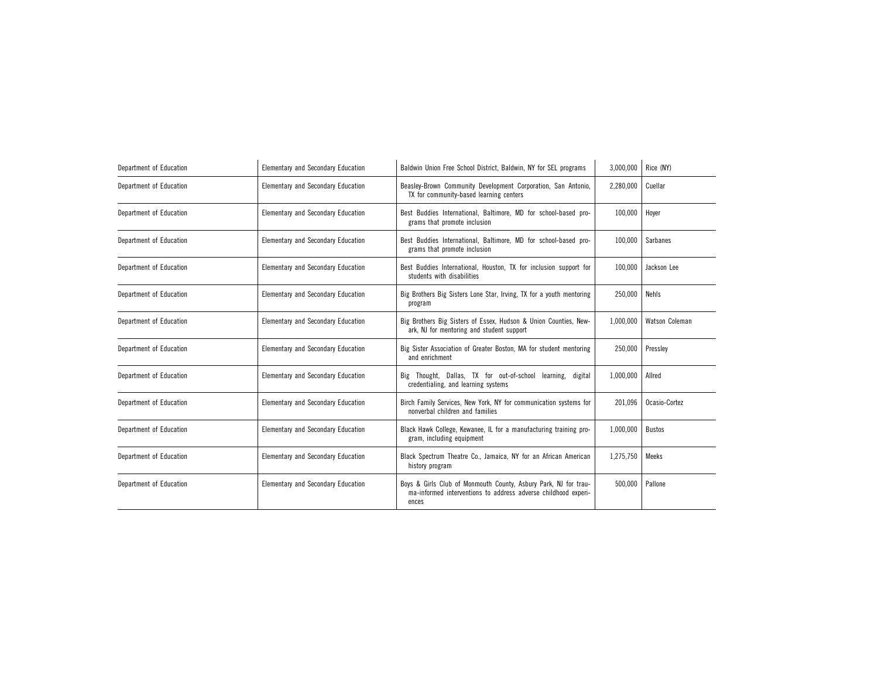| | | | | |
|---|---|---|---|---|
| Department of Education | Elementary and Secondary Education | Baldwin Union Free School District, Baldwin, NY for SEL programs | 3,000,000 | Rice (NY) |
| Department of Education | Elementary and Secondary Education | Beasley-Brown Community Development Corporation, San Antonio, TX for community-based learning centers | 2,280,000 | Cuellar |
| Department of Education | Elementary and Secondary Education | Best Buddies International, Baltimore, MD for school-based programs that promote inclusion | 100,000 | Hoyer |
| Department of Education | Elementary and Secondary Education | Best Buddies International, Baltimore, MD for school-based programs that promote inclusion | 100,000 | Sarbanes |
| Department of Education | Elementary and Secondary Education | Best Buddies International, Houston, TX for inclusion support for students with disabilities | 100,000 | Jackson Lee |
| Department of Education | Elementary and Secondary Education | Big Brothers Big Sisters Lone Star, Irving, TX for a youth mentoring program | 250,000 | Nehls |
| Department of Education | Elementary and Secondary Education | Big Brothers Big Sisters of Essex, Hudson & Union Counties, Newark, NJ for mentoring and student support | 1,000,000 | Watson Coleman |
| Department of Education | Elementary and Secondary Education | Big Sister Association of Greater Boston, MA for student mentoring and enrichment | 250,000 | Pressley |
| Department of Education | Elementary and Secondary Education | Big Thought, Dallas, TX for out-of-school learning, digital credentialing, and learning systems | 1,000,000 | Allred |
| Department of Education | Elementary and Secondary Education | Birch Family Services, New York, NY for communication systems for nonverbal children and families | 201,096 | Ocasio-Cortez |
| Department of Education | Elementary and Secondary Education | Black Hawk College, Kewanee, IL for a manufacturing training program, including equipment | 1,000,000 | Bustos |
| Department of Education | Elementary and Secondary Education | Black Spectrum Theatre Co., Jamaica, NY for an African American history program | 1,275,750 | Meeks |
| Department of Education | Elementary and Secondary Education | Boys & Girls Club of Monmouth County, Asbury Park, NJ for trauma-informed interventions to address adverse childhood experiences | 500,000 | Pallone |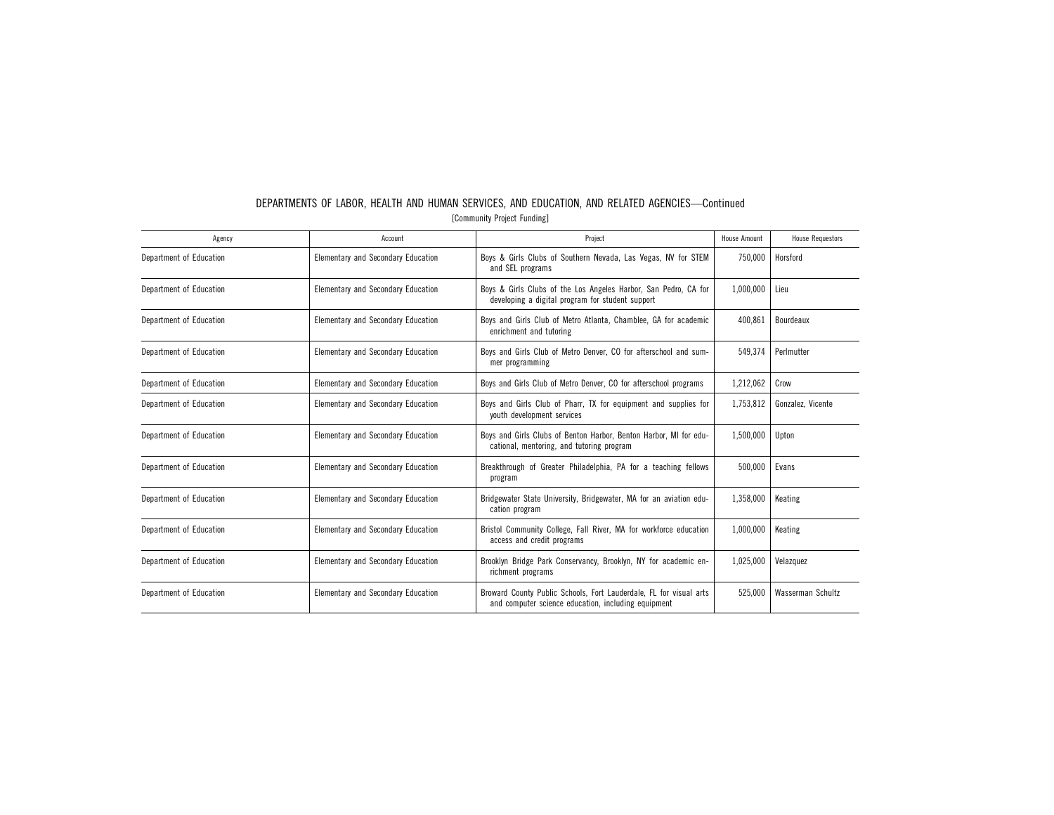DEPARTMENTS OF LABOR, HEALTH AND HUMAN SERVICES, AND EDUCATION, AND RELATED AGENCIES—Continued

[Community Project Funding]

| Agency | Account | Project | House Amount | House Requestors |
|---|---|---|---|---|
| Department of Education | Elementary and Secondary Education | Boys & Girls Clubs of Southern Nevada, Las Vegas, NV for STEM and SEL programs | 750,000 | Horsford |
| Department of Education | Elementary and Secondary Education | Boys & Girls Clubs of the Los Angeles Harbor, San Pedro, CA for developing a digital program for student support | 1,000,000 | Lieu |
| Department of Education | Elementary and Secondary Education | Boys and Girls Club of Metro Atlanta, Chamblee, GA for academic enrichment and tutoring | 400,861 | Bourdeaux |
| Department of Education | Elementary and Secondary Education | Boys and Girls Club of Metro Denver, CO for afterschool and summer programming | 549,374 | Perlmutter |
| Department of Education | Elementary and Secondary Education | Boys and Girls Club of Metro Denver, CO for afterschool programs | 1,212,062 | Crow |
| Department of Education | Elementary and Secondary Education | Boys and Girls Club of Pharr, TX for equipment and supplies for youth development services | 1,753,812 | Gonzalez, Vicente |
| Department of Education | Elementary and Secondary Education | Boys and Girls Clubs of Benton Harbor, Benton Harbor, MI for educational, mentoring, and tutoring program | 1,500,000 | Upton |
| Department of Education | Elementary and Secondary Education | Breakthrough of Greater Philadelphia, PA for a teaching fellows program | 500,000 | Evans |
| Department of Education | Elementary and Secondary Education | Bridgewater State University, Bridgewater, MA for an aviation education program | 1,358,000 | Keating |
| Department of Education | Elementary and Secondary Education | Bristol Community College, Fall River, MA for workforce education access and credit programs | 1,000,000 | Keating |
| Department of Education | Elementary and Secondary Education | Brooklyn Bridge Park Conservancy, Brooklyn, NY for academic enrichment programs | 1,025,000 | Velazquez |
| Department of Education | Elementary and Secondary Education | Broward County Public Schools, Fort Lauderdale, FL for visual arts and computer science education, including equipment | 525,000 | Wasserman Schultz |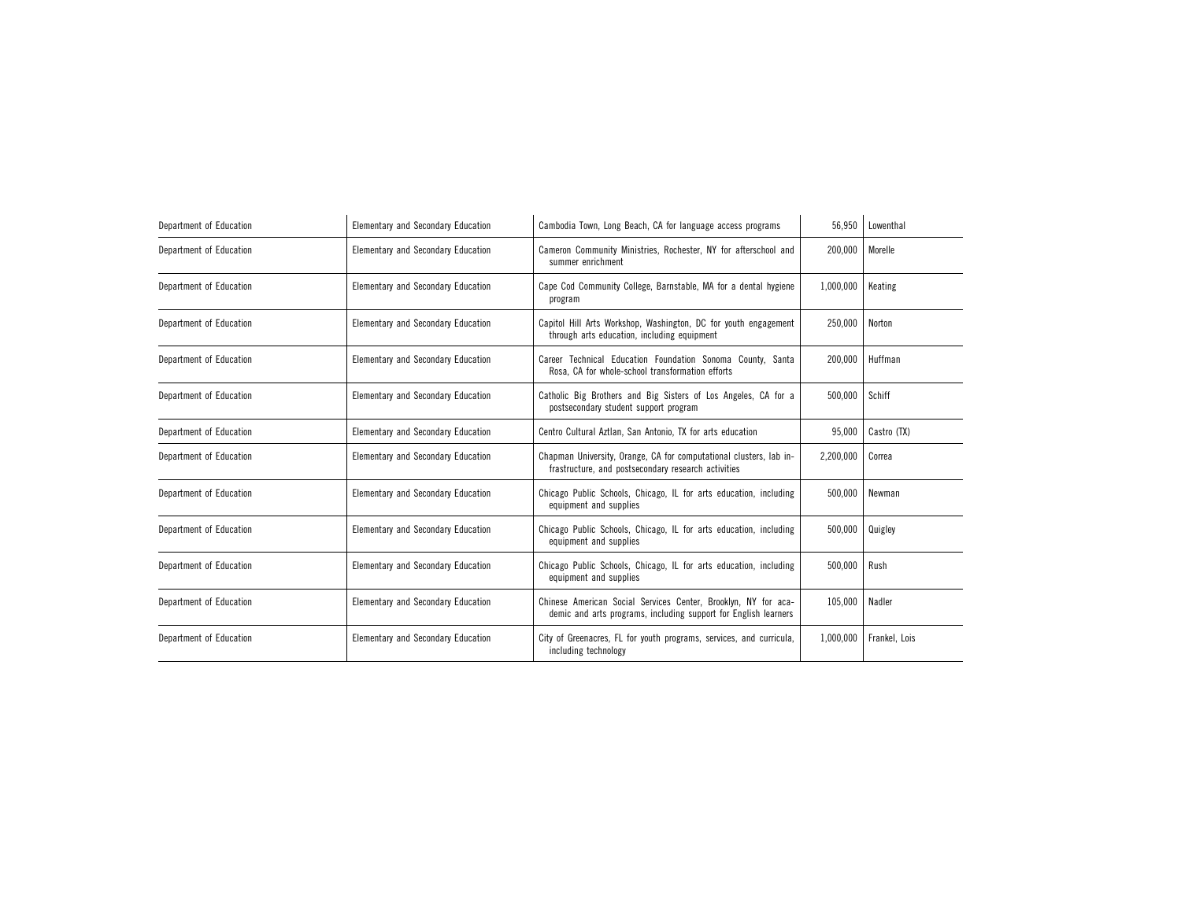| Department of Education | Elementary and Secondary Education | Cambodia Town, Long Beach, CA for language access programs | 56,950 | Lowenthal |
|---|---|---|---|---|
| Department of Education | Elementary and Secondary Education | Cameron Community Ministries, Rochester, NY for afterschool and summer enrichment | 200,000 | Morelle |
| Department of Education | Elementary and Secondary Education | Cape Cod Community College, Barnstable, MA for a dental hygiene program | 1,000,000 | Keating |
| Department of Education | Elementary and Secondary Education | Capitol Hill Arts Workshop, Washington, DC for youth engagement through arts education, including equipment | 250,000 | Norton |
| Department of Education | Elementary and Secondary Education | Career Technical Education Foundation Sonoma County, Santa Rosa, CA for whole-school transformation efforts | 200,000 | Huffman |
| Department of Education | Elementary and Secondary Education | Catholic Big Brothers and Big Sisters of Los Angeles, CA for a postsecondary student support program | 500,000 | Schiff |
| Department of Education | Elementary and Secondary Education | Centro Cultural Aztlan, San Antonio, TX for arts education | 95,000 | Castro (TX) |
| Department of Education | Elementary and Secondary Education | Chapman University, Orange, CA for computational clusters, lab infrastructure, and postsecondary research activities | 2,200,000 | Correa |
| Department of Education | Elementary and Secondary Education | Chicago Public Schools, Chicago, IL for arts education, including equipment and supplies | 500,000 | Newman |
| Department of Education | Elementary and Secondary Education | Chicago Public Schools, Chicago, IL for arts education, including equipment and supplies | 500,000 | Quigley |
| Department of Education | Elementary and Secondary Education | Chicago Public Schools, Chicago, IL for arts education, including equipment and supplies | 500,000 | Rush |
| Department of Education | Elementary and Secondary Education | Chinese American Social Services Center, Brooklyn, NY for academic and arts programs, including support for English learners | 105,000 | Nadler |
| Department of Education | Elementary and Secondary Education | City of Greenacres, FL for youth programs, services, and curricula, including technology | 1,000,000 | Frankel, Lois |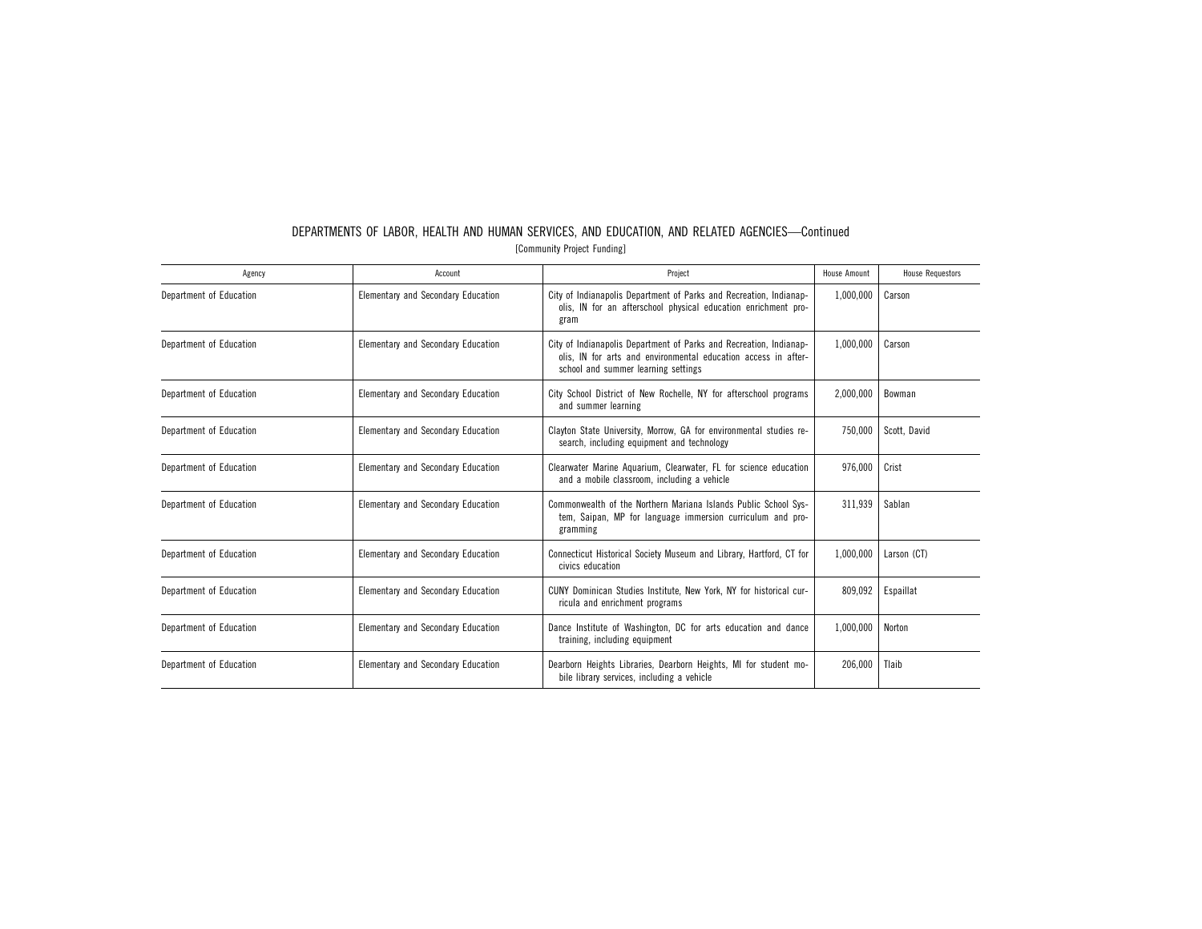DEPARTMENTS OF LABOR, HEALTH AND HUMAN SERVICES, AND EDUCATION, AND RELATED AGENCIES—Continued

[Community Project Funding]

| Agency | Account | Project | House Amount | House Requestors |
|---|---|---|---|---|
| Department of Education | Elementary and Secondary Education | City of Indianapolis Department of Parks and Recreation, Indianapolis, IN for an afterschool physical education enrichment program | 1,000,000 | Carson |
| Department of Education | Elementary and Secondary Education | City of Indianapolis Department of Parks and Recreation, Indianapolis, IN for arts and environmental education access in afterschool and summer learning settings | 1,000,000 | Carson |
| Department of Education | Elementary and Secondary Education | City School District of New Rochelle, NY for afterschool programs and summer learning | 2,000,000 | Bowman |
| Department of Education | Elementary and Secondary Education | Clayton State University, Morrow, GA for environmental studies research, including equipment and technology | 750,000 | Scott, David |
| Department of Education | Elementary and Secondary Education | Clearwater Marine Aquarium, Clearwater, FL for science education and a mobile classroom, including a vehicle | 976,000 | Crist |
| Department of Education | Elementary and Secondary Education | Commonwealth of the Northern Mariana Islands Public School System, Saipan, MP for language immersion curriculum and programming | 311,939 | Sablan |
| Department of Education | Elementary and Secondary Education | Connecticut Historical Society Museum and Library, Hartford, CT for civics education | 1,000,000 | Larson (CT) |
| Department of Education | Elementary and Secondary Education | CUNY Dominican Studies Institute, New York, NY for historical curricula and enrichment programs | 809,092 | Espaillat |
| Department of Education | Elementary and Secondary Education | Dance Institute of Washington, DC for arts education and dance training, including equipment | 1,000,000 | Norton |
| Department of Education | Elementary and Secondary Education | Dearborn Heights Libraries, Dearborn Heights, MI for student mobile library services, including a vehicle | 206,000 | Tlaib |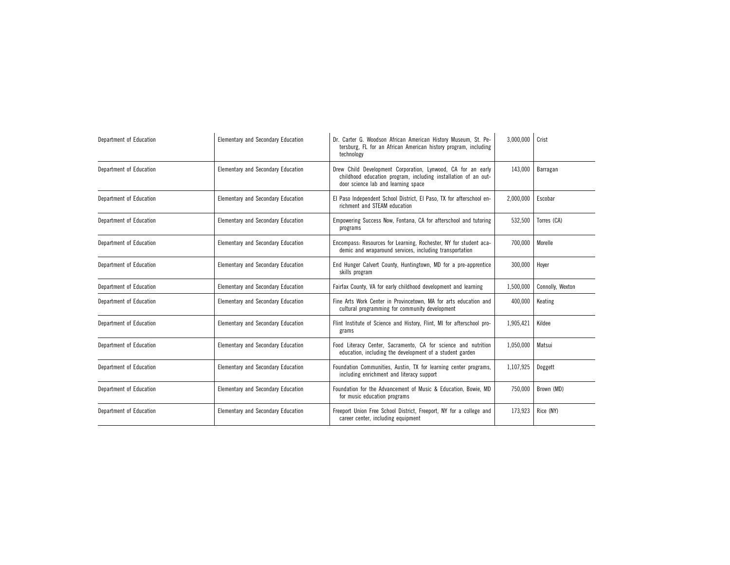| Department of Education | Elementary and Secondary Education | Dr. Carter G. Woodson African American History Museum, St. Petersburg, FL for an African American history program, including technology | 3,000,000 | Crist |
|---|---|---|---|---|
| Department of Education | Elementary and Secondary Education | Drew Child Development Corporation, Lynwood, CA for an early childhood education program, including installation of an outdoor science lab and learning space | 143,000 | Barragan |
| Department of Education | Elementary and Secondary Education | El Paso Independent School District, El Paso, TX for afterschool enrichment and STEAM education | 2,000,000 | Escobar |
| Department of Education | Elementary and Secondary Education | Empowering Success Now, Fontana, CA for afterschool and tutoring programs | 532,500 | Torres (CA) |
| Department of Education | Elementary and Secondary Education | Encompass: Resources for Learning, Rochester, NY for student academic and wraparound services, including transportation | 700,000 | Morelle |
| Department of Education | Elementary and Secondary Education | End Hunger Calvert County, Huntingtown, MD for a pre-apprentice skills program | 300,000 | Hoyer |
| Department of Education | Elementary and Secondary Education | Fairfax County, VA for early childhood development and learning | 1,500,000 | Connolly, Wexton |
| Department of Education | Elementary and Secondary Education | Fine Arts Work Center in Provincetown, MA for arts education and cultural programming for community development | 400,000 | Keating |
| Department of Education | Elementary and Secondary Education | Flint Institute of Science and History, Flint, MI for afterschool programs | 1,905,421 | Kildee |
| Department of Education | Elementary and Secondary Education | Food Literacy Center, Sacramento, CA for science and nutrition education, including the development of a student garden | 1,050,000 | Matsui |
| Department of Education | Elementary and Secondary Education | Foundation Communities, Austin, TX for learning center programs, including enrichment and literacy support | 1,107,925 | Doggett |
| Department of Education | Elementary and Secondary Education | Foundation for the Advancement of Music & Education, Bowie, MD for music education programs | 750,000 | Brown (MD) |
| Department of Education | Elementary and Secondary Education | Freeport Union Free School District, Freeport, NY for a college and career center, including equipment | 173,923 | Rice (NY) |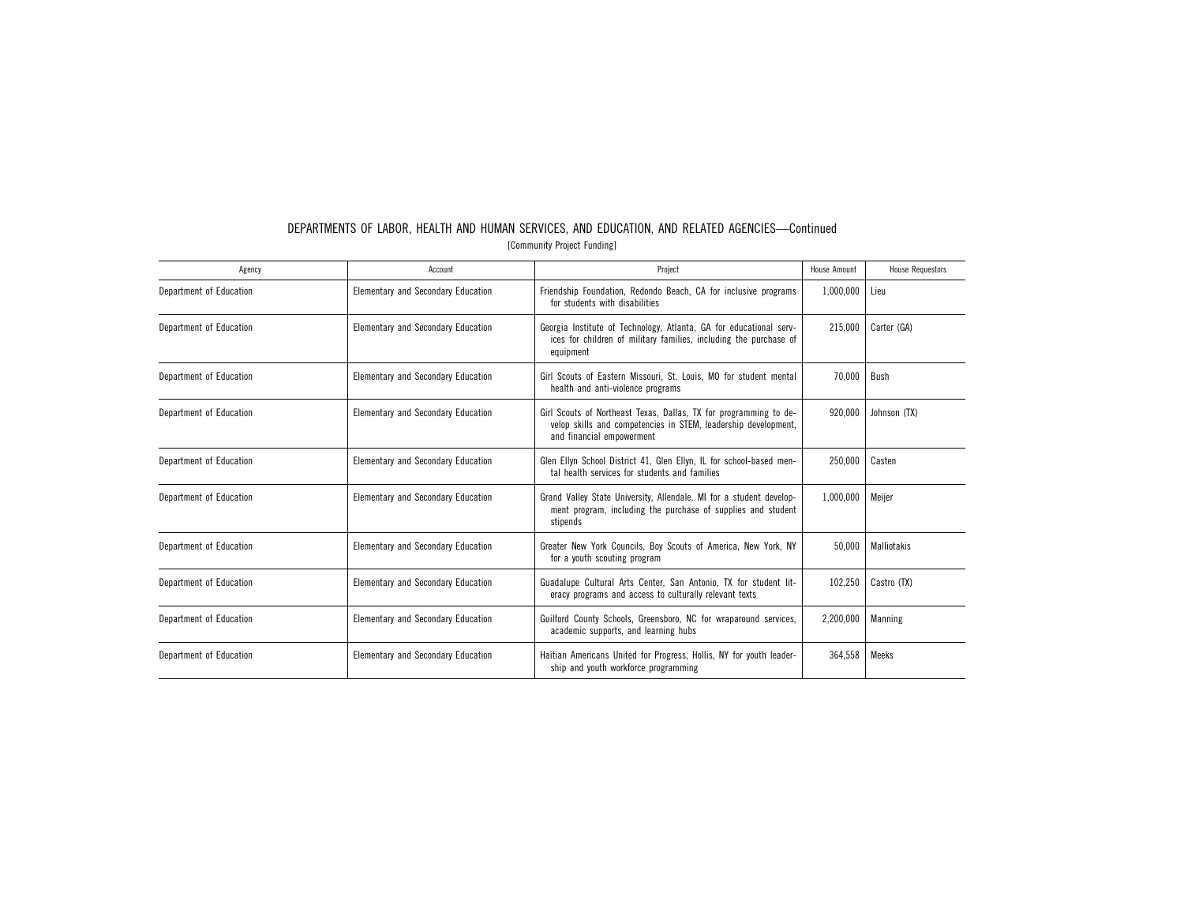DEPARTMENTS OF LABOR, HEALTH AND HUMAN SERVICES, AND EDUCATION, AND RELATED AGENCIES—Continued

[Community Project Funding]

| Agency | Account | Project | House Amount | House Requestors |
|---|---|---|---|---|
| Department of Education | Elementary and Secondary Education | Friendship Foundation, Redondo Beach, CA for inclusive programs for students with disabilities | 1,000,000 | Lieu |
| Department of Education | Elementary and Secondary Education | Georgia Institute of Technology, Atlanta, GA for educational services for children of military families, including the purchase of equipment | 215,000 | Carter (GA) |
| Department of Education | Elementary and Secondary Education | Girl Scouts of Eastern Missouri, St. Louis, MO for student mental health and anti-violence programs | 70,000 | Bush |
| Department of Education | Elementary and Secondary Education | Girl Scouts of Northeast Texas, Dallas, TX for programming to develop skills and competencies in STEM, leadership development, and financial empowerment | 920,000 | Johnson (TX) |
| Department of Education | Elementary and Secondary Education | Glen Ellyn School District 41, Glen Ellyn, IL for school-based mental health services for students and families | 250,000 | Casten |
| Department of Education | Elementary and Secondary Education | Grand Valley State University, Allendale, MI for a student development program, including the purchase of supplies and student stipends | 1,000,000 | Meijer |
| Department of Education | Elementary and Secondary Education | Greater New York Councils, Boy Scouts of America, New York, NY for a youth scouting program | 50,000 | Malliotakis |
| Department of Education | Elementary and Secondary Education | Guadalupe Cultural Arts Center, San Antonio, TX for student literacy programs and access to culturally relevant texts | 102,250 | Castro (TX) |
| Department of Education | Elementary and Secondary Education | Guilford County Schools, Greensboro, NC for wraparound services, academic supports, and learning hubs | 2,200,000 | Manning |
| Department of Education | Elementary and Secondary Education | Haitian Americans United for Progress, Hollis, NY for youth leadership and youth workforce programming | 364,558 | Meeks |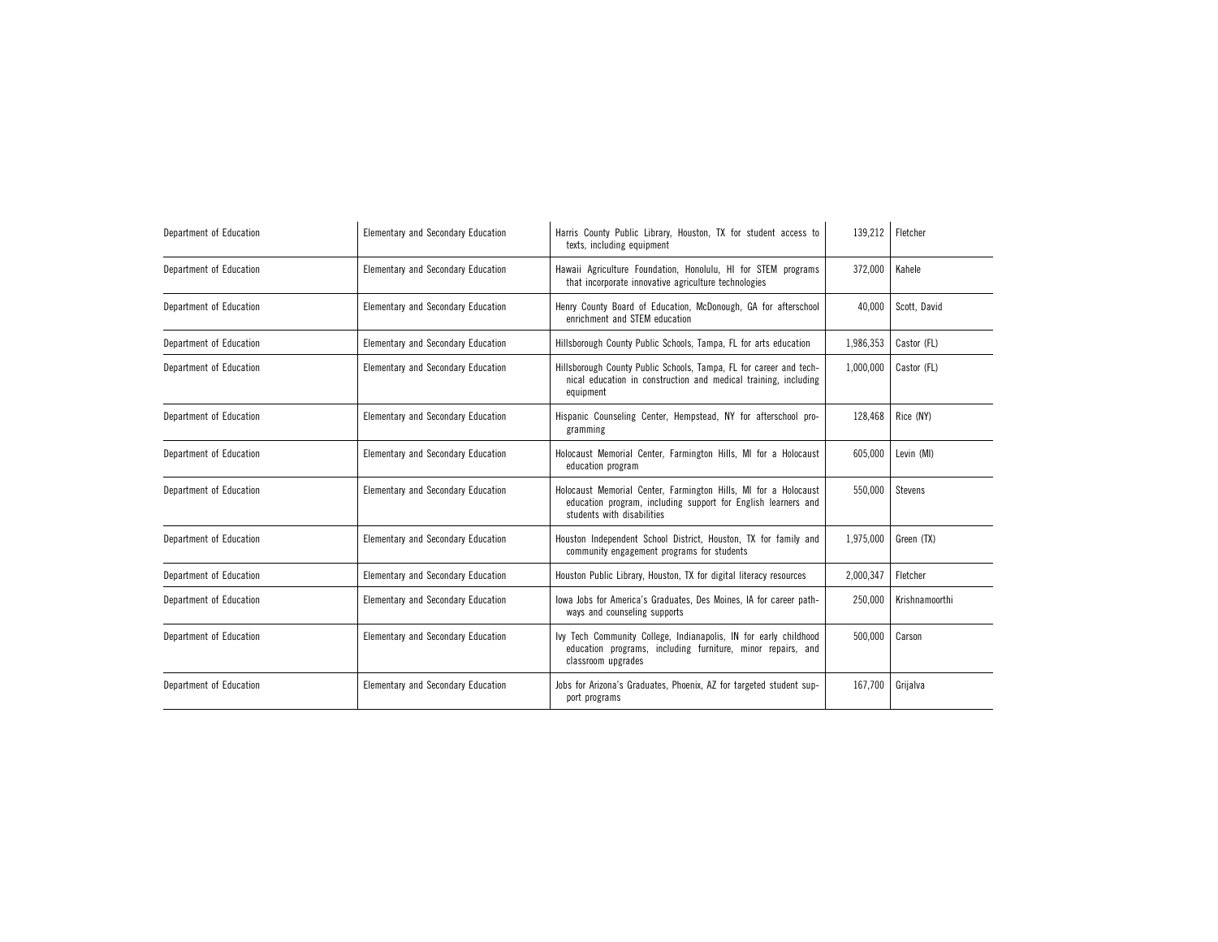| Department of Education | Elementary and Secondary Education | Harris County Public Library, Houston, TX for student access to texts, including equipment | 139,212 | Fletcher |
|---|---|---|---|---|
| Department of Education | Elementary and Secondary Education | Hawaii Agriculture Foundation, Honolulu, HI for STEM programs that incorporate innovative agriculture technologies | 372,000 | Kahele |
| Department of Education | Elementary and Secondary Education | Henry County Board of Education, McDonough, GA for afterschool enrichment and STEM education | 40,000 | Scott, David |
| Department of Education | Elementary and Secondary Education | Hillsborough County Public Schools, Tampa, FL for arts education | 1,986,353 | Castor (FL) |
| Department of Education | Elementary and Secondary Education | Hillsborough County Public Schools, Tampa, FL for career and technical education in construction and medical training, including equipment | 1,000,000 | Castor (FL) |
| Department of Education | Elementary and Secondary Education | Hispanic Counseling Center, Hempstead, NY for afterschool programming | 128,468 | Rice (NY) |
| Department of Education | Elementary and Secondary Education | Holocaust Memorial Center, Farmington Hills, MI for a Holocaust education program | 605,000 | Levin (MI) |
| Department of Education | Elementary and Secondary Education | Holocaust Memorial Center, Farmington Hills, MI for a Holocaust education program, including support for English learners and students with disabilities | 550,000 | Stevens |
| Department of Education | Elementary and Secondary Education | Houston Independent School District, Houston, TX for family and community engagement programs for students | 1,975,000 | Green (TX) |
| Department of Education | Elementary and Secondary Education | Houston Public Library, Houston, TX for digital literacy resources | 2,000,347 | Fletcher |
| Department of Education | Elementary and Secondary Education | Iowa Jobs for America's Graduates, Des Moines, IA for career pathways and counseling supports | 250,000 | Krishnamoorthi |
| Department of Education | Elementary and Secondary Education | Ivy Tech Community College, Indianapolis, IN for early childhood education programs, including furniture, minor repairs, and classroom upgrades | 500,000 | Carson |
| Department of Education | Elementary and Secondary Education | Jobs for Arizona's Graduates, Phoenix, AZ for targeted student support programs | 167,700 | Grijalva |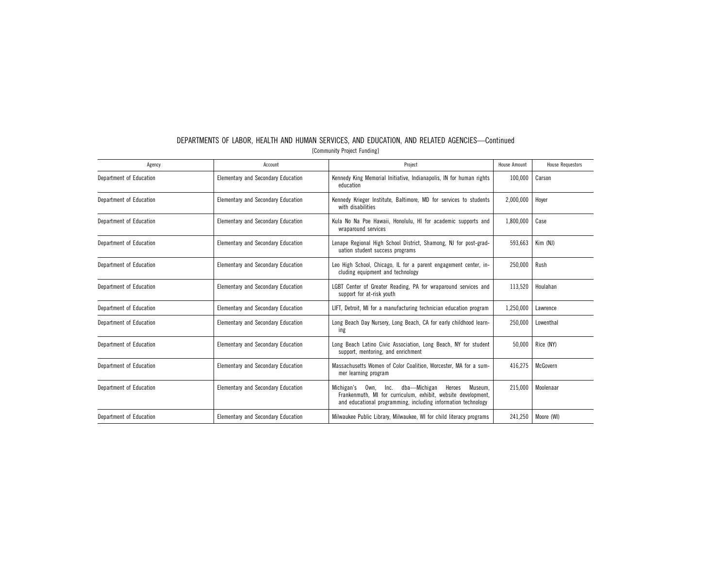DEPARTMENTS OF LABOR, HEALTH AND HUMAN SERVICES, AND EDUCATION, AND RELATED AGENCIES—Continued

[Community Project Funding]

| Agency | Account | Project | House Amount | House Requestors |
|---|---|---|---|---|
| Department of Education | Elementary and Secondary Education | Kennedy King Memorial Initiative, Indianapolis, IN for human rights education | 100,000 | Carson |
| Department of Education | Elementary and Secondary Education | Kennedy Krieger Institute, Baltimore, MD for services to students with disabilities | 2,000,000 | Hoyer |
| Department of Education | Elementary and Secondary Education | Kula No Na Poe Hawaii, Honolulu, HI for academic supports and wraparound services | 1,800,000 | Case |
| Department of Education | Elementary and Secondary Education | Lenape Regional High School District, Shamong, NJ for post-graduation student success programs | 593,663 | Kim (NJ) |
| Department of Education | Elementary and Secondary Education | Leo High School, Chicago, IL for a parent engagement center, including equipment and technology | 250,000 | Rush |
| Department of Education | Elementary and Secondary Education | LGBT Center of Greater Reading, PA for wraparound services and support for at-risk youth | 113,520 | Houlahan |
| Department of Education | Elementary and Secondary Education | LIFT, Detroit, MI for a manufacturing technician education program | 1,250,000 | Lawrence |
| Department of Education | Elementary and Secondary Education | Long Beach Day Nursery, Long Beach, CA for early childhood learning | 250,000 | Lowenthal |
| Department of Education | Elementary and Secondary Education | Long Beach Latino Civic Association, Long Beach, NY for student support, mentoring, and enrichment | 50,000 | Rice (NY) |
| Department of Education | Elementary and Secondary Education | Massachusetts Women of Color Coalition, Worcester, MA for a summer learning program | 416,275 | McGovern |
| Department of Education | Elementary and Secondary Education | Michigan's Own, Inc. dba—Michigan Heroes Museum, Frankenmuth, MI for curriculum, exhibit, website development, and educational programming, including information technology | 215,000 | Moolenaar |
| Department of Education | Elementary and Secondary Education | Milwaukee Public Library, Milwaukee, WI for child literacy programs | 241,250 | Moore (WI) |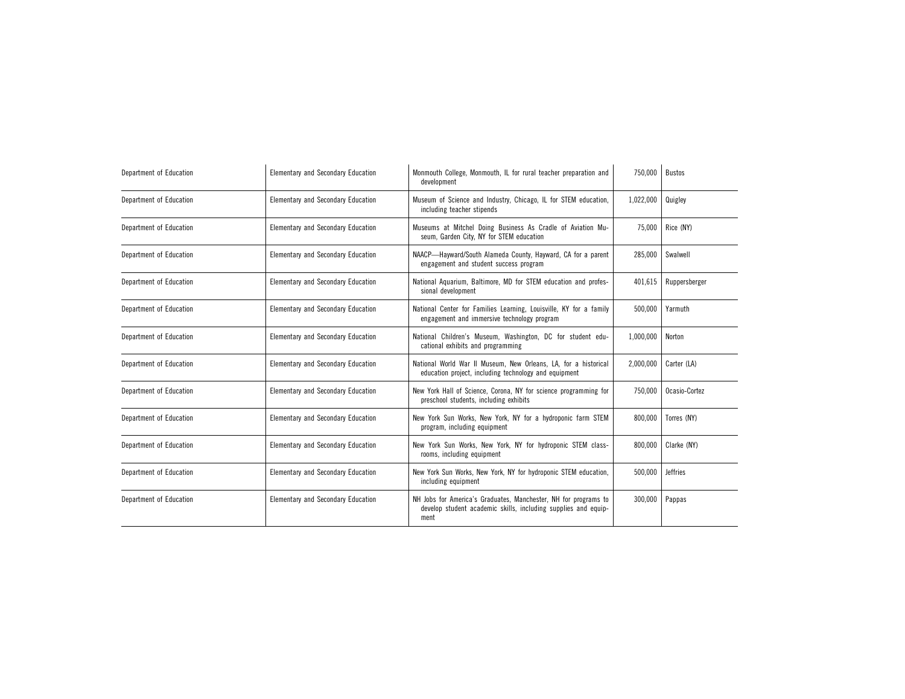| | | | | |
|---|---|---|---|---|
| Department of Education | Elementary and Secondary Education | Monmouth College, Monmouth, IL for rural teacher preparation and development | 750,000 | Bustos |
| Department of Education | Elementary and Secondary Education | Museum of Science and Industry, Chicago, IL for STEM education, including teacher stipends | 1,022,000 | Quigley |
| Department of Education | Elementary and Secondary Education | Museums at Mitchel Doing Business As Cradle of Aviation Museum, Garden City, NY for STEM education | 75,000 | Rice (NY) |
| Department of Education | Elementary and Secondary Education | NAACP—Hayward/South Alameda County, Hayward, CA for a parent engagement and student success program | 285,000 | Swalwell |
| Department of Education | Elementary and Secondary Education | National Aquarium, Baltimore, MD for STEM education and professional development | 401,615 | Ruppersberger |
| Department of Education | Elementary and Secondary Education | National Center for Families Learning, Louisville, KY for a family engagement and immersive technology program | 500,000 | Yarmuth |
| Department of Education | Elementary and Secondary Education | National Children's Museum, Washington, DC for student educational exhibits and programming | 1,000,000 | Norton |
| Department of Education | Elementary and Secondary Education | National World War II Museum, New Orleans, LA, for a historical education project, including technology and equipment | 2,000,000 | Carter (LA) |
| Department of Education | Elementary and Secondary Education | New York Hall of Science, Corona, NY for science programming for preschool students, including exhibits | 750,000 | Ocasio-Cortez |
| Department of Education | Elementary and Secondary Education | New York Sun Works, New York, NY for a hydroponic farm STEM program, including equipment | 800,000 | Torres (NY) |
| Department of Education | Elementary and Secondary Education | New York Sun Works, New York, NY for hydroponic STEM classrooms, including equipment | 800,000 | Clarke (NY) |
| Department of Education | Elementary and Secondary Education | New York Sun Works, New York, NY for hydroponic STEM education, including equipment | 500,000 | Jeffries |
| Department of Education | Elementary and Secondary Education | NH Jobs for America's Graduates, Manchester, NH for programs to develop student academic skills, including supplies and equipment | 300,000 | Pappas |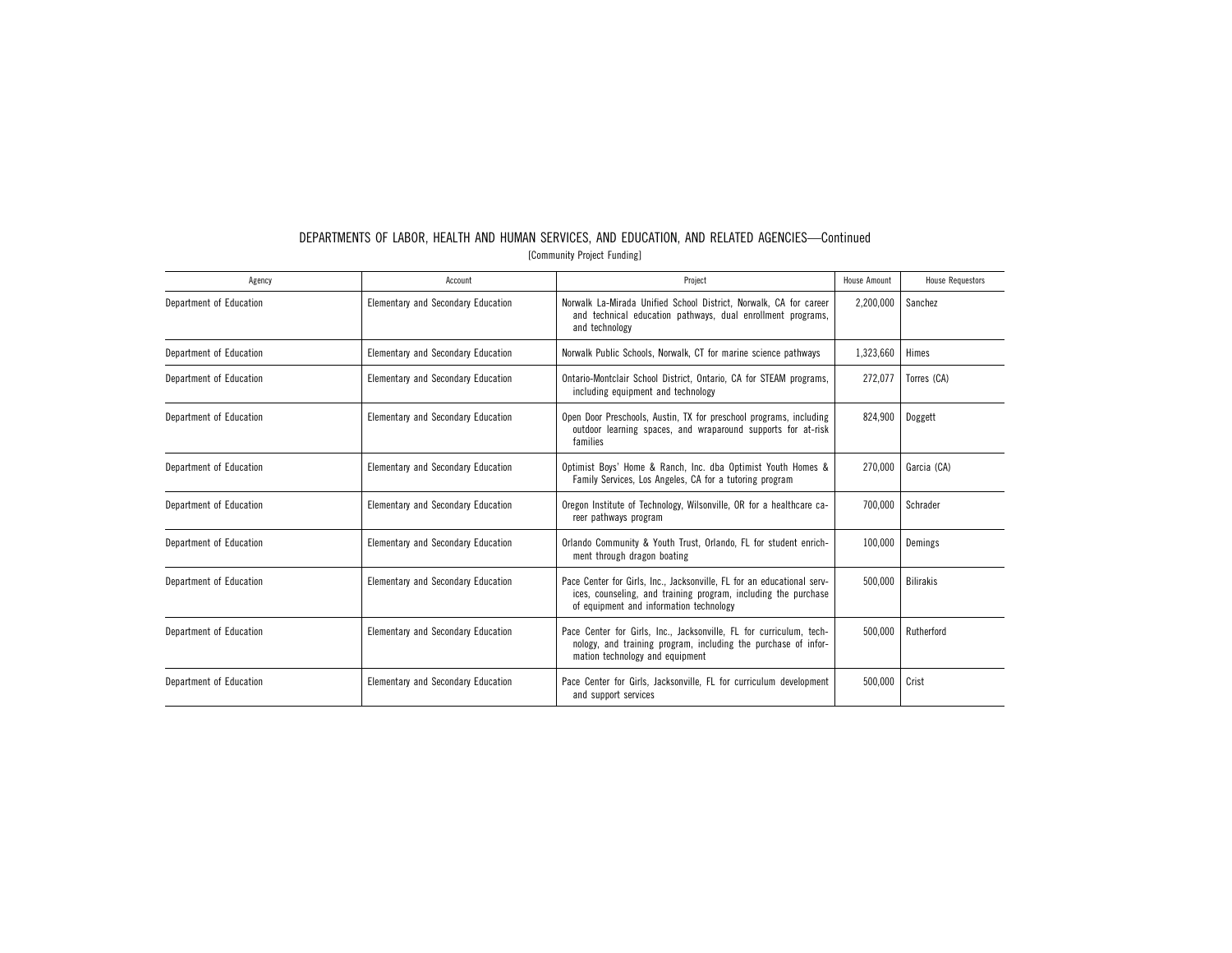## DEPARTMENTS OF LABOR, HEALTH AND HUMAN SERVICES, AND EDUCATION, AND RELATED AGENCIES—Continued

[Community Project Funding]

| Agency | Account | Project | House Amount | House Requestors |
|---|---|---|---|---|
| Department of Education | Elementary and Secondary Education | Norwalk La-Mirada Unified School District, Norwalk, CA for career and technical education pathways, dual enrollment programs, and technology | 2,200,000 | Sanchez |
| Department of Education | Elementary and Secondary Education | Norwalk Public Schools, Norwalk, CT for marine science pathways | 1,323,660 | Himes |
| Department of Education | Elementary and Secondary Education | Ontario-Montclair School District, Ontario, CA for STEAM programs, including equipment and technology | 272,077 | Torres (CA) |
| Department of Education | Elementary and Secondary Education | Open Door Preschools, Austin, TX for preschool programs, including outdoor learning spaces, and wraparound supports for at-risk families | 824,900 | Doggett |
| Department of Education | Elementary and Secondary Education | Optimist Boys' Home & Ranch, Inc. dba Optimist Youth Homes & Family Services, Los Angeles, CA for a tutoring program | 270,000 | Garcia (CA) |
| Department of Education | Elementary and Secondary Education | Oregon Institute of Technology, Wilsonville, OR for a healthcare career pathways program | 700,000 | Schrader |
| Department of Education | Elementary and Secondary Education | Orlando Community & Youth Trust, Orlando, FL for student enrichment through dragon boating | 100,000 | Demings |
| Department of Education | Elementary and Secondary Education | Pace Center for Girls, Inc., Jacksonville, FL for an educational services, counseling, and training program, including the purchase of equipment and information technology | 500,000 | Bilirakis |
| Department of Education | Elementary and Secondary Education | Pace Center for Girls, Inc., Jacksonville, FL for curriculum, technology, and training program, including the purchase of information technology and equipment | 500,000 | Rutherford |
| Department of Education | Elementary and Secondary Education | Pace Center for Girls, Jacksonville, FL for curriculum development and support services | 500,000 | Crist |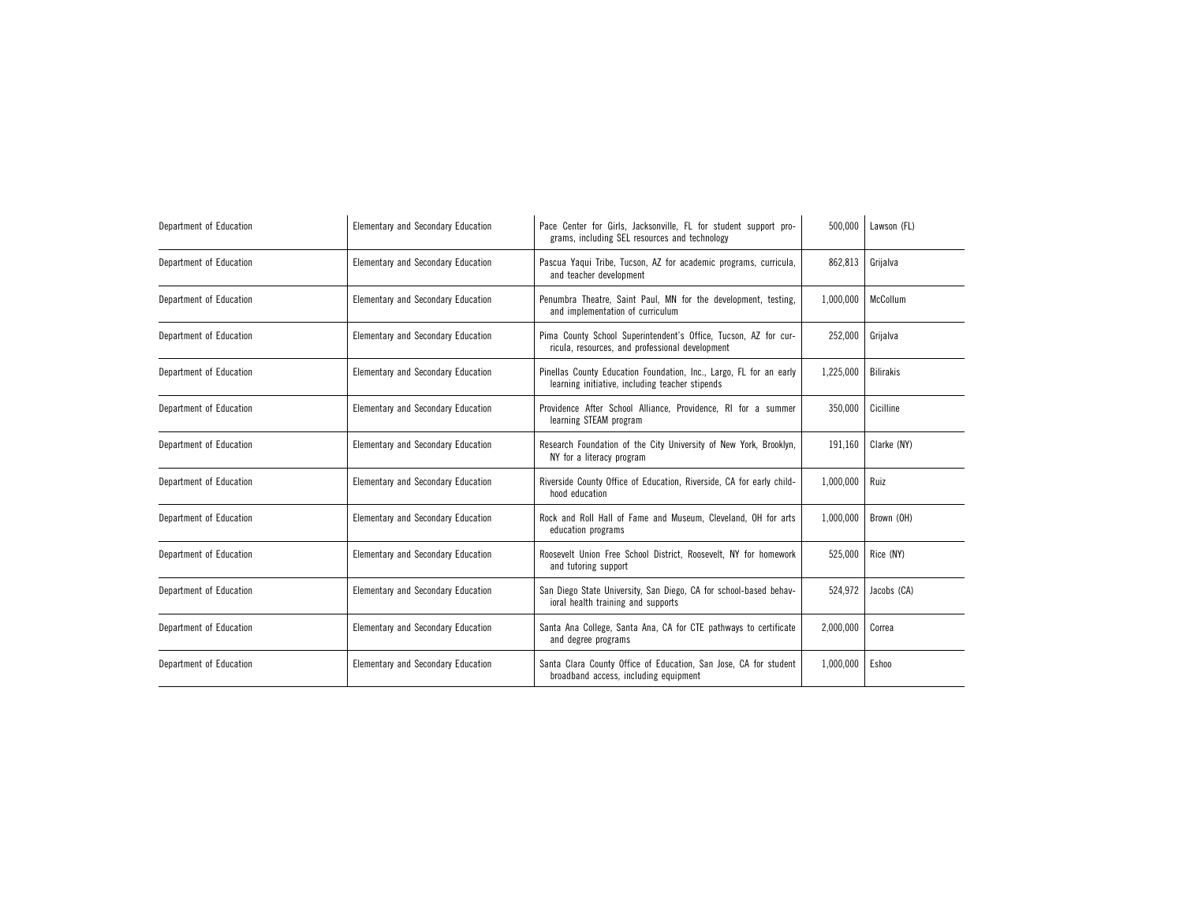| Department of Education | Elementary and Secondary Education | Pace Center for Girls, Jacksonville, FL for student support programs, including SEL resources and technology | 500,000 | Lawson (FL) |
|---|---|---|---|---|
| Department of Education | Elementary and Secondary Education | Pascua Yaqui Tribe, Tucson, AZ for academic programs, curricula, and teacher development | 862,813 | Grijalva |
| Department of Education | Elementary and Secondary Education | Penumbra Theatre, Saint Paul, MN for the development, testing, and implementation of curriculum | 1,000,000 | McCollum |
| Department of Education | Elementary and Secondary Education | Pima County School Superintendent's Office, Tucson, AZ for curricula, resources, and professional development | 252,000 | Grijalva |
| Department of Education | Elementary and Secondary Education | Pinellas County Education Foundation, Inc., Largo, FL for an early learning initiative, including teacher stipends | 1,225,000 | Bilirakis |
| Department of Education | Elementary and Secondary Education | Providence After School Alliance, Providence, RI for a summer learning STEAM program | 350,000 | Cicilline |
| Department of Education | Elementary and Secondary Education | Research Foundation of the City University of New York, Brooklyn, NY for a literacy program | 191,160 | Clarke (NY) |
| Department of Education | Elementary and Secondary Education | Riverside County Office of Education, Riverside, CA for early childhood education | 1,000,000 | Ruiz |
| Department of Education | Elementary and Secondary Education | Rock and Roll Hall of Fame and Museum, Cleveland, OH for arts education programs | 1,000,000 | Brown (OH) |
| Department of Education | Elementary and Secondary Education | Roosevelt Union Free School District, Roosevelt, NY for homework and tutoring support | 525,000 | Rice (NY) |
| Department of Education | Elementary and Secondary Education | San Diego State University, San Diego, CA for school-based behavioral health training and supports | 524,972 | Jacobs (CA) |
| Department of Education | Elementary and Secondary Education | Santa Ana College, Santa Ana, CA for CTE pathways to certificate and degree programs | 2,000,000 | Correa |
| Department of Education | Elementary and Secondary Education | Santa Clara County Office of Education, San Jose, CA for student broadband access, including equipment | 1,000,000 | Eshoo |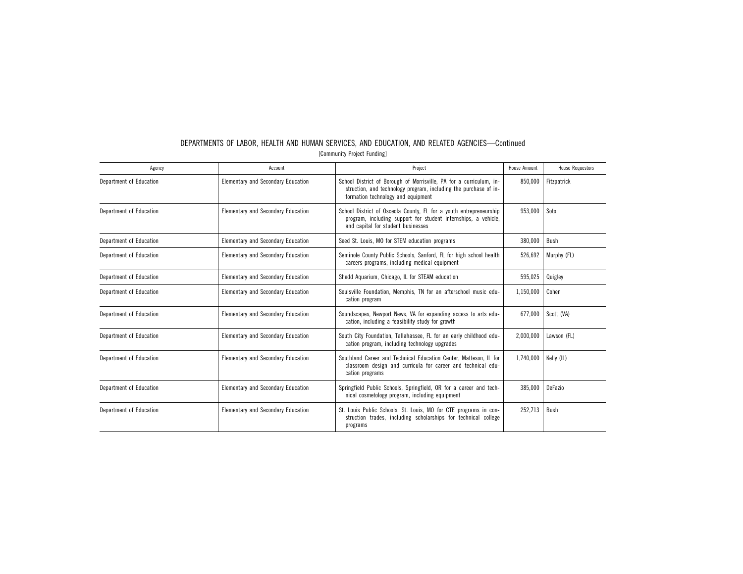# DEPARTMENTS OF LABOR, HEALTH AND HUMAN SERVICES, AND EDUCATION, AND RELATED AGENCIES—Continued

[Community Project Funding]

| Agency | Account | Project | House Amount | House Requestors |
|---|---|---|---|---|
| Department of Education | Elementary and Secondary Education | School District of Borough of Morrisville, PA for a curriculum, instruction, and technology program, including the purchase of information technology and equipment | 850,000 | Fitzpatrick |
| Department of Education | Elementary and Secondary Education | School District of Osceola County, FL for a youth entrepreneurship program, including support for student internships, a vehicle, and capital for student businesses | 953,000 | Soto |
| Department of Education | Elementary and Secondary Education | Seed St. Louis, MO for STEM education programs | 380,000 | Bush |
| Department of Education | Elementary and Secondary Education | Seminole County Public Schools, Sanford, FL for high school health careers programs, including medical equipment | 526,692 | Murphy (FL) |
| Department of Education | Elementary and Secondary Education | Shedd Aquarium, Chicago, IL for STEAM education | 595,025 | Quigley |
| Department of Education | Elementary and Secondary Education | Soulsville Foundation, Memphis, TN for an afterschool music education program | 1,150,000 | Cohen |
| Department of Education | Elementary and Secondary Education | Soundscapes, Newport News, VA for expanding access to arts education, including a feasibility study for growth | 677,000 | Scott (VA) |
| Department of Education | Elementary and Secondary Education | South City Foundation, Tallahassee, FL for an early childhood education program, including technology upgrades | 2,000,000 | Lawson (FL) |
| Department of Education | Elementary and Secondary Education | Southland Career and Technical Education Center, Matteson, IL for classroom design and curricula for career and technical education programs | 1,740,000 | Kelly (IL) |
| Department of Education | Elementary and Secondary Education | Springfield Public Schools, Springfield, OR for a career and technical cosmetology program, including equipment | 385,000 | DeFazio |
| Department of Education | Elementary and Secondary Education | St. Louis Public Schools, St. Louis, MO for CTE programs in construction trades, including scholarships for technical college programs | 252,713 | Bush |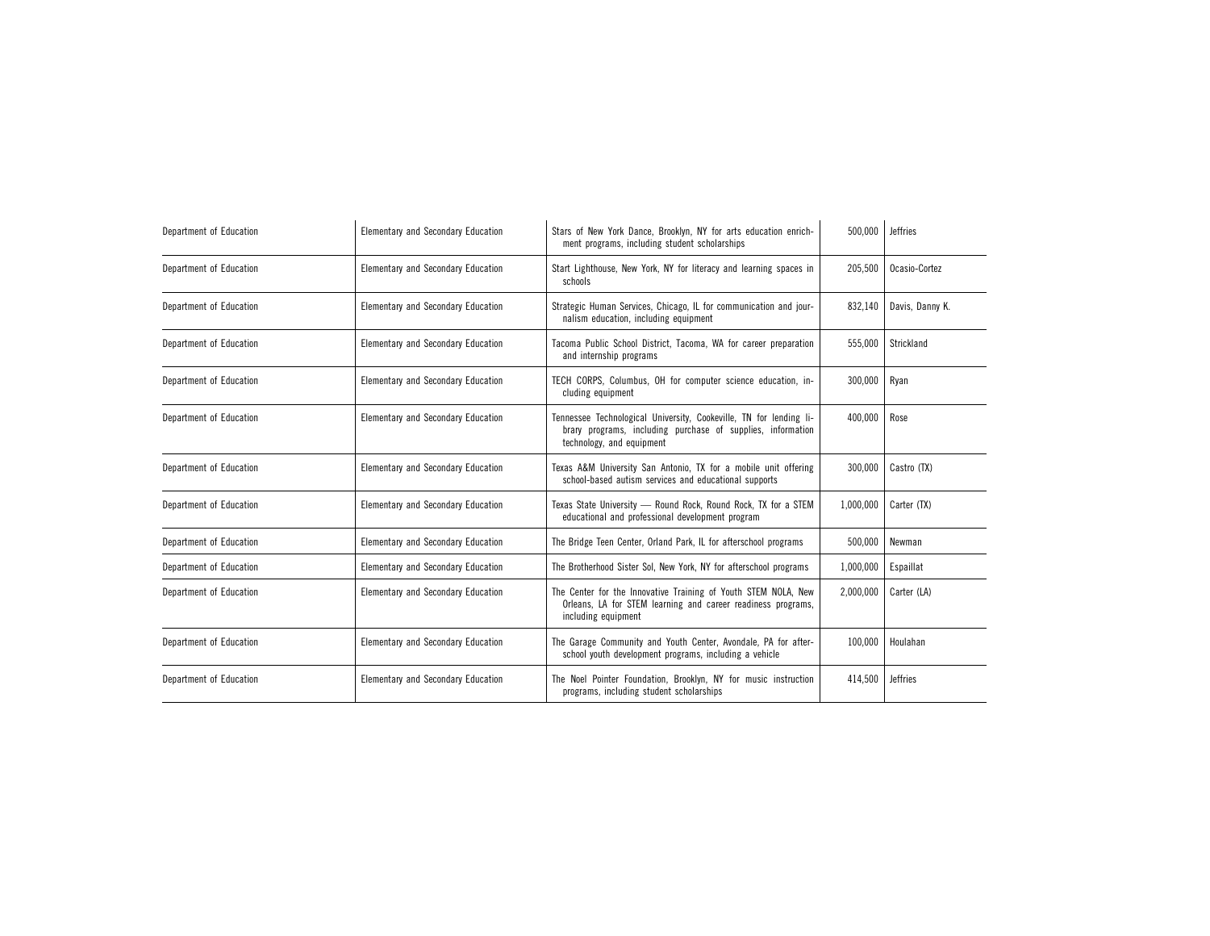| Department of Education | Elementary and Secondary Education | Stars of New York Dance, Brooklyn, NY for arts education enrichment programs, including student scholarships | 500,000 | Jeffries |
|---|---|---|---|---|
| Department of Education | Elementary and Secondary Education | Start Lighthouse, New York, NY for literacy and learning spaces in schools | 205,500 | Ocasio-Cortez |
| Department of Education | Elementary and Secondary Education | Strategic Human Services, Chicago, IL for communication and journalism education, including equipment | 832,140 | Davis, Danny K. |
| Department of Education | Elementary and Secondary Education | Tacoma Public School District, Tacoma, WA for career preparation and internship programs | 555,000 | Strickland |
| Department of Education | Elementary and Secondary Education | TECH CORPS, Columbus, OH for computer science education, including equipment | 300,000 | Ryan |
| Department of Education | Elementary and Secondary Education | Tennessee Technological University, Cookeville, TN for lending library programs, including purchase of supplies, information technology, and equipment | 400,000 | Rose |
| Department of Education | Elementary and Secondary Education | Texas A&M University San Antonio, TX for a mobile unit offering school-based autism services and educational supports | 300,000 | Castro (TX) |
| Department of Education | Elementary and Secondary Education | Texas State University — Round Rock, Round Rock, TX for a STEM educational and professional development program | 1,000,000 | Carter (TX) |
| Department of Education | Elementary and Secondary Education | The Bridge Teen Center, Orland Park, IL for afterschool programs | 500,000 | Newman |
| Department of Education | Elementary and Secondary Education | The Brotherhood Sister Sol, New York, NY for afterschool programs | 1,000,000 | Espaillat |
| Department of Education | Elementary and Secondary Education | The Center for the Innovative Training of Youth STEM NOLA, New Orleans, LA for STEM learning and career readiness programs, including equipment | 2,000,000 | Carter (LA) |
| Department of Education | Elementary and Secondary Education | The Garage Community and Youth Center, Avondale, PA for afterschool youth development programs, including a vehicle | 100,000 | Houlahan |
| Department of Education | Elementary and Secondary Education | The Noel Pointer Foundation, Brooklyn, NY for music instruction programs, including student scholarships | 414,500 | Jeffries |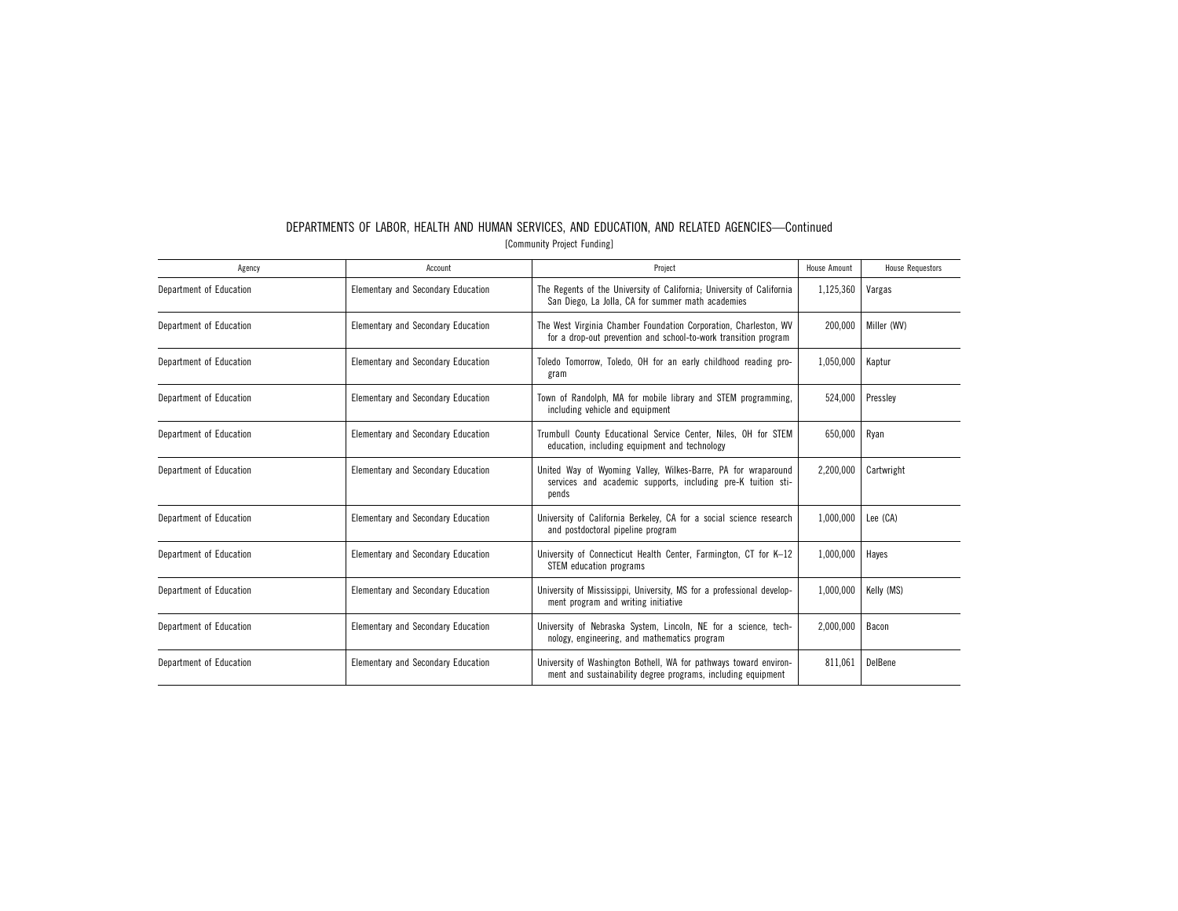# DEPARTMENTS OF LABOR, HEALTH AND HUMAN SERVICES, AND EDUCATION, AND RELATED AGENCIES—Continued

[Community Project Funding]

| Agency | Account | Project | House Amount | House Requestors |
|---|---|---|---|---|
| Department of Education | Elementary and Secondary Education | The Regents of the University of California; University of California San Diego, La Jolla, CA for summer math academies | 1,125,360 | Vargas |
| Department of Education | Elementary and Secondary Education | The West Virginia Chamber Foundation Corporation, Charleston, WV for a drop-out prevention and school-to-work transition program | 200,000 | Miller (WV) |
| Department of Education | Elementary and Secondary Education | Toledo Tomorrow, Toledo, OH for an early childhood reading program | 1,050,000 | Kaptur |
| Department of Education | Elementary and Secondary Education | Town of Randolph, MA for mobile library and STEM programming, including vehicle and equipment | 524,000 | Pressley |
| Department of Education | Elementary and Secondary Education | Trumbull County Educational Service Center, Niles, OH for STEM education, including equipment and technology | 650,000 | Ryan |
| Department of Education | Elementary and Secondary Education | United Way of Wyoming Valley, Wilkes-Barre, PA for wraparound services and academic supports, including pre-K tuition stipends | 2,200,000 | Cartwright |
| Department of Education | Elementary and Secondary Education | University of California Berkeley, CA for a social science research and postdoctoral pipeline program | 1,000,000 | Lee (CA) |
| Department of Education | Elementary and Secondary Education | University of Connecticut Health Center, Farmington, CT for K–12 STEM education programs | 1,000,000 | Hayes |
| Department of Education | Elementary and Secondary Education | University of Mississippi, University, MS for a professional development program and writing initiative | 1,000,000 | Kelly (MS) |
| Department of Education | Elementary and Secondary Education | University of Nebraska System, Lincoln, NE for a science, technology, engineering, and mathematics program | 2,000,000 | Bacon |
| Department of Education | Elementary and Secondary Education | University of Washington Bothell, WA for pathways toward environment and sustainability degree programs, including equipment | 811,061 | DelBene |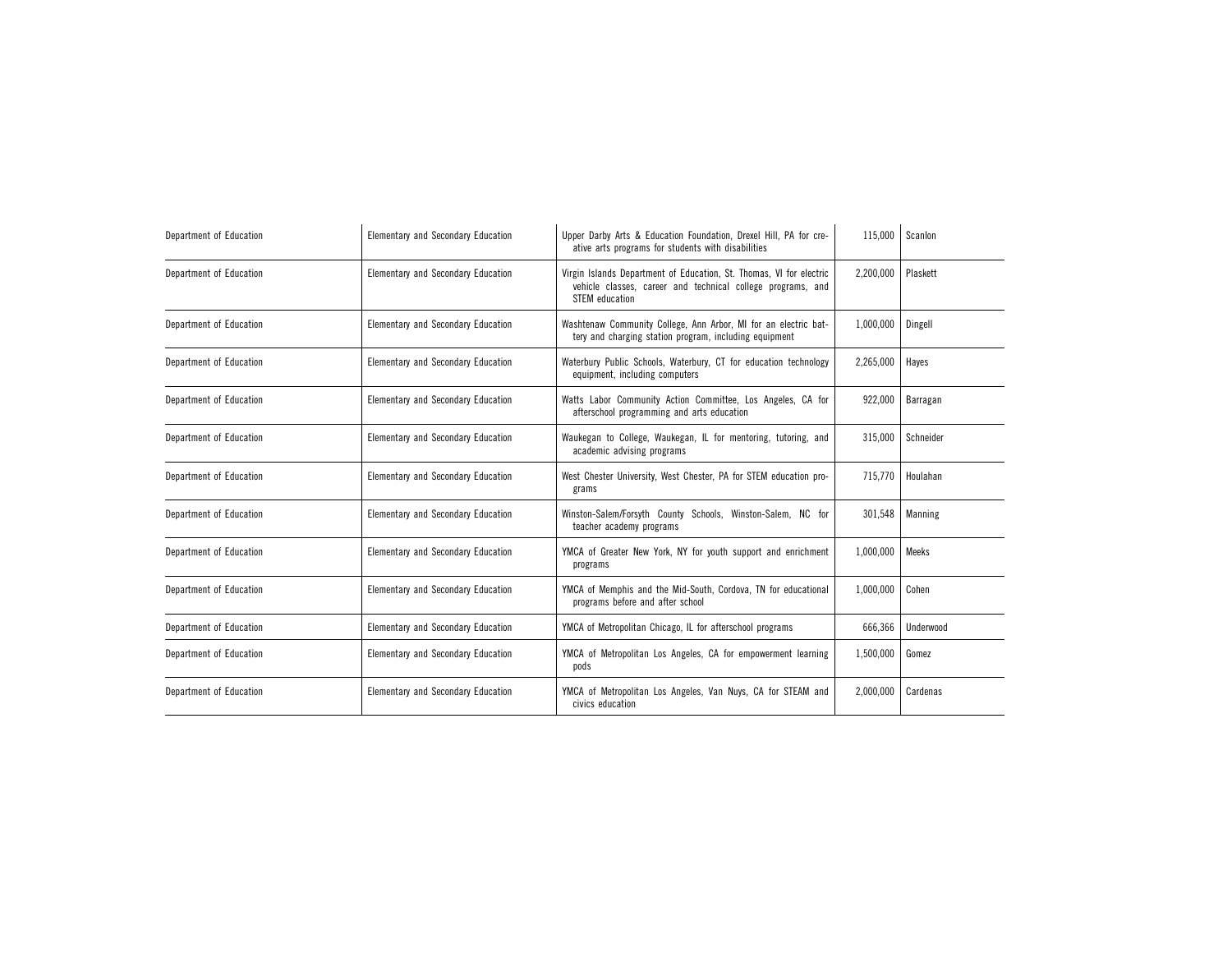| | | | | |
|---|---|---|---|---|
| Department of Education | Elementary and Secondary Education | Upper Darby Arts & Education Foundation, Drexel Hill, PA for creative arts programs for students with disabilities | 115,000 | Scanlon |
| Department of Education | Elementary and Secondary Education | Virgin Islands Department of Education, St. Thomas, VI for electric vehicle classes, career and technical college programs, and STEM education | 2,200,000 | Plaskett |
| Department of Education | Elementary and Secondary Education | Washtenaw Community College, Ann Arbor, MI for an electric battery and charging station program, including equipment | 1,000,000 | Dingell |
| Department of Education | Elementary and Secondary Education | Waterbury Public Schools, Waterbury, CT for education technology equipment, including computers | 2,265,000 | Hayes |
| Department of Education | Elementary and Secondary Education | Watts Labor Community Action Committee, Los Angeles, CA for afterschool programming and arts education | 922,000 | Barragan |
| Department of Education | Elementary and Secondary Education | Waukegan to College, Waukegan, IL for mentoring, tutoring, and academic advising programs | 315,000 | Schneider |
| Department of Education | Elementary and Secondary Education | West Chester University, West Chester, PA for STEM education programs | 715,770 | Houlahan |
| Department of Education | Elementary and Secondary Education | Winston-Salem/Forsyth County Schools, Winston-Salem, NC for teacher academy programs | 301,548 | Manning |
| Department of Education | Elementary and Secondary Education | YMCA of Greater New York, NY for youth support and enrichment programs | 1,000,000 | Meeks |
| Department of Education | Elementary and Secondary Education | YMCA of Memphis and the Mid-South, Cordova, TN for educational programs before and after school | 1,000,000 | Cohen |
| Department of Education | Elementary and Secondary Education | YMCA of Metropolitan Chicago, IL for afterschool programs | 666,366 | Underwood |
| Department of Education | Elementary and Secondary Education | YMCA of Metropolitan Los Angeles, CA for empowerment learning pods | 1,500,000 | Gomez |
| Department of Education | Elementary and Secondary Education | YMCA of Metropolitan Los Angeles, Van Nuys, CA for STEAM and civics education | 2,000,000 | Cardenas |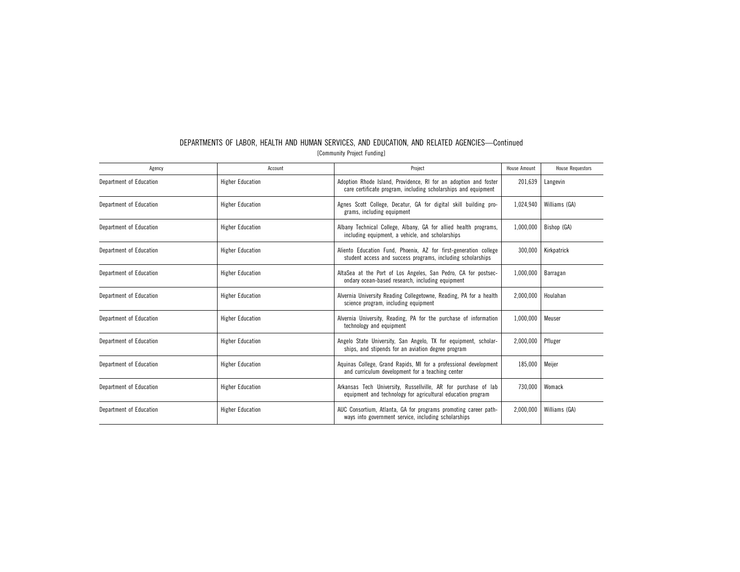DEPARTMENTS OF LABOR, HEALTH AND HUMAN SERVICES, AND EDUCATION, AND RELATED AGENCIES—Continued

[Community Project Funding]

| Agency | Account | Project | House Amount | House Requestors |
|---|---|---|---|---|
| Department of Education | Higher Education | Adoption Rhode Island, Providence, RI for an adoption and foster care certificate program, including scholarships and equipment | 201,639 | Langevin |
| Department of Education | Higher Education | Agnes Scott College, Decatur, GA for digital skill building programs, including equipment | 1,024,940 | Williams (GA) |
| Department of Education | Higher Education | Albany Technical College, Albany, GA for allied health programs, including equipment, a vehicle, and scholarships | 1,000,000 | Bishop (GA) |
| Department of Education | Higher Education | Aliento Education Fund, Phoenix, AZ for first-generation college student access and success programs, including scholarships | 300,000 | Kirkpatrick |
| Department of Education | Higher Education | AltaSea at the Port of Los Angeles, San Pedro, CA for postsecondary ocean-based research, including equipment | 1,000,000 | Barragan |
| Department of Education | Higher Education | Alvernia University Reading Collegetowne, Reading, PA for a health science program, including equipment | 2,000,000 | Houlahan |
| Department of Education | Higher Education | Alvernia University, Reading, PA for the purchase of information technology and equipment | 1,000,000 | Meuser |
| Department of Education | Higher Education | Angelo State University, San Angelo, TX for equipment, scholarships, and stipends for an aviation degree program | 2,000,000 | Pfluger |
| Department of Education | Higher Education | Aquinas College, Grand Rapids, MI for a professional development and curriculum development for a teaching center | 185,000 | Meijer |
| Department of Education | Higher Education | Arkansas Tech University, Russellville, AR for purchase of lab equipment and technology for agricultural education program | 730,000 | Womack |
| Department of Education | Higher Education | AUC Consortium, Atlanta, GA for programs promoting career pathways into government service, including scholarships | 2,000,000 | Williams (GA) |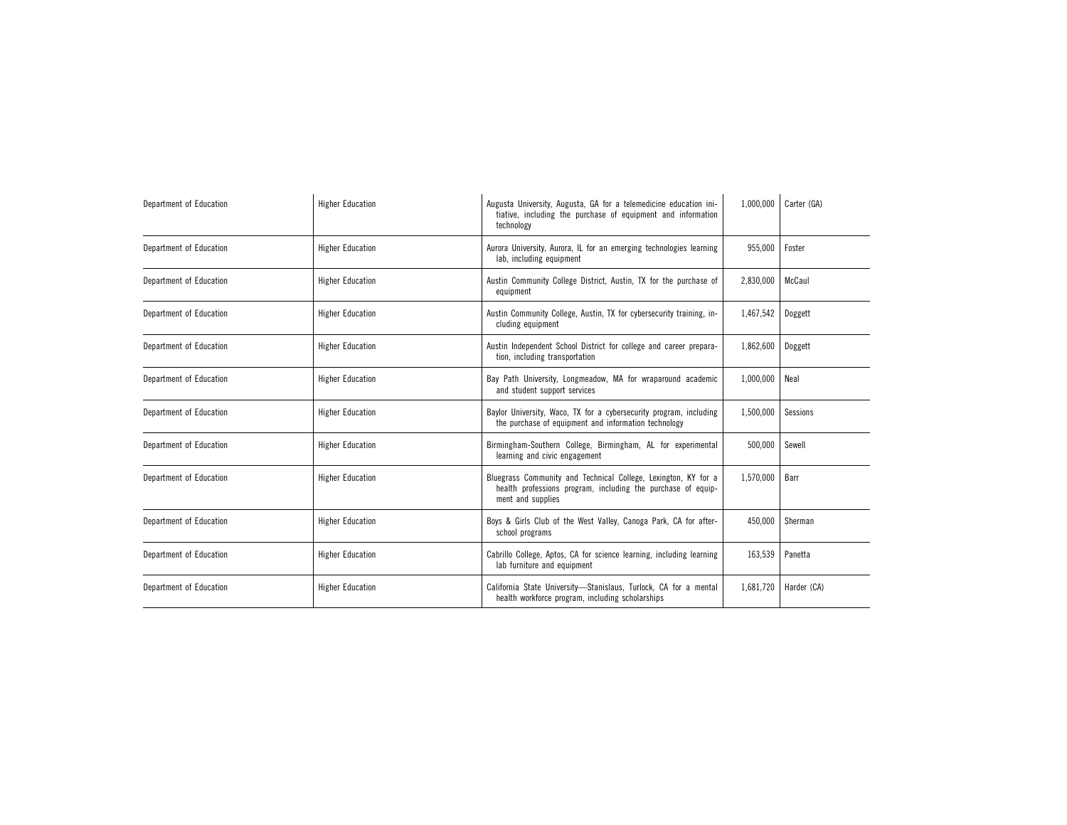| | | | | |
|---|---|---|---|---|
| Department of Education | Higher Education | Augusta University, Augusta, GA for a telemedicine education initiative, including the purchase of equipment and information technology | 1,000,000 | Carter (GA) |
| Department of Education | Higher Education | Aurora University, Aurora, IL for an emerging technologies learning lab, including equipment | 955,000 | Foster |
| Department of Education | Higher Education | Austin Community College District, Austin, TX for the purchase of equipment | 2,830,000 | McCaul |
| Department of Education | Higher Education | Austin Community College, Austin, TX for cybersecurity training, including equipment | 1,467,542 | Doggett |
| Department of Education | Higher Education | Austin Independent School District for college and career preparation, including transportation | 1,862,600 | Doggett |
| Department of Education | Higher Education | Bay Path University, Longmeadow, MA for wraparound academic and student support services | 1,000,000 | Neal |
| Department of Education | Higher Education | Baylor University, Waco, TX for a cybersecurity program, including the purchase of equipment and information technology | 1,500,000 | Sessions |
| Department of Education | Higher Education | Birmingham-Southern College, Birmingham, AL for experimental learning and civic engagement | 500,000 | Sewell |
| Department of Education | Higher Education | Bluegrass Community and Technical College, Lexington, KY for a health professions program, including the purchase of equipment and supplies | 1,570,000 | Barr |
| Department of Education | Higher Education | Boys & Girls Club of the West Valley, Canoga Park, CA for afterschool programs | 450,000 | Sherman |
| Department of Education | Higher Education | Cabrillo College, Aptos, CA for science learning, including learning lab furniture and equipment | 163,539 | Panetta |
| Department of Education | Higher Education | California State University—Stanislaus, Turlock, CA for a mental health workforce program, including scholarships | 1,681,720 | Harder (CA) |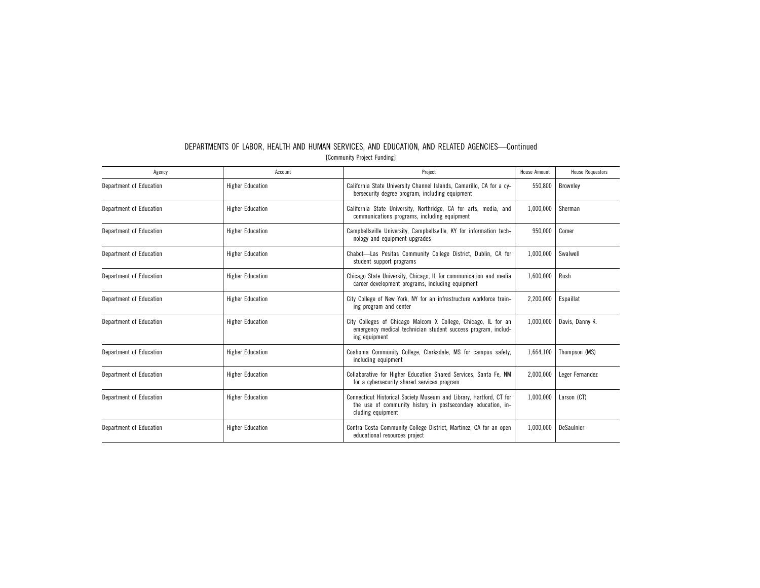DEPARTMENTS OF LABOR, HEALTH AND HUMAN SERVICES, AND EDUCATION, AND RELATED AGENCIES—Continued

[Community Project Funding]

| Agency | Account | Project | House Amount | House Requestors |
|---|---|---|---|---|
| Department of Education | Higher Education | California State University Channel Islands, Camarillo, CA for a cybersecurity degree program, including equipment | 550,800 | Brownley |
| Department of Education | Higher Education | California State University, Northridge, CA for arts, media, and communications programs, including equipment | 1,000,000 | Sherman |
| Department of Education | Higher Education | Campbellsville University, Campbellsville, KY for information technology and equipment upgrades | 950,000 | Comer |
| Department of Education | Higher Education | Chabot—Las Positas Community College District, Dublin, CA for student support programs | 1,000,000 | Swalwell |
| Department of Education | Higher Education | Chicago State University, Chicago, IL for communication and media career development programs, including equipment | 1,600,000 | Rush |
| Department of Education | Higher Education | City College of New York, NY for an infrastructure workforce training program and center | 2,200,000 | Espaillat |
| Department of Education | Higher Education | City Colleges of Chicago Malcom X College, Chicago, IL for an emergency medical technician student success program, including equipment | 1,000,000 | Davis, Danny K. |
| Department of Education | Higher Education | Coahoma Community College, Clarksdale, MS for campus safety, including equipment | 1,664,100 | Thompson (MS) |
| Department of Education | Higher Education | Collaborative for Higher Education Shared Services, Santa Fe, NM for a cybersecurity shared services program | 2,000,000 | Leger Fernandez |
| Department of Education | Higher Education | Connecticut Historical Society Museum and Library, Hartford, CT for the use of community history in postsecondary education, including equipment | 1,000,000 | Larson (CT) |
| Department of Education | Higher Education | Contra Costa Community College District, Martinez, CA for an open educational resources project | 1,000,000 | DeSaulnier |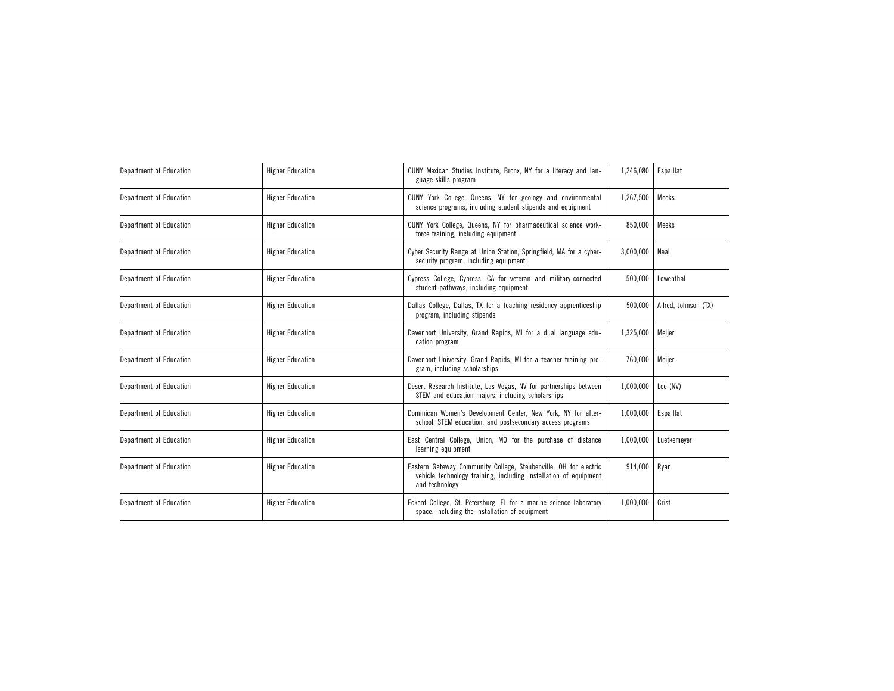| | | | | |
|---|---|---|---|---|
| Department of Education | Higher Education | CUNY Mexican Studies Institute, Bronx, NY for a literacy and language skills program | 1,246,080 | Espaillat |
| Department of Education | Higher Education | CUNY York College, Queens, NY for geology and environmental science programs, including student stipends and equipment | 1,267,500 | Meeks |
| Department of Education | Higher Education | CUNY York College, Queens, NY for pharmaceutical science workforce training, including equipment | 850,000 | Meeks |
| Department of Education | Higher Education | Cyber Security Range at Union Station, Springfield, MA for a cybersecurity program, including equipment | 3,000,000 | Neal |
| Department of Education | Higher Education | Cypress College, Cypress, CA for veteran and military-connected student pathways, including equipment | 500,000 | Lowenthal |
| Department of Education | Higher Education | Dallas College, Dallas, TX for a teaching residency apprenticeship program, including stipends | 500,000 | Allred, Johnson (TX) |
| Department of Education | Higher Education | Davenport University, Grand Rapids, MI for a dual language education program | 1,325,000 | Meijer |
| Department of Education | Higher Education | Davenport University, Grand Rapids, MI for a teacher training program, including scholarships | 760,000 | Meijer |
| Department of Education | Higher Education | Desert Research Institute, Las Vegas, NV for partnerships between STEM and education majors, including scholarships | 1,000,000 | Lee (NV) |
| Department of Education | Higher Education | Dominican Women's Development Center, New York, NY for afterschool, STEM education, and postsecondary access programs | 1,000,000 | Espaillat |
| Department of Education | Higher Education | East Central College, Union, MO for the purchase of distance learning equipment | 1,000,000 | Luetkemeyer |
| Department of Education | Higher Education | Eastern Gateway Community College, Steubenville, OH for electric vehicle technology training, including installation of equipment and technology | 914,000 | Ryan |
| Department of Education | Higher Education | Eckerd College, St. Petersburg, FL for a marine science laboratory space, including the installation of equipment | 1,000,000 | Crist |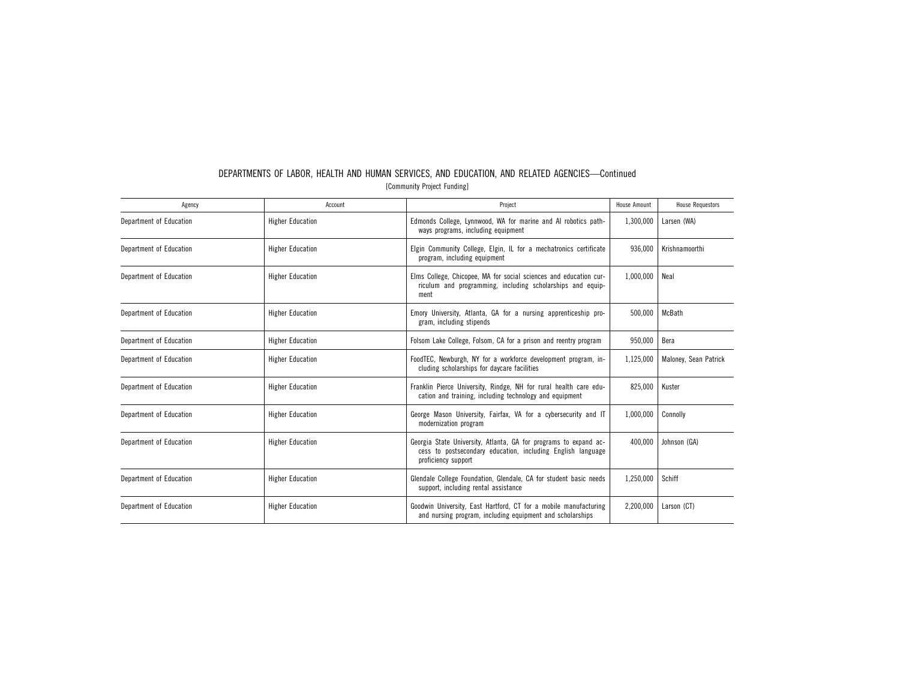## DEPARTMENTS OF LABOR, HEALTH AND HUMAN SERVICES, AND EDUCATION, AND RELATED AGENCIES—Continued

[Community Project Funding]

| Agency | Account | Project | House Amount | House Requestors |
|---|---|---|---|---|
| Department of Education | Higher Education | Edmonds College, Lynnwood, WA for marine and AI robotics pathways programs, including equipment | 1,300,000 | Larsen (WA) |
| Department of Education | Higher Education | Elgin Community College, Elgin, IL for a mechatronics certificate program, including equipment | 936,000 | Krishnamoorthi |
| Department of Education | Higher Education | Elms College, Chicopee, MA for social sciences and education curriculum and programming, including scholarships and equipment | 1,000,000 | Neal |
| Department of Education | Higher Education | Emory University, Atlanta, GA for a nursing apprenticeship program, including stipends | 500,000 | McBath |
| Department of Education | Higher Education | Folsom Lake College, Folsom, CA for a prison and reentry program | 950,000 | Bera |
| Department of Education | Higher Education | FoodTEC, Newburgh, NY for a workforce development program, including scholarships for daycare facilities | 1,125,000 | Maloney, Sean Patrick |
| Department of Education | Higher Education | Franklin Pierce University, Rindge, NH for rural health care education and training, including technology and equipment | 825,000 | Kuster |
| Department of Education | Higher Education | George Mason University, Fairfax, VA for a cybersecurity and IT modernization program | 1,000,000 | Connolly |
| Department of Education | Higher Education | Georgia State University, Atlanta, GA for programs to expand access to postsecondary education, including English language proficiency support | 400,000 | Johnson (GA) |
| Department of Education | Higher Education | Glendale College Foundation, Glendale, CA for student basic needs support, including rental assistance | 1,250,000 | Schiff |
| Department of Education | Higher Education | Goodwin University, East Hartford, CT for a mobile manufacturing and nursing program, including equipment and scholarships | 2,200,000 | Larson (CT) |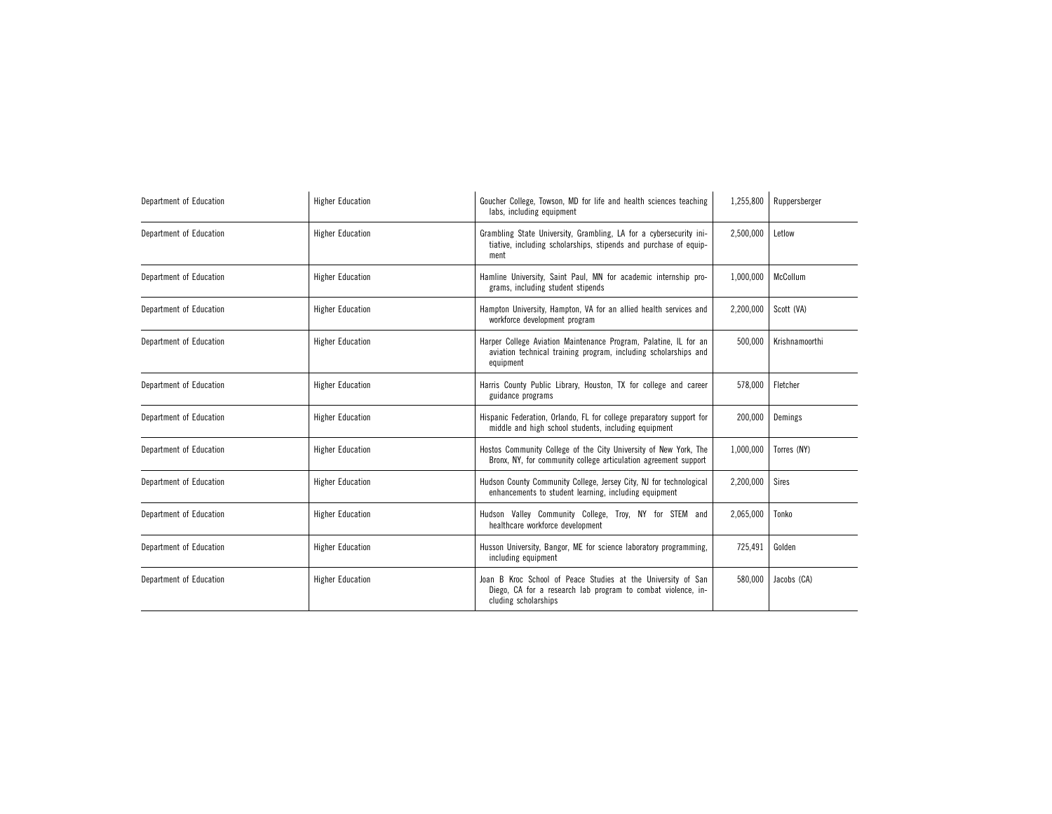| Department of Education | Higher Education | Goucher College, Towson, MD for life and health sciences teaching labs, including equipment | 1,255,800 | Ruppersberger |
|---|---|---|---|---|
| Department of Education | Higher Education | Grambling State University, Grambling, LA for a cybersecurity initiative, including scholarships, stipends and purchase of equipment | 2,500,000 | Letlow |
| Department of Education | Higher Education | Hamline University, Saint Paul, MN for academic internship programs, including student stipends | 1,000,000 | McCollum |
| Department of Education | Higher Education | Hampton University, Hampton, VA for an allied health services and workforce development program | 2,200,000 | Scott (VA) |
| Department of Education | Higher Education | Harper College Aviation Maintenance Program, Palatine, IL for an aviation technical training program, including scholarships and equipment | 500,000 | Krishnamoorthi |
| Department of Education | Higher Education | Harris County Public Library, Houston, TX for college and career guidance programs | 578,000 | Fletcher |
| Department of Education | Higher Education | Hispanic Federation, Orlando, FL for college preparatory support for middle and high school students, including equipment | 200,000 | Demings |
| Department of Education | Higher Education | Hostos Community College of the City University of New York, The Bronx, NY, for community college articulation agreement support | 1,000,000 | Torres (NY) |
| Department of Education | Higher Education | Hudson County Community College, Jersey City, NJ for technological enhancements to student learning, including equipment | 2,200,000 | Sires |
| Department of Education | Higher Education | Hudson Valley Community College, Troy, NY for STEM and healthcare workforce development | 2,065,000 | Tonko |
| Department of Education | Higher Education | Husson University, Bangor, ME for science laboratory programming, including equipment | 725,491 | Golden |
| Department of Education | Higher Education | Joan B Kroc School of Peace Studies at the University of San Diego, CA for a research lab program to combat violence, including scholarships | 580,000 | Jacobs (CA) |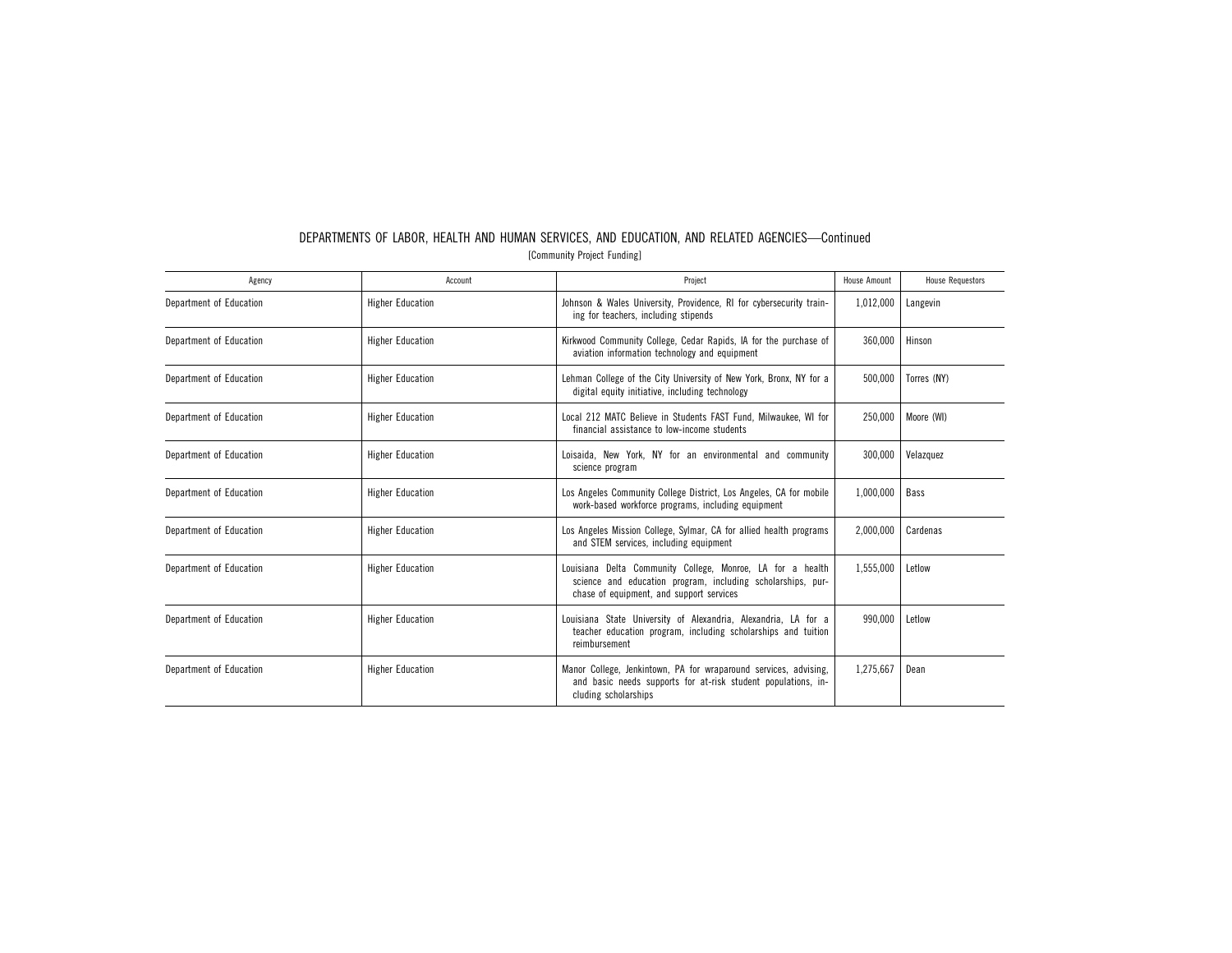## DEPARTMENTS OF LABOR, HEALTH AND HUMAN SERVICES, AND EDUCATION, AND RELATED AGENCIES—Continued

[Community Project Funding]

| Agency | Account | Project | House Amount | House Requestors |
|---|---|---|---|---|
| Department of Education | Higher Education | Johnson & Wales University, Providence, RI for cybersecurity training for teachers, including stipends | 1,012,000 | Langevin |
| Department of Education | Higher Education | Kirkwood Community College, Cedar Rapids, IA for the purchase of aviation information technology and equipment | 360,000 | Hinson |
| Department of Education | Higher Education | Lehman College of the City University of New York, Bronx, NY for a digital equity initiative, including technology | 500,000 | Torres (NY) |
| Department of Education | Higher Education | Local 212 MATC Believe in Students FAST Fund, Milwaukee, WI for financial assistance to low-income students | 250,000 | Moore (WI) |
| Department of Education | Higher Education | Loisaida, New York, NY for an environmental and community science program | 300,000 | Velazquez |
| Department of Education | Higher Education | Los Angeles Community College District, Los Angeles, CA for mobile work-based workforce programs, including equipment | 1,000,000 | Bass |
| Department of Education | Higher Education | Los Angeles Mission College, Sylmar, CA for allied health programs and STEM services, including equipment | 2,000,000 | Cardenas |
| Department of Education | Higher Education | Louisiana Delta Community College, Monroe, LA for a health science and education program, including scholarships, purchase of equipment, and support services | 1,555,000 | Letlow |
| Department of Education | Higher Education | Louisiana State University of Alexandria, Alexandria, LA for a teacher education program, including scholarships and tuition reimbursement | 990,000 | Letlow |
| Department of Education | Higher Education | Manor College, Jenkintown, PA for wraparound services, advising, and basic needs supports for at-risk student populations, including scholarships | 1,275,667 | Dean |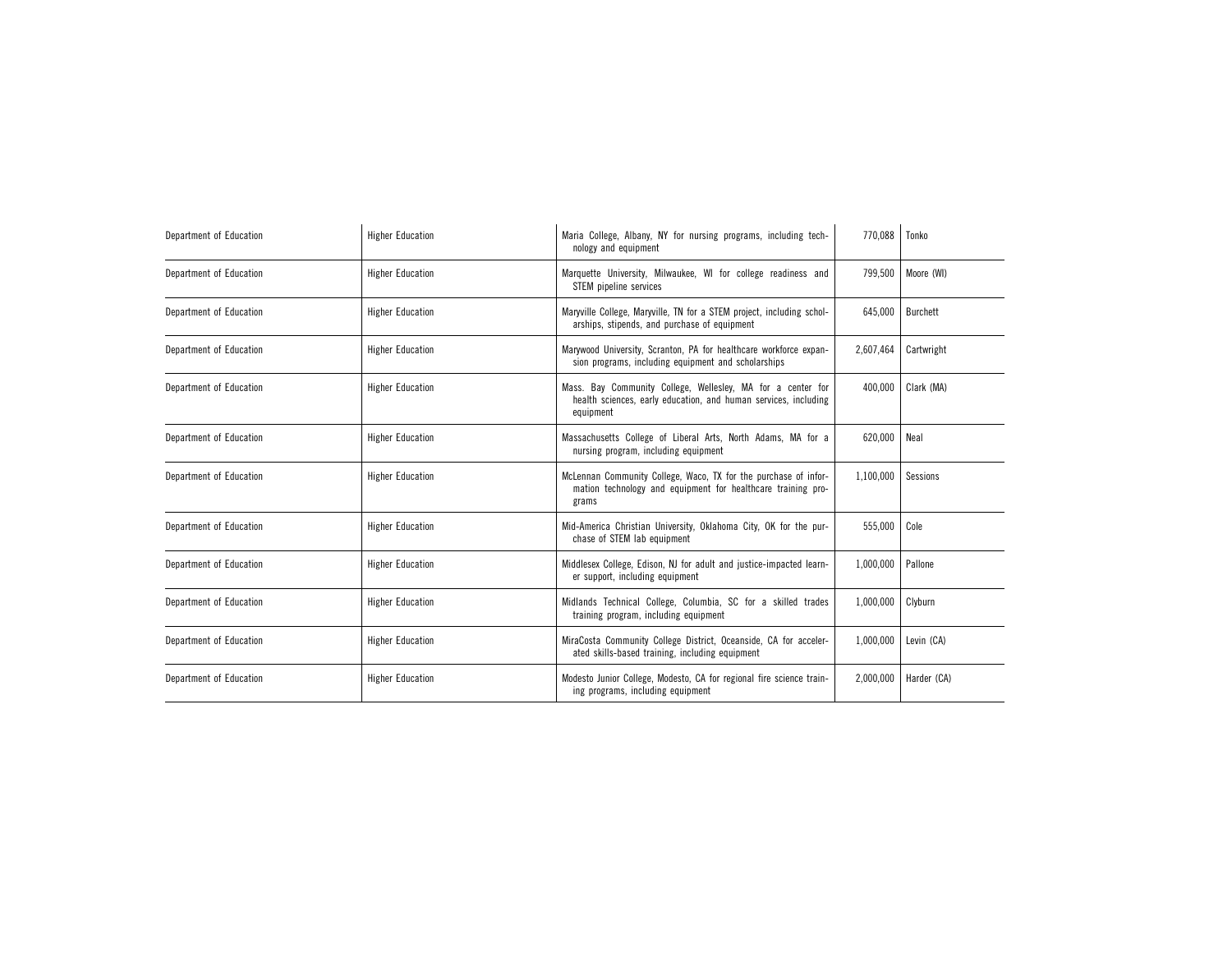| | | | | |
|---|---|---|---|---|
| Department of Education | Higher Education | Maria College, Albany, NY for nursing programs, including technology and equipment | 770,088 | Tonko |
| Department of Education | Higher Education | Marquette University, Milwaukee, WI for college readiness and STEM pipeline services | 799,500 | Moore (WI) |
| Department of Education | Higher Education | Maryville College, Maryville, TN for a STEM project, including scholarships, stipends, and purchase of equipment | 645,000 | Burchett |
| Department of Education | Higher Education | Marywood University, Scranton, PA for healthcare workforce expansion programs, including equipment and scholarships | 2,607,464 | Cartwright |
| Department of Education | Higher Education | Mass. Bay Community College, Wellesley, MA for a center for health sciences, early education, and human services, including equipment | 400,000 | Clark (MA) |
| Department of Education | Higher Education | Massachusetts College of Liberal Arts, North Adams, MA for a nursing program, including equipment | 620,000 | Neal |
| Department of Education | Higher Education | McLennan Community College, Waco, TX for the purchase of information technology and equipment for healthcare training programs | 1,100,000 | Sessions |
| Department of Education | Higher Education | Mid-America Christian University, Oklahoma City, OK for the purchase of STEM lab equipment | 555,000 | Cole |
| Department of Education | Higher Education | Middlesex College, Edison, NJ for adult and justice-impacted learner support, including equipment | 1,000,000 | Pallone |
| Department of Education | Higher Education | Midlands Technical College, Columbia, SC for a skilled trades training program, including equipment | 1,000,000 | Clyburn |
| Department of Education | Higher Education | MiraCosta Community College District, Oceanside, CA for accelerated skills-based training, including equipment | 1,000,000 | Levin (CA) |
| Department of Education | Higher Education | Modesto Junior College, Modesto, CA for regional fire science training programs, including equipment | 2,000,000 | Harder (CA) |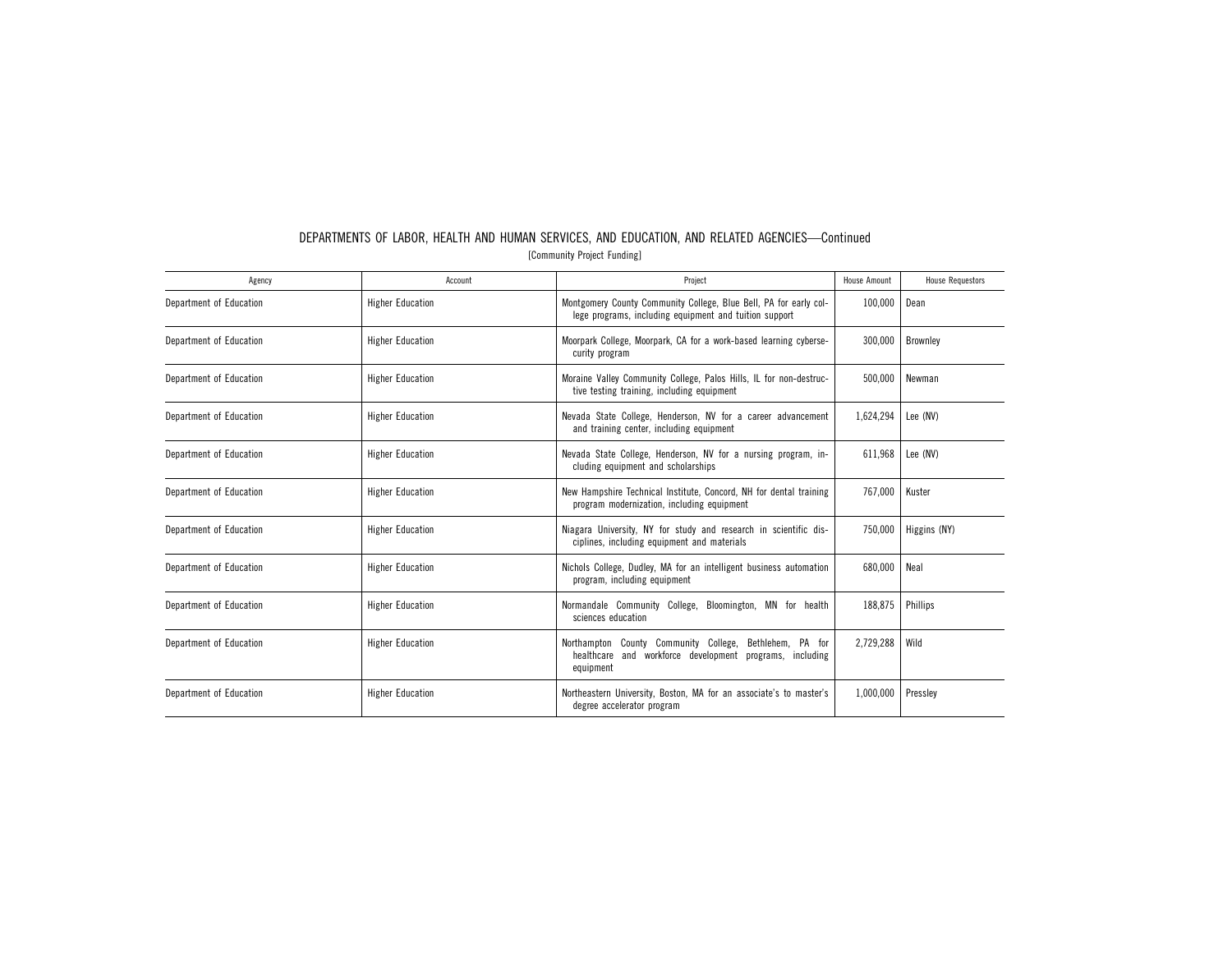## DEPARTMENTS OF LABOR, HEALTH AND HUMAN SERVICES, AND EDUCATION, AND RELATED AGENCIES—Continued

[Community Project Funding]

| Agency | Account | Project | House Amount | House Requestors |
|---|---|---|---|---|
| Department of Education | Higher Education | Montgomery County Community College, Blue Bell, PA for early college programs, including equipment and tuition support | 100,000 | Dean |
| Department of Education | Higher Education | Moorpark College, Moorpark, CA for a work-based learning cybersecurity program | 300,000 | Brownley |
| Department of Education | Higher Education | Moraine Valley Community College, Palos Hills, IL for non-destructive testing training, including equipment | 500,000 | Newman |
| Department of Education | Higher Education | Nevada State College, Henderson, NV for a career advancement and training center, including equipment | 1,624,294 | Lee (NV) |
| Department of Education | Higher Education | Nevada State College, Henderson, NV for a nursing program, including equipment and scholarships | 611,968 | Lee (NV) |
| Department of Education | Higher Education | New Hampshire Technical Institute, Concord, NH for dental training program modernization, including equipment | 767,000 | Kuster |
| Department of Education | Higher Education | Niagara University, NY for study and research in scientific disciplines, including equipment and materials | 750,000 | Higgins (NY) |
| Department of Education | Higher Education | Nichols College, Dudley, MA for an intelligent business automation program, including equipment | 680,000 | Neal |
| Department of Education | Higher Education | Normandale Community College, Bloomington, MN for health sciences education | 188,875 | Phillips |
| Department of Education | Higher Education | Northampton County Community College, Bethlehem, PA for healthcare and workforce development programs, including equipment | 2,729,288 | Wild |
| Department of Education | Higher Education | Northeastern University, Boston, MA for an associate's to master's degree accelerator program | 1,000,000 | Pressley |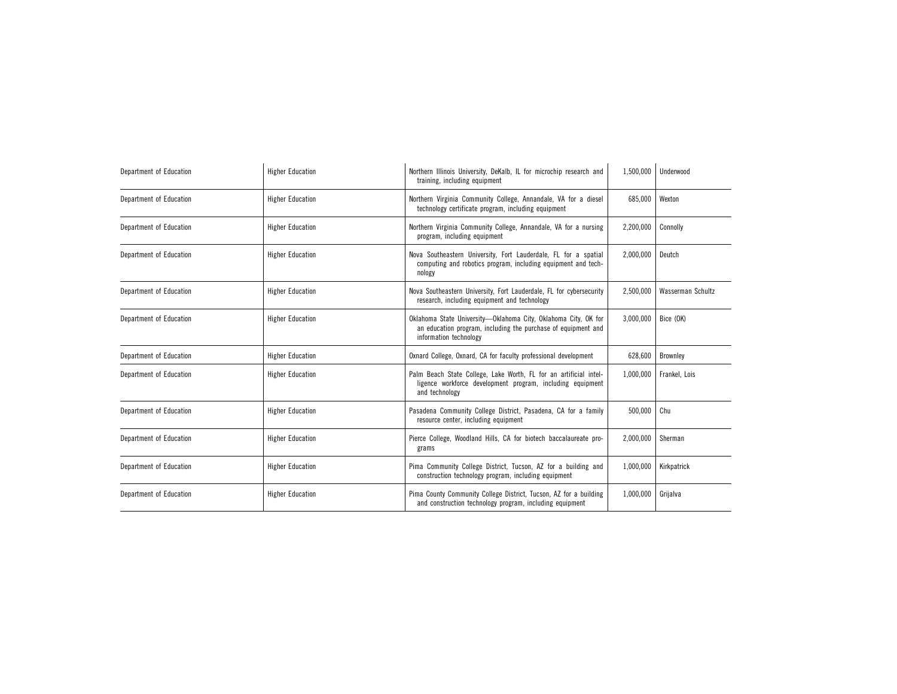| | | | | |
|---|---|---|---|---|
| Department of Education | Higher Education | Northern Illinois University, DeKalb, IL for microchip research and training, including equipment | 1,500,000 | Underwood |
| Department of Education | Higher Education | Northern Virginia Community College, Annandale, VA for a diesel technology certificate program, including equipment | 685,000 | Wexton |
| Department of Education | Higher Education | Northern Virginia Community College, Annandale, VA for a nursing program, including equipment | 2,200,000 | Connolly |
| Department of Education | Higher Education | Nova Southeastern University, Fort Lauderdale, FL for a spatial computing and robotics program, including equipment and technology | 2,000,000 | Deutch |
| Department of Education | Higher Education | Nova Southeastern University, Fort Lauderdale, FL for cybersecurity research, including equipment and technology | 2,500,000 | Wasserman Schultz |
| Department of Education | Higher Education | Oklahoma State University—Oklahoma City, Oklahoma City, OK for an education program, including the purchase of equipment and information technology | 3,000,000 | Bice (OK) |
| Department of Education | Higher Education | Oxnard College, Oxnard, CA for faculty professional development | 628,600 | Brownley |
| Department of Education | Higher Education | Palm Beach State College, Lake Worth, FL for an artificial intelligence workforce development program, including equipment and technology | 1,000,000 | Frankel, Lois |
| Department of Education | Higher Education | Pasadena Community College District, Pasadena, CA for a family resource center, including equipment | 500,000 | Chu |
| Department of Education | Higher Education | Pierce College, Woodland Hills, CA for biotech baccalaureate programs | 2,000,000 | Sherman |
| Department of Education | Higher Education | Pima Community College District, Tucson, AZ for a building and construction technology program, including equipment | 1,000,000 | Kirkpatrick |
| Department of Education | Higher Education | Pima County Community College District, Tucson, AZ for a building and construction technology program, including equipment | 1,000,000 | Grijalva |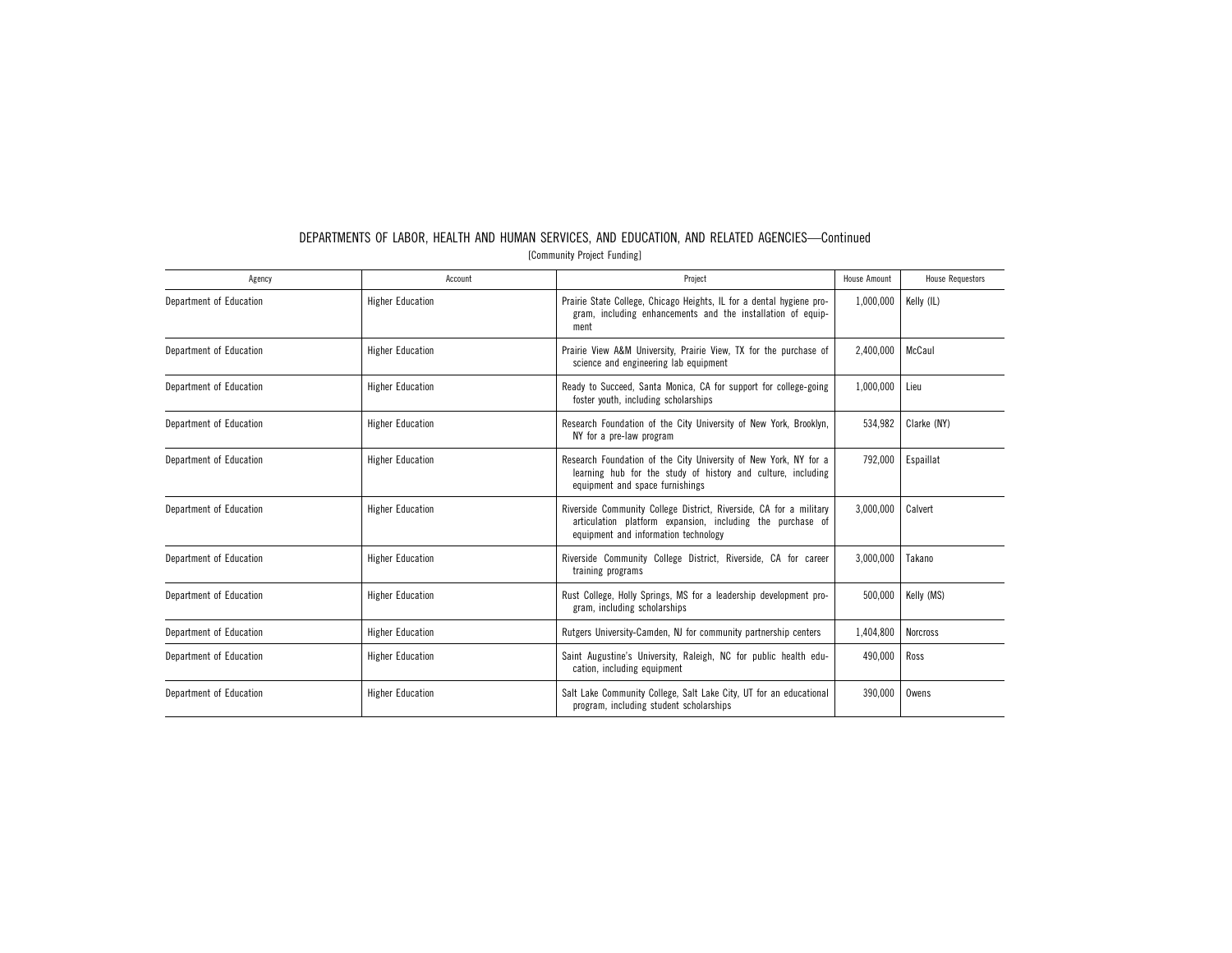## DEPARTMENTS OF LABOR, HEALTH AND HUMAN SERVICES, AND EDUCATION, AND RELATED AGENCIES—Continued

[Community Project Funding]

| Agency | Account | Project | House Amount | House Requestors |
|---|---|---|---|---|
| Department of Education | Higher Education | Prairie State College, Chicago Heights, IL for a dental hygiene program, including enhancements and the installation of equipment | 1,000,000 | Kelly (IL) |
| Department of Education | Higher Education | Prairie View A&M University, Prairie View, TX for the purchase of science and engineering lab equipment | 2,400,000 | McCaul |
| Department of Education | Higher Education | Ready to Succeed, Santa Monica, CA for support for college-going foster youth, including scholarships | 1,000,000 | Lieu |
| Department of Education | Higher Education | Research Foundation of the City University of New York, Brooklyn, NY for a pre-law program | 534,982 | Clarke (NY) |
| Department of Education | Higher Education | Research Foundation of the City University of New York, NY for a learning hub for the study of history and culture, including equipment and space furnishings | 792,000 | Espaillat |
| Department of Education | Higher Education | Riverside Community College District, Riverside, CA for a military articulation platform expansion, including the purchase of equipment and information technology | 3,000,000 | Calvert |
| Department of Education | Higher Education | Riverside Community College District, Riverside, CA for career training programs | 3,000,000 | Takano |
| Department of Education | Higher Education | Rust College, Holly Springs, MS for a leadership development program, including scholarships | 500,000 | Kelly (MS) |
| Department of Education | Higher Education | Rutgers University-Camden, NJ for community partnership centers | 1,404,800 | Norcross |
| Department of Education | Higher Education | Saint Augustine's University, Raleigh, NC for public health education, including equipment | 490,000 | Ross |
| Department of Education | Higher Education | Salt Lake Community College, Salt Lake City, UT for an educational program, including student scholarships | 390,000 | Owens |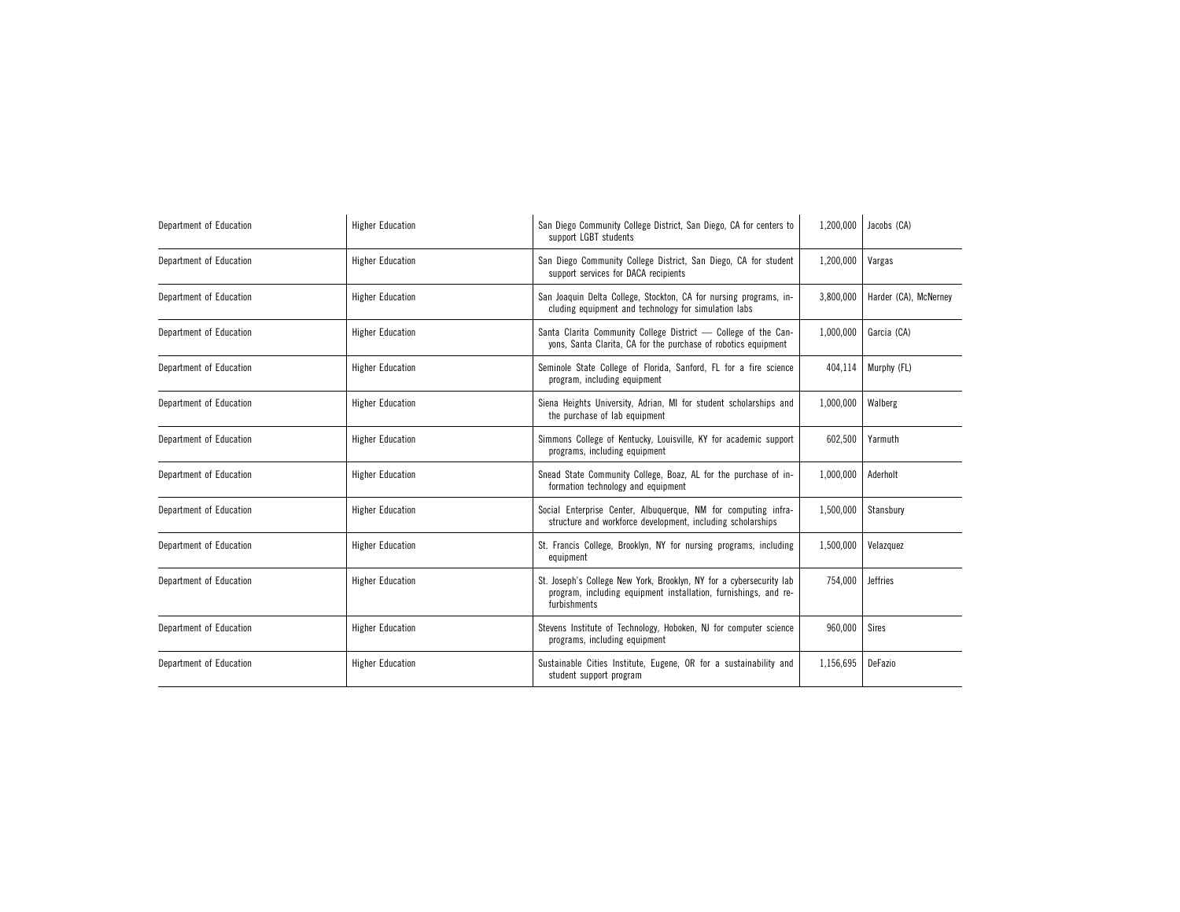| | | | | |
|---|---|---|---|---|
| Department of Education | Higher Education | San Diego Community College District, San Diego, CA for centers to support LGBT students | 1,200,000 | Jacobs (CA) |
| Department of Education | Higher Education | San Diego Community College District, San Diego, CA for student support services for DACA recipients | 1,200,000 | Vargas |
| Department of Education | Higher Education | San Joaquin Delta College, Stockton, CA for nursing programs, including equipment and technology for simulation labs | 3,800,000 | Harder (CA), McNerney |
| Department of Education | Higher Education | Santa Clarita Community College District — College of the Canyons, Santa Clarita, CA for the purchase of robotics equipment | 1,000,000 | Garcia (CA) |
| Department of Education | Higher Education | Seminole State College of Florida, Sanford, FL for a fire science program, including equipment | 404,114 | Murphy (FL) |
| Department of Education | Higher Education | Siena Heights University, Adrian, MI for student scholarships and the purchase of lab equipment | 1,000,000 | Walberg |
| Department of Education | Higher Education | Simmons College of Kentucky, Louisville, KY for academic support programs, including equipment | 602,500 | Yarmuth |
| Department of Education | Higher Education | Snead State Community College, Boaz, AL for the purchase of information technology and equipment | 1,000,000 | Aderholt |
| Department of Education | Higher Education | Social Enterprise Center, Albuquerque, NM for computing infrastructure and workforce development, including scholarships | 1,500,000 | Stansbury |
| Department of Education | Higher Education | St. Francis College, Brooklyn, NY for nursing programs, including equipment | 1,500,000 | Velazquez |
| Department of Education | Higher Education | St. Joseph's College New York, Brooklyn, NY for a cybersecurity lab program, including equipment installation, furnishings, and refurbishments | 754,000 | Jeffries |
| Department of Education | Higher Education | Stevens Institute of Technology, Hoboken, NJ for computer science programs, including equipment | 960,000 | Sires |
| Department of Education | Higher Education | Sustainable Cities Institute, Eugene, OR for a sustainability and student support program | 1,156,695 | DeFazio |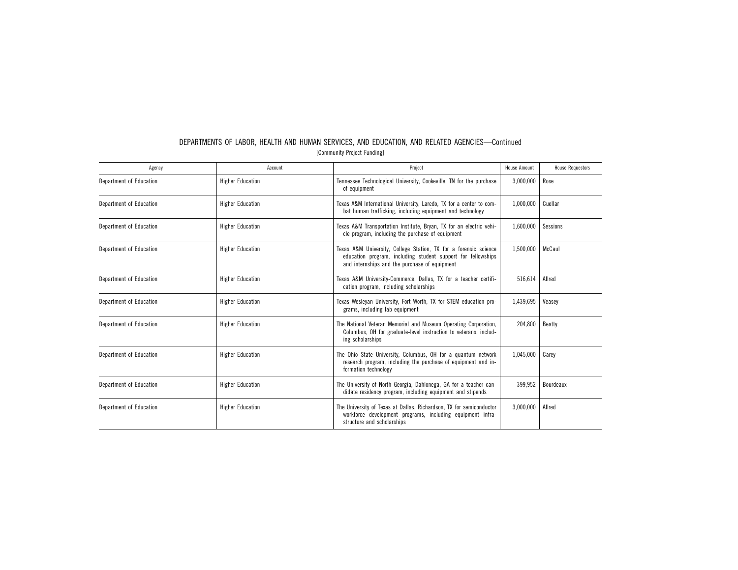## DEPARTMENTS OF LABOR, HEALTH AND HUMAN SERVICES, AND EDUCATION, AND RELATED AGENCIES—Continued

[Community Project Funding]

| Agency | Account | Project | House Amount | House Requestors |
|---|---|---|---|---|
| Department of Education | Higher Education | Tennessee Technological University, Cookeville, TN for the purchase of equipment | 3,000,000 | Rose |
| Department of Education | Higher Education | Texas A&M International University, Laredo, TX for a center to combat human trafficking, including equipment and technology | 1,000,000 | Cuellar |
| Department of Education | Higher Education | Texas A&M Transportation Institute, Bryan, TX for an electric vehicle program, including the purchase of equipment | 1,600,000 | Sessions |
| Department of Education | Higher Education | Texas A&M University, College Station, TX for a forensic science education program, including student support for fellowships and internships and the purchase of equipment | 1,500,000 | McCaul |
| Department of Education | Higher Education | Texas A&M University-Commerce, Dallas, TX for a teacher certification program, including scholarships | 516,614 | Allred |
| Department of Education | Higher Education | Texas Wesleyan University, Fort Worth, TX for STEM education programs, including lab equipment | 1,439,695 | Veasey |
| Department of Education | Higher Education | The National Veteran Memorial and Museum Operating Corporation, Columbus, OH for graduate-level instruction to veterans, including scholarships | 204,800 | Beatty |
| Department of Education | Higher Education | The Ohio State University, Columbus, OH for a quantum network research program, including the purchase of equipment and information technology | 1,045,000 | Carey |
| Department of Education | Higher Education | The University of North Georgia, Dahlonega, GA for a teacher candidate residency program, including equipment and stipends | 399,952 | Bourdeaux |
| Department of Education | Higher Education | The University of Texas at Dallas, Richardson, TX for semiconductor workforce development programs, including equipment infrastructure and scholarships | 3,000,000 | Allred |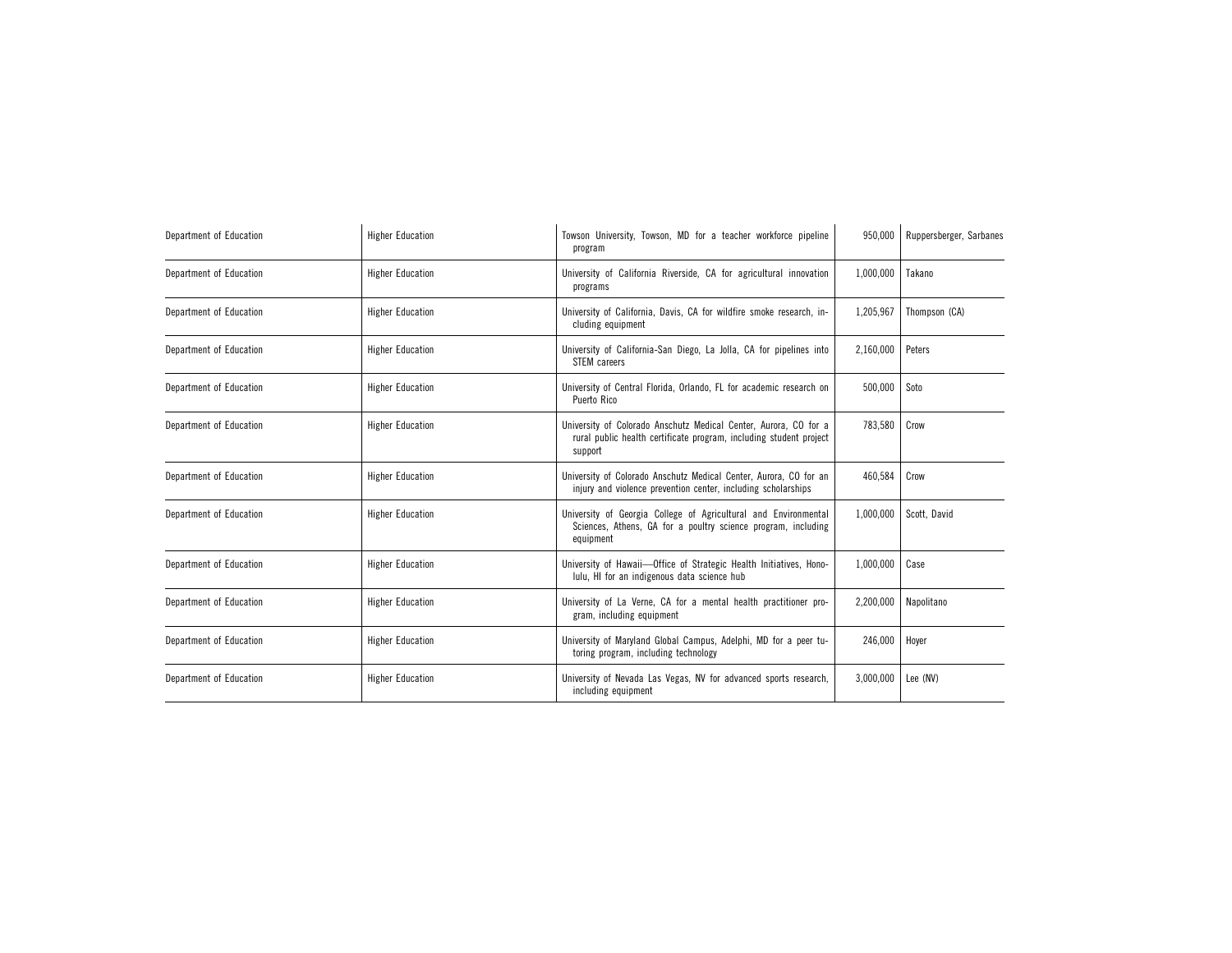| Department of Education | Higher Education | Towson University, Towson, MD for a teacher workforce pipeline program | 950,000 | Ruppersberger, Sarbanes |
|---|---|---|---|---|
| Department of Education | Higher Education | University of California Riverside, CA for agricultural innovation programs | 1,000,000 | Takano |
| Department of Education | Higher Education | University of California, Davis, CA for wildfire smoke research, including equipment | 1,205,967 | Thompson (CA) |
| Department of Education | Higher Education | University of California-San Diego, La Jolla, CA for pipelines into STEM careers | 2,160,000 | Peters |
| Department of Education | Higher Education | University of Central Florida, Orlando, FL for academic research on Puerto Rico | 500,000 | Soto |
| Department of Education | Higher Education | University of Colorado Anschutz Medical Center, Aurora, CO for a rural public health certificate program, including student project support | 783,580 | Crow |
| Department of Education | Higher Education | University of Colorado Anschutz Medical Center, Aurora, CO for an injury and violence prevention center, including scholarships | 460,584 | Crow |
| Department of Education | Higher Education | University of Georgia College of Agricultural and Environmental Sciences, Athens, GA for a poultry science program, including equipment | 1,000,000 | Scott, David |
| Department of Education | Higher Education | University of Hawaii—Office of Strategic Health Initiatives, Honolulu, HI for an indigenous data science hub | 1,000,000 | Case |
| Department of Education | Higher Education | University of La Verne, CA for a mental health practitioner program, including equipment | 2,200,000 | Napolitano |
| Department of Education | Higher Education | University of Maryland Global Campus, Adelphi, MD for a peer tutoring program, including technology | 246,000 | Hoyer |
| Department of Education | Higher Education | University of Nevada Las Vegas, NV for advanced sports research, including equipment | 3,000,000 | Lee (NV) |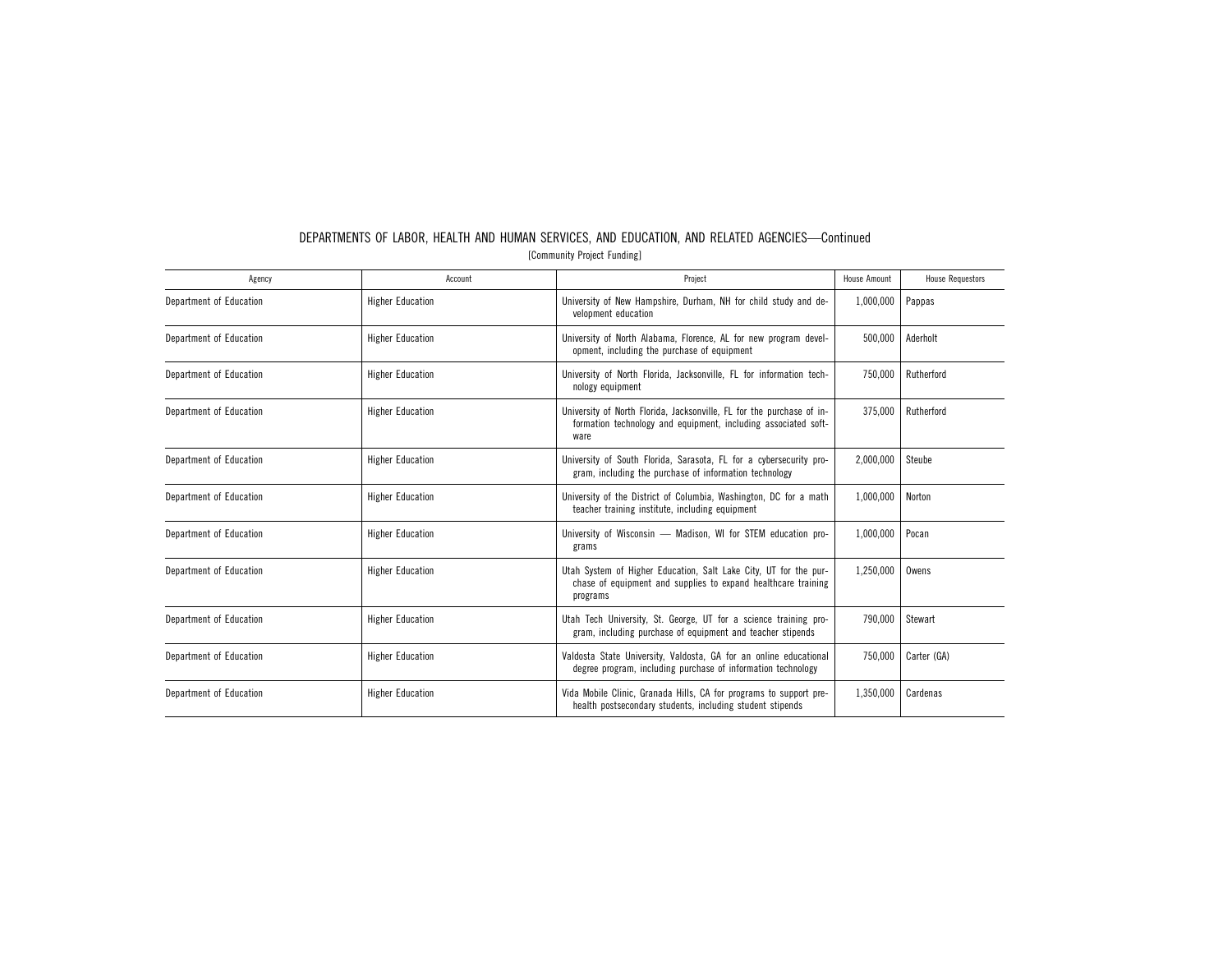DEPARTMENTS OF LABOR, HEALTH AND HUMAN SERVICES, AND EDUCATION, AND RELATED AGENCIES—Continued

[Community Project Funding]

| Agency | Account | Project | House Amount | House Requestors |
|---|---|---|---|---|
| Department of Education | Higher Education | University of New Hampshire, Durham, NH for child study and development education | 1,000,000 | Pappas |
| Department of Education | Higher Education | University of North Alabama, Florence, AL for new program development, including the purchase of equipment | 500,000 | Aderholt |
| Department of Education | Higher Education | University of North Florida, Jacksonville, FL for information technology equipment | 750,000 | Rutherford |
| Department of Education | Higher Education | University of North Florida, Jacksonville, FL for the purchase of information technology and equipment, including associated software | 375,000 | Rutherford |
| Department of Education | Higher Education | University of South Florida, Sarasota, FL for a cybersecurity program, including the purchase of information technology | 2,000,000 | Steube |
| Department of Education | Higher Education | University of the District of Columbia, Washington, DC for a math teacher training institute, including equipment | 1,000,000 | Norton |
| Department of Education | Higher Education | University of Wisconsin — Madison, WI for STEM education programs | 1,000,000 | Pocan |
| Department of Education | Higher Education | Utah System of Higher Education, Salt Lake City, UT for the purchase of equipment and supplies to expand healthcare training programs | 1,250,000 | Owens |
| Department of Education | Higher Education | Utah Tech University, St. George, UT for a science training program, including purchase of equipment and teacher stipends | 790,000 | Stewart |
| Department of Education | Higher Education | Valdosta State University, Valdosta, GA for an online educational degree program, including purchase of information technology | 750,000 | Carter (GA) |
| Department of Education | Higher Education | Vida Mobile Clinic, Granada Hills, CA for programs to support pre-health postsecondary students, including student stipends | 1,350,000 | Cardenas |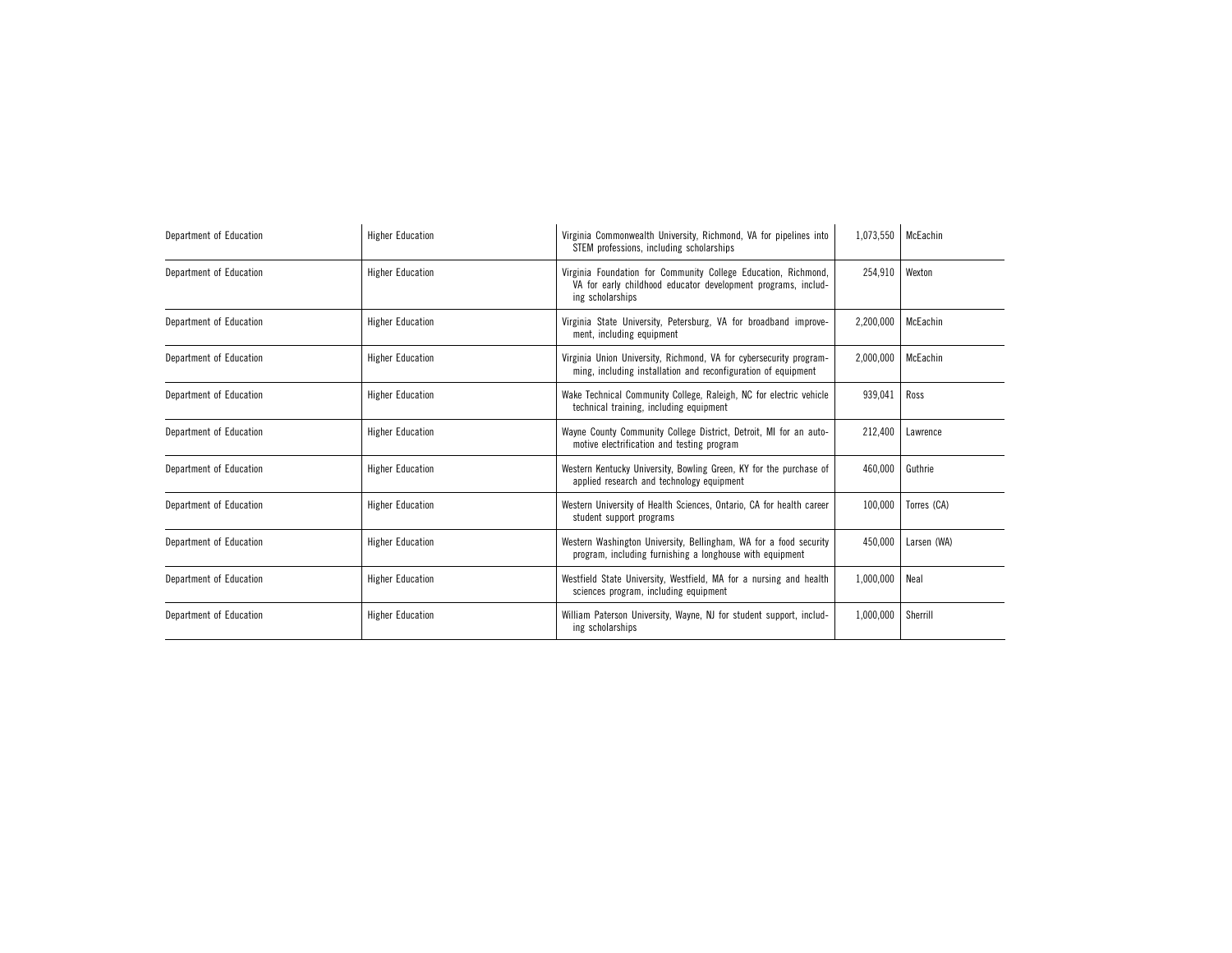| | | | | |
|---|---|---|---|---|
| Department of Education | Higher Education | Virginia Commonwealth University, Richmond, VA for pipelines into STEM professions, including scholarships | 1,073,550 | McEachin |
| Department of Education | Higher Education | Virginia Foundation for Community College Education, Richmond, VA for early childhood educator development programs, including scholarships | 254,910 | Wexton |
| Department of Education | Higher Education | Virginia State University, Petersburg, VA for broadband improvement, including equipment | 2,200,000 | McEachin |
| Department of Education | Higher Education | Virginia Union University, Richmond, VA for cybersecurity programming, including installation and reconfiguration of equipment | 2,000,000 | McEachin |
| Department of Education | Higher Education | Wake Technical Community College, Raleigh, NC for electric vehicle technical training, including equipment | 939,041 | Ross |
| Department of Education | Higher Education | Wayne County Community College District, Detroit, MI for an automotive electrification and testing program | 212,400 | Lawrence |
| Department of Education | Higher Education | Western Kentucky University, Bowling Green, KY for the purchase of applied research and technology equipment | 460,000 | Guthrie |
| Department of Education | Higher Education | Western University of Health Sciences, Ontario, CA for health career student support programs | 100,000 | Torres (CA) |
| Department of Education | Higher Education | Western Washington University, Bellingham, WA for a food security program, including furnishing a longhouse with equipment | 450,000 | Larsen (WA) |
| Department of Education | Higher Education | Westfield State University, Westfield, MA for a nursing and health sciences program, including equipment | 1,000,000 | Neal |
| Department of Education | Higher Education | William Paterson University, Wayne, NJ for student support, including scholarships | 1,000,000 | Sherrill |